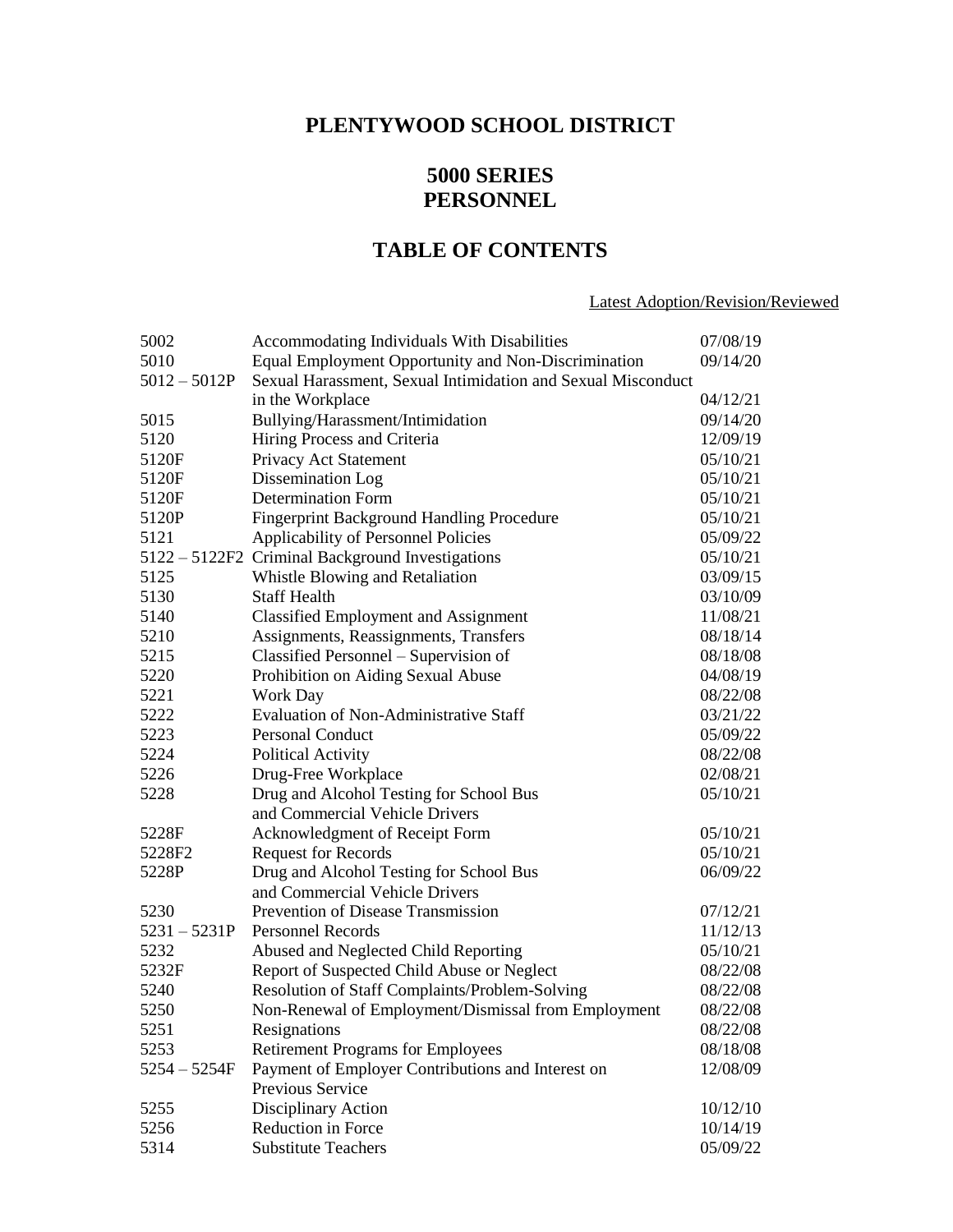# PLENTYWOOD SCHOOL DISTRICT

## 5000 SERIES
## PERSONNEL

## TABLE OF CONTENTS

| | | Latest Adoption/Revision/Reviewed |
|---|---|---|
| 5002 | Accommodating Individuals With Disabilities | 07/08/19 |
| 5010 | Equal Employment Opportunity and Non-Discrimination | 09/14/20 |
| 5012 – 5012P | Sexual Harassment, Sexual Intimidation and Sexual Misconduct in the Workplace | 04/12/21 |
| 5015 | Bullying/Harassment/Intimidation | 09/14/20 |
| 5120 | Hiring Process and Criteria | 12/09/19 |
| 5120F | Privacy Act Statement | 05/10/21 |
| 5120F | Dissemination Log | 05/10/21 |
| 5120F | Determination Form | 05/10/21 |
| 5120P | Fingerprint Background Handling Procedure | 05/10/21 |
| 5121 | Applicability of Personnel Policies | 05/09/22 |
| 5122 – 5122F2 | Criminal Background Investigations | 05/10/21 |
| 5125 | Whistle Blowing and Retaliation | 03/09/15 |
| 5130 | Staff Health | 03/10/09 |
| 5140 | Classified Employment and Assignment | 11/08/21 |
| 5210 | Assignments, Reassignments, Transfers | 08/18/14 |
| 5215 | Classified Personnel – Supervision of | 08/18/08 |
| 5220 | Prohibition on Aiding Sexual Abuse | 04/08/19 |
| 5221 | Work Day | 08/22/08 |
| 5222 | Evaluation of Non-Administrative Staff | 03/21/22 |
| 5223 | Personal Conduct | 05/09/22 |
| 5224 | Political Activity | 08/22/08 |
| 5226 | Drug-Free Workplace | 02/08/21 |
| 5228 | Drug and Alcohol Testing for School Bus and Commercial Vehicle Drivers | 05/10/21 |
| 5228F | Acknowledgment of Receipt Form | 05/10/21 |
| 5228F2 | Request for Records | 05/10/21 |
| 5228P | Drug and Alcohol Testing for School Bus and Commercial Vehicle Drivers | 06/09/22 |
| 5230 | Prevention of Disease Transmission | 07/12/21 |
| 5231 – 5231P | Personnel Records | 11/12/13 |
| 5232 | Abused and Neglected Child Reporting | 05/10/21 |
| 5232F | Report of Suspected Child Abuse or Neglect | 08/22/08 |
| 5240 | Resolution of Staff Complaints/Problem-Solving | 08/22/08 |
| 5250 | Non-Renewal of Employment/Dismissal from Employment | 08/22/08 |
| 5251 | Resignations | 08/22/08 |
| 5253 | Retirement Programs for Employees | 08/18/08 |
| 5254 – 5254F | Payment of Employer Contributions and Interest on Previous Service | 12/08/09 |
| 5255 | Disciplinary Action | 10/12/10 |
| 5256 | Reduction in Force | 10/14/19 |
| 5314 | Substitute Teachers | 05/09/22 |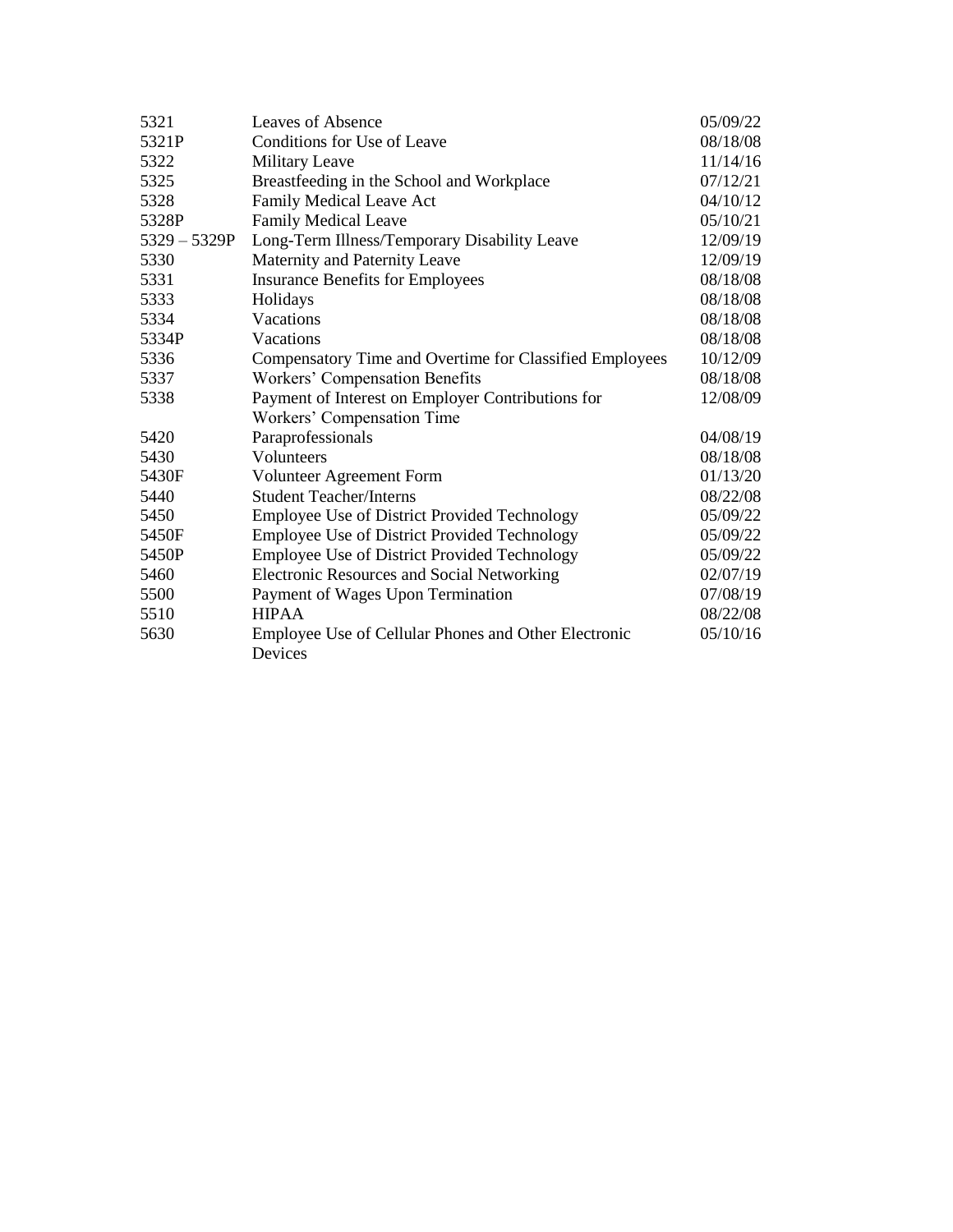| | | |
|---|---|---|
| 5321 | Leaves of Absence | 05/09/22 |
| 5321P | Conditions for Use of Leave | 08/18/08 |
| 5322 | Military Leave | 11/14/16 |
| 5325 | Breastfeeding in the School and Workplace | 07/12/21 |
| 5328 | Family Medical Leave Act | 04/10/12 |
| 5328P | Family Medical Leave | 05/10/21 |
| 5329 – 5329P | Long-Term Illness/Temporary Disability Leave | 12/09/19 |
| 5330 | Maternity and Paternity Leave | 12/09/19 |
| 5331 | Insurance Benefits for Employees | 08/18/08 |
| 5333 | Holidays | 08/18/08 |
| 5334 | Vacations | 08/18/08 |
| 5334P | Vacations | 08/18/08 |
| 5336 | Compensatory Time and Overtime for Classified Employees | 10/12/09 |
| 5337 | Workers' Compensation Benefits | 08/18/08 |
| 5338 | Payment of Interest on Employer Contributions for Workers' Compensation Time | 12/08/09 |
| 5420 | Paraprofessionals | 04/08/19 |
| 5430 | Volunteers | 08/18/08 |
| 5430F | Volunteer Agreement Form | 01/13/20 |
| 5440 | Student Teacher/Interns | 08/22/08 |
| 5450 | Employee Use of District Provided Technology | 05/09/22 |
| 5450F | Employee Use of District Provided Technology | 05/09/22 |
| 5450P | Employee Use of District Provided Technology | 05/09/22 |
| 5460 | Electronic Resources and Social Networking | 02/07/19 |
| 5500 | Payment of Wages Upon Termination | 07/08/19 |
| 5510 | HIPAA | 08/22/08 |
| 5630 | Employee Use of Cellular Phones and Other Electronic Devices | 05/10/16 |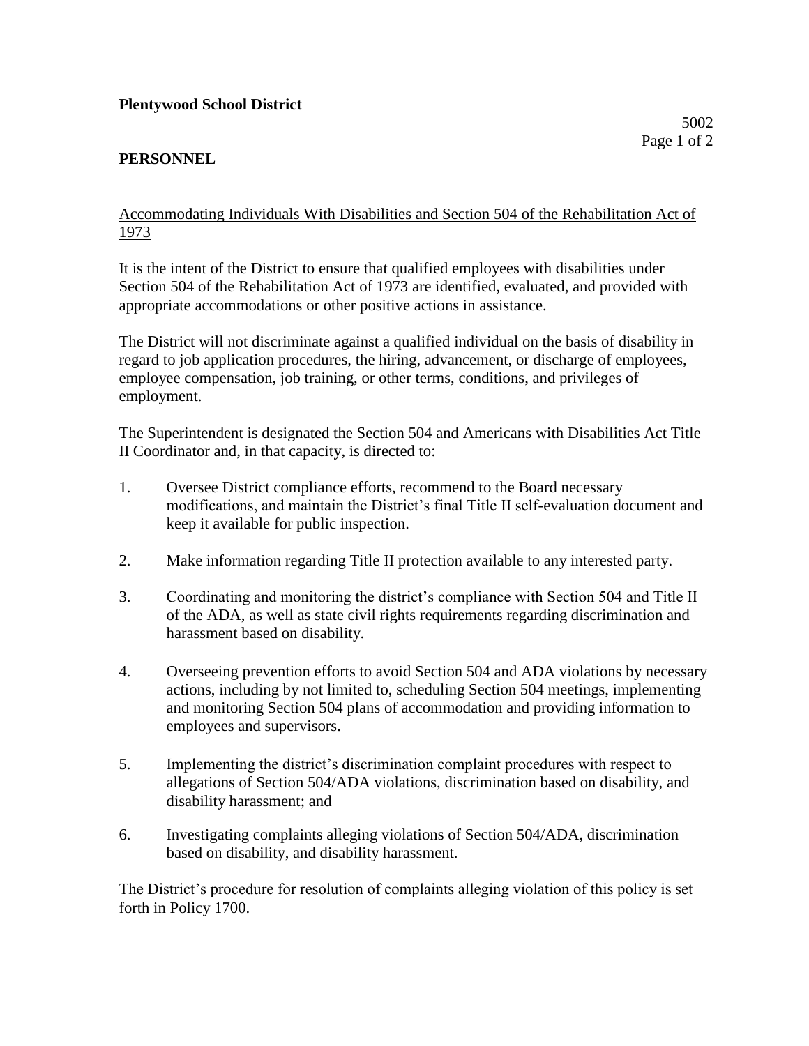**Plentywood School District**

5002

**PERSONNEL**

Accommodating Individuals With Disabilities and Section 504 of the Rehabilitation Act of 1973

It is the intent of the District to ensure that qualified employees with disabilities under Section 504 of the Rehabilitation Act of 1973 are identified, evaluated, and provided with appropriate accommodations or other positive actions in assistance.

The District will not discriminate against a qualified individual on the basis of disability in regard to job application procedures, the hiring, advancement, or discharge of employees, employee compensation, job training, or other terms, conditions, and privileges of employment.

The Superintendent is designated the Section 504 and Americans with Disabilities Act Title II Coordinator and, in that capacity, is directed to:

1. Oversee District compliance efforts, recommend to the Board necessary modifications, and maintain the District's final Title II self-evaluation document and keep it available for public inspection.

2. Make information regarding Title II protection available to any interested party.

3. Coordinating and monitoring the district's compliance with Section 504 and Title II of the ADA, as well as state civil rights requirements regarding discrimination and harassment based on disability.

4. Overseeing prevention efforts to avoid Section 504 and ADA violations by necessary actions, including by not limited to, scheduling Section 504 meetings, implementing and monitoring Section 504 plans of accommodation and providing information to employees and supervisors.

5. Implementing the district's discrimination complaint procedures with respect to allegations of Section 504/ADA violations, discrimination based on disability, and disability harassment; and

6. Investigating complaints alleging violations of Section 504/ADA, discrimination based on disability, and disability harassment.

The District's procedure for resolution of complaints alleging violation of this policy is set forth in Policy 1700.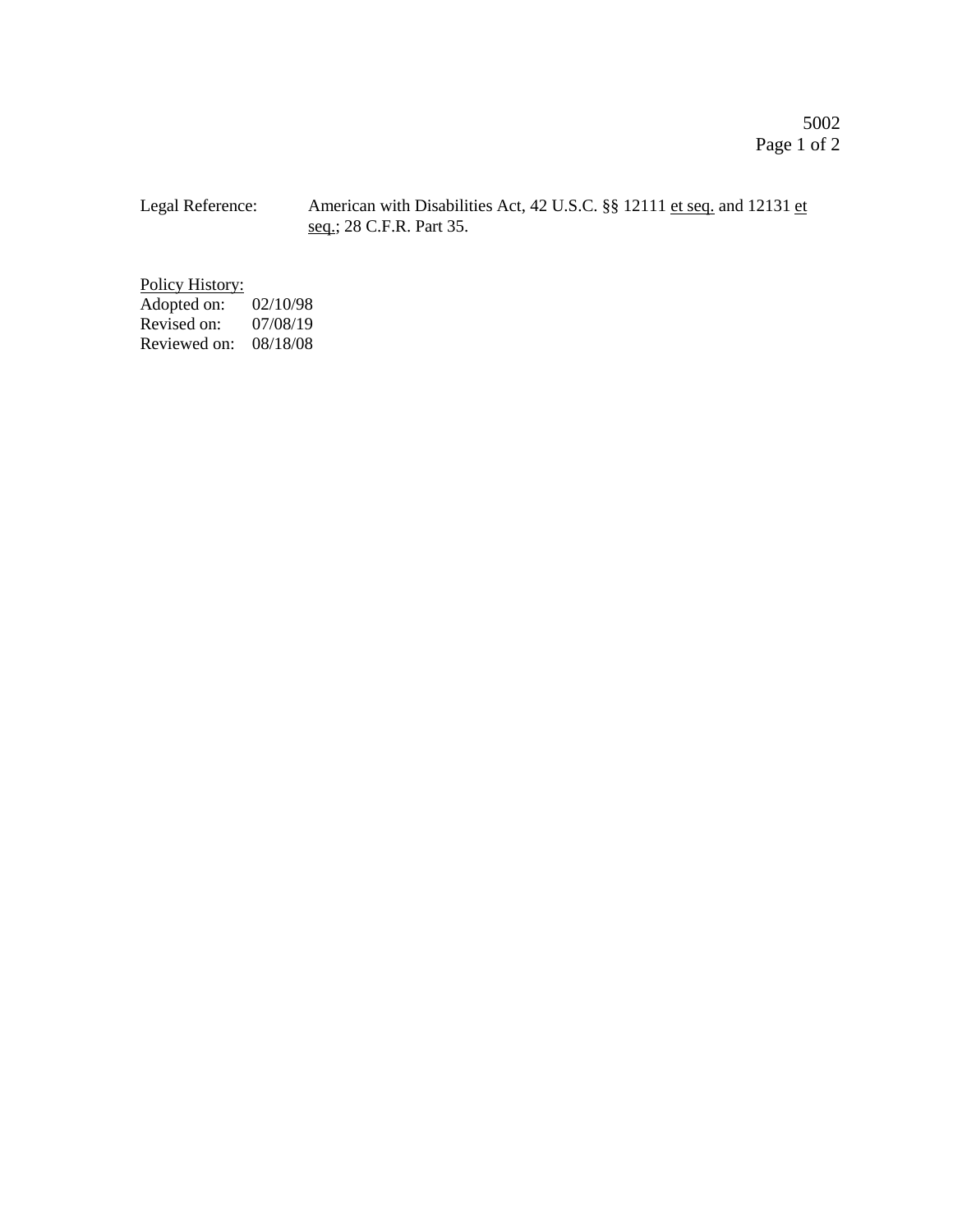Legal Reference: American with Disabilities Act, 42 U.S.C. §§ 12111 et seq. and 12131 et seq.; 28 C.F.R. Part 35.

Policy History:
Adopted on: 02/10/98
Revised on: 07/08/19
Reviewed on: 08/18/08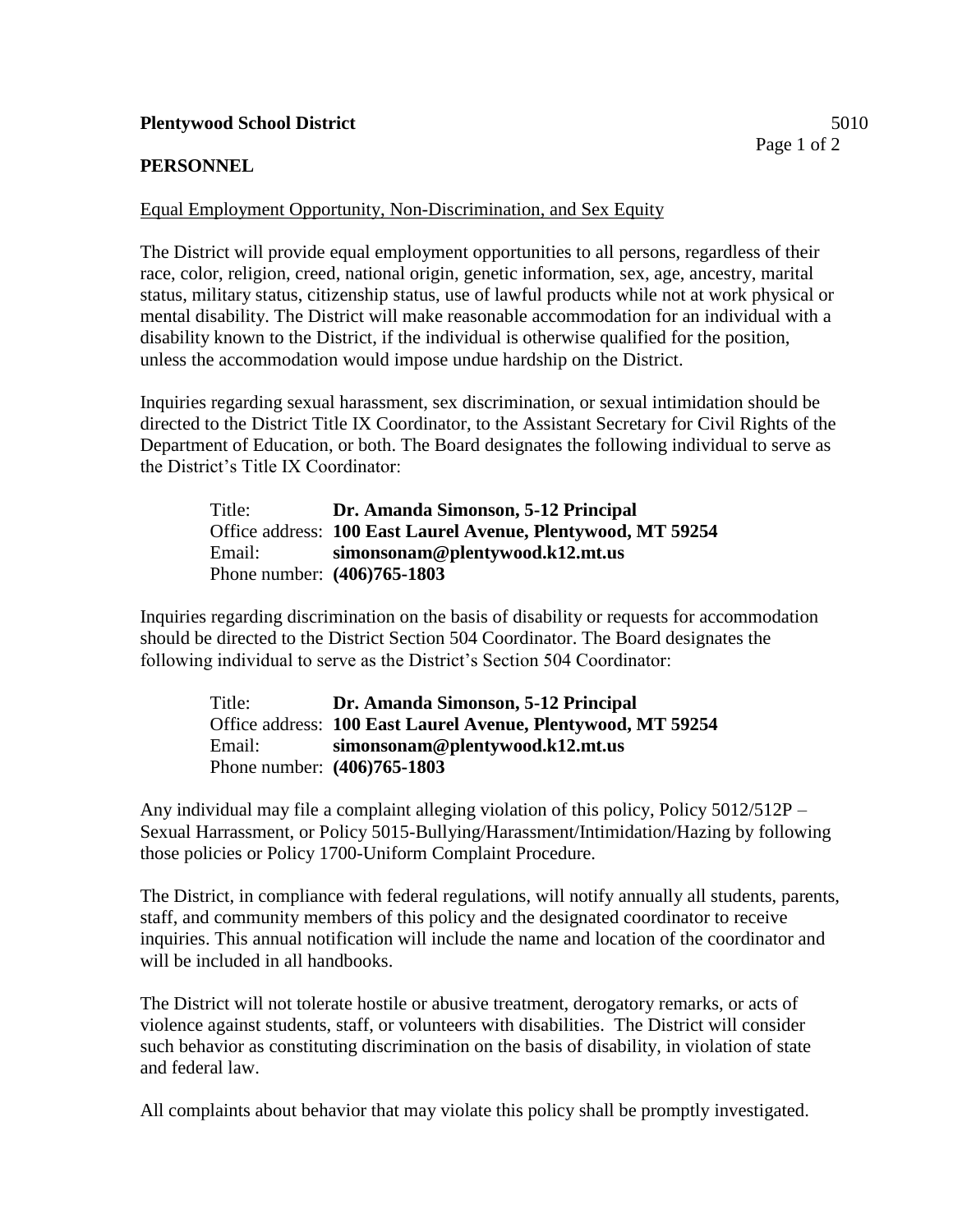**Plentywood School District** 5010

**PERSONNEL**

Equal Employment Opportunity, Non-Discrimination, and Sex Equity

The District will provide equal employment opportunities to all persons, regardless of their race, color, religion, creed, national origin, genetic information, sex, age, ancestry, marital status, military status, citizenship status, use of lawful products while not at work physical or mental disability. The District will make reasonable accommodation for an individual with a disability known to the District, if the individual is otherwise qualified for the position, unless the accommodation would impose undue hardship on the District.

Inquiries regarding sexual harassment, sex discrimination, or sexual intimidation should be directed to the District Title IX Coordinator, to the Assistant Secretary for Civil Rights of the Department of Education, or both. The Board designates the following individual to serve as the District's Title IX Coordinator:

Title: **Dr. Amanda Simonson, 5-12 Principal**
Office address: **100 East Laurel Avenue, Plentywood, MT 59254**
Email: **simonsonam@plentywood.k12.mt.us**
Phone number: **(406)765-1803**

Inquiries regarding discrimination on the basis of disability or requests for accommodation should be directed to the District Section 504 Coordinator. The Board designates the following individual to serve as the District's Section 504 Coordinator:

Title: **Dr. Amanda Simonson, 5-12 Principal**
Office address: **100 East Laurel Avenue, Plentywood, MT 59254**
Email: **simonsonam@plentywood.k12.mt.us**
Phone number: **(406)765-1803**

Any individual may file a complaint alleging violation of this policy, Policy 5012/512P – Sexual Harrassment, or Policy 5015-Bullying/Harassment/Intimidation/Hazing by following those policies or Policy 1700-Uniform Complaint Procedure.

The District, in compliance with federal regulations, will notify annually all students, parents, staff, and community members of this policy and the designated coordinator to receive inquiries. This annual notification will include the name and location of the coordinator and will be included in all handbooks.

The District will not tolerate hostile or abusive treatment, derogatory remarks, or acts of violence against students, staff, or volunteers with disabilities. The District will consider such behavior as constituting discrimination on the basis of disability, in violation of state and federal law.

All complaints about behavior that may violate this policy shall be promptly investigated.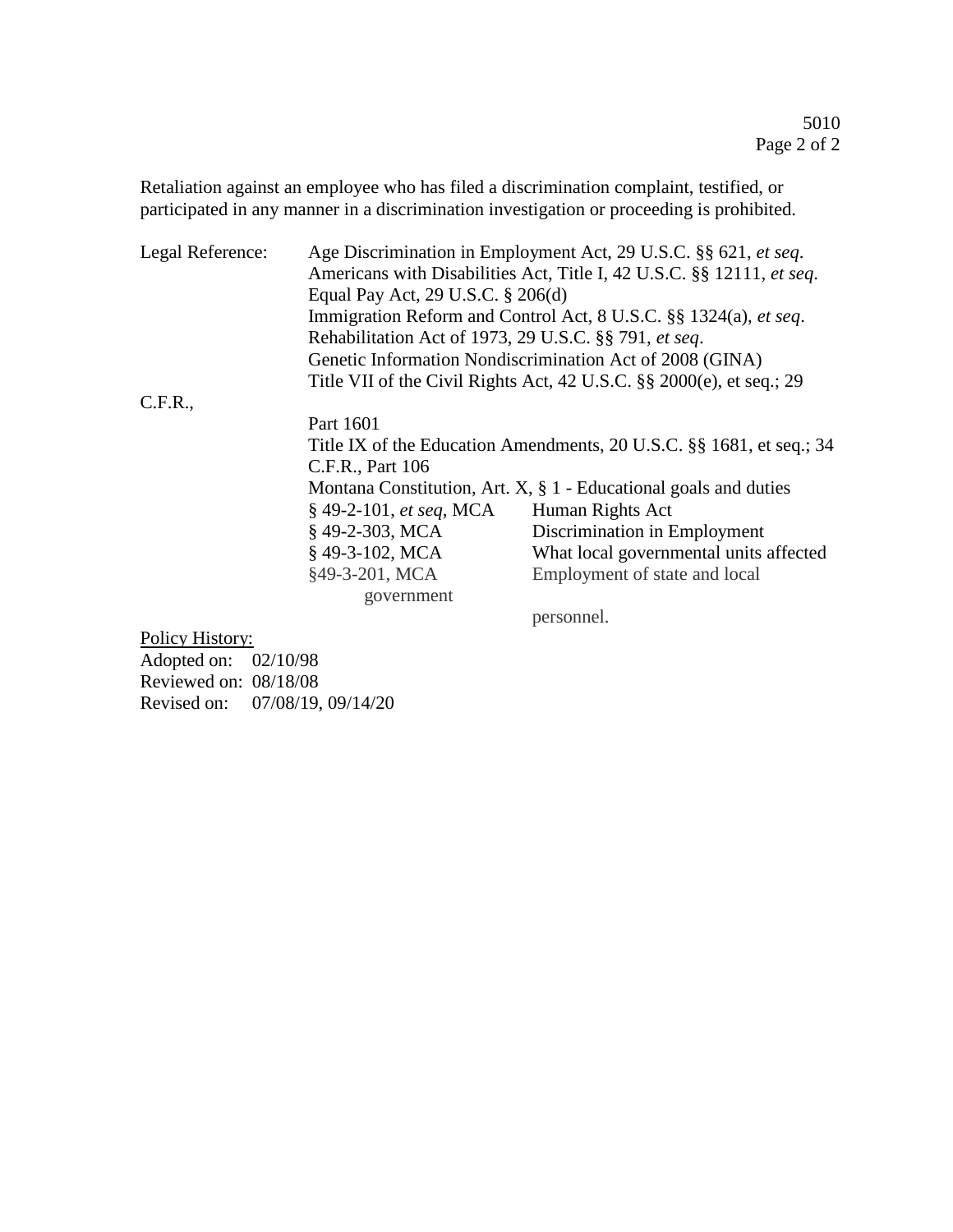Retaliation against an employee who has filed a discrimination complaint, testified, or participated in any manner in a discrimination investigation or proceeding is prohibited.

Legal Reference:

Age Discrimination in Employment Act, 29 U.S.C. §§ 621, *et seq.*
Americans with Disabilities Act, Title I, 42 U.S.C. §§ 12111, *et seq.*
Equal Pay Act, 29 U.S.C. § 206(d)
Immigration Reform and Control Act, 8 U.S.C. §§ 1324(a), *et seq.*
Rehabilitation Act of 1973, 29 U.S.C. §§ 791, *et seq.*
Genetic Information Nondiscrimination Act of 2008 (GINA)
Title VII of the Civil Rights Act, 42 U.S.C. §§ 2000(e), et seq.; 29 C.F.R., Part 1601
Title IX of the Education Amendments, 20 U.S.C. §§ 1681, et seq.; 34 C.F.R., Part 106
Montana Constitution, Art. X, § 1 - Educational goals and duties

| | |
|---|---|
| § 49-2-101, *et seq*, MCA | Human Rights Act |
| § 49-2-303, MCA | Discrimination in Employment |
| § 49-3-102, MCA | What local governmental units affected |
| §49-3-201, MCA | Employment of state and local government personnel. |

<u>Policy History:</u>
Adopted on: 02/10/98
Reviewed on: 08/18/08
Revised on: 07/08/19, 09/14/20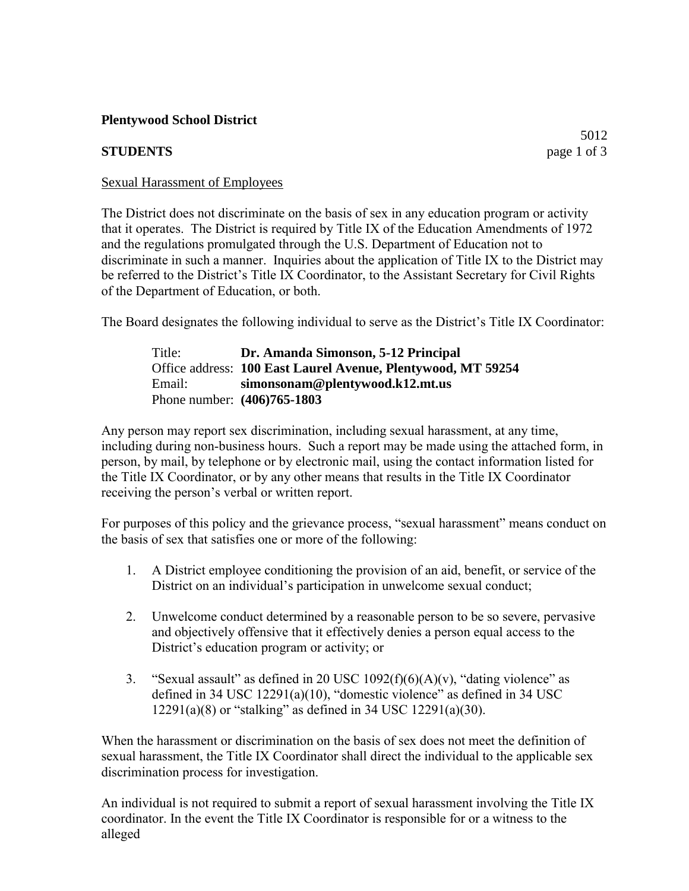**Plentywood School District**

**STUDENTS**

5012

Sexual Harassment of Employees

The District does not discriminate on the basis of sex in any education program or activity that it operates. The District is required by Title IX of the Education Amendments of 1972 and the regulations promulgated through the U.S. Department of Education not to discriminate in such a manner. Inquiries about the application of Title IX to the District may be referred to the District's Title IX Coordinator, to the Assistant Secretary for Civil Rights of the Department of Education, or both.

The Board designates the following individual to serve as the District's Title IX Coordinator:

Title: **Dr. Amanda Simonson, 5-12 Principal**
Office address: **100 East Laurel Avenue, Plentywood, MT 59254**
Email: **simonsonam@plentywood.k12.mt.us**
Phone number: **(406)765-1803**

Any person may report sex discrimination, including sexual harassment, at any time, including during non-business hours. Such a report may be made using the attached form, in person, by mail, by telephone or by electronic mail, using the contact information listed for the Title IX Coordinator, or by any other means that results in the Title IX Coordinator receiving the person's verbal or written report.

For purposes of this policy and the grievance process, "sexual harassment" means conduct on the basis of sex that satisfies one or more of the following:

1. A District employee conditioning the provision of an aid, benefit, or service of the District on an individual's participation in unwelcome sexual conduct;

2. Unwelcome conduct determined by a reasonable person to be so severe, pervasive and objectively offensive that it effectively denies a person equal access to the District's education program or activity; or

3. "Sexual assault" as defined in 20 USC 1092(f)(6)(A)(v), "dating violence" as defined in 34 USC 12291(a)(10), "domestic violence" as defined in 34 USC 12291(a)(8) or "stalking" as defined in 34 USC 12291(a)(30).

When the harassment or discrimination on the basis of sex does not meet the definition of sexual harassment, the Title IX Coordinator shall direct the individual to the applicable sex discrimination process for investigation.

An individual is not required to submit a report of sexual harassment involving the Title IX coordinator. In the event the Title IX Coordinator is responsible for or a witness to the alleged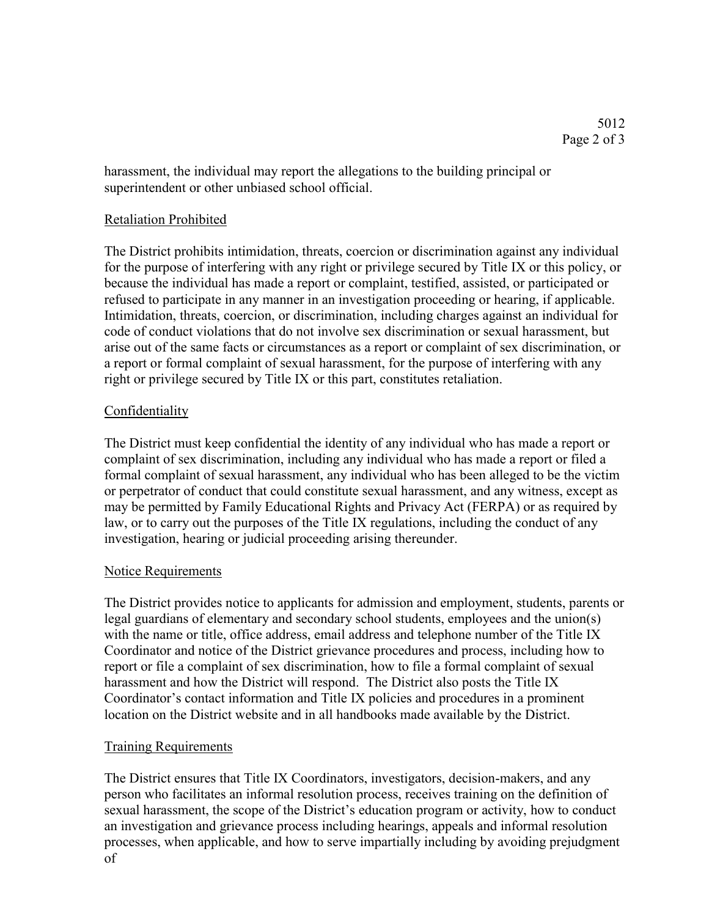harassment, the individual may report the allegations to the building principal or superintendent or other unbiased school official.

## Retaliation Prohibited

The District prohibits intimidation, threats, coercion or discrimination against any individual for the purpose of interfering with any right or privilege secured by Title IX or this policy, or because the individual has made a report or complaint, testified, assisted, or participated or refused to participate in any manner in an investigation proceeding or hearing, if applicable. Intimidation, threats, coercion, or discrimination, including charges against an individual for code of conduct violations that do not involve sex discrimination or sexual harassment, but arise out of the same facts or circumstances as a report or complaint of sex discrimination, or a report or formal complaint of sexual harassment, for the purpose of interfering with any right or privilege secured by Title IX or this part, constitutes retaliation.

## Confidentiality

The District must keep confidential the identity of any individual who has made a report or complaint of sex discrimination, including any individual who has made a report or filed a formal complaint of sexual harassment, any individual who has been alleged to be the victim or perpetrator of conduct that could constitute sexual harassment, and any witness, except as may be permitted by Family Educational Rights and Privacy Act (FERPA) or as required by law, or to carry out the purposes of the Title IX regulations, including the conduct of any investigation, hearing or judicial proceeding arising thereunder.

## Notice Requirements

The District provides notice to applicants for admission and employment, students, parents or legal guardians of elementary and secondary school students, employees and the union(s) with the name or title, office address, email address and telephone number of the Title IX Coordinator and notice of the District grievance procedures and process, including how to report or file a complaint of sex discrimination, how to file a formal complaint of sexual harassment and how the District will respond. The District also posts the Title IX Coordinator's contact information and Title IX policies and procedures in a prominent location on the District website and in all handbooks made available by the District.

## Training Requirements

The District ensures that Title IX Coordinators, investigators, decision-makers, and any person who facilitates an informal resolution process, receives training on the definition of sexual harassment, the scope of the District's education program or activity, how to conduct an investigation and grievance process including hearings, appeals and informal resolution processes, when applicable, and how to serve impartially including by avoiding prejudgment of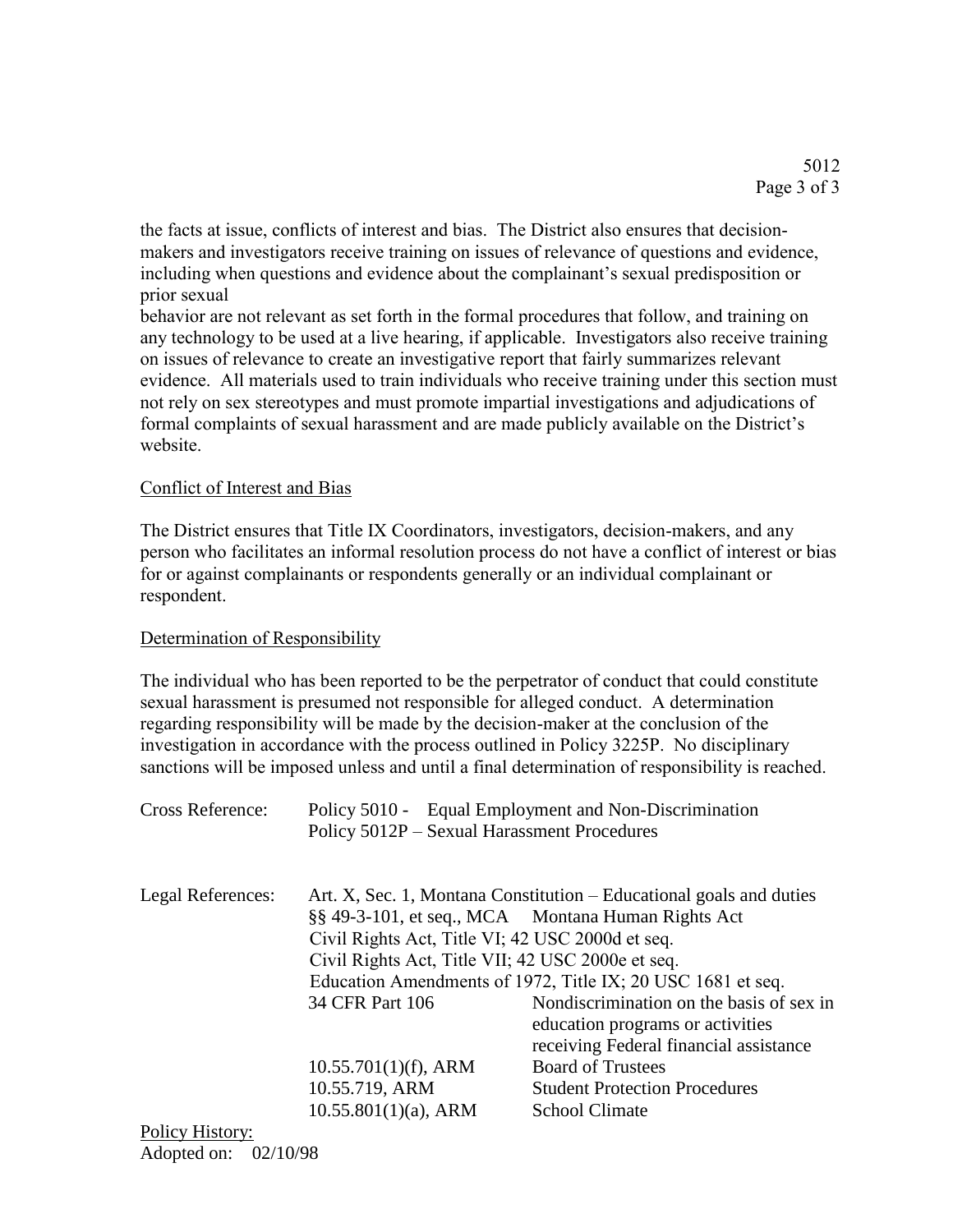the facts at issue, conflicts of interest and bias. The District also ensures that decision-makers and investigators receive training on issues of relevance of questions and evidence, including when questions and evidence about the complainant's sexual predisposition or prior sexual behavior are not relevant as set forth in the formal procedures that follow, and training on any technology to be used at a live hearing, if applicable. Investigators also receive training on issues of relevance to create an investigative report that fairly summarizes relevant evidence. All materials used to train individuals who receive training under this section must not rely on sex stereotypes and must promote impartial investigations and adjudications of formal complaints of sexual harassment and are made publicly available on the District's website.

Conflict of Interest and Bias

The District ensures that Title IX Coordinators, investigators, decision-makers, and any person who facilitates an informal resolution process do not have a conflict of interest or bias for or against complainants or respondents generally or an individual complainant or respondent.

Determination of Responsibility

The individual who has been reported to be the perpetrator of conduct that could constitute sexual harassment is presumed not responsible for alleged conduct. A determination regarding responsibility will be made by the decision-maker at the conclusion of the investigation in accordance with the process outlined in Policy 3225P. No disciplinary sanctions will be imposed unless and until a final determination of responsibility is reached.

Cross Reference: Policy 5010 - Equal Employment and Non-Discrimination
Policy 5012P – Sexual Harassment Procedures

Legal References: Art. X, Sec. 1, Montana Constitution – Educational goals and duties
§§ 49-3-101, et seq., MCA Montana Human Rights Act
Civil Rights Act, Title VI; 42 USC 2000d et seq.
Civil Rights Act, Title VII; 42 USC 2000e et seq.
Education Amendments of 1972, Title IX; 20 USC 1681 et seq.
34 CFR Part 106 Nondiscrimination on the basis of sex in education programs or activities receiving Federal financial assistance
10.55.701(1)(f), ARM Board of Trustees
10.55.719, ARM Student Protection Procedures
10.55.801(1)(a), ARM School Climate

Policy History:
Adopted on: 02/10/98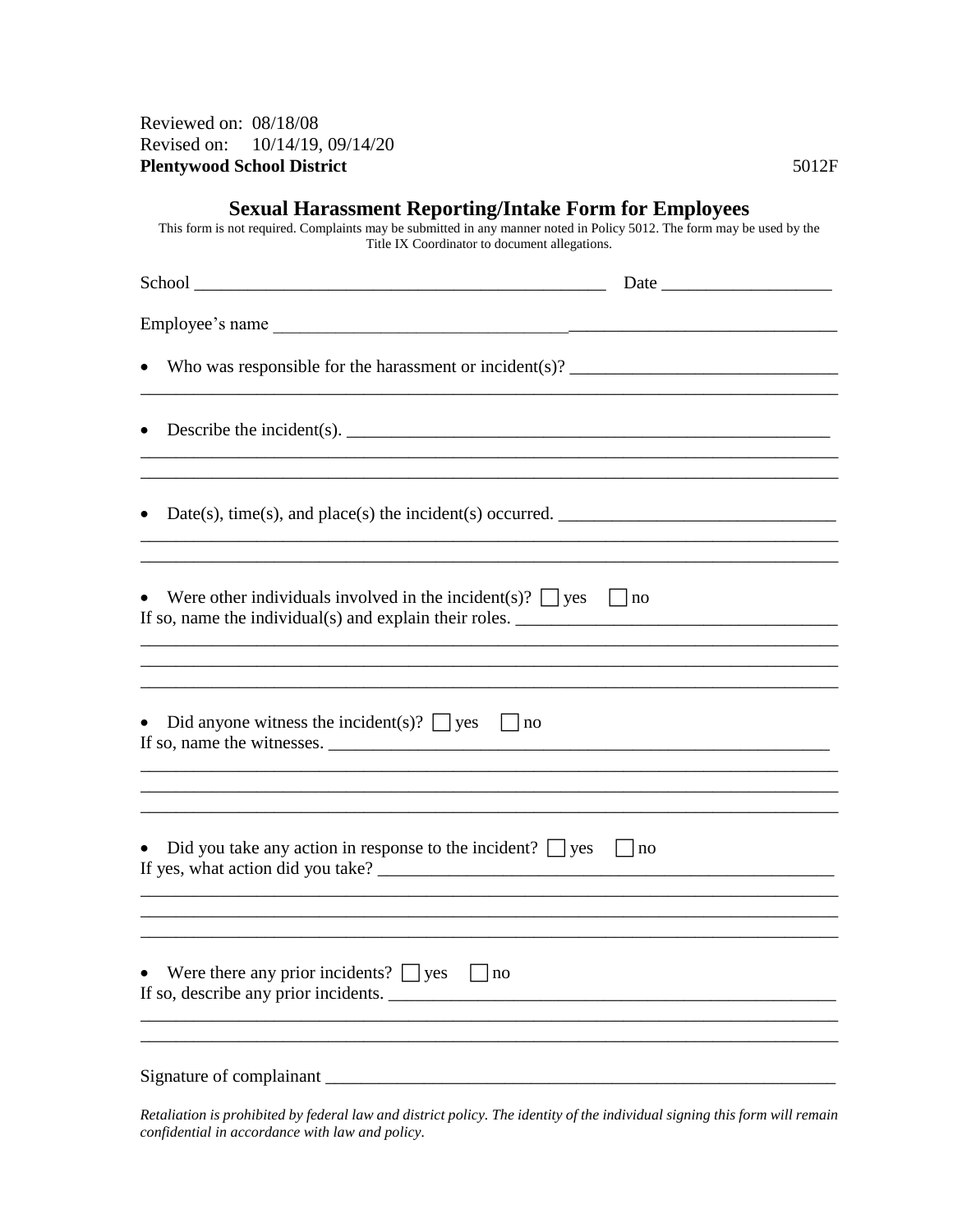Reviewed on: 08/18/08
Revised on: 10/14/19, 09/14/20
**Plentywood School District** 5012F

## Sexual Harassment Reporting/Intake Form for Employees

This form is not required. Complaints may be submitted in any manner noted in Policy 5012. The form may be used by the Title IX Coordinator to document allegations.

School _______________________________________________ Date ___________________

Employee's name ___________________________________________________________

- Who was responsible for the harassment or incident(s)? ______________________________

_______________________________________________________________________________

- Describe the incident(s). _______________________________________________________

_______________________________________________________________________________

_______________________________________________________________________________

- Date(s), time(s), and place(s) the incident(s) occurred. _______________________________

_______________________________________________________________________________

_______________________________________________________________________________

- Were other individuals involved in the incident(s)? ☐ yes ☐ no

If so, name the individual(s) and explain their roles. ___________________________________

_______________________________________________________________________________

_______________________________________________________________________________

_______________________________________________________________________________

- Did anyone witness the incident(s)? ☐ yes ☐ no

If so, name the witnesses. ________________________________________________________

_______________________________________________________________________________

_______________________________________________________________________________

_______________________________________________________________________________

- Did you take any action in response to the incident? ☐ yes ☐ no

If yes, what action did you take? ___________________________________________________

_______________________________________________________________________________

_______________________________________________________________________________

_______________________________________________________________________________

- Were there any prior incidents? ☐ yes ☐ no

If so, describe any prior incidents. _________________________________________________

_______________________________________________________________________________

_______________________________________________________________________________

Signature of complainant ____________________________________________________

*Retaliation is prohibited by federal law and district policy. The identity of the individual signing this form will remain confidential in accordance with law and policy.*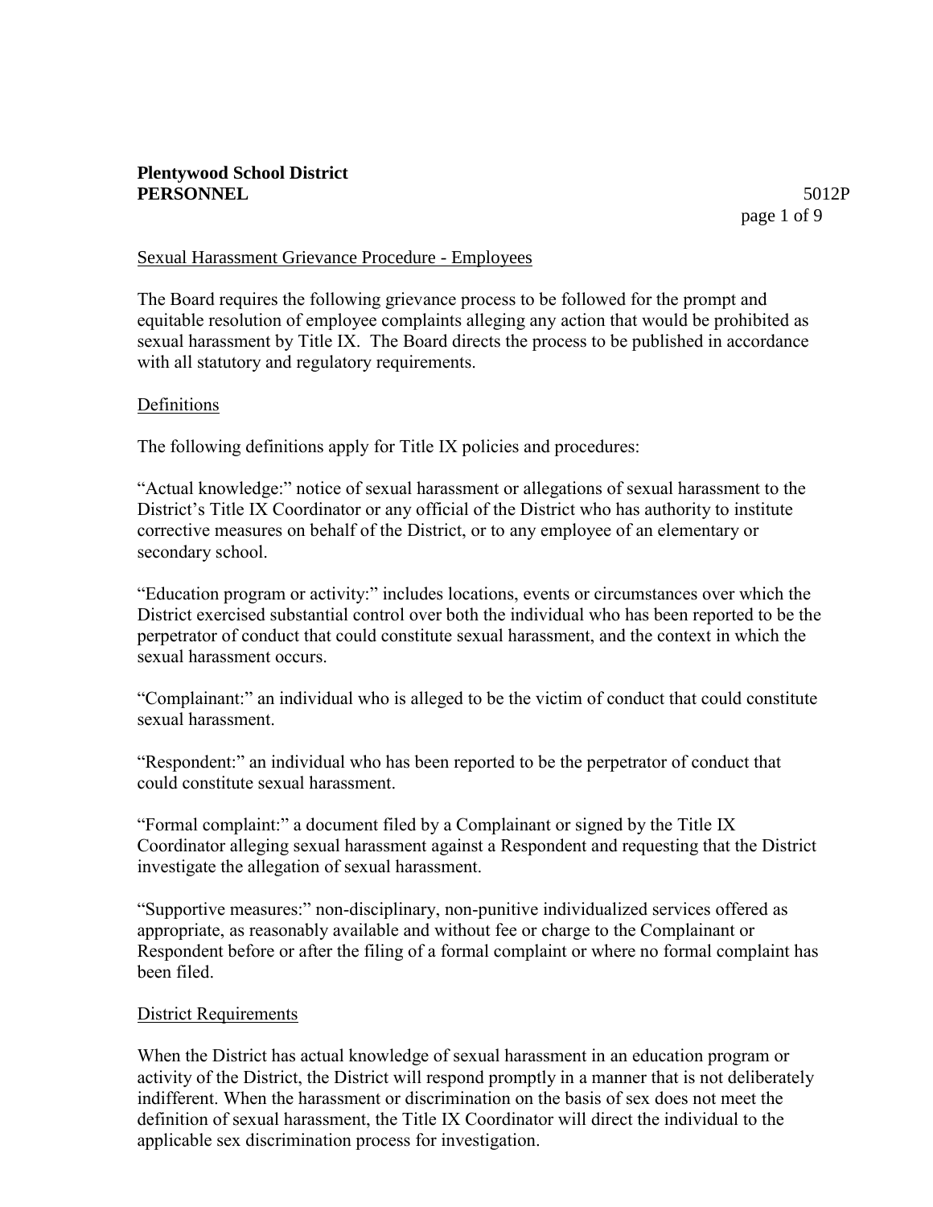**Plentywood School District**
**PERSONNEL** 5012P

Sexual Harassment Grievance Procedure - Employees

The Board requires the following grievance process to be followed for the prompt and equitable resolution of employee complaints alleging any action that would be prohibited as sexual harassment by Title IX. The Board directs the process to be published in accordance with all statutory and regulatory requirements.

Definitions

The following definitions apply for Title IX policies and procedures:

"Actual knowledge:" notice of sexual harassment or allegations of sexual harassment to the District's Title IX Coordinator or any official of the District who has authority to institute corrective measures on behalf of the District, or to any employee of an elementary or secondary school.

"Education program or activity:" includes locations, events or circumstances over which the District exercised substantial control over both the individual who has been reported to be the perpetrator of conduct that could constitute sexual harassment, and the context in which the sexual harassment occurs.

"Complainant:" an individual who is alleged to be the victim of conduct that could constitute sexual harassment.

"Respondent:" an individual who has been reported to be the perpetrator of conduct that could constitute sexual harassment.

"Formal complaint:" a document filed by a Complainant or signed by the Title IX Coordinator alleging sexual harassment against a Respondent and requesting that the District investigate the allegation of sexual harassment.

"Supportive measures:" non-disciplinary, non-punitive individualized services offered as appropriate, as reasonably available and without fee or charge to the Complainant or Respondent before or after the filing of a formal complaint or where no formal complaint has been filed.

District Requirements

When the District has actual knowledge of sexual harassment in an education program or activity of the District, the District will respond promptly in a manner that is not deliberately indifferent. When the harassment or discrimination on the basis of sex does not meet the definition of sexual harassment, the Title IX Coordinator will direct the individual to the applicable sex discrimination process for investigation.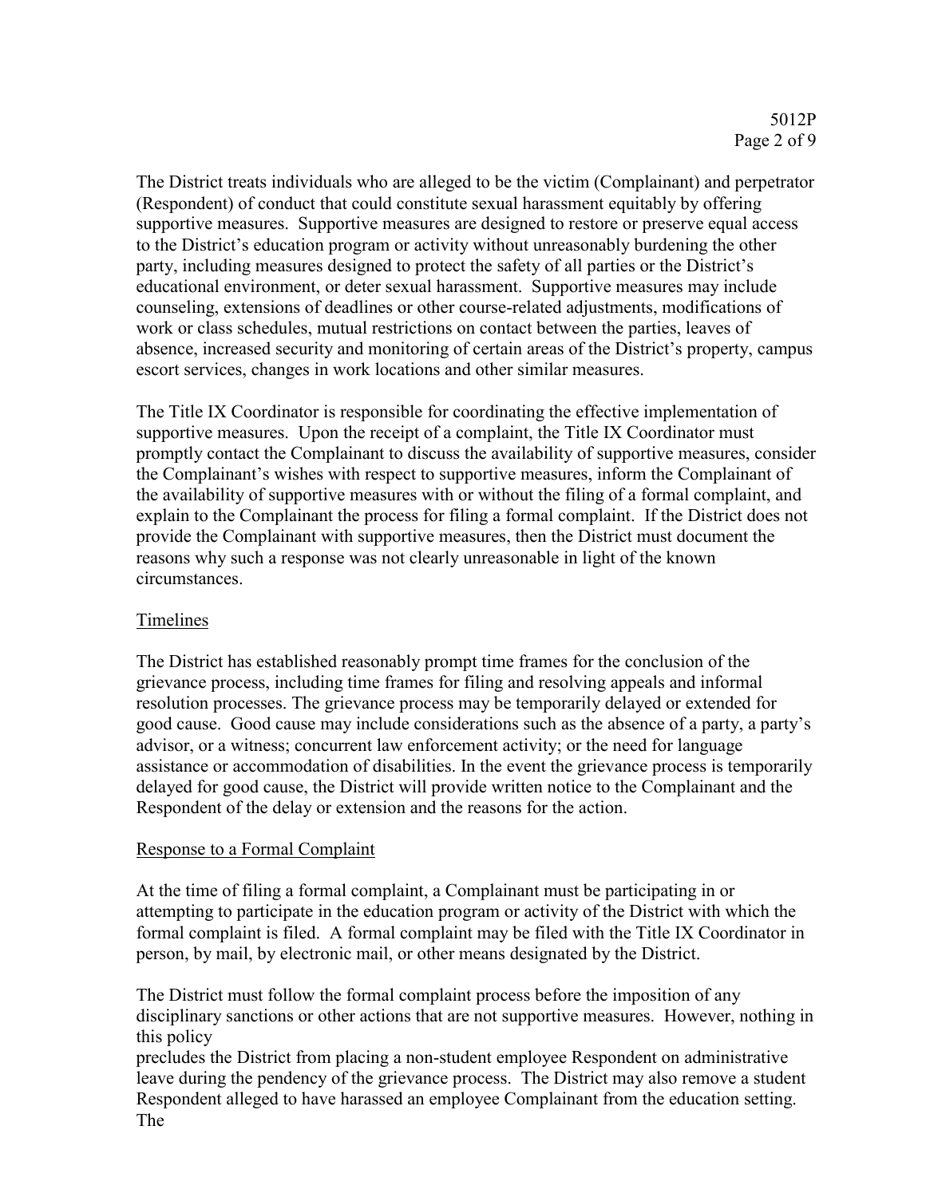The District treats individuals who are alleged to be the victim (Complainant) and perpetrator (Respondent) of conduct that could constitute sexual harassment equitably by offering supportive measures. Supportive measures are designed to restore or preserve equal access to the District's education program or activity without unreasonably burdening the other party, including measures designed to protect the safety of all parties or the District's educational environment, or deter sexual harassment. Supportive measures may include counseling, extensions of deadlines or other course-related adjustments, modifications of work or class schedules, mutual restrictions on contact between the parties, leaves of absence, increased security and monitoring of certain areas of the District's property, campus escort services, changes in work locations and other similar measures.

The Title IX Coordinator is responsible for coordinating the effective implementation of supportive measures. Upon the receipt of a complaint, the Title IX Coordinator must promptly contact the Complainant to discuss the availability of supportive measures, consider the Complainant's wishes with respect to supportive measures, inform the Complainant of the availability of supportive measures with or without the filing of a formal complaint, and explain to the Complainant the process for filing a formal complaint. If the District does not provide the Complainant with supportive measures, then the District must document the reasons why such a response was not clearly unreasonable in light of the known circumstances.

## Timelines

The District has established reasonably prompt time frames for the conclusion of the grievance process, including time frames for filing and resolving appeals and informal resolution processes. The grievance process may be temporarily delayed or extended for good cause. Good cause may include considerations such as the absence of a party, a party's advisor, or a witness; concurrent law enforcement activity; or the need for language assistance or accommodation of disabilities. In the event the grievance process is temporarily delayed for good cause, the District will provide written notice to the Complainant and the Respondent of the delay or extension and the reasons for the action.

## Response to a Formal Complaint

At the time of filing a formal complaint, a Complainant must be participating in or attempting to participate in the education program or activity of the District with which the formal complaint is filed. A formal complaint may be filed with the Title IX Coordinator in person, by mail, by electronic mail, or other means designated by the District.

The District must follow the formal complaint process before the imposition of any disciplinary sanctions or other actions that are not supportive measures. However, nothing in this policy precludes the District from placing a non-student employee Respondent on administrative leave during the pendency of the grievance process. The District may also remove a student Respondent alleged to have harassed an employee Complainant from the education setting. The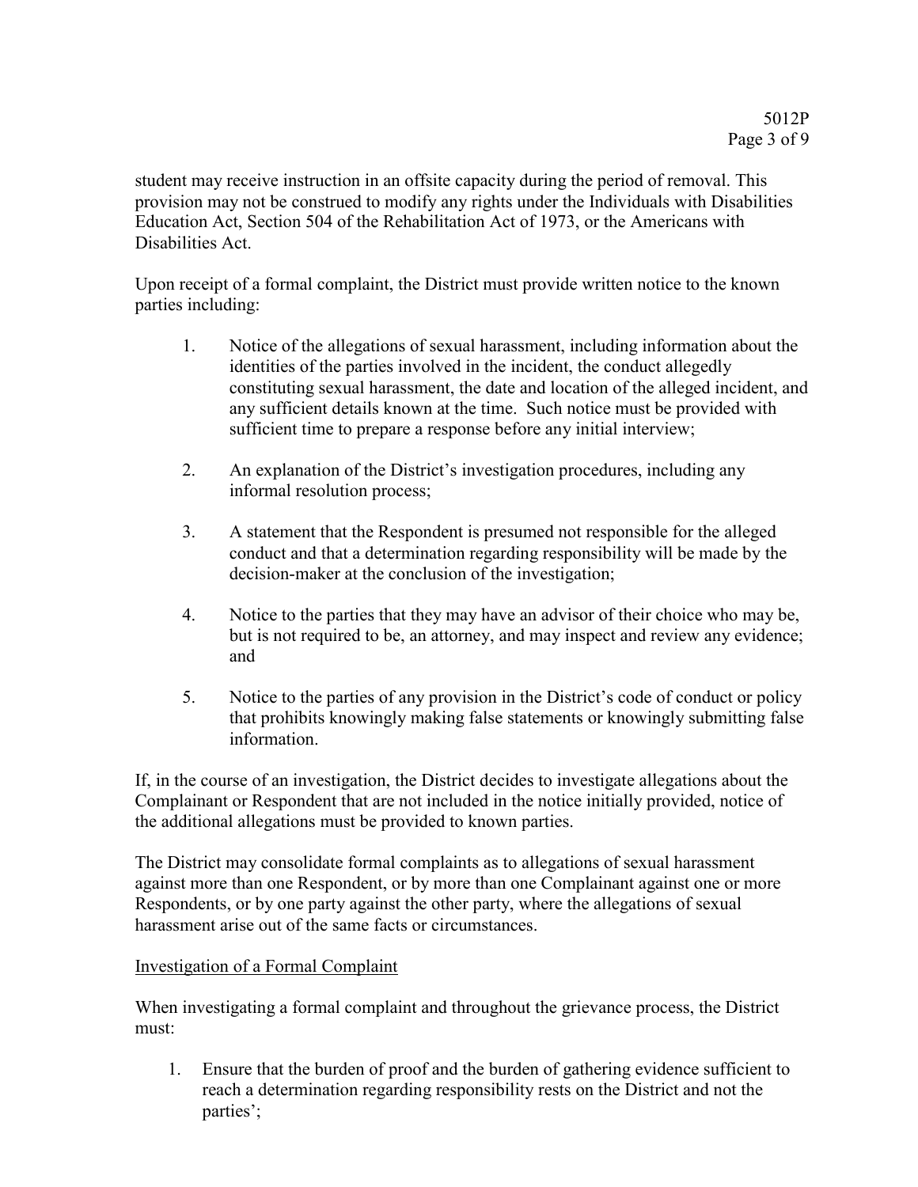student may receive instruction in an offsite capacity during the period of removal. This provision may not be construed to modify any rights under the Individuals with Disabilities Education Act, Section 504 of the Rehabilitation Act of 1973, or the Americans with Disabilities Act.

Upon receipt of a formal complaint, the District must provide written notice to the known parties including:

1. Notice of the allegations of sexual harassment, including information about the identities of the parties involved in the incident, the conduct allegedly constituting sexual harassment, the date and location of the alleged incident, and any sufficient details known at the time. Such notice must be provided with sufficient time to prepare a response before any initial interview;

2. An explanation of the District's investigation procedures, including any informal resolution process;

3. A statement that the Respondent is presumed not responsible for the alleged conduct and that a determination regarding responsibility will be made by the decision-maker at the conclusion of the investigation;

4. Notice to the parties that they may have an advisor of their choice who may be, but is not required to be, an attorney, and may inspect and review any evidence; and

5. Notice to the parties of any provision in the District's code of conduct or policy that prohibits knowingly making false statements or knowingly submitting false information.

If, in the course of an investigation, the District decides to investigate allegations about the Complainant or Respondent that are not included in the notice initially provided, notice of the additional allegations must be provided to known parties.

The District may consolidate formal complaints as to allegations of sexual harassment against more than one Respondent, or by more than one Complainant against one or more Respondents, or by one party against the other party, where the allegations of sexual harassment arise out of the same facts or circumstances.

<u>Investigation of a Formal Complaint</u>

When investigating a formal complaint and throughout the grievance process, the District must:

1. Ensure that the burden of proof and the burden of gathering evidence sufficient to reach a determination regarding responsibility rests on the District and not the parties';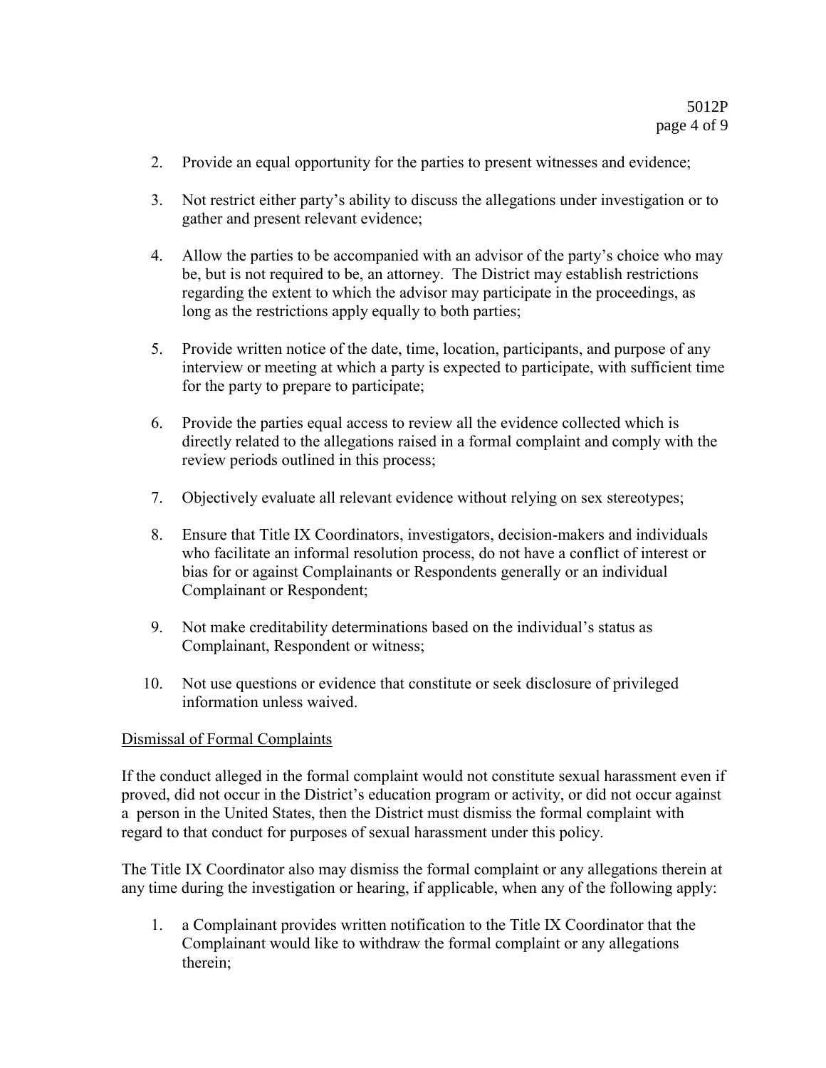2. Provide an equal opportunity for the parties to present witnesses and evidence;

3. Not restrict either party's ability to discuss the allegations under investigation or to gather and present relevant evidence;

4. Allow the parties to be accompanied with an advisor of the party's choice who may be, but is not required to be, an attorney. The District may establish restrictions regarding the extent to which the advisor may participate in the proceedings, as long as the restrictions apply equally to both parties;

5. Provide written notice of the date, time, location, participants, and purpose of any interview or meeting at which a party is expected to participate, with sufficient time for the party to prepare to participate;

6. Provide the parties equal access to review all the evidence collected which is directly related to the allegations raised in a formal complaint and comply with the review periods outlined in this process;

7. Objectively evaluate all relevant evidence without relying on sex stereotypes;

8. Ensure that Title IX Coordinators, investigators, decision-makers and individuals who facilitate an informal resolution process, do not have a conflict of interest or bias for or against Complainants or Respondents generally or an individual Complainant or Respondent;

9. Not make creditability determinations based on the individual's status as Complainant, Respondent or witness;

10. Not use questions or evidence that constitute or seek disclosure of privileged information unless waived.

Dismissal of Formal Complaints

If the conduct alleged in the formal complaint would not constitute sexual harassment even if proved, did not occur in the District's education program or activity, or did not occur against a person in the United States, then the District must dismiss the formal complaint with regard to that conduct for purposes of sexual harassment under this policy.

The Title IX Coordinator also may dismiss the formal complaint or any allegations therein at any time during the investigation or hearing, if applicable, when any of the following apply:

1. a Complainant provides written notification to the Title IX Coordinator that the Complainant would like to withdraw the formal complaint or any allegations therein;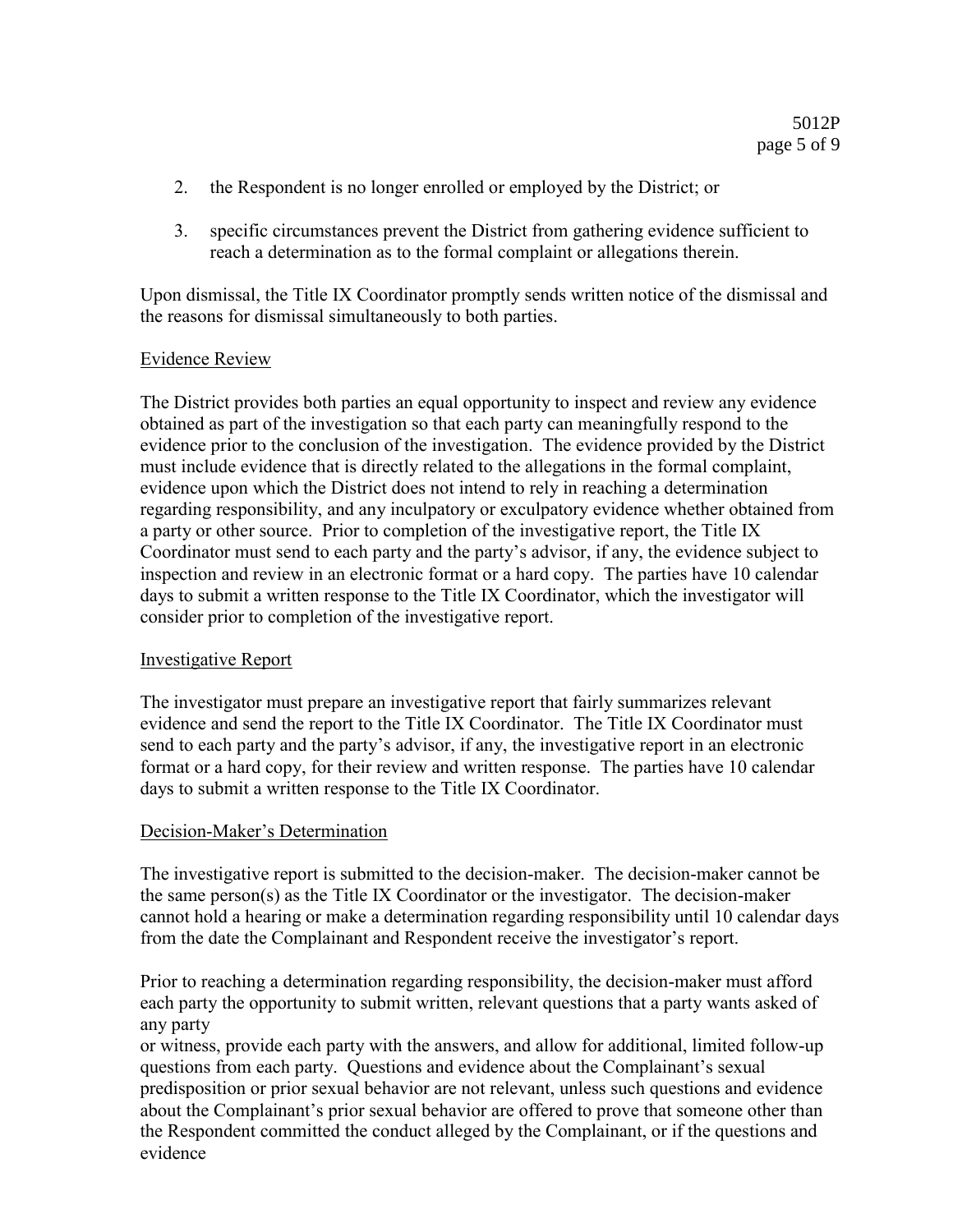2. the Respondent is no longer enrolled or employed by the District; or

3. specific circumstances prevent the District from gathering evidence sufficient to reach a determination as to the formal complaint or allegations therein.

Upon dismissal, the Title IX Coordinator promptly sends written notice of the dismissal and the reasons for dismissal simultaneously to both parties.

Evidence Review

The District provides both parties an equal opportunity to inspect and review any evidence obtained as part of the investigation so that each party can meaningfully respond to the evidence prior to the conclusion of the investigation. The evidence provided by the District must include evidence that is directly related to the allegations in the formal complaint, evidence upon which the District does not intend to rely in reaching a determination regarding responsibility, and any inculpatory or exculpatory evidence whether obtained from a party or other source. Prior to completion of the investigative report, the Title IX Coordinator must send to each party and the party's advisor, if any, the evidence subject to inspection and review in an electronic format or a hard copy. The parties have 10 calendar days to submit a written response to the Title IX Coordinator, which the investigator will consider prior to completion of the investigative report.

Investigative Report

The investigator must prepare an investigative report that fairly summarizes relevant evidence and send the report to the Title IX Coordinator. The Title IX Coordinator must send to each party and the party's advisor, if any, the investigative report in an electronic format or a hard copy, for their review and written response. The parties have 10 calendar days to submit a written response to the Title IX Coordinator.

Decision-Maker's Determination

The investigative report is submitted to the decision-maker. The decision-maker cannot be the same person(s) as the Title IX Coordinator or the investigator. The decision-maker cannot hold a hearing or make a determination regarding responsibility until 10 calendar days from the date the Complainant and Respondent receive the investigator's report.

Prior to reaching a determination regarding responsibility, the decision-maker must afford each party the opportunity to submit written, relevant questions that a party wants asked of any party
or witness, provide each party with the answers, and allow for additional, limited follow-up questions from each party. Questions and evidence about the Complainant's sexual predisposition or prior sexual behavior are not relevant, unless such questions and evidence about the Complainant's prior sexual behavior are offered to prove that someone other than the Respondent committed the conduct alleged by the Complainant, or if the questions and evidence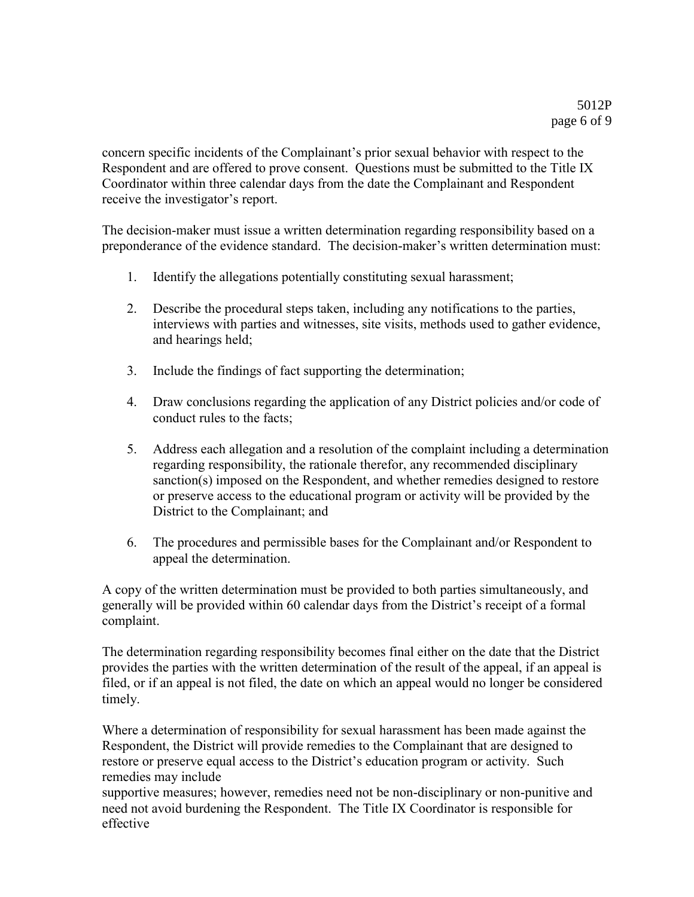concern specific incidents of the Complainant's prior sexual behavior with respect to the Respondent and are offered to prove consent. Questions must be submitted to the Title IX Coordinator within three calendar days from the date the Complainant and Respondent receive the investigator's report.

The decision-maker must issue a written determination regarding responsibility based on a preponderance of the evidence standard. The decision-maker's written determination must:

1. Identify the allegations potentially constituting sexual harassment;

2. Describe the procedural steps taken, including any notifications to the parties, interviews with parties and witnesses, site visits, methods used to gather evidence, and hearings held;

3. Include the findings of fact supporting the determination;

4. Draw conclusions regarding the application of any District policies and/or code of conduct rules to the facts;

5. Address each allegation and a resolution of the complaint including a determination regarding responsibility, the rationale therefor, any recommended disciplinary sanction(s) imposed on the Respondent, and whether remedies designed to restore or preserve access to the educational program or activity will be provided by the District to the Complainant; and

6. The procedures and permissible bases for the Complainant and/or Respondent to appeal the determination.

A copy of the written determination must be provided to both parties simultaneously, and generally will be provided within 60 calendar days from the District's receipt of a formal complaint.

The determination regarding responsibility becomes final either on the date that the District provides the parties with the written determination of the result of the appeal, if an appeal is filed, or if an appeal is not filed, the date on which an appeal would no longer be considered timely.

Where a determination of responsibility for sexual harassment has been made against the Respondent, the District will provide remedies to the Complainant that are designed to restore or preserve equal access to the District's education program or activity. Such remedies may include supportive measures; however, remedies need not be non-disciplinary or non-punitive and need not avoid burdening the Respondent. The Title IX Coordinator is responsible for effective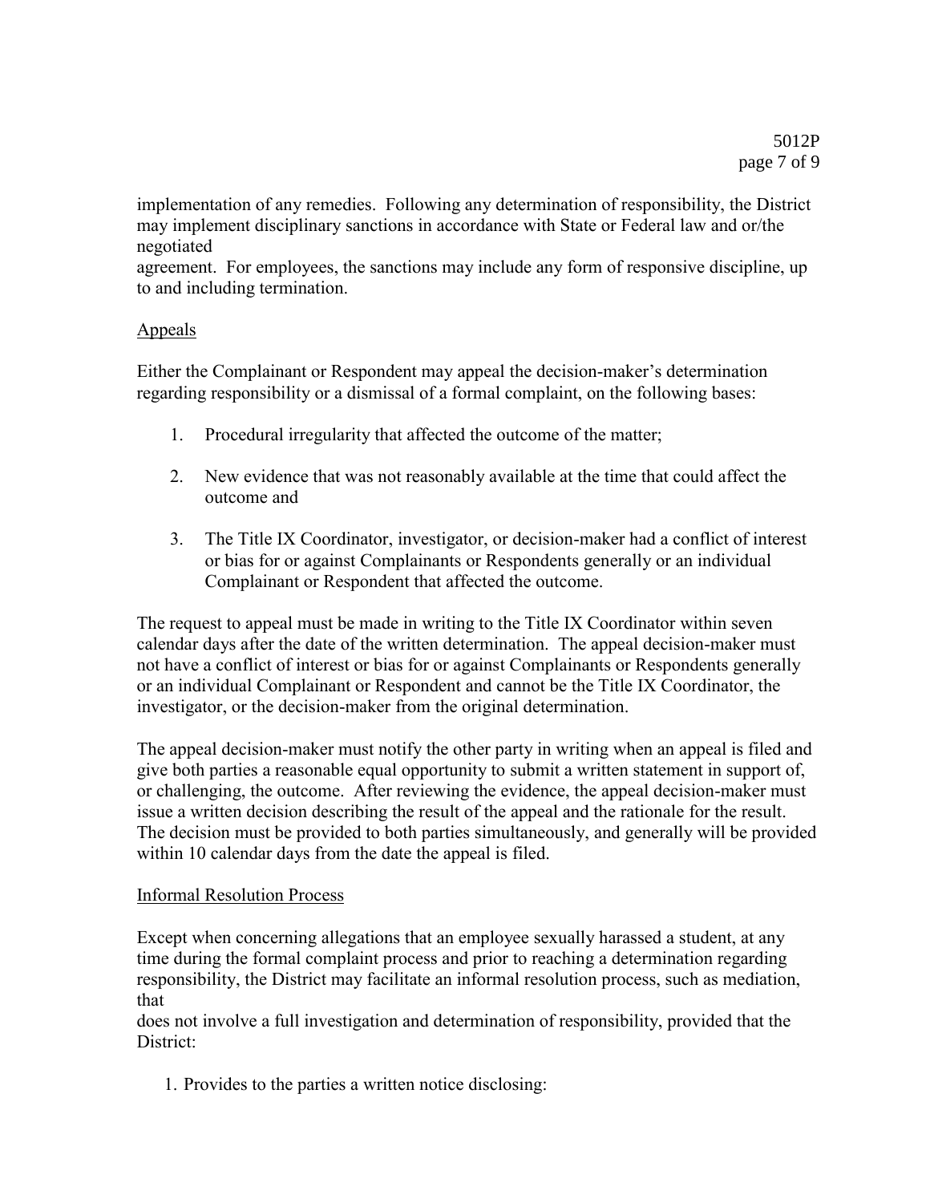implementation of any remedies. Following any determination of responsibility, the District may implement disciplinary sanctions in accordance with State or Federal law and or/the negotiated agreement. For employees, the sanctions may include any form of responsive discipline, up to and including termination.

## Appeals

Either the Complainant or Respondent may appeal the decision-maker's determination regarding responsibility or a dismissal of a formal complaint, on the following bases:

1. Procedural irregularity that affected the outcome of the matter;
2. New evidence that was not reasonably available at the time that could affect the outcome and
3. The Title IX Coordinator, investigator, or decision-maker had a conflict of interest or bias for or against Complainants or Respondents generally or an individual Complainant or Respondent that affected the outcome.

The request to appeal must be made in writing to the Title IX Coordinator within seven calendar days after the date of the written determination. The appeal decision-maker must not have a conflict of interest or bias for or against Complainants or Respondents generally or an individual Complainant or Respondent and cannot be the Title IX Coordinator, the investigator, or the decision-maker from the original determination.

The appeal decision-maker must notify the other party in writing when an appeal is filed and give both parties a reasonable equal opportunity to submit a written statement in support of, or challenging, the outcome. After reviewing the evidence, the appeal decision-maker must issue a written decision describing the result of the appeal and the rationale for the result. The decision must be provided to both parties simultaneously, and generally will be provided within 10 calendar days from the date the appeal is filed.

## Informal Resolution Process

Except when concerning allegations that an employee sexually harassed a student, at any time during the formal complaint process and prior to reaching a determination regarding responsibility, the District may facilitate an informal resolution process, such as mediation, that does not involve a full investigation and determination of responsibility, provided that the District:

1. Provides to the parties a written notice disclosing: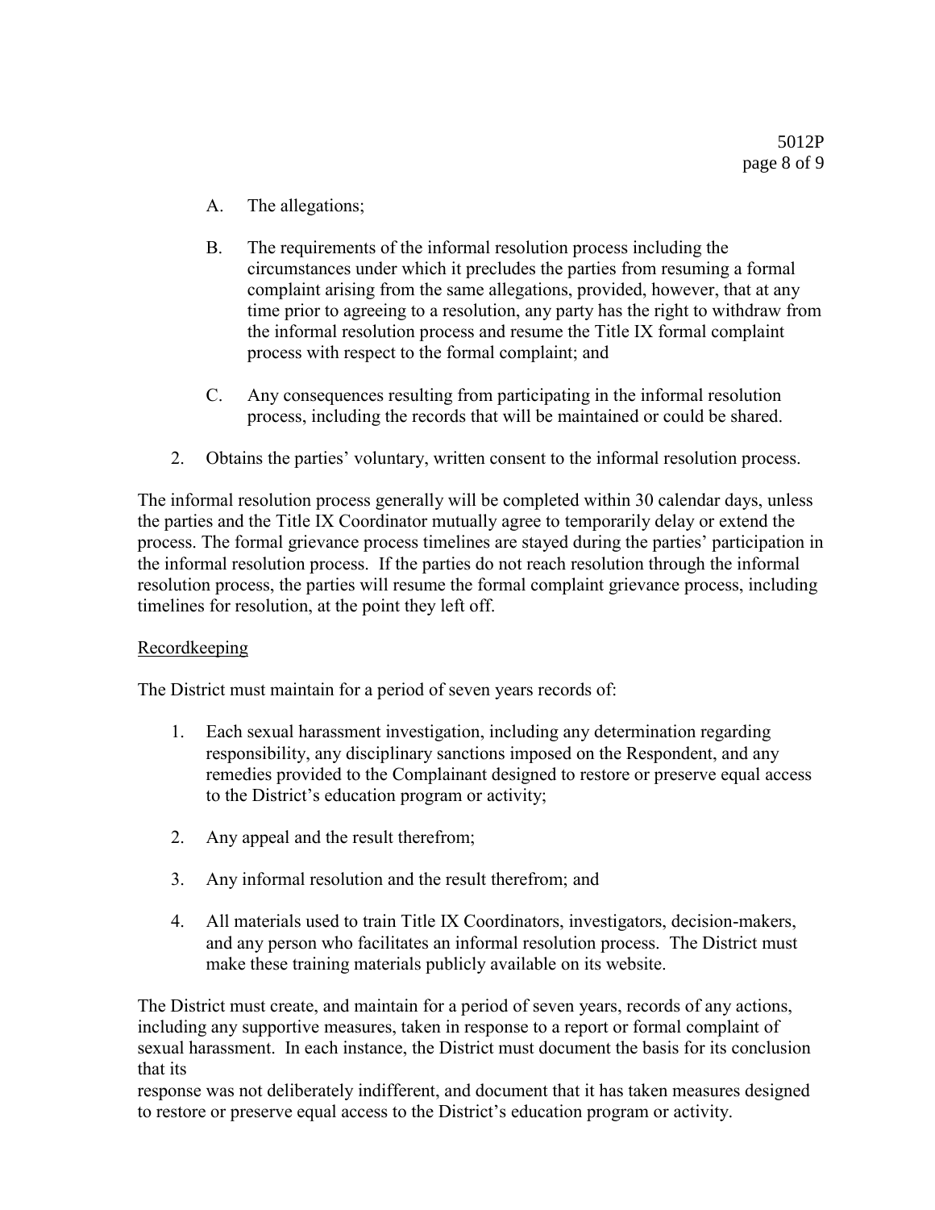A. The allegations;

B. The requirements of the informal resolution process including the circumstances under which it precludes the parties from resuming a formal complaint arising from the same allegations, provided, however, that at any time prior to agreeing to a resolution, any party has the right to withdraw from the informal resolution process and resume the Title IX formal complaint process with respect to the formal complaint; and

C. Any consequences resulting from participating in the informal resolution process, including the records that will be maintained or could be shared.

2. Obtains the parties' voluntary, written consent to the informal resolution process.

The informal resolution process generally will be completed within 30 calendar days, unless the parties and the Title IX Coordinator mutually agree to temporarily delay or extend the process. The formal grievance process timelines are stayed during the parties' participation in the informal resolution process. If the parties do not reach resolution through the informal resolution process, the parties will resume the formal complaint grievance process, including timelines for resolution, at the point they left off.

<u>Recordkeeping</u>

The District must maintain for a period of seven years records of:

1. Each sexual harassment investigation, including any determination regarding responsibility, any disciplinary sanctions imposed on the Respondent, and any remedies provided to the Complainant designed to restore or preserve equal access to the District's education program or activity;

2. Any appeal and the result therefrom;

3. Any informal resolution and the result therefrom; and

4. All materials used to train Title IX Coordinators, investigators, decision-makers, and any person who facilitates an informal resolution process. The District must make these training materials publicly available on its website.

The District must create, and maintain for a period of seven years, records of any actions, including any supportive measures, taken in response to a report or formal complaint of sexual harassment. In each instance, the District must document the basis for its conclusion that its response was not deliberately indifferent, and document that it has taken measures designed to restore or preserve equal access to the District's education program or activity.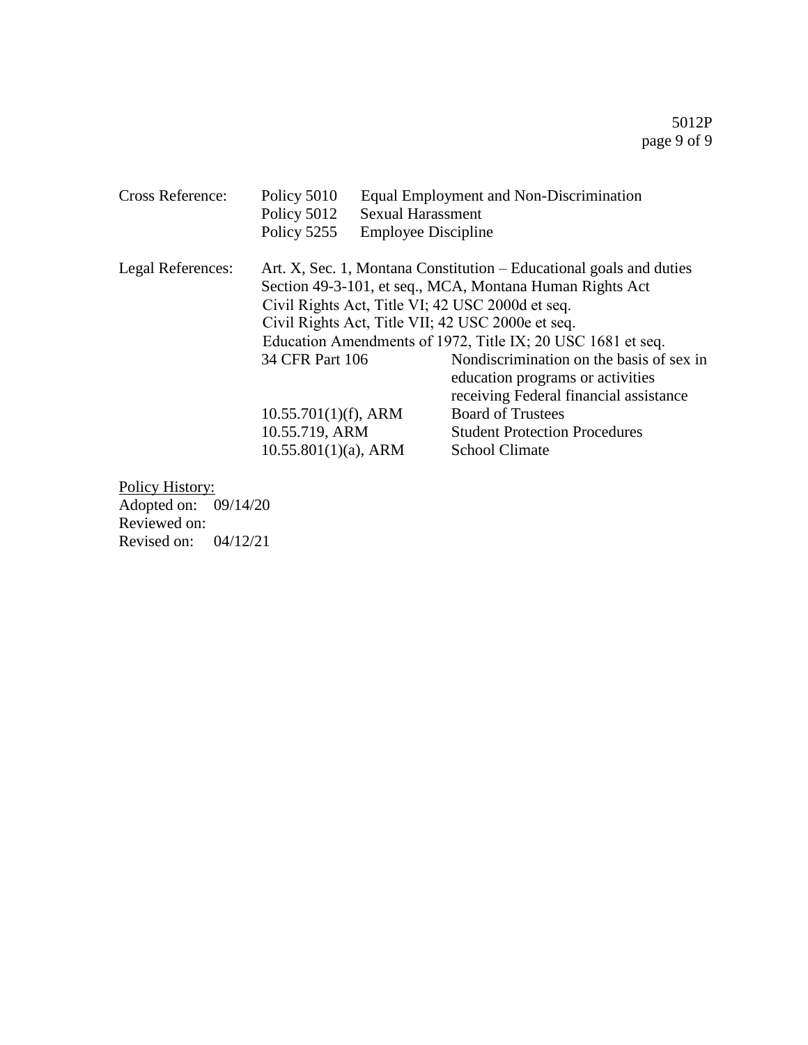Cross Reference: Policy 5010 Equal Employment and Non-Discrimination
Policy 5012 Sexual Harassment
Policy 5255 Employee Discipline

Legal References: Art. X, Sec. 1, Montana Constitution – Educational goals and duties
Section 49-3-101, et seq., MCA, Montana Human Rights Act
Civil Rights Act, Title VI; 42 USC 2000d et seq.
Civil Rights Act, Title VII; 42 USC 2000e et seq.
Education Amendments of 1972, Title IX; 20 USC 1681 et seq.
34 CFR Part 106 Nondiscrimination on the basis of sex in education programs or activities receiving Federal financial assistance
10.55.701(1)(f), ARM Board of Trustees
10.55.719, ARM Student Protection Procedures
10.55.801(1)(a), ARM School Climate

<u>Policy History:</u>
Adopted on: 09/14/20
Reviewed on:
Revised on: 04/12/21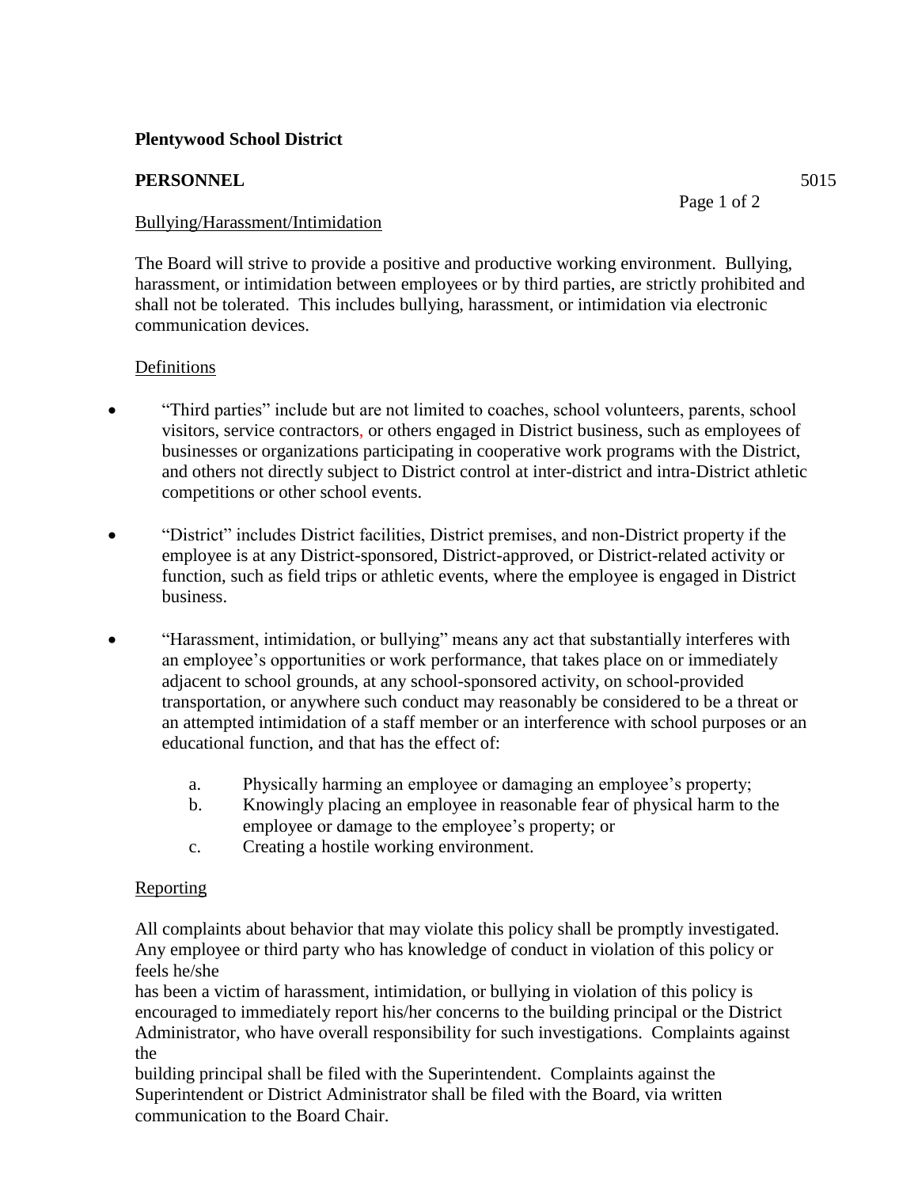**Plentywood School District**

**PERSONNEL** 5015

Bullying/Harassment/Intimidation

The Board will strive to provide a positive and productive working environment. Bullying, harassment, or intimidation between employees or by third parties, are strictly prohibited and shall not be tolerated. This includes bullying, harassment, or intimidation via electronic communication devices.

Definitions

- "Third parties" include but are not limited to coaches, school volunteers, parents, school visitors, service contractors, or others engaged in District business, such as employees of businesses or organizations participating in cooperative work programs with the District, and others not directly subject to District control at inter-district and intra-District athletic competitions or other school events.
- "District" includes District facilities, District premises, and non-District property if the employee is at any District-sponsored, District-approved, or District-related activity or function, such as field trips or athletic events, where the employee is engaged in District business.
- "Harassment, intimidation, or bullying" means any act that substantially interferes with an employee's opportunities or work performance, that takes place on or immediately adjacent to school grounds, at any school-sponsored activity, on school-provided transportation, or anywhere such conduct may reasonably be considered to be a threat or an attempted intimidation of a staff member or an interference with school purposes or an educational function, and that has the effect of:

    a. Physically harming an employee or damaging an employee's property;
    b. Knowingly placing an employee in reasonable fear of physical harm to the employee or damage to the employee's property; or
    c. Creating a hostile working environment.

Reporting

All complaints about behavior that may violate this policy shall be promptly investigated. Any employee or third party who has knowledge of conduct in violation of this policy or feels he/she has been a victim of harassment, intimidation, or bullying in violation of this policy is encouraged to immediately report his/her concerns to the building principal or the District Administrator, who have overall responsibility for such investigations. Complaints against the building principal shall be filed with the Superintendent. Complaints against the Superintendent or District Administrator shall be filed with the Board, via written communication to the Board Chair.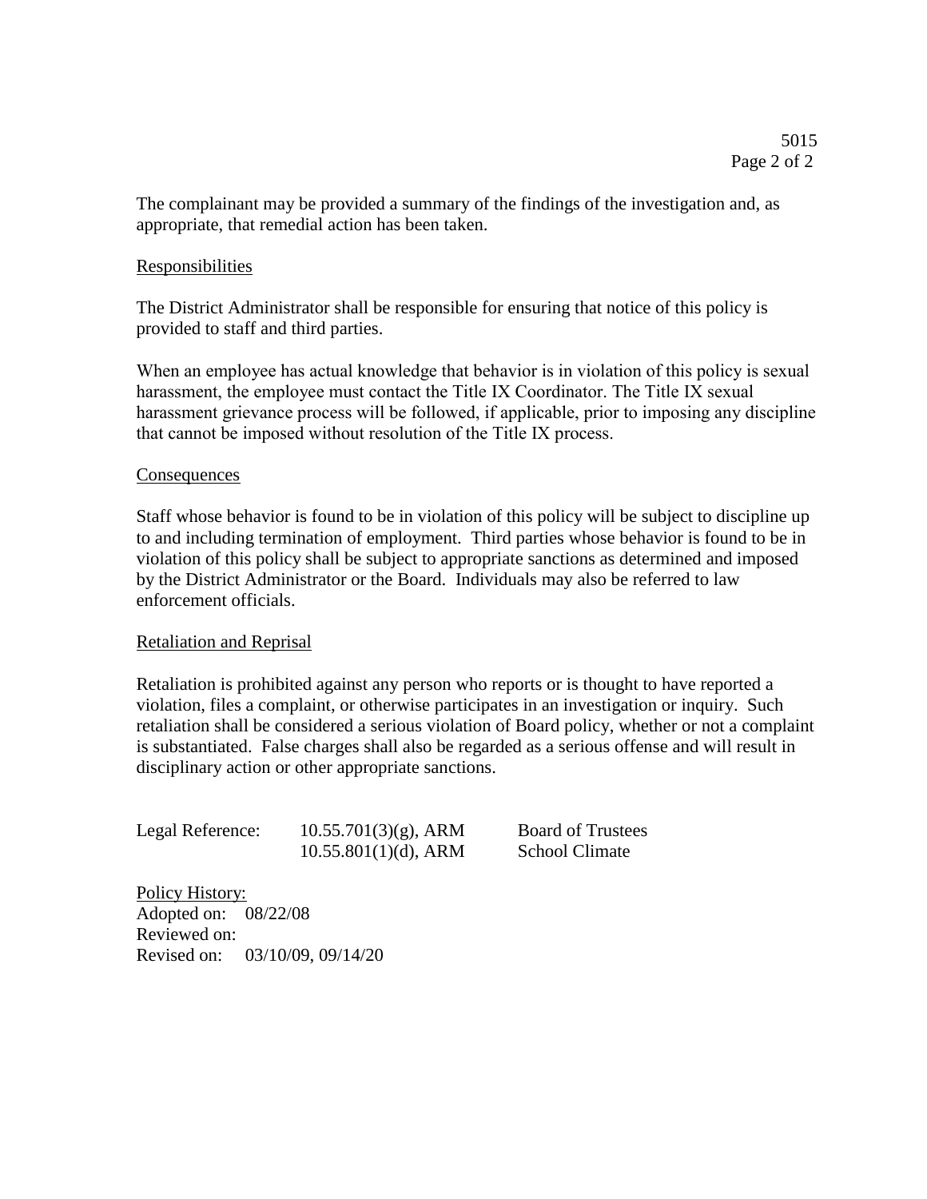The complainant may be provided a summary of the findings of the investigation and, as appropriate, that remedial action has been taken.

Responsibilities

The District Administrator shall be responsible for ensuring that notice of this policy is provided to staff and third parties.

When an employee has actual knowledge that behavior is in violation of this policy is sexual harassment, the employee must contact the Title IX Coordinator. The Title IX sexual harassment grievance process will be followed, if applicable, prior to imposing any discipline that cannot be imposed without resolution of the Title IX process.

Consequences

Staff whose behavior is found to be in violation of this policy will be subject to discipline up to and including termination of employment. Third parties whose behavior is found to be in violation of this policy shall be subject to appropriate sanctions as determined and imposed by the District Administrator or the Board. Individuals may also be referred to law enforcement officials.

Retaliation and Reprisal

Retaliation is prohibited against any person who reports or is thought to have reported a violation, files a complaint, or otherwise participates in an investigation or inquiry. Such retaliation shall be considered a serious violation of Board policy, whether or not a complaint is substantiated. False charges shall also be regarded as a serious offense and will result in disciplinary action or other appropriate sanctions.

| Legal Reference: | 10.55.701(3)(g), ARM | Board of Trustees |
|---|---|---|
| | 10.55.801(1)(d), ARM | School Climate |

Policy History:
Adopted on: 08/22/08
Reviewed on:
Revised on: 03/10/09, 09/14/20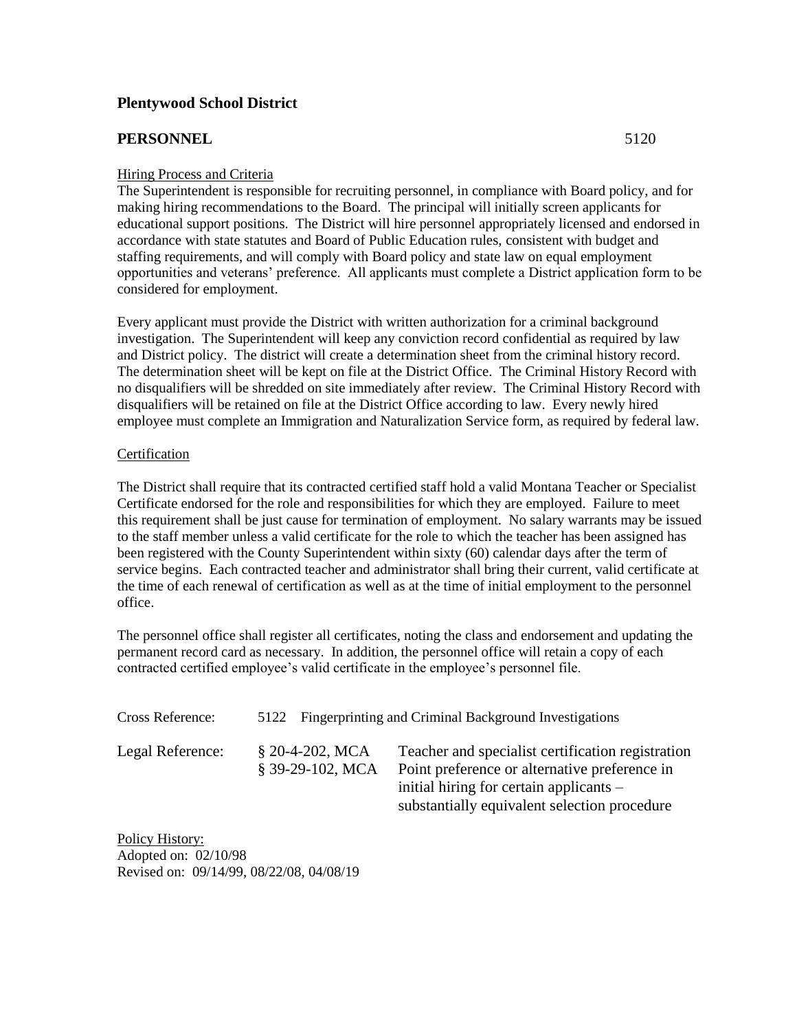**Plentywood School District**

**PERSONNEL** 5120

Hiring Process and Criteria

The Superintendent is responsible for recruiting personnel, in compliance with Board policy, and for making hiring recommendations to the Board. The principal will initially screen applicants for educational support positions. The District will hire personnel appropriately licensed and endorsed in accordance with state statutes and Board of Public Education rules, consistent with budget and staffing requirements, and will comply with Board policy and state law on equal employment opportunities and veterans' preference. All applicants must complete a District application form to be considered for employment.

Every applicant must provide the District with written authorization for a criminal background investigation. The Superintendent will keep any conviction record confidential as required by law and District policy. The district will create a determination sheet from the criminal history record. The determination sheet will be kept on file at the District Office. The Criminal History Record with no disqualifiers will be shredded on site immediately after review. The Criminal History Record with disqualifiers will be retained on file at the District Office according to law. Every newly hired employee must complete an Immigration and Naturalization Service form, as required by federal law.

Certification

The District shall require that its contracted certified staff hold a valid Montana Teacher or Specialist Certificate endorsed for the role and responsibilities for which they are employed. Failure to meet this requirement shall be just cause for termination of employment. No salary warrants may be issued to the staff member unless a valid certificate for the role to which the teacher has been assigned has been registered with the County Superintendent within sixty (60) calendar days after the term of service begins. Each contracted teacher and administrator shall bring their current, valid certificate at the time of each renewal of certification as well as at the time of initial employment to the personnel office.

The personnel office shall register all certificates, noting the class and endorsement and updating the permanent record card as necessary. In addition, the personnel office will retain a copy of each contracted certified employee's valid certificate in the employee's personnel file.

| | | |
|---|---|---|
| Cross Reference: | 5122 | Fingerprinting and Criminal Background Investigations |
| Legal Reference: | § 20-4-202, MCA | Teacher and specialist certification registration |
| | § 39-29-102, MCA | Point preference or alternative preference in initial hiring for certain applicants – substantially equivalent selection procedure |

Policy History:
Adopted on: 02/10/98
Revised on: 09/14/99, 08/22/08, 04/08/19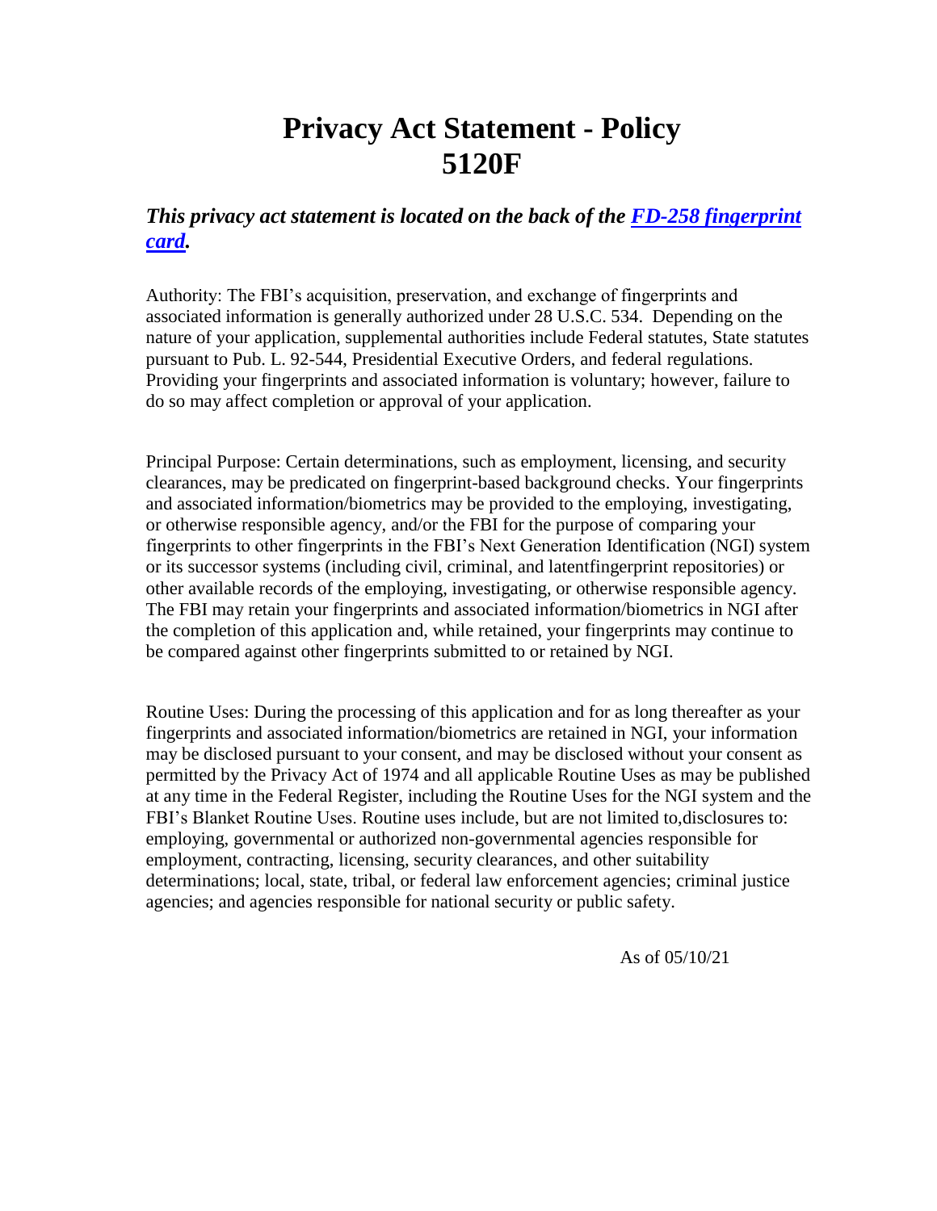# Privacy Act Statement - Policy 5120F

***This privacy act statement is located on the back of the [FD-258 fingerprint card](FD-258 fingerprint card).***

Authority: The FBI's acquisition, preservation, and exchange of fingerprints and associated information is generally authorized under 28 U.S.C. 534. Depending on the nature of your application, supplemental authorities include Federal statutes, State statutes pursuant to Pub. L. 92-544, Presidential Executive Orders, and federal regulations. Providing your fingerprints and associated information is voluntary; however, failure to do so may affect completion or approval of your application.

Principal Purpose: Certain determinations, such as employment, licensing, and security clearances, may be predicated on fingerprint-based background checks. Your fingerprints and associated information/biometrics may be provided to the employing, investigating, or otherwise responsible agency, and/or the FBI for the purpose of comparing your fingerprints to other fingerprints in the FBI's Next Generation Identification (NGI) system or its successor systems (including civil, criminal, and latentfingerprint repositories) or other available records of the employing, investigating, or otherwise responsible agency. The FBI may retain your fingerprints and associated information/biometrics in NGI after the completion of this application and, while retained, your fingerprints may continue to be compared against other fingerprints submitted to or retained by NGI.

Routine Uses: During the processing of this application and for as long thereafter as your fingerprints and associated information/biometrics are retained in NGI, your information may be disclosed pursuant to your consent, and may be disclosed without your consent as permitted by the Privacy Act of 1974 and all applicable Routine Uses as may be published at any time in the Federal Register, including the Routine Uses for the NGI system and the FBI's Blanket Routine Uses. Routine uses include, but are not limited to,disclosures to: employing, governmental or authorized non-governmental agencies responsible for employment, contracting, licensing, security clearances, and other suitability determinations; local, state, tribal, or federal law enforcement agencies; criminal justice agencies; and agencies responsible for national security or public safety.

As of 05/10/21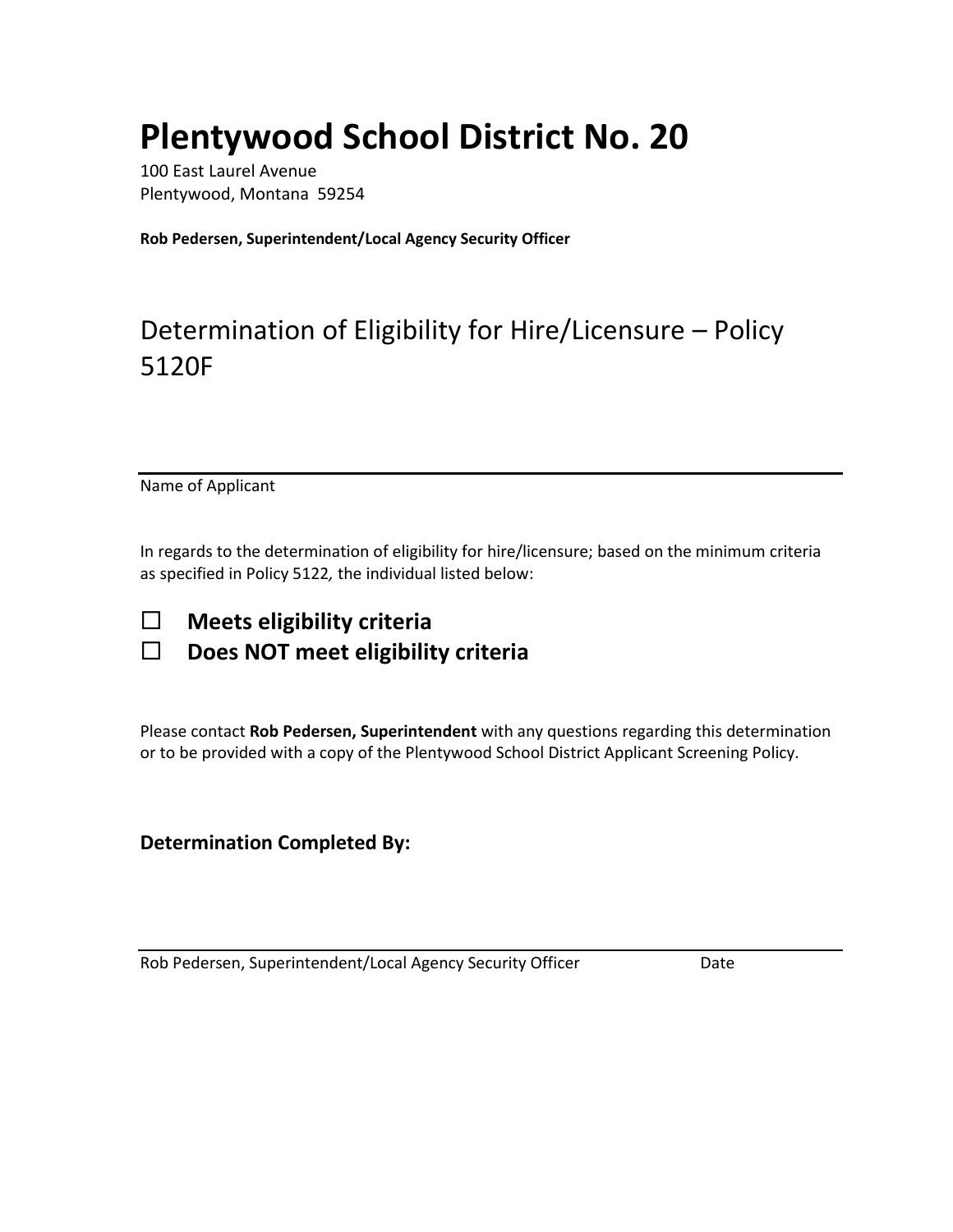# Plentywood School District No. 20

100 East Laurel Avenue
Plentywood, Montana 59254

**Rob Pedersen, Superintendent/Local Agency Security Officer**

## Determination of Eligibility for Hire/Licensure – Policy 5120F

---

Name of Applicant

In regards to the determination of eligibility for hire/licensure; based on the minimum criteria as specified in Policy 5122*,* the individual listed below:

- ☐ **Meets eligibility criteria**
- ☐ **Does NOT meet eligibility criteria**

Please contact **Rob Pedersen, Superintendent** with any questions regarding this determination or to be provided with a copy of the Plentywood School District Applicant Screening Policy.

**Determination Completed By:**

---

Rob Pedersen, Superintendent/Local Agency Security Officer Date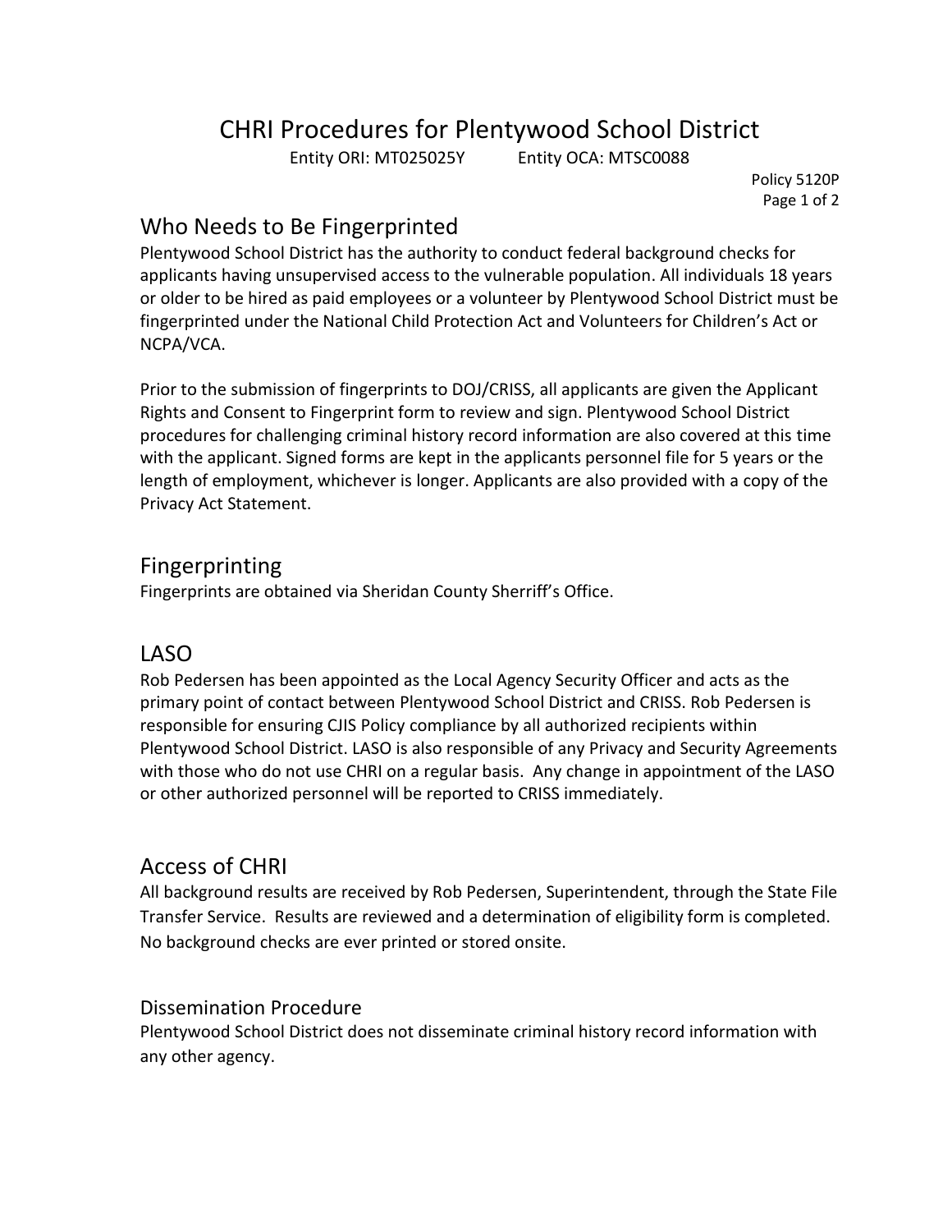# CHRI Procedures for Plentywood School District

Entity ORI: MT025025Y Entity OCA: MTSC0088

Policy 5120P

## Who Needs to Be Fingerprinted

Plentywood School District has the authority to conduct federal background checks for applicants having unsupervised access to the vulnerable population. All individuals 18 years or older to be hired as paid employees or a volunteer by Plentywood School District must be fingerprinted under the National Child Protection Act and Volunteers for Children's Act or NCPA/VCA.

Prior to the submission of fingerprints to DOJ/CRISS, all applicants are given the Applicant Rights and Consent to Fingerprint form to review and sign. Plentywood School District procedures for challenging criminal history record information are also covered at this time with the applicant. Signed forms are kept in the applicants personnel file for 5 years or the length of employment, whichever is longer. Applicants are also provided with a copy of the Privacy Act Statement.

## Fingerprinting

Fingerprints are obtained via Sheridan County Sherriff's Office.

## LASO

Rob Pedersen has been appointed as the Local Agency Security Officer and acts as the primary point of contact between Plentywood School District and CRISS. Rob Pedersen is responsible for ensuring CJIS Policy compliance by all authorized recipients within Plentywood School District. LASO is also responsible of any Privacy and Security Agreements with those who do not use CHRI on a regular basis. Any change in appointment of the LASO or other authorized personnel will be reported to CRISS immediately.

## Access of CHRI

All background results are received by Rob Pedersen, Superintendent, through the State File Transfer Service. Results are reviewed and a determination of eligibility form is completed. No background checks are ever printed or stored onsite.

### Dissemination Procedure

Plentywood School District does not disseminate criminal history record information with any other agency.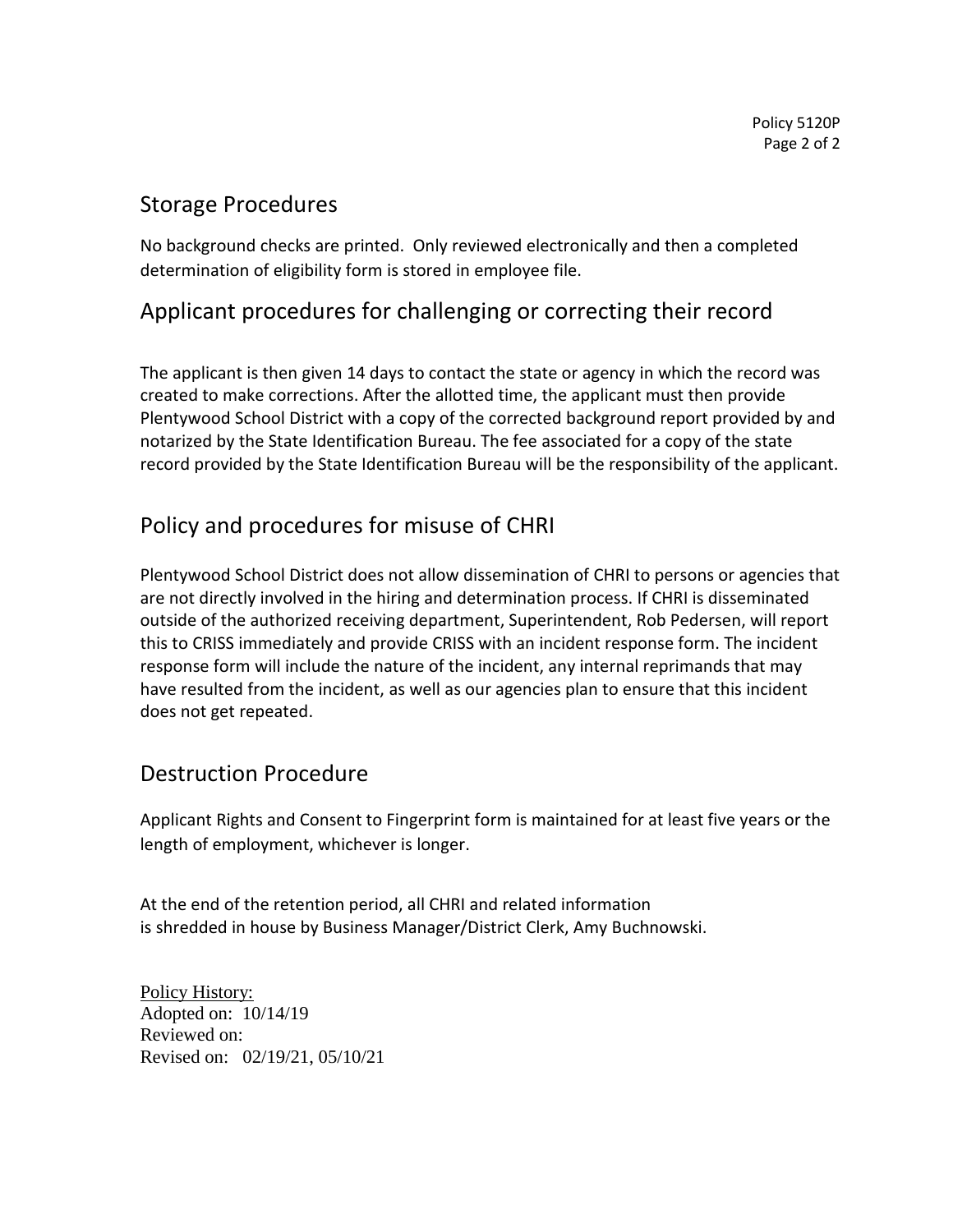## Storage Procedures

No background checks are printed.  Only reviewed electronically and then a completed determination of eligibility form is stored in employee file.

## Applicant procedures for challenging or correcting their record

The applicant is then given 14 days to contact the state or agency in which the record was created to make corrections. After the allotted time, the applicant must then provide Plentywood School District with a copy of the corrected background report provided by and notarized by the State Identification Bureau. The fee associated for a copy of the state record provided by the State Identification Bureau will be the responsibility of the applicant.

## Policy and procedures for misuse of CHRI

Plentywood School District does not allow dissemination of CHRI to persons or agencies that are not directly involved in the hiring and determination process. If CHRI is disseminated outside of the authorized receiving department, Superintendent, Rob Pedersen, will report this to CRISS immediately and provide CRISS with an incident response form. The incident response form will include the nature of the incident, any internal reprimands that may have resulted from the incident, as well as our agencies plan to ensure that this incident does not get repeated.

## Destruction Procedure

Applicant Rights and Consent to Fingerprint form is maintained for at least five years or the length of employment, whichever is longer.

At the end of the retention period, all CHRI and related information is shredded in house by Business Manager/District Clerk, Amy Buchnowski.

Policy History:
Adopted on: 10/14/19
Reviewed on:
Revised on: 02/19/21, 05/10/21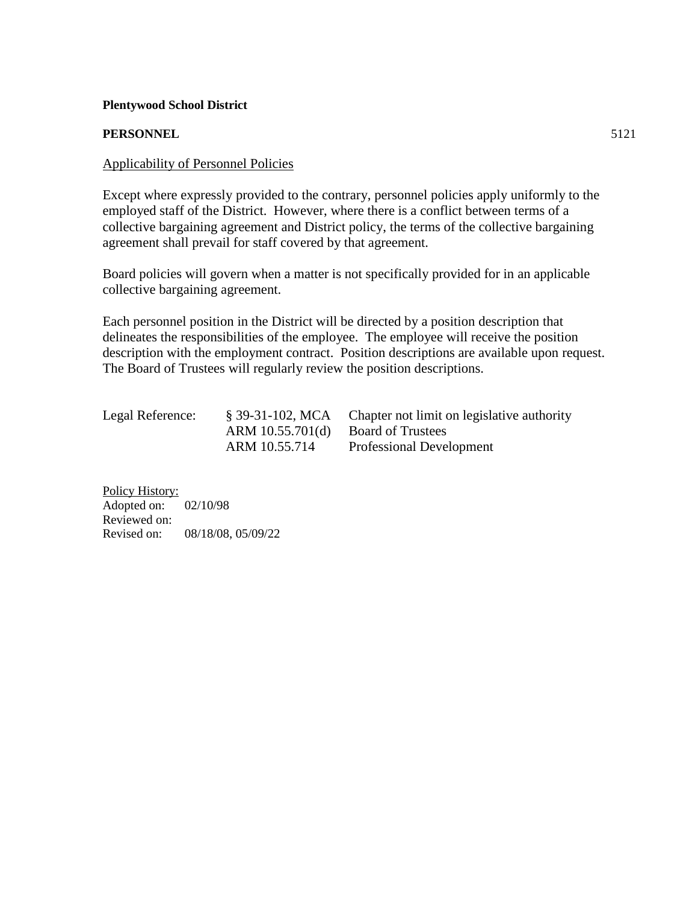**Plentywood School District**

**PERSONNEL** 5121

<u>Applicability of Personnel Policies</u>

Except where expressly provided to the contrary, personnel policies apply uniformly to the employed staff of the District. However, where there is a conflict between terms of a collective bargaining agreement and District policy, the terms of the collective bargaining agreement shall prevail for staff covered by that agreement.

Board policies will govern when a matter is not specifically provided for in an applicable collective bargaining agreement.

Each personnel position in the District will be directed by a position description that delineates the responsibilities of the employee. The employee will receive the position description with the employment contract. Position descriptions are available upon request. The Board of Trustees will regularly review the position descriptions.

| Legal Reference: | § 39-31-102, MCA | Chapter not limit on legislative authority |
|---|---|---|
| | ARM 10.55.701(d) | Board of Trustees |
| | ARM 10.55.714 | Professional Development |

<u>Policy History:</u>
Adopted on: 02/10/98
Reviewed on:
Revised on: 08/18/08, 05/09/22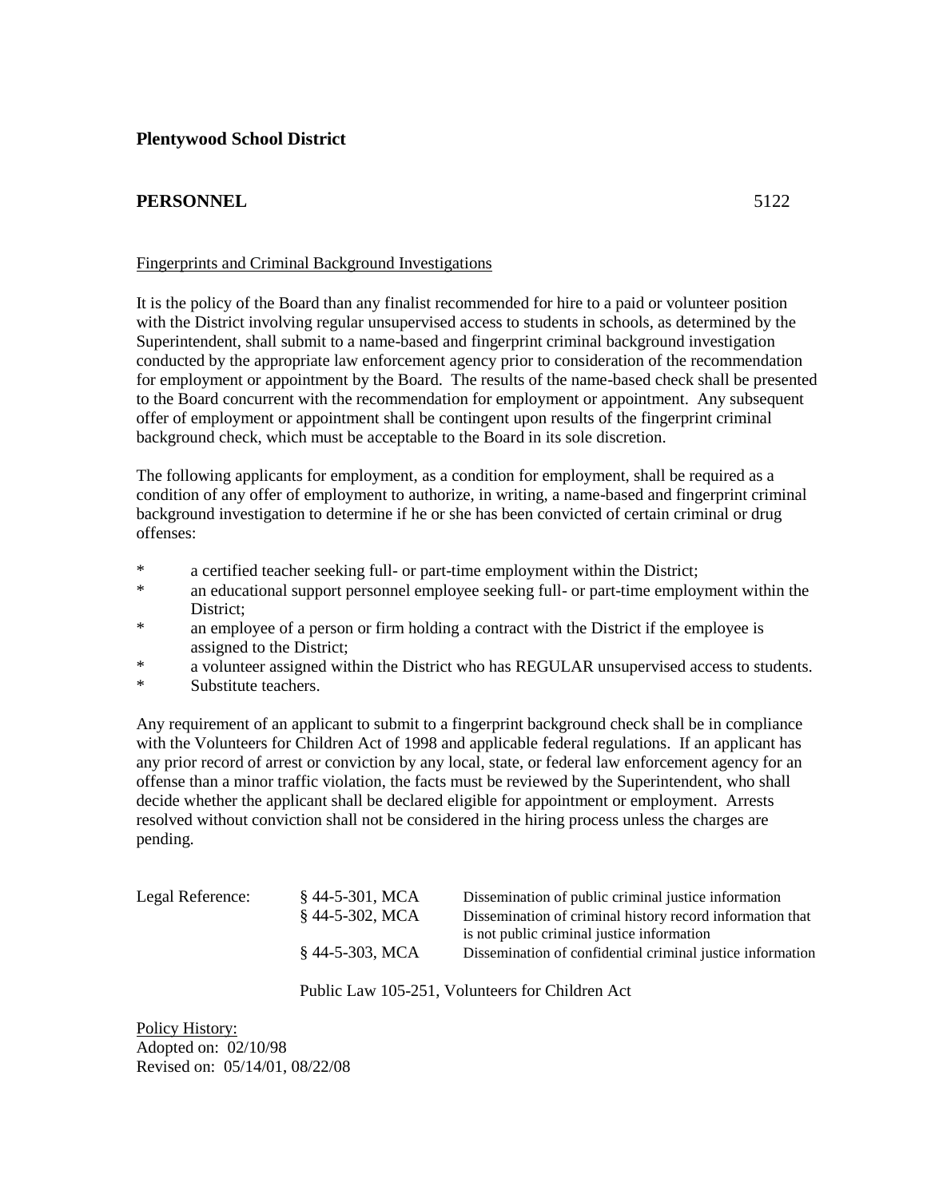**Plentywood School District**

**PERSONNEL** 5122

Fingerprints and Criminal Background Investigations

It is the policy of the Board than any finalist recommended for hire to a paid or volunteer position with the District involving regular unsupervised access to students in schools, as determined by the Superintendent, shall submit to a name-based and fingerprint criminal background investigation conducted by the appropriate law enforcement agency prior to consideration of the recommendation for employment or appointment by the Board. The results of the name-based check shall be presented to the Board concurrent with the recommendation for employment or appointment. Any subsequent offer of employment or appointment shall be contingent upon results of the fingerprint criminal background check, which must be acceptable to the Board in its sole discretion.

The following applicants for employment, as a condition for employment, shall be required as a condition of any offer of employment to authorize, in writing, a name-based and fingerprint criminal background investigation to determine if he or she has been convicted of certain criminal or drug offenses:

- a certified teacher seeking full- or part-time employment within the District;
- an educational support personnel employee seeking full- or part-time employment within the District;
- an employee of a person or firm holding a contract with the District if the employee is assigned to the District;
- a volunteer assigned within the District who has REGULAR unsupervised access to students.
- Substitute teachers.

Any requirement of an applicant to submit to a fingerprint background check shall be in compliance with the Volunteers for Children Act of 1998 and applicable federal regulations. If an applicant has any prior record of arrest or conviction by any local, state, or federal law enforcement agency for an offense than a minor traffic violation, the facts must be reviewed by the Superintendent, who shall decide whether the applicant shall be declared eligible for appointment or employment. Arrests resolved without conviction shall not be considered in the hiring process unless the charges are pending.

| Legal Reference: | § 44-5-301, MCA | Dissemination of public criminal justice information |
|---|---|---|
| | § 44-5-302, MCA | Dissemination of criminal history record information that is not public criminal justice information |
| | § 44-5-303, MCA | Dissemination of confidential criminal justice information |
| | Public Law 105-251, Volunteers for Children Act | |

Policy History:
Adopted on: 02/10/98
Revised on: 05/14/01, 08/22/08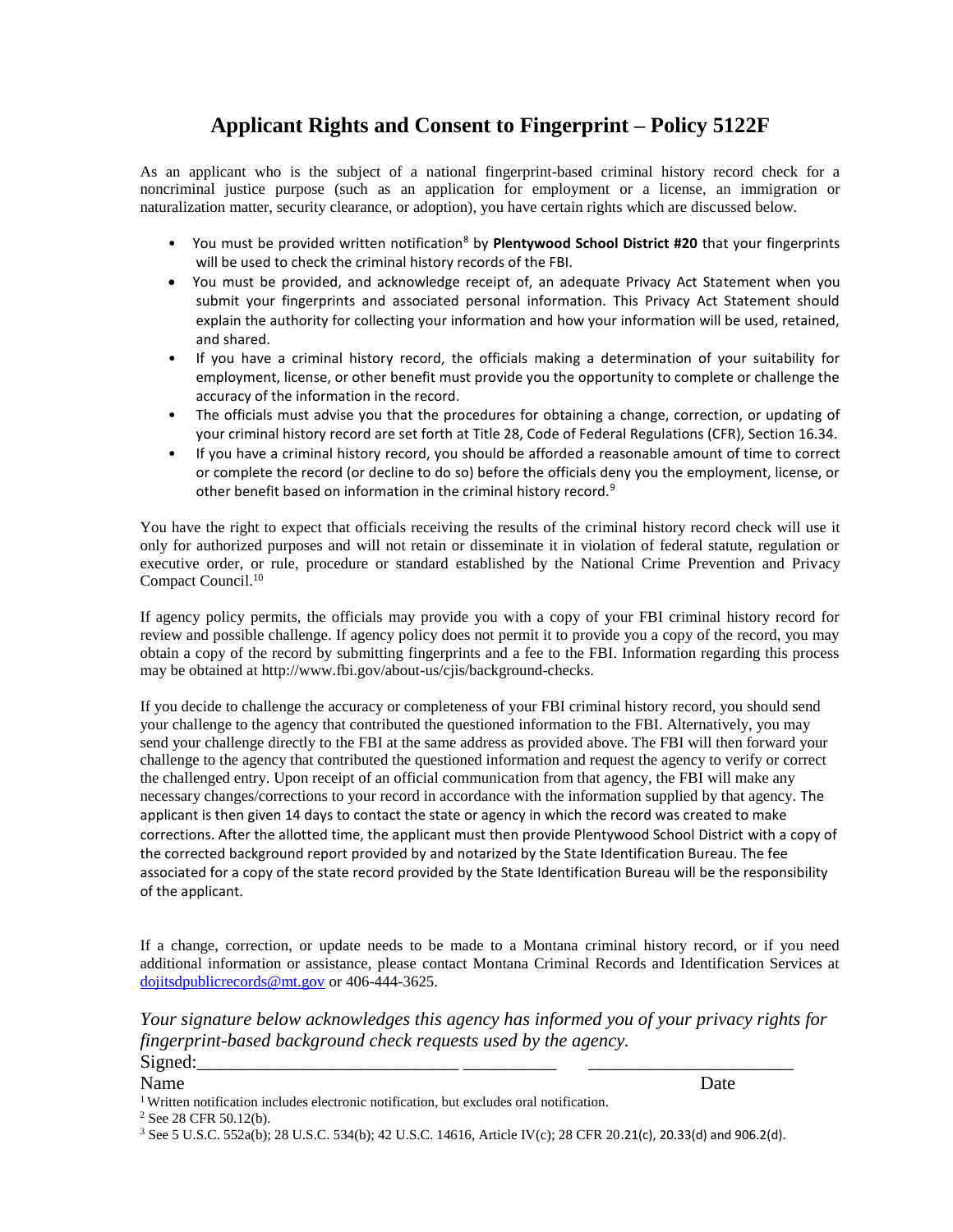# Applicant Rights and Consent to Fingerprint – Policy 5122F

As an applicant who is the subject of a national fingerprint-based criminal history record check for a noncriminal justice purpose (such as an application for employment or a license, an immigration or naturalization matter, security clearance, or adoption), you have certain rights which are discussed below.

- You must be provided written notification[8] by **Plentywood School District #20** that your fingerprints will be used to check the criminal history records of the FBI.
- You must be provided, and acknowledge receipt of, an adequate Privacy Act Statement when you submit your fingerprints and associated personal information. This Privacy Act Statement should explain the authority for collecting your information and how your information will be used, retained, and shared.
- If you have a criminal history record, the officials making a determination of your suitability for employment, license, or other benefit must provide you the opportunity to complete or challenge the accuracy of the information in the record.
- The officials must advise you that the procedures for obtaining a change, correction, or updating of your criminal history record are set forth at Title 28, Code of Federal Regulations (CFR), Section 16.34.
- If you have a criminal history record, you should be afforded a reasonable amount of time to correct or complete the record (or decline to do so) before the officials deny you the employment, license, or other benefit based on information in the criminal history record.[9]

You have the right to expect that officials receiving the results of the criminal history record check will use it only for authorized purposes and will not retain or disseminate it in violation of federal statute, regulation or executive order, or rule, procedure or standard established by the National Crime Prevention and Privacy Compact Council.[10]

If agency policy permits, the officials may provide you with a copy of your FBI criminal history record for review and possible challenge. If agency policy does not permit it to provide you a copy of the record, you may obtain a copy of the record by submitting fingerprints and a fee to the FBI. Information regarding this process may be obtained at http://www.fbi.gov/about-us/cjis/background-checks.

If you decide to challenge the accuracy or completeness of your FBI criminal history record, you should send your challenge to the agency that contributed the questioned information to the FBI. Alternatively, you may send your challenge directly to the FBI at the same address as provided above. The FBI will then forward your challenge to the agency that contributed the questioned information and request the agency to verify or correct the challenged entry. Upon receipt of an official communication from that agency, the FBI will make any necessary changes/corrections to your record in accordance with the information supplied by that agency. The applicant is then given 14 days to contact the state or agency in which the record was created to make corrections. After the allotted time, the applicant must then provide Plentywood School District with a copy of the corrected background report provided by and notarized by the State Identification Bureau. The fee associated for a copy of the state record provided by the State Identification Bureau will be the responsibility of the applicant.

If a change, correction, or update needs to be made to a Montana criminal history record, or if you need additional information or assistance, please contact Montana Criminal Records and Identification Services at dojitsdpublicrecords@mt.gov or 406-444-3625.

*Your signature below acknowledges this agency has informed you of your privacy rights for fingerprint-based background check requests used by the agency.*

Signed:____________________________ __________ ______________________

Name Date

[1] Written notification includes electronic notification, but excludes oral notification.

[2] See 28 CFR 50.12(b).

[3] See 5 U.S.C. 552a(b); 28 U.S.C. 534(b); 42 U.S.C. 14616, Article IV(c); 28 CFR 20.21(c), 20.33(d) and 906.2(d).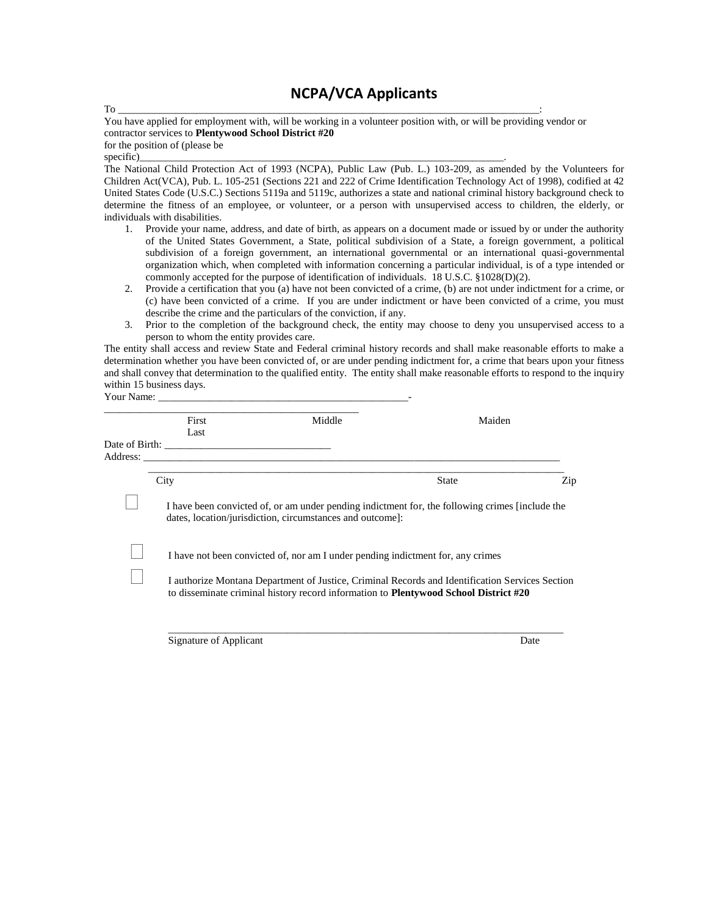# NCPA/VCA Applicants

To ___________________________________________________________________________________:

You have applied for employment with, will be working in a volunteer position with, or will be providing vendor or contractor services to **Plentywood School District #20**
for the position of (please be specific)_______________________________________________________________________.

The National Child Protection Act of 1993 (NCPA), Public Law (Pub. L.) 103-209, as amended by the Volunteers for Children Act(VCA), Pub. L. 105-251 (Sections 221 and 222 of Crime Identification Technology Act of 1998), codified at 42 United States Code (U.S.C.) Sections 5119a and 5119c, authorizes a state and national criminal history background check to determine the fitness of an employee, or volunteer, or a person with unsupervised access to children, the elderly, or individuals with disabilities.

1. Provide your name, address, and date of birth, as appears on a document made or issued by or under the authority of the United States Government, a State, political subdivision of a State, a foreign government, a political subdivision of a foreign government, an international governmental or an international quasi-governmental organization which, when completed with information concerning a particular individual, is of a type intended or commonly accepted for the purpose of identification of individuals. 18 U.S.C. §1028(D)(2).
2. Provide a certification that you (a) have not been convicted of a crime, (b) are not under indictment for a crime, or (c) have been convicted of a crime. If you are under indictment or have been convicted of a crime, you must describe the crime and the particulars of the conviction, if any.
3. Prior to the completion of the background check, the entity may choose to deny you unsupervised access to a person to whom the entity provides care.

The entity shall access and review State and Federal criminal history records and shall make reasonable efforts to make a determination whether you have been convicted of, or are under pending indictment for, a crime that bears upon your fitness and shall convey that determination to the qualified entity. The entity shall make reasonable efforts to respond to the inquiry within 15 business days.

Your Name: _________________________________________________-
_________________________________________________

First Middle Maiden Last

Date of Birth: ________________________________

Address: ___________________________________________________________________________________
___________________________________________________________________________________

City State Zip

☐ I have been convicted of, or am under pending indictment for, the following crimes [include the dates, location/jurisdiction, circumstances and outcome]:

☐ I have not been convicted of, nor am I under pending indictment for, any crimes

☐ I authorize Montana Department of Justice, Criminal Records and Identification Services Section to disseminate criminal history record information to **Plentywood School District #20**

___________________________________________________________________________
Signature of Applicant Date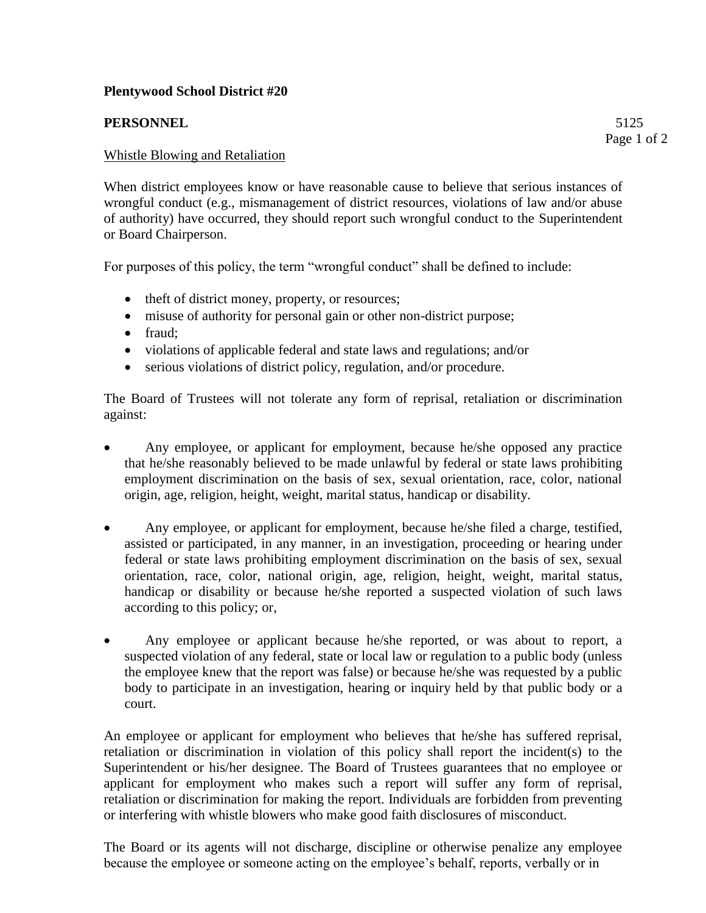**Plentywood School District #20**

**PERSONNEL** 5125

Whistle Blowing and Retaliation

When district employees know or have reasonable cause to believe that serious instances of wrongful conduct (e.g., mismanagement of district resources, violations of law and/or abuse of authority) have occurred, they should report such wrongful conduct to the Superintendent or Board Chairperson.

For purposes of this policy, the term "wrongful conduct" shall be defined to include:

- theft of district money, property, or resources;
- misuse of authority for personal gain or other non-district purpose;
- fraud;
- violations of applicable federal and state laws and regulations; and/or
- serious violations of district policy, regulation, and/or procedure.

The Board of Trustees will not tolerate any form of reprisal, retaliation or discrimination against:

- Any employee, or applicant for employment, because he/she opposed any practice that he/she reasonably believed to be made unlawful by federal or state laws prohibiting employment discrimination on the basis of sex, sexual orientation, race, color, national origin, age, religion, height, weight, marital status, handicap or disability.

- Any employee, or applicant for employment, because he/she filed a charge, testified, assisted or participated, in any manner, in an investigation, proceeding or hearing under federal or state laws prohibiting employment discrimination on the basis of sex, sexual orientation, race, color, national origin, age, religion, height, weight, marital status, handicap or disability or because he/she reported a suspected violation of such laws according to this policy; or,

- Any employee or applicant because he/she reported, or was about to report, a suspected violation of any federal, state or local law or regulation to a public body (unless the employee knew that the report was false) or because he/she was requested by a public body to participate in an investigation, hearing or inquiry held by that public body or a court.

An employee or applicant for employment who believes that he/she has suffered reprisal, retaliation or discrimination in violation of this policy shall report the incident(s) to the Superintendent or his/her designee. The Board of Trustees guarantees that no employee or applicant for employment who makes such a report will suffer any form of reprisal, retaliation or discrimination for making the report. Individuals are forbidden from preventing or interfering with whistle blowers who make good faith disclosures of misconduct.

The Board or its agents will not discharge, discipline or otherwise penalize any employee because the employee or someone acting on the employee's behalf, reports, verbally or in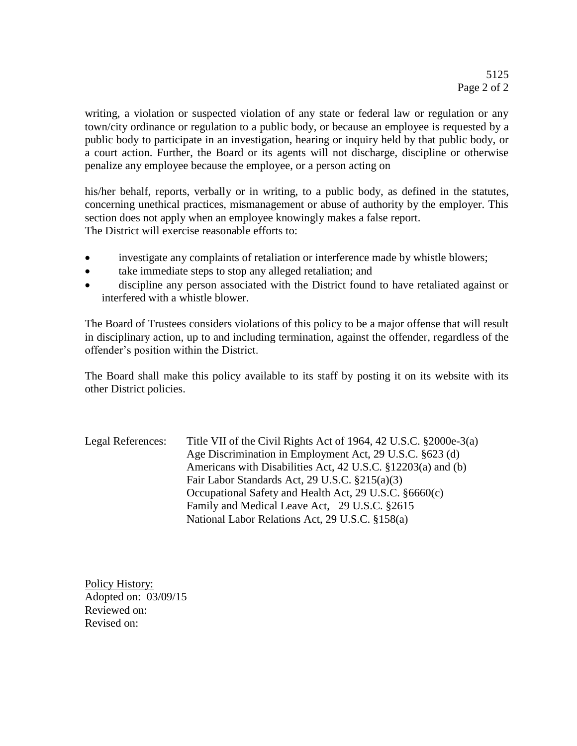writing, a violation or suspected violation of any state or federal law or regulation or any town/city ordinance or regulation to a public body, or because an employee is requested by a public body to participate in an investigation, hearing or inquiry held by that public body, or a court action. Further, the Board or its agents will not discharge, discipline or otherwise penalize any employee because the employee, or a person acting on

his/her behalf, reports, verbally or in writing, to a public body, as defined in the statutes, concerning unethical practices, mismanagement or abuse of authority by the employer. This section does not apply when an employee knowingly makes a false report.
The District will exercise reasonable efforts to:

- investigate any complaints of retaliation or interference made by whistle blowers;
- take immediate steps to stop any alleged retaliation; and
- discipline any person associated with the District found to have retaliated against or interfered with a whistle blower.

The Board of Trustees considers violations of this policy to be a major offense that will result in disciplinary action, up to and including termination, against the offender, regardless of the offender's position within the District.

The Board shall make this policy available to its staff by posting it on its website with its other District policies.

Legal References:
Title VII of the Civil Rights Act of 1964, 42 U.S.C. §2000e-3(a)
Age Discrimination in Employment Act, 29 U.S.C. §623 (d)
Americans with Disabilities Act, 42 U.S.C. §12203(a) and (b)
Fair Labor Standards Act, 29 U.S.C. §215(a)(3)
Occupational Safety and Health Act, 29 U.S.C. §6660(c)
Family and Medical Leave Act, 29 U.S.C. §2615
National Labor Relations Act, 29 U.S.C. §158(a)

Policy History:
Adopted on: 03/09/15
Reviewed on:
Revised on: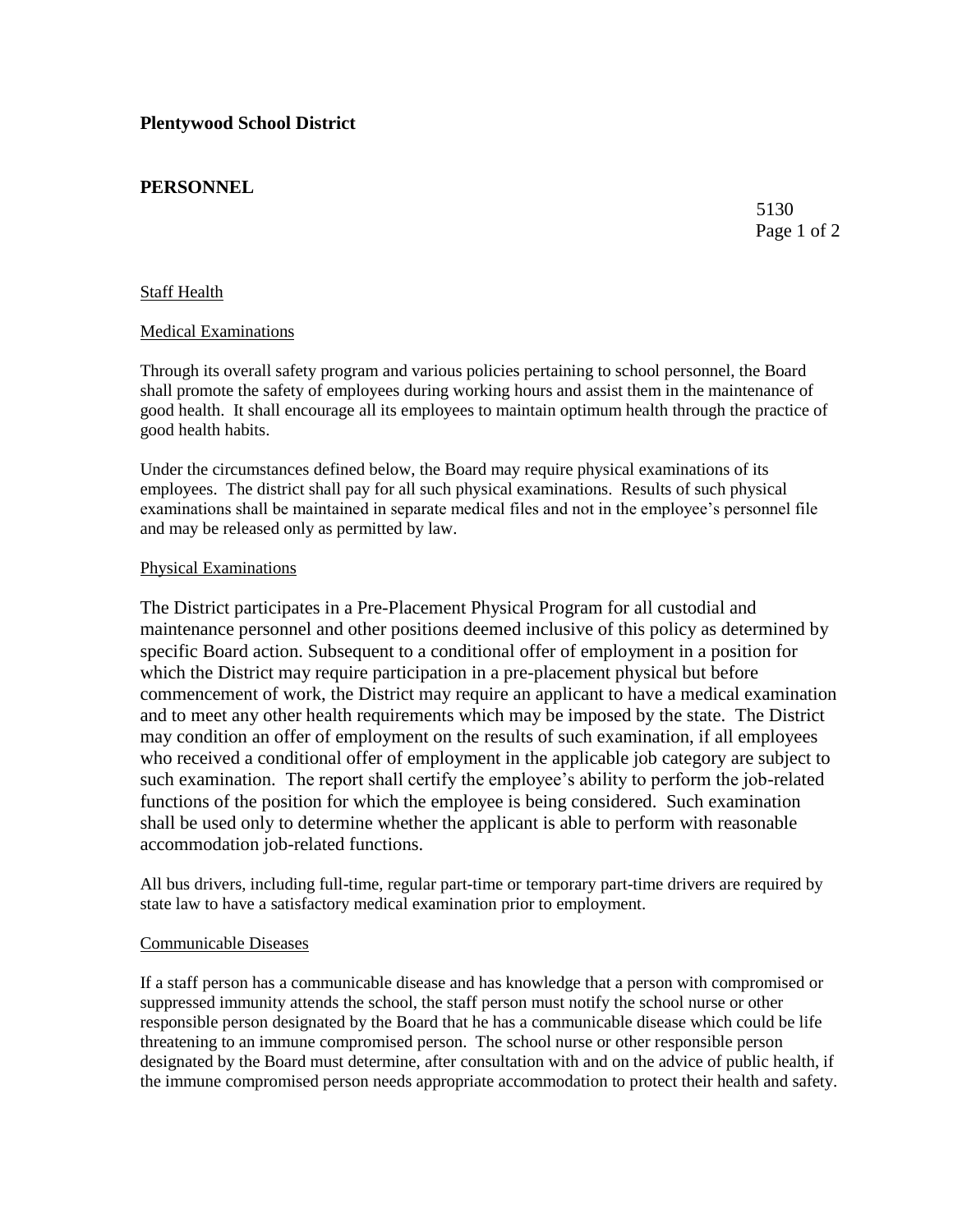**Plentywood School District**

**PERSONNEL**

5130

Staff Health

Medical Examinations

Through its overall safety program and various policies pertaining to school personnel, the Board shall promote the safety of employees during working hours and assist them in the maintenance of good health. It shall encourage all its employees to maintain optimum health through the practice of good health habits.

Under the circumstances defined below, the Board may require physical examinations of its employees. The district shall pay for all such physical examinations. Results of such physical examinations shall be maintained in separate medical files and not in the employee's personnel file and may be released only as permitted by law.

Physical Examinations

The District participates in a Pre-Placement Physical Program for all custodial and maintenance personnel and other positions deemed inclusive of this policy as determined by specific Board action. Subsequent to a conditional offer of employment in a position for which the District may require participation in a pre-placement physical but before commencement of work, the District may require an applicant to have a medical examination and to meet any other health requirements which may be imposed by the state. The District may condition an offer of employment on the results of such examination, if all employees who received a conditional offer of employment in the applicable job category are subject to such examination. The report shall certify the employee's ability to perform the job-related functions of the position for which the employee is being considered. Such examination shall be used only to determine whether the applicant is able to perform with reasonable accommodation job-related functions.

All bus drivers, including full-time, regular part-time or temporary part-time drivers are required by state law to have a satisfactory medical examination prior to employment.

Communicable Diseases

If a staff person has a communicable disease and has knowledge that a person with compromised or suppressed immunity attends the school, the staff person must notify the school nurse or other responsible person designated by the Board that he has a communicable disease which could be life threatening to an immune compromised person. The school nurse or other responsible person designated by the Board must determine, after consultation with and on the advice of public health, if the immune compromised person needs appropriate accommodation to protect their health and safety.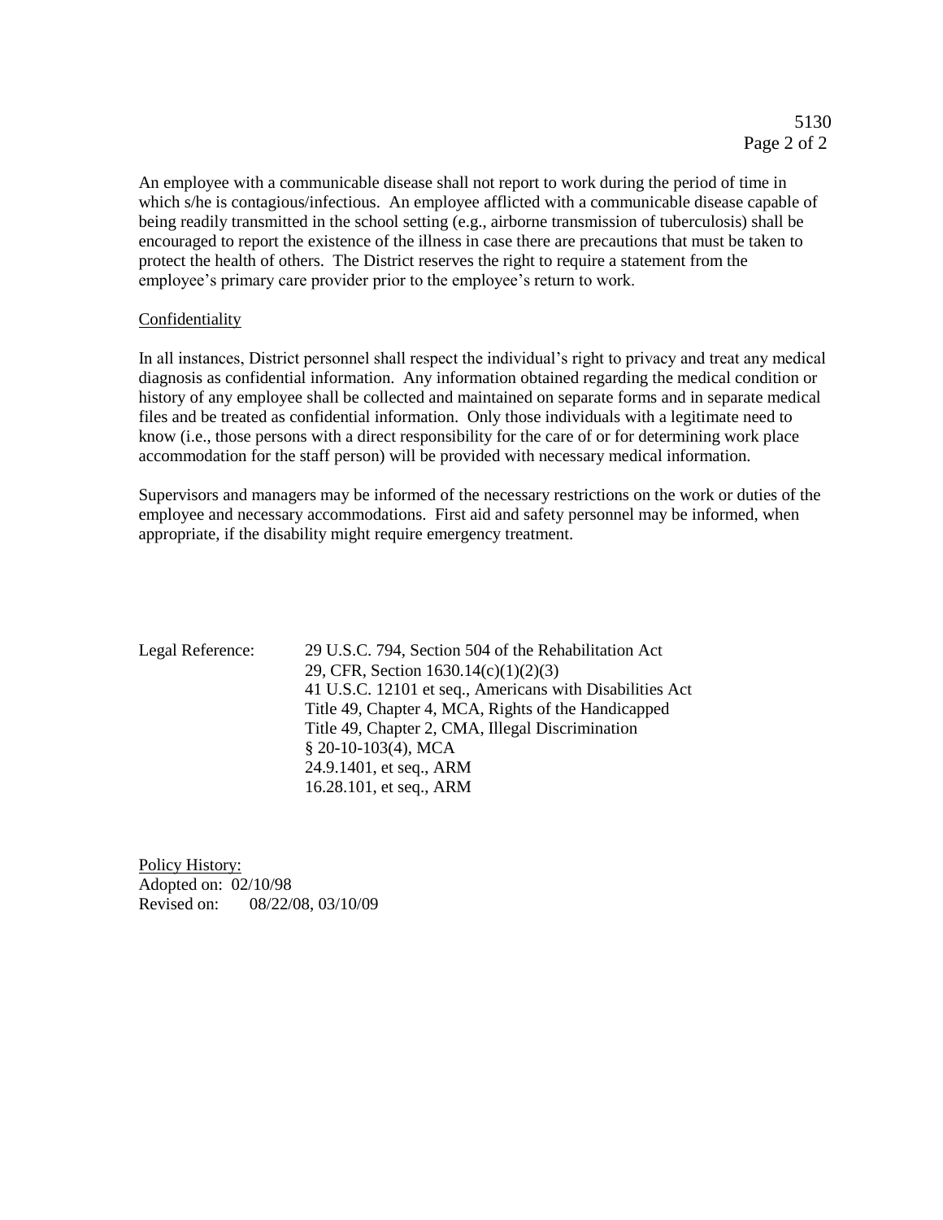An employee with a communicable disease shall not report to work during the period of time in which s/he is contagious/infectious. An employee afflicted with a communicable disease capable of being readily transmitted in the school setting (e.g., airborne transmission of tuberculosis) shall be encouraged to report the existence of the illness in case there are precautions that must be taken to protect the health of others. The District reserves the right to require a statement from the employee's primary care provider prior to the employee's return to work.

Confidentiality

In all instances, District personnel shall respect the individual's right to privacy and treat any medical diagnosis as confidential information. Any information obtained regarding the medical condition or history of any employee shall be collected and maintained on separate forms and in separate medical files and be treated as confidential information. Only those individuals with a legitimate need to know (i.e., those persons with a direct responsibility for the care of or for determining work place accommodation for the staff person) will be provided with necessary medical information.

Supervisors and managers may be informed of the necessary restrictions on the work or duties of the employee and necessary accommodations. First aid and safety personnel may be informed, when appropriate, if the disability might require emergency treatment.

Legal Reference:
29 U.S.C. 794, Section 504 of the Rehabilitation Act
29, CFR, Section 1630.14(c)(1)(2)(3)
41 U.S.C. 12101 et seq., Americans with Disabilities Act
Title 49, Chapter 4, MCA, Rights of the Handicapped
Title 49, Chapter 2, CMA, Illegal Discrimination
§ 20-10-103(4), MCA
24.9.1401, et seq., ARM
16.28.101, et seq., ARM

Policy History:
Adopted on: 02/10/98
Revised on: 08/22/08, 03/10/09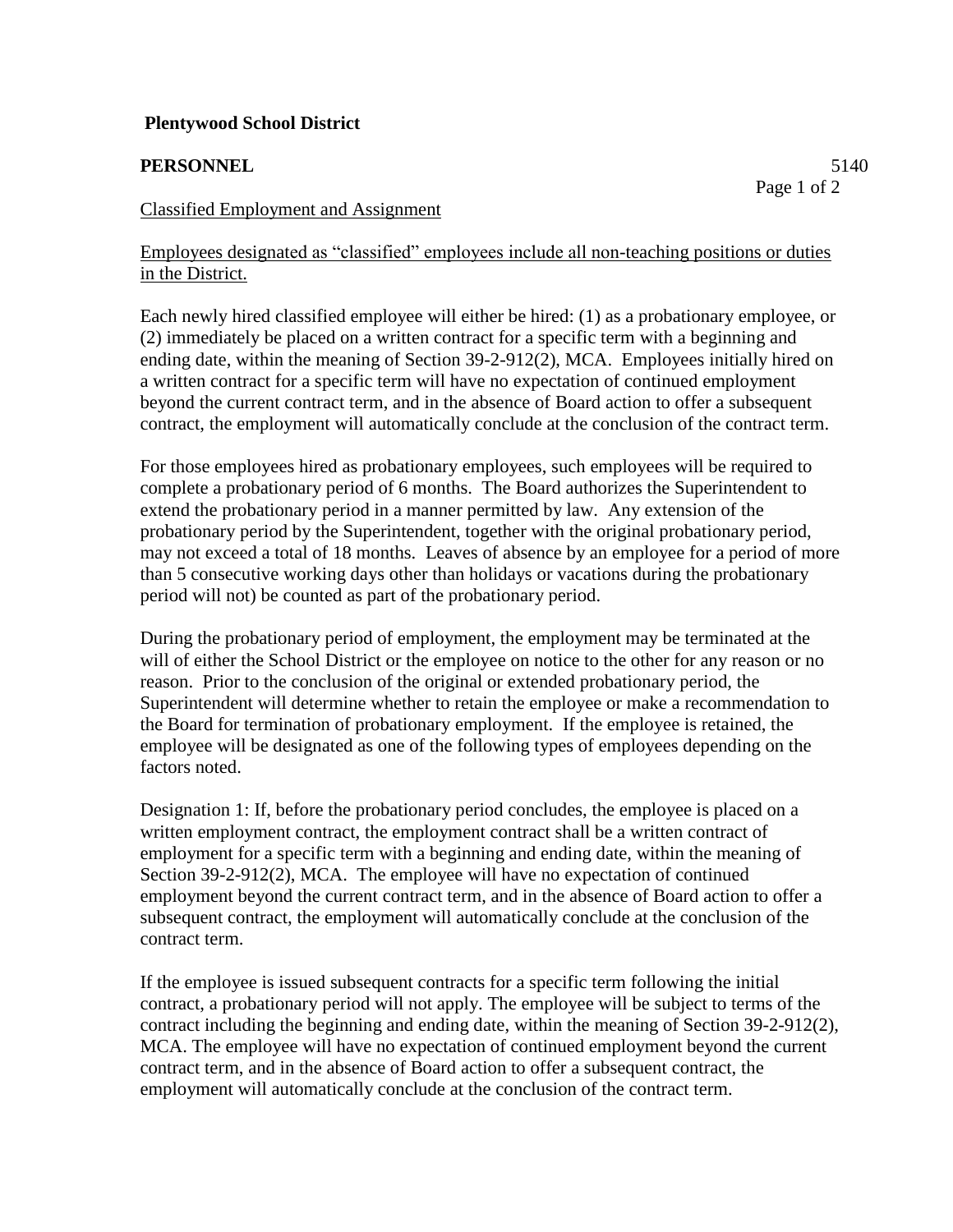**Plentywood School District**

**PERSONNEL** 5140

Classified Employment and Assignment

Employees designated as "classified" employees include all non-teaching positions or duties in the District.

Each newly hired classified employee will either be hired: (1) as a probationary employee, or (2) immediately be placed on a written contract for a specific term with a beginning and ending date, within the meaning of Section 39-2-912(2), MCA. Employees initially hired on a written contract for a specific term will have no expectation of continued employment beyond the current contract term, and in the absence of Board action to offer a subsequent contract, the employment will automatically conclude at the conclusion of the contract term.

For those employees hired as probationary employees, such employees will be required to complete a probationary period of 6 months. The Board authorizes the Superintendent to extend the probationary period in a manner permitted by law. Any extension of the probationary period by the Superintendent, together with the original probationary period, may not exceed a total of 18 months. Leaves of absence by an employee for a period of more than 5 consecutive working days other than holidays or vacations during the probationary period will not) be counted as part of the probationary period.

During the probationary period of employment, the employment may be terminated at the will of either the School District or the employee on notice to the other for any reason or no reason. Prior to the conclusion of the original or extended probationary period, the Superintendent will determine whether to retain the employee or make a recommendation to the Board for termination of probationary employment. If the employee is retained, the employee will be designated as one of the following types of employees depending on the factors noted.

Designation 1: If, before the probationary period concludes, the employee is placed on a written employment contract, the employment contract shall be a written contract of employment for a specific term with a beginning and ending date, within the meaning of Section 39-2-912(2), MCA. The employee will have no expectation of continued employment beyond the current contract term, and in the absence of Board action to offer a subsequent contract, the employment will automatically conclude at the conclusion of the contract term.

If the employee is issued subsequent contracts for a specific term following the initial contract, a probationary period will not apply. The employee will be subject to terms of the contract including the beginning and ending date, within the meaning of Section 39-2-912(2), MCA. The employee will have no expectation of continued employment beyond the current contract term, and in the absence of Board action to offer a subsequent contract, the employment will automatically conclude at the conclusion of the contract term.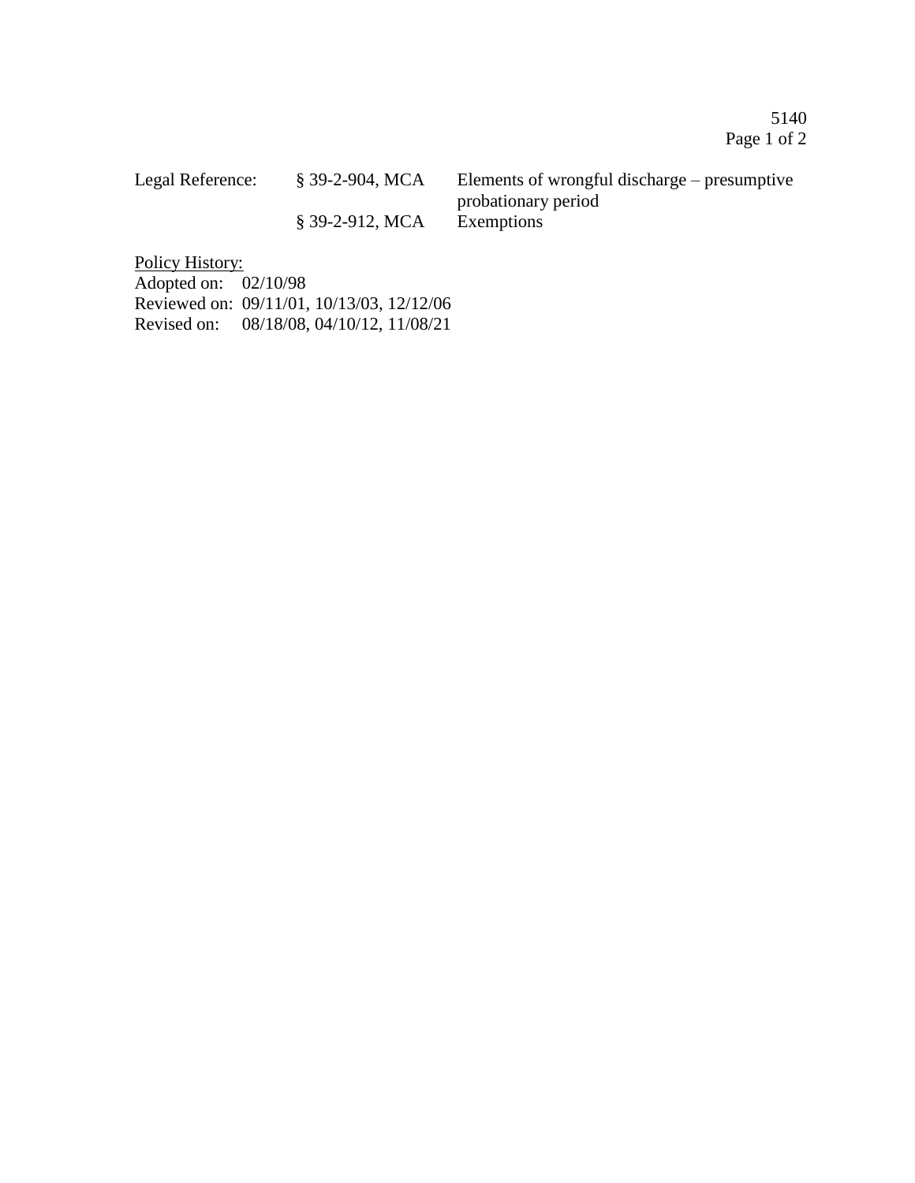Legal Reference:

| | | |
|---|---|---|
| | § 39-2-904, MCA | Elements of wrongful discharge – presumptive probationary period |
| | § 39-2-912, MCA | Exemptions |

Policy History:

Adopted on: 02/10/98
Reviewed on: 09/11/01, 10/13/03, 12/12/06
Revised on: 08/18/08, 04/10/12, 11/08/21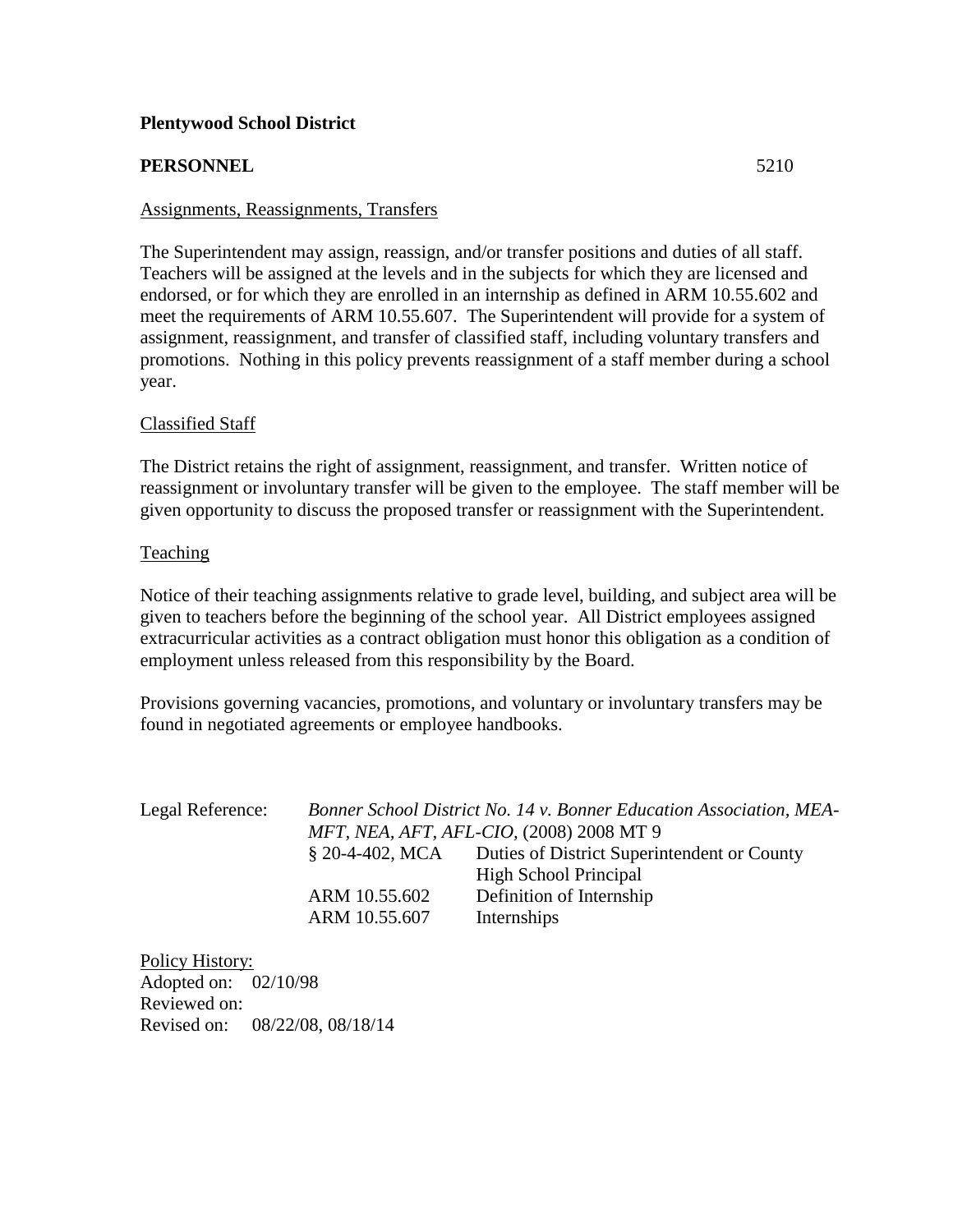**Plentywood School District**

**PERSONNEL** 5210

## Assignments, Reassignments, Transfers

The Superintendent may assign, reassign, and/or transfer positions and duties of all staff. Teachers will be assigned at the levels and in the subjects for which they are licensed and endorsed, or for which they are enrolled in an internship as defined in ARM 10.55.602 and meet the requirements of ARM 10.55.607. The Superintendent will provide for a system of assignment, reassignment, and transfer of classified staff, including voluntary transfers and promotions. Nothing in this policy prevents reassignment of a staff member during a school year.

### Classified Staff

The District retains the right of assignment, reassignment, and transfer. Written notice of reassignment or involuntary transfer will be given to the employee. The staff member will be given opportunity to discuss the proposed transfer or reassignment with the Superintendent.

### Teaching

Notice of their teaching assignments relative to grade level, building, and subject area will be given to teachers before the beginning of the school year. All District employees assigned extracurricular activities as a contract obligation must honor this obligation as a condition of employment unless released from this responsibility by the Board.

Provisions governing vacancies, promotions, and voluntary or involuntary transfers may be found in negotiated agreements or employee handbooks.

Legal Reference: *Bonner School District No. 14 v. Bonner Education Association, MEA-MFT, NEA, AFT, AFL-CIO*, (2008) 2008 MT 9

| | |
|---|---|
| § 20-4-402, MCA | Duties of District Superintendent or County High School Principal |
| ARM 10.55.602 | Definition of Internship |
| ARM 10.55.607 | Internships |

Policy History:
Adopted on: 02/10/98
Reviewed on:
Revised on: 08/22/08, 08/18/14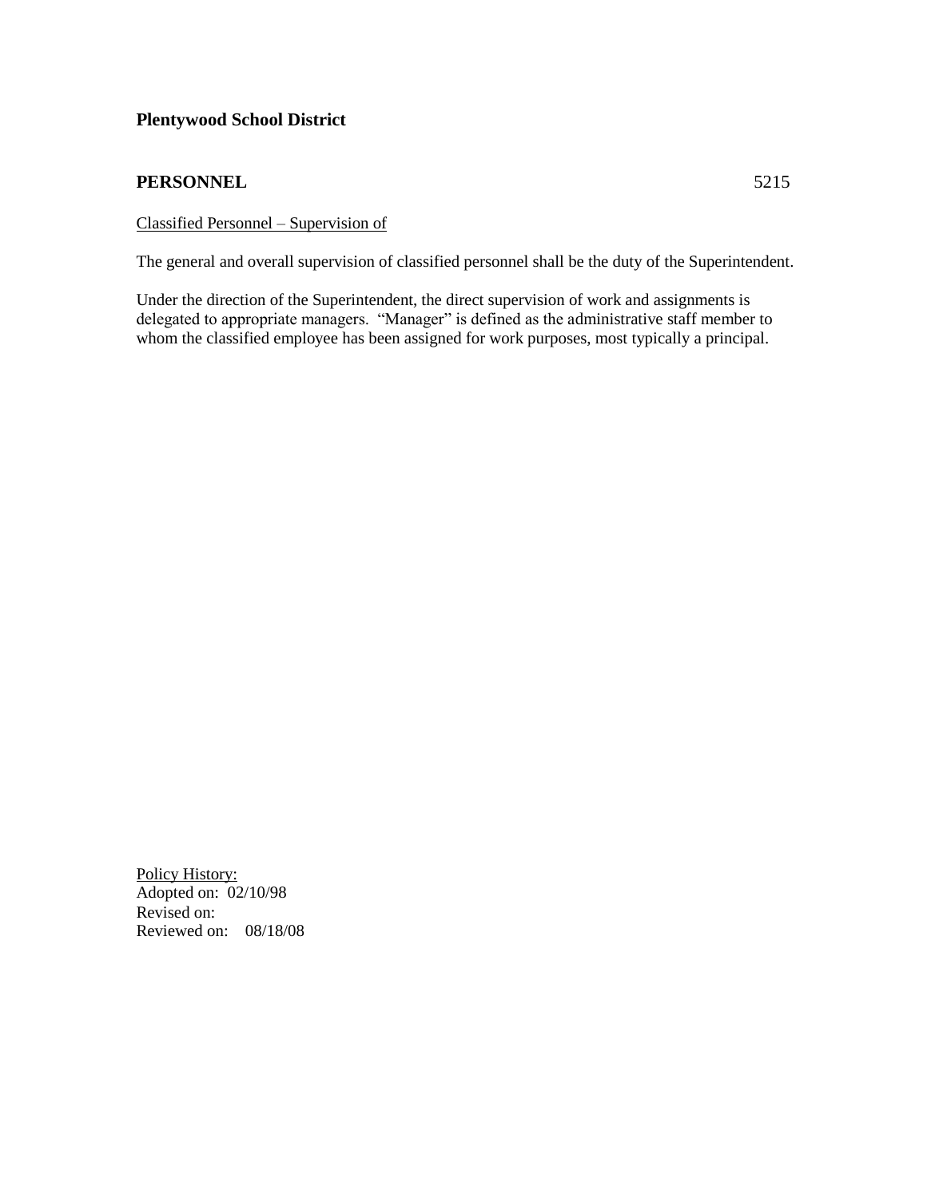**Plentywood School District**

**PERSONNEL** 5215

Classified Personnel – Supervision of

The general and overall supervision of classified personnel shall be the duty of the Superintendent.

Under the direction of the Superintendent, the direct supervision of work and assignments is delegated to appropriate managers. "Manager" is defined as the administrative staff member to whom the classified employee has been assigned for work purposes, most typically a principal.

Policy History:
Adopted on: 02/10/98
Revised on:
Reviewed on: 08/18/08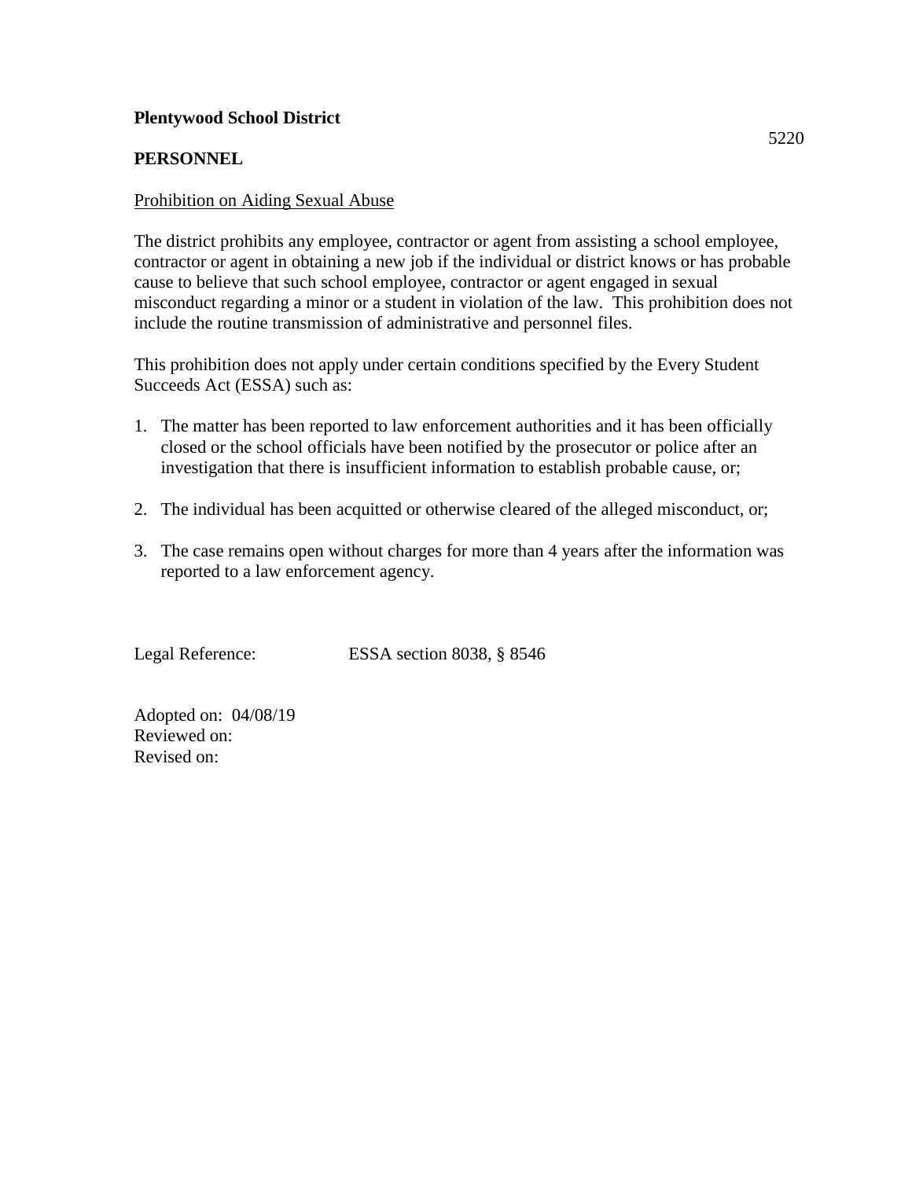**Plentywood School District**

5220

**PERSONNEL**

Prohibition on Aiding Sexual Abuse

The district prohibits any employee, contractor or agent from assisting a school employee, contractor or agent in obtaining a new job if the individual or district knows or has probable cause to believe that such school employee, contractor or agent engaged in sexual misconduct regarding a minor or a student in violation of the law. This prohibition does not include the routine transmission of administrative and personnel files.

This prohibition does not apply under certain conditions specified by the Every Student Succeeds Act (ESSA) such as:

1. The matter has been reported to law enforcement authorities and it has been officially closed or the school officials have been notified by the prosecutor or police after an investigation that there is insufficient information to establish probable cause, or;
2. The individual has been acquitted or otherwise cleared of the alleged misconduct, or;
3. The case remains open without charges for more than 4 years after the information was reported to a law enforcement agency.

Legal Reference: ESSA section 8038, § 8546

Adopted on: 04/08/19
Reviewed on:
Revised on: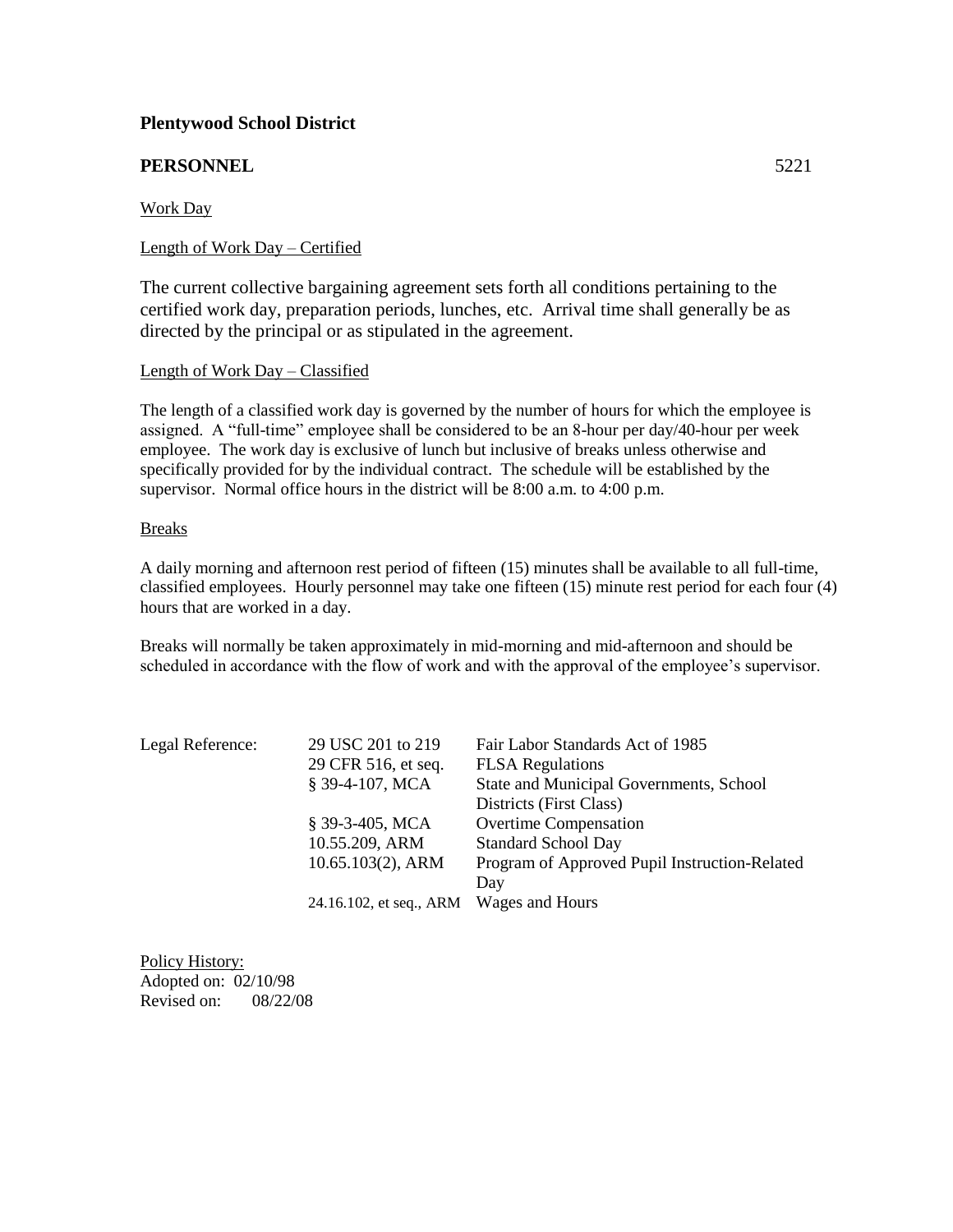**Plentywood School District**

**PERSONNEL** 5221

Work Day

Length of Work Day – Certified

The current collective bargaining agreement sets forth all conditions pertaining to the certified work day, preparation periods, lunches, etc. Arrival time shall generally be as directed by the principal or as stipulated in the agreement.

Length of Work Day – Classified

The length of a classified work day is governed by the number of hours for which the employee is assigned. A "full-time" employee shall be considered to be an 8-hour per day/40-hour per week employee. The work day is exclusive of lunch but inclusive of breaks unless otherwise and specifically provided for by the individual contract. The schedule will be established by the supervisor. Normal office hours in the district will be 8:00 a.m. to 4:00 p.m.

Breaks

A daily morning and afternoon rest period of fifteen (15) minutes shall be available to all full-time, classified employees. Hourly personnel may take one fifteen (15) minute rest period for each four (4) hours that are worked in a day.

Breaks will normally be taken approximately in mid-morning and mid-afternoon and should be scheduled in accordance with the flow of work and with the approval of the employee's supervisor.

| Legal Reference: | | |
|---|---|---|
| | 29 USC 201 to 219 | Fair Labor Standards Act of 1985 |
| | 29 CFR 516, et seq. | FLSA Regulations |
| | § 39-4-107, MCA | State and Municipal Governments, School Districts (First Class) |
| | § 39-3-405, MCA | Overtime Compensation |
| | 10.55.209, ARM | Standard School Day |
| | 10.65.103(2), ARM | Program of Approved Pupil Instruction-Related Day |
| | 24.16.102, et seq., ARM | Wages and Hours |

Policy History:
Adopted on: 02/10/98
Revised on: 08/22/08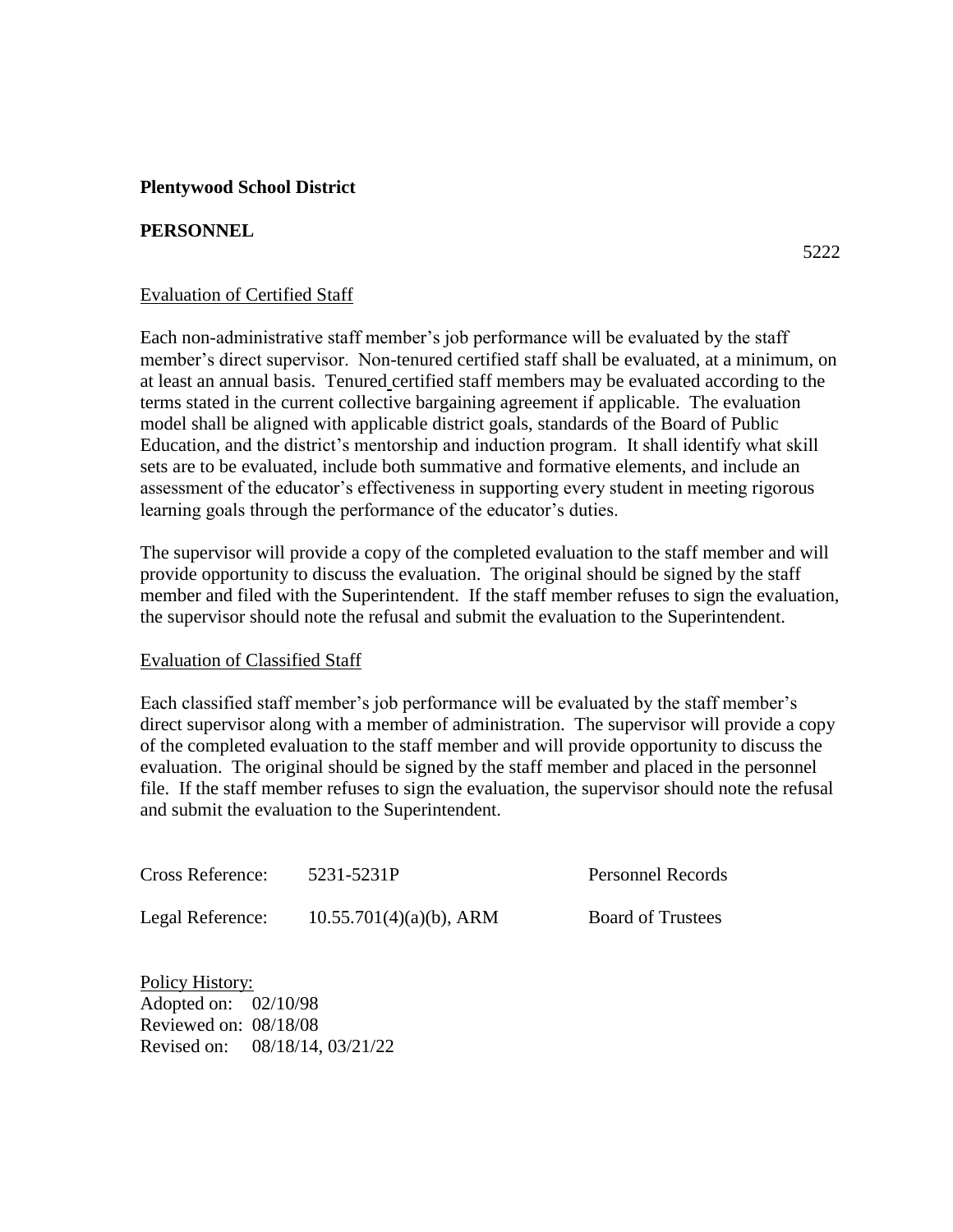**Plentywood School District**

**PERSONNEL**

5222

Evaluation of Certified Staff

Each non-administrative staff member's job performance will be evaluated by the staff member's direct supervisor. Non-tenured certified staff shall be evaluated, at a minimum, on at least an annual basis. Tenured certified staff members may be evaluated according to the terms stated in the current collective bargaining agreement if applicable. The evaluation model shall be aligned with applicable district goals, standards of the Board of Public Education, and the district's mentorship and induction program. It shall identify what skill sets are to be evaluated, include both summative and formative elements, and include an assessment of the educator's effectiveness in supporting every student in meeting rigorous learning goals through the performance of the educator's duties.

The supervisor will provide a copy of the completed evaluation to the staff member and will provide opportunity to discuss the evaluation. The original should be signed by the staff member and filed with the Superintendent. If the staff member refuses to sign the evaluation, the supervisor should note the refusal and submit the evaluation to the Superintendent.

Evaluation of Classified Staff

Each classified staff member's job performance will be evaluated by the staff member's direct supervisor along with a member of administration. The supervisor will provide a copy of the completed evaluation to the staff member and will provide opportunity to discuss the evaluation. The original should be signed by the staff member and placed in the personnel file. If the staff member refuses to sign the evaluation, the supervisor should note the refusal and submit the evaluation to the Superintendent.

| | | |
|---|---|---|
| Cross Reference: | 5231-5231P | Personnel Records |
| Legal Reference: | 10.55.701(4)(a)(b), ARM | Board of Trustees |

Policy History:
Adopted on: 02/10/98
Reviewed on: 08/18/08
Revised on: 08/18/14, 03/21/22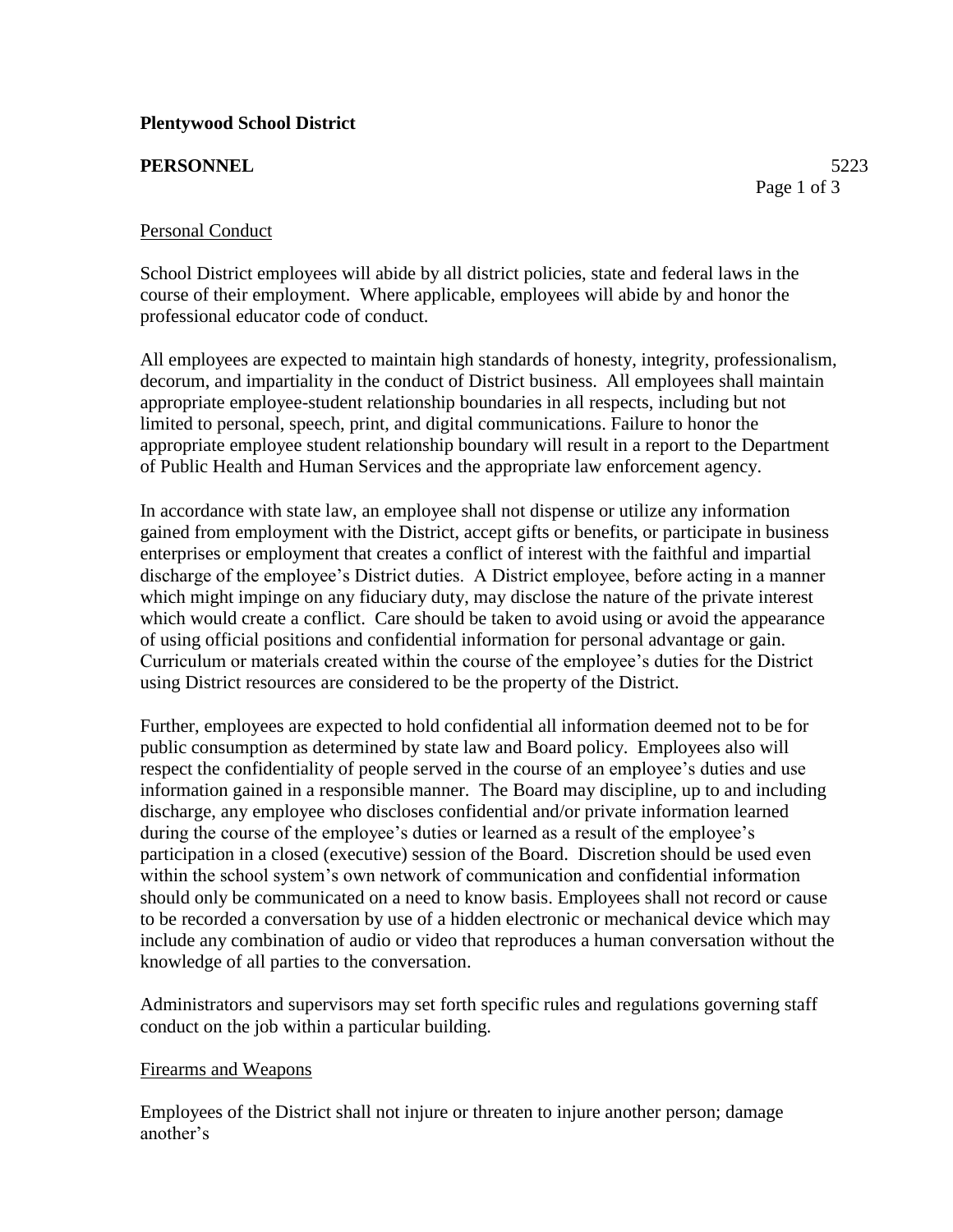**Plentywood School District**

**PERSONNEL** 5223

<u>Personal Conduct</u>

School District employees will abide by all district policies, state and federal laws in the course of their employment. Where applicable, employees will abide by and honor the professional educator code of conduct.

All employees are expected to maintain high standards of honesty, integrity, professionalism, decorum, and impartiality in the conduct of District business. All employees shall maintain appropriate employee-student relationship boundaries in all respects, including but not limited to personal, speech, print, and digital communications. Failure to honor the appropriate employee student relationship boundary will result in a report to the Department of Public Health and Human Services and the appropriate law enforcement agency.

In accordance with state law, an employee shall not dispense or utilize any information gained from employment with the District, accept gifts or benefits, or participate in business enterprises or employment that creates a conflict of interest with the faithful and impartial discharge of the employee's District duties. A District employee, before acting in a manner which might impinge on any fiduciary duty, may disclose the nature of the private interest which would create a conflict. Care should be taken to avoid using or avoid the appearance of using official positions and confidential information for personal advantage or gain. Curriculum or materials created within the course of the employee's duties for the District using District resources are considered to be the property of the District.

Further, employees are expected to hold confidential all information deemed not to be for public consumption as determined by state law and Board policy. Employees also will respect the confidentiality of people served in the course of an employee's duties and use information gained in a responsible manner. The Board may discipline, up to and including discharge, any employee who discloses confidential and/or private information learned during the course of the employee's duties or learned as a result of the employee's participation in a closed (executive) session of the Board. Discretion should be used even within the school system's own network of communication and confidential information should only be communicated on a need to know basis. Employees shall not record or cause to be recorded a conversation by use of a hidden electronic or mechanical device which may include any combination of audio or video that reproduces a human conversation without the knowledge of all parties to the conversation.

Administrators and supervisors may set forth specific rules and regulations governing staff conduct on the job within a particular building.

<u>Firearms and Weapons</u>

Employees of the District shall not injure or threaten to injure another person; damage another's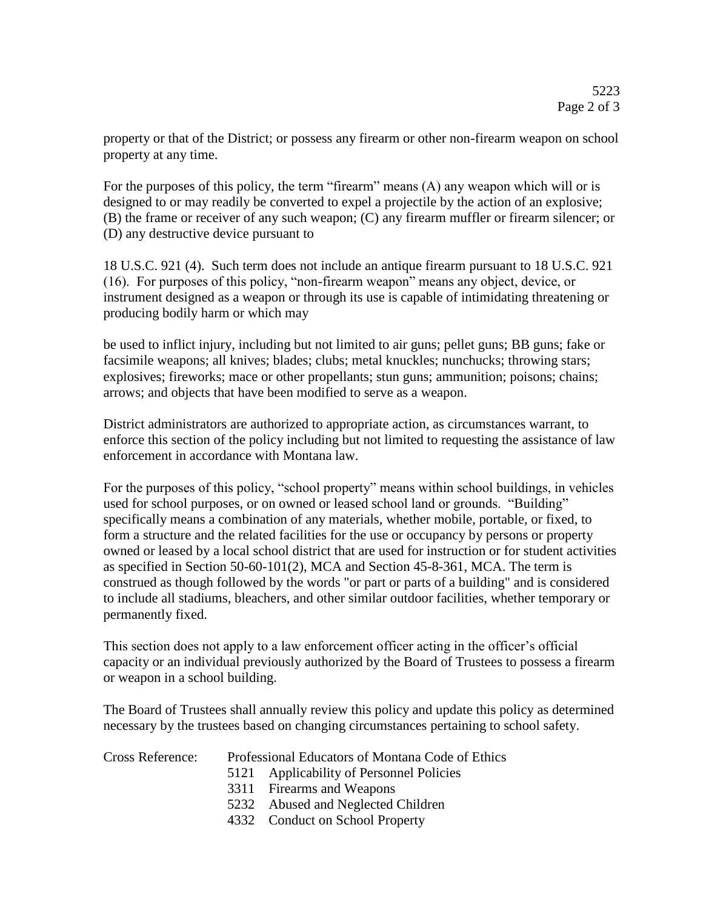property or that of the District; or possess any firearm or other non-firearm weapon on school property at any time.

For the purposes of this policy, the term "firearm" means (A) any weapon which will or is designed to or may readily be converted to expel a projectile by the action of an explosive; (B) the frame or receiver of any such weapon; (C) any firearm muffler or firearm silencer; or (D) any destructive device pursuant to

18 U.S.C. 921 (4). Such term does not include an antique firearm pursuant to 18 U.S.C. 921 (16). For purposes of this policy, "non-firearm weapon" means any object, device, or instrument designed as a weapon or through its use is capable of intimidating threatening or producing bodily harm or which may

be used to inflict injury, including but not limited to air guns; pellet guns; BB guns; fake or facsimile weapons; all knives; blades; clubs; metal knuckles; nunchucks; throwing stars; explosives; fireworks; mace or other propellants; stun guns; ammunition; poisons; chains; arrows; and objects that have been modified to serve as a weapon.

District administrators are authorized to appropriate action, as circumstances warrant, to enforce this section of the policy including but not limited to requesting the assistance of law enforcement in accordance with Montana law.

For the purposes of this policy, "school property" means within school buildings, in vehicles used for school purposes, or on owned or leased school land or grounds. "Building" specifically means a combination of any materials, whether mobile, portable, or fixed, to form a structure and the related facilities for the use or occupancy by persons or property owned or leased by a local school district that are used for instruction or for student activities as specified in Section 50-60-101(2), MCA and Section 45-8-361, MCA. The term is construed as though followed by the words "or part or parts of a building" and is considered to include all stadiums, bleachers, and other similar outdoor facilities, whether temporary or permanently fixed.

This section does not apply to a law enforcement officer acting in the officer's official capacity or an individual previously authorized by the Board of Trustees to possess a firearm or weapon in a school building.

The Board of Trustees shall annually review this policy and update this policy as determined necessary by the trustees based on changing circumstances pertaining to school safety.

Cross Reference: Professional Educators of Montana Code of Ethics
- 5121 Applicability of Personnel Policies
- 3311 Firearms and Weapons
- 5232 Abused and Neglected Children
- 4332 Conduct on School Property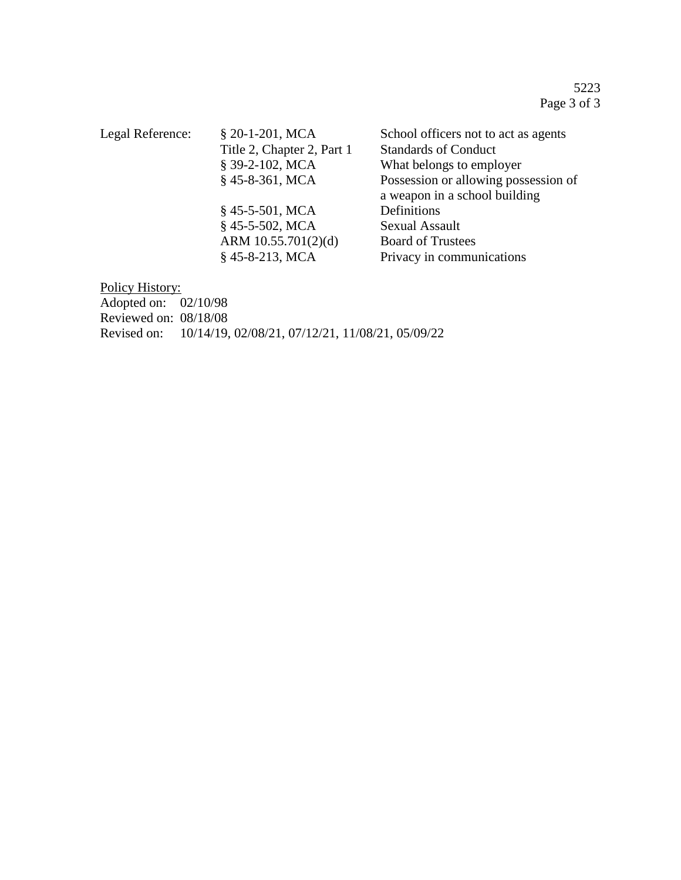| Legal Reference: | § 20-1-201, MCA | School officers not to act as agents |
|---|---|---|
| | Title 2, Chapter 2, Part 1 | Standards of Conduct |
| | § 39-2-102, MCA | What belongs to employer |
| | § 45-8-361, MCA | Possession or allowing possession of a weapon in a school building |
| | § 45-5-501, MCA | Definitions |
| | § 45-5-502, MCA | Sexual Assault |
| | ARM 10.55.701(2)(d) | Board of Trustees |
| | § 45-8-213, MCA | Privacy in communications |

<u>Policy History:</u>
Adopted on: 02/10/98
Reviewed on: 08/18/08
Revised on: 10/14/19, 02/08/21, 07/12/21, 11/08/21, 05/09/22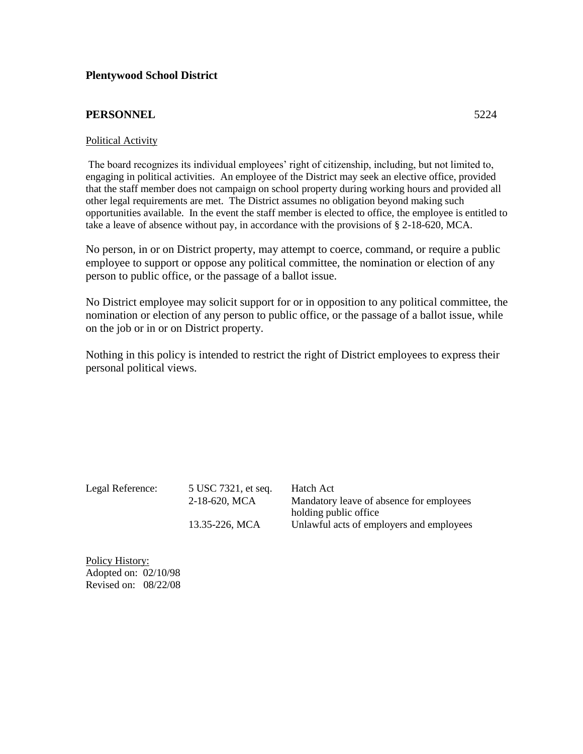**Plentywood School District**

**PERSONNEL** 5224

Political Activity

The board recognizes its individual employees' right of citizenship, including, but not limited to, engaging in political activities. An employee of the District may seek an elective office, provided that the staff member does not campaign on school property during working hours and provided all other legal requirements are met. The District assumes no obligation beyond making such opportunities available. In the event the staff member is elected to office, the employee is entitled to take a leave of absence without pay, in accordance with the provisions of § 2-18-620, MCA.

No person, in or on District property, may attempt to coerce, command, or require a public employee to support or oppose any political committee, the nomination or election of any person to public office, or the passage of a ballot issue.

No District employee may solicit support for or in opposition to any political committee, the nomination or election of any person to public office, or the passage of a ballot issue, while on the job or in or on District property.

Nothing in this policy is intended to restrict the right of District employees to express their personal political views.

| Legal Reference: | 5 USC 7321, et seq. | Hatch Act |
|---|---|---|
| | 2-18-620, MCA | Mandatory leave of absence for employees holding public office |
| | 13.35-226, MCA | Unlawful acts of employers and employees |

Policy History:
Adopted on: 02/10/98
Revised on: 08/22/08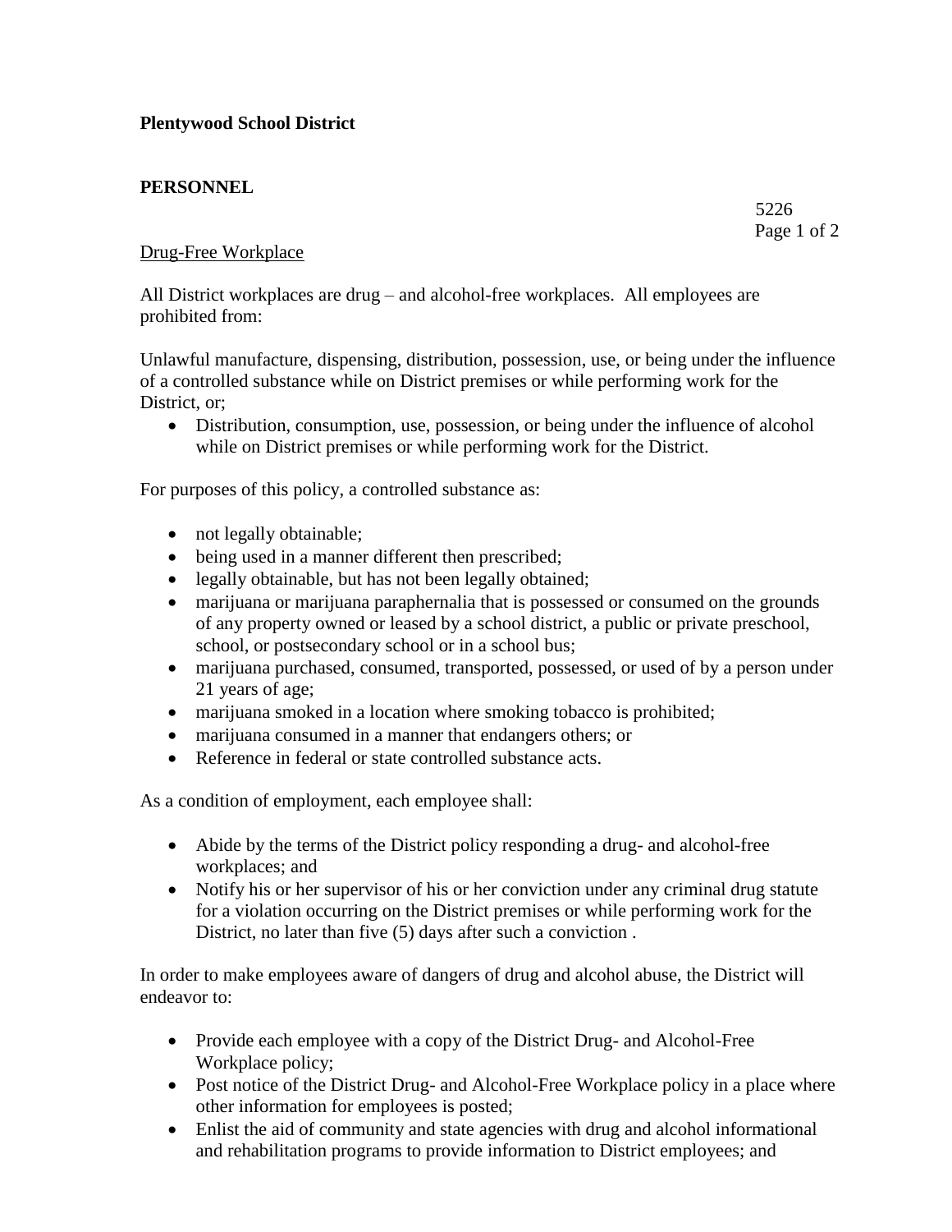**Plentywood School District**

**PERSONNEL**

5226

## Drug-Free Workplace

All District workplaces are drug – and alcohol-free workplaces. All employees are prohibited from:

Unlawful manufacture, dispensing, distribution, possession, use, or being under the influence of a controlled substance while on District premises or while performing work for the District, or;

- Distribution, consumption, use, possession, or being under the influence of alcohol while on District premises or while performing work for the District.

For purposes of this policy, a controlled substance as:

- not legally obtainable;
- being used in a manner different then prescribed;
- legally obtainable, but has not been legally obtained;
- marijuana or marijuana paraphernalia that is possessed or consumed on the grounds of any property owned or leased by a school district, a public or private preschool, school, or postsecondary school or in a school bus;
- marijuana purchased, consumed, transported, possessed, or used of by a person under 21 years of age;
- marijuana smoked in a location where smoking tobacco is prohibited;
- marijuana consumed in a manner that endangers others; or
- Reference in federal or state controlled substance acts.

As a condition of employment, each employee shall:

- Abide by the terms of the District policy responding a drug- and alcohol-free workplaces; and
- Notify his or her supervisor of his or her conviction under any criminal drug statute for a violation occurring on the District premises or while performing work for the District, no later than five (5) days after such a conviction .

In order to make employees aware of dangers of drug and alcohol abuse, the District will endeavor to:

- Provide each employee with a copy of the District Drug- and Alcohol-Free Workplace policy;
- Post notice of the District Drug- and Alcohol-Free Workplace policy in a place where other information for employees is posted;
- Enlist the aid of community and state agencies with drug and alcohol informational and rehabilitation programs to provide information to District employees; and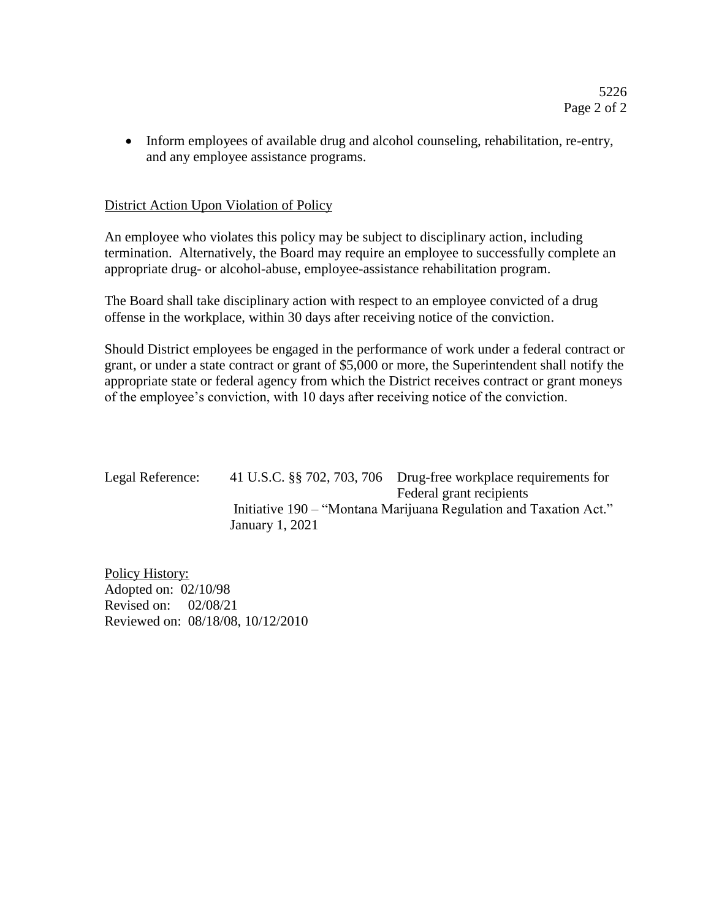- Inform employees of available drug and alcohol counseling, rehabilitation, re-entry, and any employee assistance programs.

District Action Upon Violation of Policy

An employee who violates this policy may be subject to disciplinary action, including termination. Alternatively, the Board may require an employee to successfully complete an appropriate drug- or alcohol-abuse, employee-assistance rehabilitation program.

The Board shall take disciplinary action with respect to an employee convicted of a drug offense in the workplace, within 30 days after receiving notice of the conviction.

Should District employees be engaged in the performance of work under a federal contract or grant, or under a state contract or grant of $5,000 or more, the Superintendent shall notify the appropriate state or federal agency from which the District receives contract or grant moneys of the employee's conviction, with 10 days after receiving notice of the conviction.

Legal Reference: 41 U.S.C. §§ 702, 703, 706 Drug-free workplace requirements for Federal grant recipients
Initiative 190 – "Montana Marijuana Regulation and Taxation Act." January 1, 2021

Policy History:
Adopted on: 02/10/98
Revised on: 02/08/21
Reviewed on: 08/18/08, 10/12/2010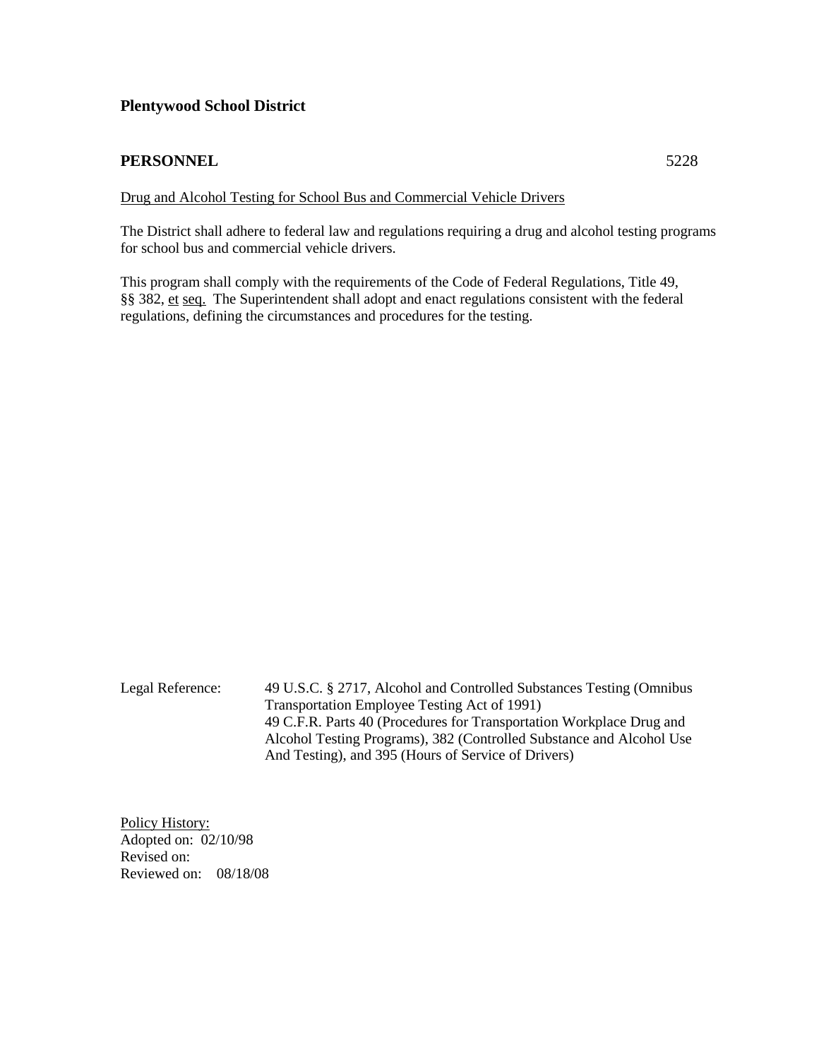**Plentywood School District**

**PERSONNEL** 5228

Drug and Alcohol Testing for School Bus and Commercial Vehicle Drivers

The District shall adhere to federal law and regulations requiring a drug and alcohol testing programs for school bus and commercial vehicle drivers.

This program shall comply with the requirements of the Code of Federal Regulations, Title 49, §§ 382, et seq. The Superintendent shall adopt and enact regulations consistent with the federal regulations, defining the circumstances and procedures for the testing.

Legal Reference: 49 U.S.C. § 2717, Alcohol and Controlled Substances Testing (Omnibus Transportation Employee Testing Act of 1991)
49 C.F.R. Parts 40 (Procedures for Transportation Workplace Drug and Alcohol Testing Programs), 382 (Controlled Substance and Alcohol Use And Testing), and 395 (Hours of Service of Drivers)

Policy History:
Adopted on: 02/10/98
Revised on:
Reviewed on: 08/18/08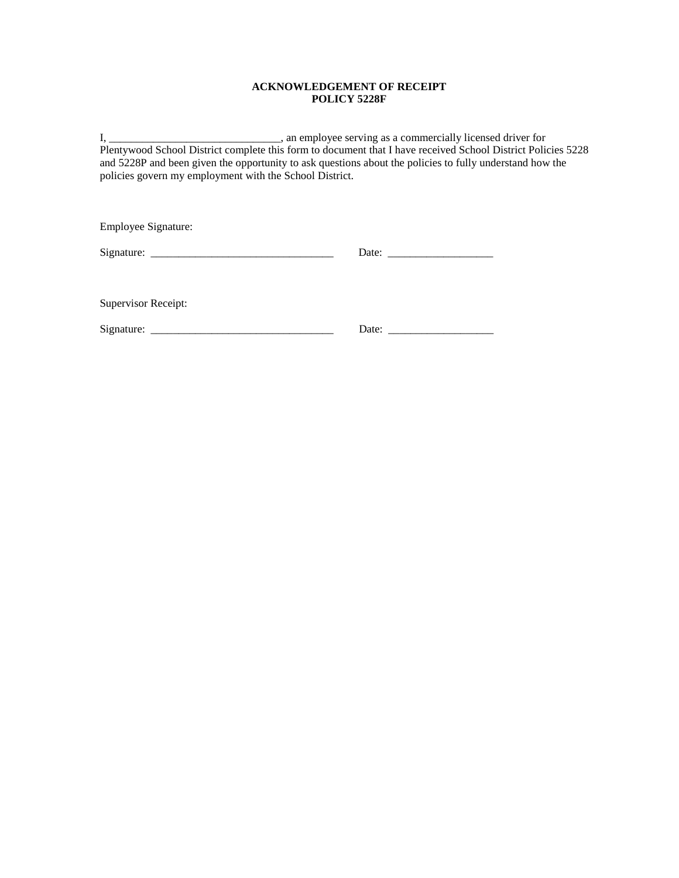**ACKNOWLEDGEMENT OF RECEIPT**
**POLICY 5228F**

I, ________________________________, an employee serving as a commercially licensed driver for Plentywood School District complete this form to document that I have received School District Policies 5228 and 5228P and been given the opportunity to ask questions about the policies to fully understand how the policies govern my employment with the School District.

Employee Signature:

Signature: __________________________________ Date: ___________________

Supervisor Receipt:

Signature: __________________________________ Date: ___________________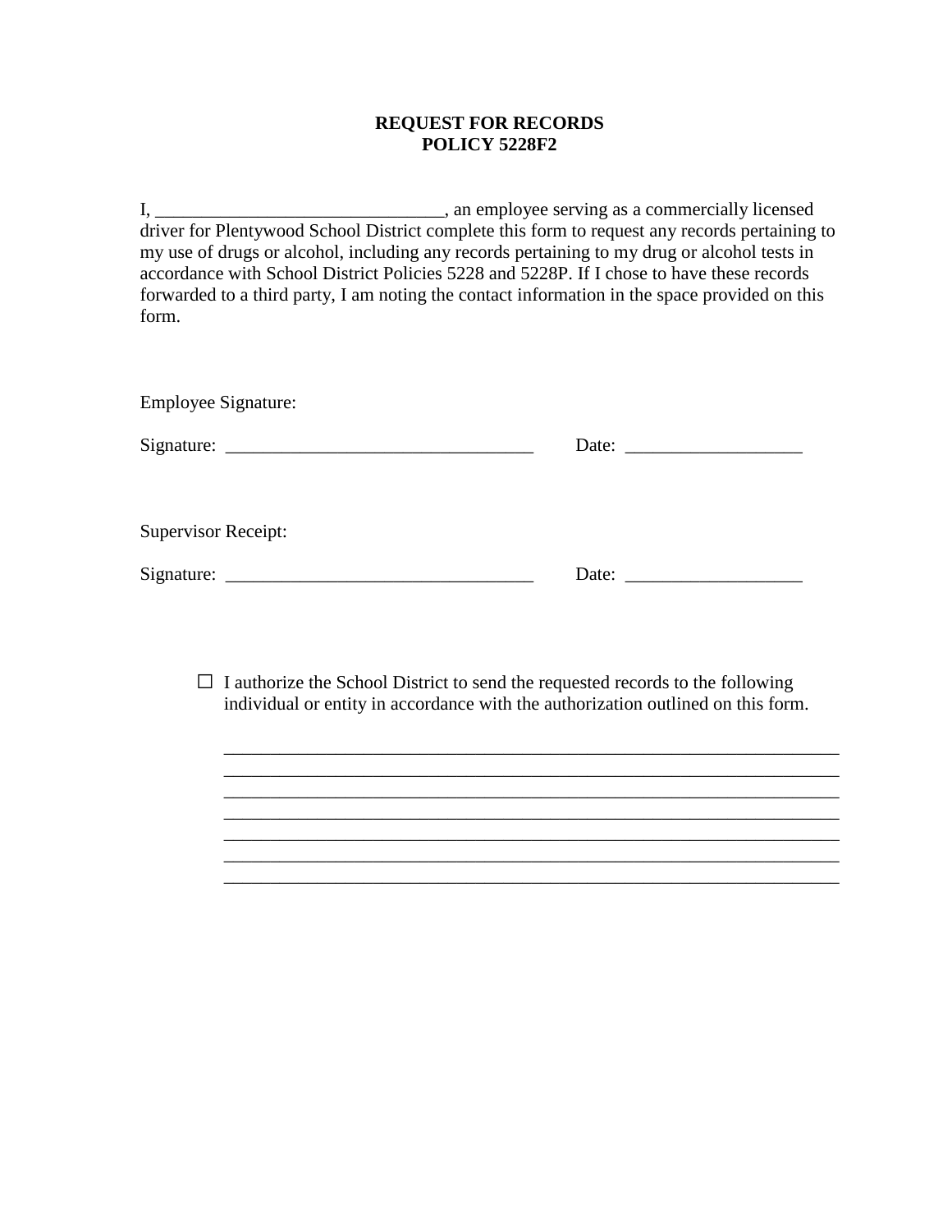**REQUEST FOR RECORDS**
**POLICY 5228F2**

I, ______________________________, an employee serving as a commercially licensed driver for Plentywood School District complete this form to request any records pertaining to my use of drugs or alcohol, including any records pertaining to my drug or alcohol tests in accordance with School District Policies 5228 and 5228P. If I chose to have these records forwarded to a third party, I am noting the contact information in the space provided on this form.

Employee Signature:

Signature: _________________________________ Date: ___________________

Supervisor Receipt:

Signature: _________________________________ Date: ___________________

☐ I authorize the School District to send the requested records to the following individual or entity in accordance with the authorization outlined on this form.

_________________________________________________________________
_________________________________________________________________
_________________________________________________________________
_________________________________________________________________
_________________________________________________________________
_________________________________________________________________
_________________________________________________________________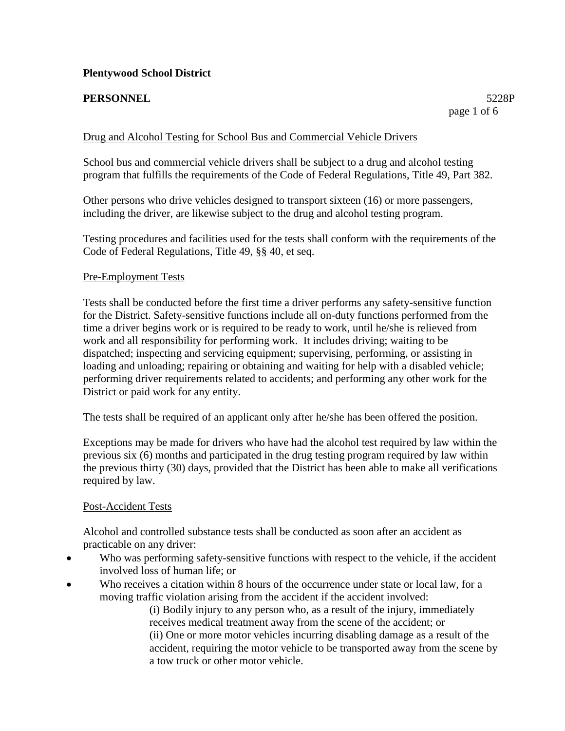**Plentywood School District**

**PERSONNEL** 5228P

Drug and Alcohol Testing for School Bus and Commercial Vehicle Drivers

School bus and commercial vehicle drivers shall be subject to a drug and alcohol testing program that fulfills the requirements of the Code of Federal Regulations, Title 49, Part 382.

Other persons who drive vehicles designed to transport sixteen (16) or more passengers, including the driver, are likewise subject to the drug and alcohol testing program.

Testing procedures and facilities used for the tests shall conform with the requirements of the Code of Federal Regulations, Title 49, §§ 40, et seq.

Pre-Employment Tests

Tests shall be conducted before the first time a driver performs any safety-sensitive function for the District. Safety-sensitive functions include all on-duty functions performed from the time a driver begins work or is required to be ready to work, until he/she is relieved from work and all responsibility for performing work. It includes driving; waiting to be dispatched; inspecting and servicing equipment; supervising, performing, or assisting in loading and unloading; repairing or obtaining and waiting for help with a disabled vehicle; performing driver requirements related to accidents; and performing any other work for the District or paid work for any entity.

The tests shall be required of an applicant only after he/she has been offered the position.

Exceptions may be made for drivers who have had the alcohol test required by law within the previous six (6) months and participated in the drug testing program required by law within the previous thirty (30) days, provided that the District has been able to make all verifications required by law.

Post-Accident Tests

Alcohol and controlled substance tests shall be conducted as soon after an accident as practicable on any driver:

- Who was performing safety-sensitive functions with respect to the vehicle, if the accident involved loss of human life; or
- Who receives a citation within 8 hours of the occurrence under state or local law, for a moving traffic violation arising from the accident if the accident involved:
  (i) Bodily injury to any person who, as a result of the injury, immediately receives medical treatment away from the scene of the accident; or
  (ii) One or more motor vehicles incurring disabling damage as a result of the accident, requiring the motor vehicle to be transported away from the scene by a tow truck or other motor vehicle.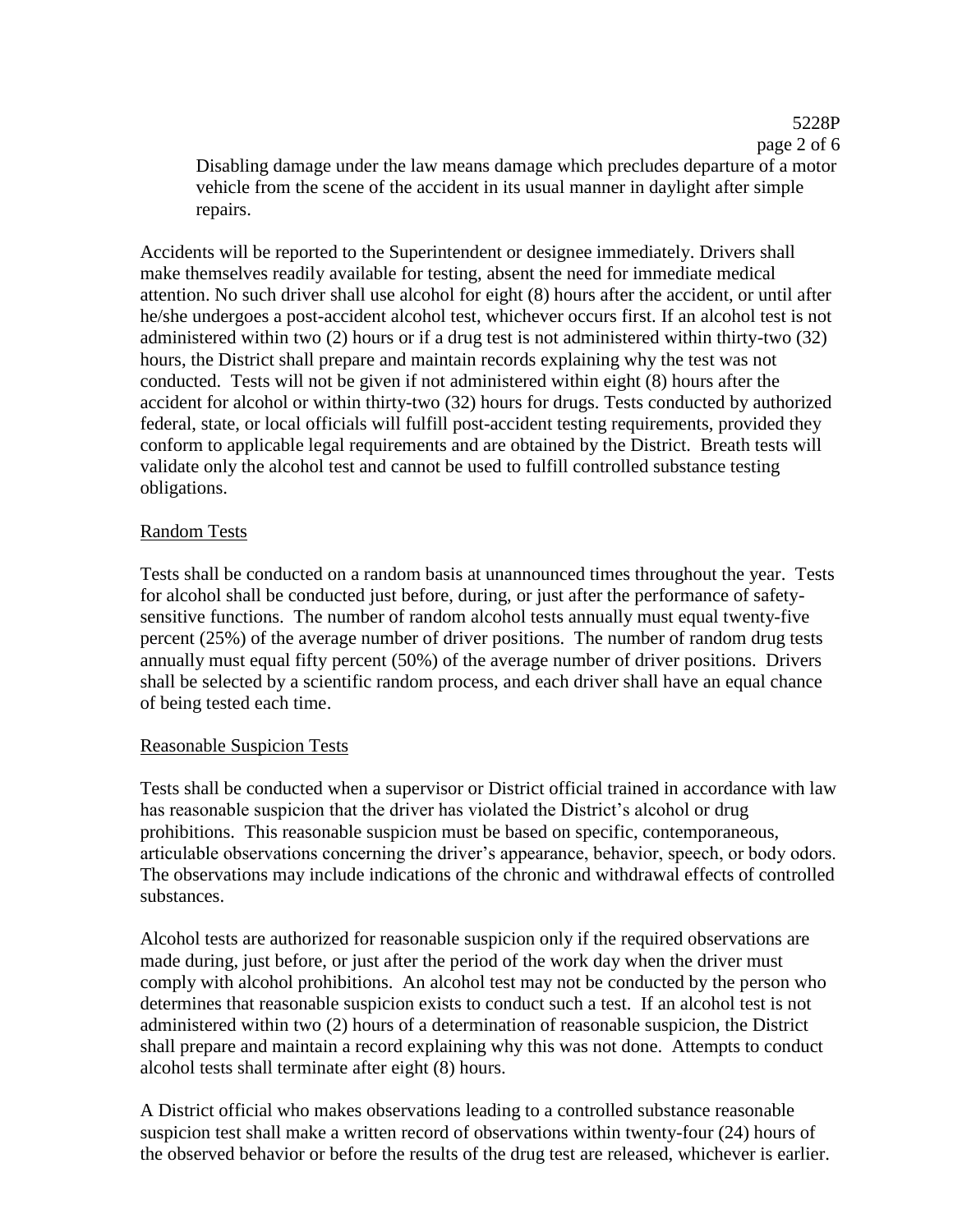Disabling damage under the law means damage which precludes departure of a motor vehicle from the scene of the accident in its usual manner in daylight after simple repairs.

Accidents will be reported to the Superintendent or designee immediately. Drivers shall make themselves readily available for testing, absent the need for immediate medical attention. No such driver shall use alcohol for eight (8) hours after the accident, or until after he/she undergoes a post-accident alcohol test, whichever occurs first. If an alcohol test is not administered within two (2) hours or if a drug test is not administered within thirty-two (32) hours, the District shall prepare and maintain records explaining why the test was not conducted. Tests will not be given if not administered within eight (8) hours after the accident for alcohol or within thirty-two (32) hours for drugs. Tests conducted by authorized federal, state, or local officials will fulfill post-accident testing requirements, provided they conform to applicable legal requirements and are obtained by the District. Breath tests will validate only the alcohol test and cannot be used to fulfill controlled substance testing obligations.

## Random Tests

Tests shall be conducted on a random basis at unannounced times throughout the year. Tests for alcohol shall be conducted just before, during, or just after the performance of safety-sensitive functions. The number of random alcohol tests annually must equal twenty-five percent (25%) of the average number of driver positions. The number of random drug tests annually must equal fifty percent (50%) of the average number of driver positions. Drivers shall be selected by a scientific random process, and each driver shall have an equal chance of being tested each time.

## Reasonable Suspicion Tests

Tests shall be conducted when a supervisor or District official trained in accordance with law has reasonable suspicion that the driver has violated the District's alcohol or drug prohibitions. This reasonable suspicion must be based on specific, contemporaneous, articulable observations concerning the driver's appearance, behavior, speech, or body odors. The observations may include indications of the chronic and withdrawal effects of controlled substances.

Alcohol tests are authorized for reasonable suspicion only if the required observations are made during, just before, or just after the period of the work day when the driver must comply with alcohol prohibitions. An alcohol test may not be conducted by the person who determines that reasonable suspicion exists to conduct such a test. If an alcohol test is not administered within two (2) hours of a determination of reasonable suspicion, the District shall prepare and maintain a record explaining why this was not done. Attempts to conduct alcohol tests shall terminate after eight (8) hours.

A District official who makes observations leading to a controlled substance reasonable suspicion test shall make a written record of observations within twenty-four (24) hours of the observed behavior or before the results of the drug test are released, whichever is earlier.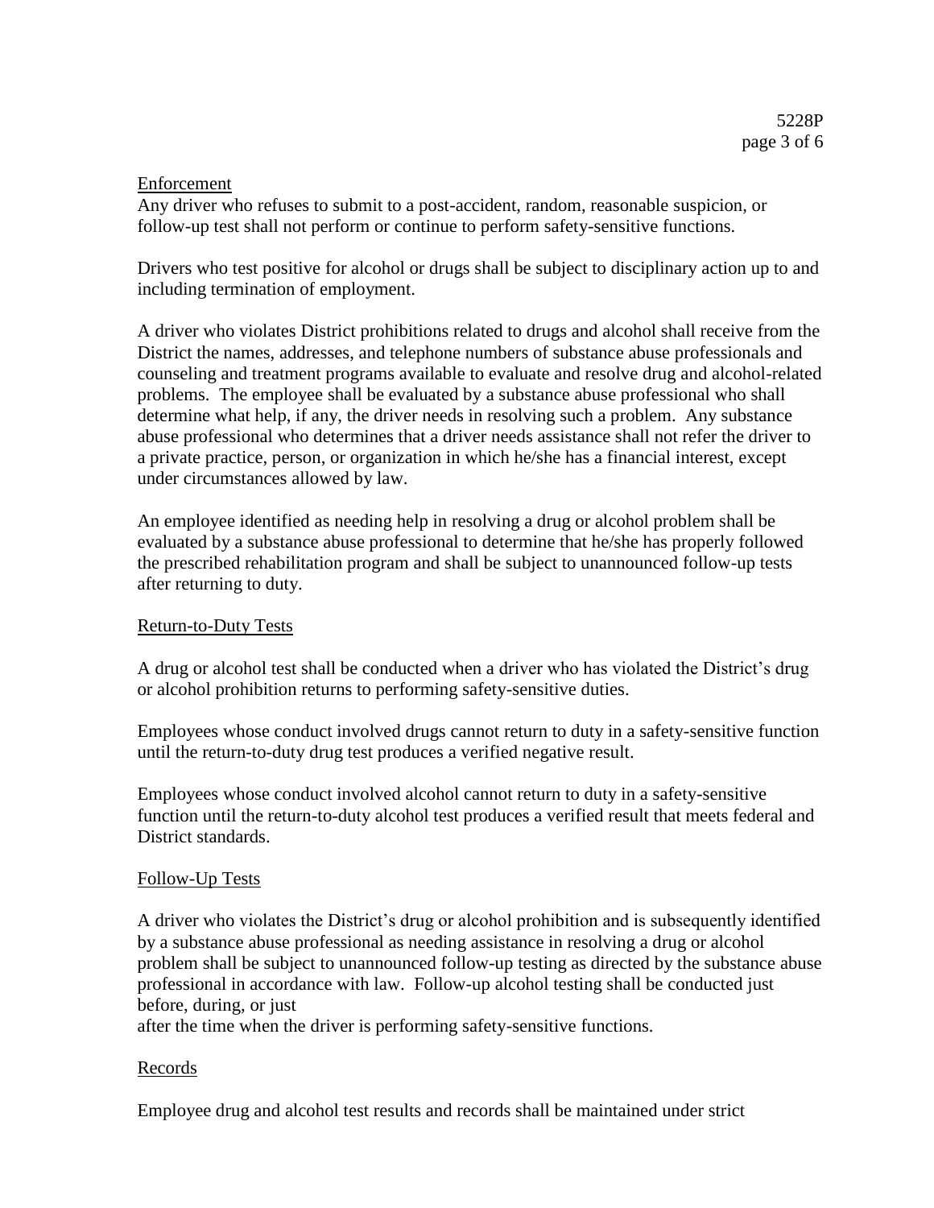Enforcement

Any driver who refuses to submit to a post-accident, random, reasonable suspicion, or follow-up test shall not perform or continue to perform safety-sensitive functions.

Drivers who test positive for alcohol or drugs shall be subject to disciplinary action up to and including termination of employment.

A driver who violates District prohibitions related to drugs and alcohol shall receive from the District the names, addresses, and telephone numbers of substance abuse professionals and counseling and treatment programs available to evaluate and resolve drug and alcohol-related problems. The employee shall be evaluated by a substance abuse professional who shall determine what help, if any, the driver needs in resolving such a problem. Any substance abuse professional who determines that a driver needs assistance shall not refer the driver to a private practice, person, or organization in which he/she has a financial interest, except under circumstances allowed by law.

An employee identified as needing help in resolving a drug or alcohol problem shall be evaluated by a substance abuse professional to determine that he/she has properly followed the prescribed rehabilitation program and shall be subject to unannounced follow-up tests after returning to duty.

Return-to-Duty Tests

A drug or alcohol test shall be conducted when a driver who has violated the District's drug or alcohol prohibition returns to performing safety-sensitive duties.

Employees whose conduct involved drugs cannot return to duty in a safety-sensitive function until the return-to-duty drug test produces a verified negative result.

Employees whose conduct involved alcohol cannot return to duty in a safety-sensitive function until the return-to-duty alcohol test produces a verified result that meets federal and District standards.

Follow-Up Tests

A driver who violates the District's drug or alcohol prohibition and is subsequently identified by a substance abuse professional as needing assistance in resolving a drug or alcohol problem shall be subject to unannounced follow-up testing as directed by the substance abuse professional in accordance with law. Follow-up alcohol testing shall be conducted just before, during, or just after the time when the driver is performing safety-sensitive functions.

Records

Employee drug and alcohol test results and records shall be maintained under strict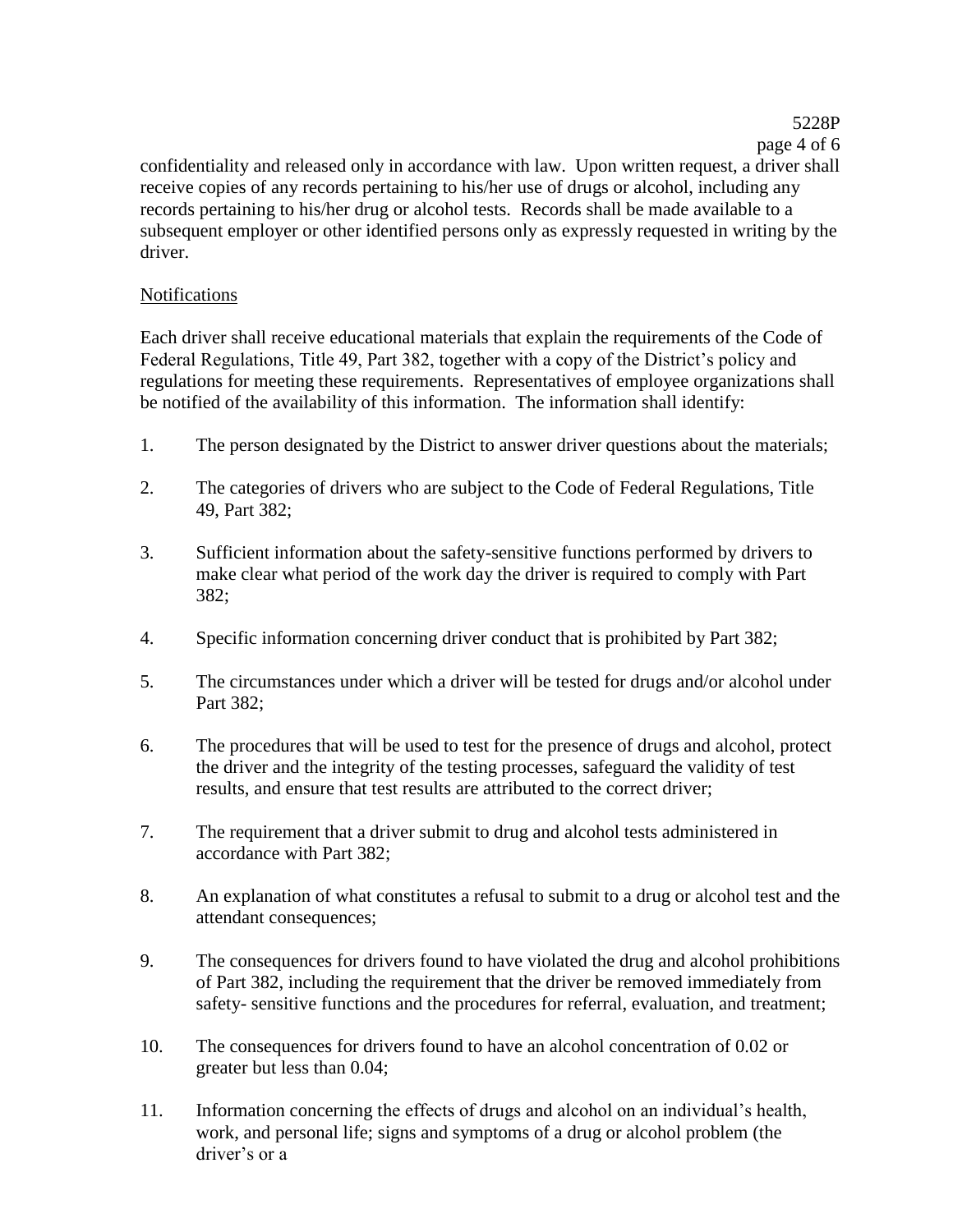confidentiality and released only in accordance with law. Upon written request, a driver shall receive copies of any records pertaining to his/her use of drugs or alcohol, including any records pertaining to his/her drug or alcohol tests. Records shall be made available to a subsequent employer or other identified persons only as expressly requested in writing by the driver.

## Notifications

Each driver shall receive educational materials that explain the requirements of the Code of Federal Regulations, Title 49, Part 382, together with a copy of the District's policy and regulations for meeting these requirements. Representatives of employee organizations shall be notified of the availability of this information. The information shall identify:

1. The person designated by the District to answer driver questions about the materials;
2. The categories of drivers who are subject to the Code of Federal Regulations, Title 49, Part 382;
3. Sufficient information about the safety-sensitive functions performed by drivers to make clear what period of the work day the driver is required to comply with Part 382;
4. Specific information concerning driver conduct that is prohibited by Part 382;
5. The circumstances under which a driver will be tested for drugs and/or alcohol under Part 382;
6. The procedures that will be used to test for the presence of drugs and alcohol, protect the driver and the integrity of the testing processes, safeguard the validity of test results, and ensure that test results are attributed to the correct driver;
7. The requirement that a driver submit to drug and alcohol tests administered in accordance with Part 382;
8. An explanation of what constitutes a refusal to submit to a drug or alcohol test and the attendant consequences;
9. The consequences for drivers found to have violated the drug and alcohol prohibitions of Part 382, including the requirement that the driver be removed immediately from safety- sensitive functions and the procedures for referral, evaluation, and treatment;
10. The consequences for drivers found to have an alcohol concentration of 0.02 or greater but less than 0.04;
11. Information concerning the effects of drugs and alcohol on an individual's health, work, and personal life; signs and symptoms of a drug or alcohol problem (the driver's or a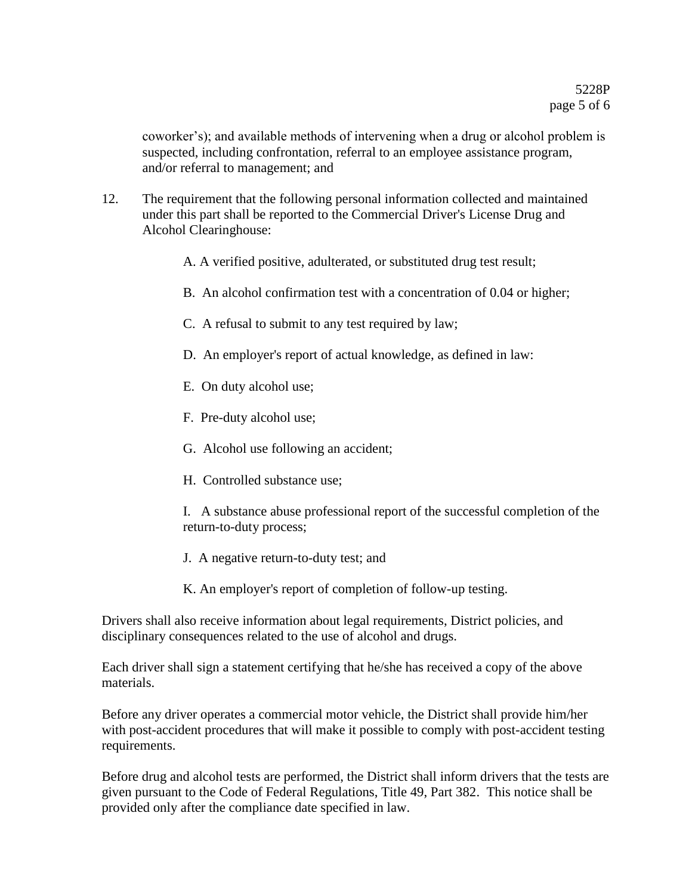coworker's); and available methods of intervening when a drug or alcohol problem is suspected, including confrontation, referral to an employee assistance program, and/or referral to management; and

12. The requirement that the following personal information collected and maintained under this part shall be reported to the Commercial Driver's License Drug and Alcohol Clearinghouse:

    A. A verified positive, adulterated, or substituted drug test result;

    B. An alcohol confirmation test with a concentration of 0.04 or higher;

    C. A refusal to submit to any test required by law;

    D. An employer's report of actual knowledge, as defined in law:

    E. On duty alcohol use;

    F. Pre-duty alcohol use;

    G. Alcohol use following an accident;

    H. Controlled substance use;

    I. A substance abuse professional report of the successful completion of the return-to-duty process;

    J. A negative return-to-duty test; and

    K. An employer's report of completion of follow-up testing.

Drivers shall also receive information about legal requirements, District policies, and disciplinary consequences related to the use of alcohol and drugs.

Each driver shall sign a statement certifying that he/she has received a copy of the above materials.

Before any driver operates a commercial motor vehicle, the District shall provide him/her with post-accident procedures that will make it possible to comply with post-accident testing requirements.

Before drug and alcohol tests are performed, the District shall inform drivers that the tests are given pursuant to the Code of Federal Regulations, Title 49, Part 382. This notice shall be provided only after the compliance date specified in law.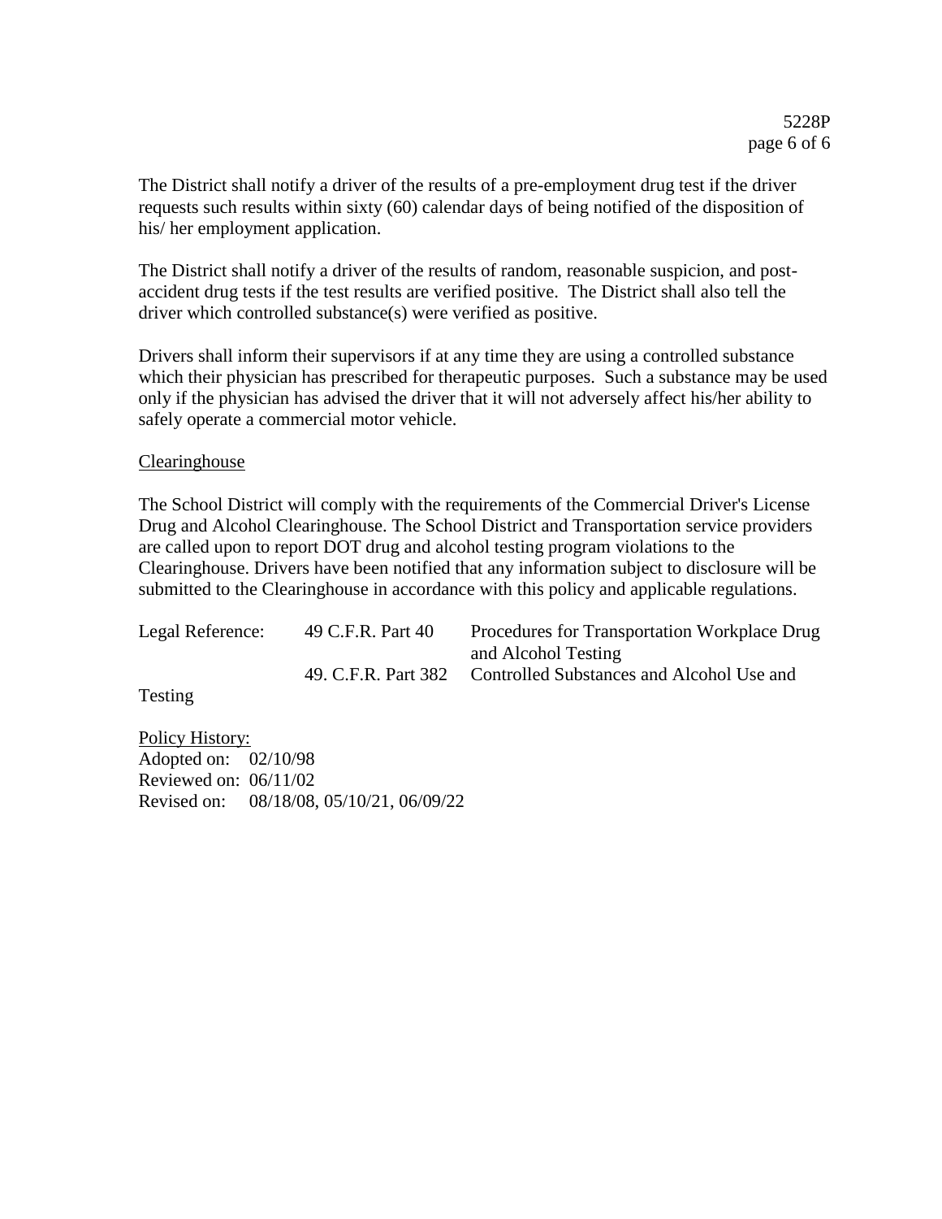The District shall notify a driver of the results of a pre-employment drug test if the driver requests such results within sixty (60) calendar days of being notified of the disposition of his/ her employment application.

The District shall notify a driver of the results of random, reasonable suspicion, and post-accident drug tests if the test results are verified positive. The District shall also tell the driver which controlled substance(s) were verified as positive.

Drivers shall inform their supervisors if at any time they are using a controlled substance which their physician has prescribed for therapeutic purposes. Such a substance may be used only if the physician has advised the driver that it will not adversely affect his/her ability to safely operate a commercial motor vehicle.

Clearinghouse

The School District will comply with the requirements of the Commercial Driver's License Drug and Alcohol Clearinghouse. The School District and Transportation service providers are called upon to report DOT drug and alcohol testing program violations to the Clearinghouse. Drivers have been notified that any information subject to disclosure will be submitted to the Clearinghouse in accordance with this policy and applicable regulations.

| Legal Reference: | 49 C.F.R. Part 40 | Procedures for Transportation Workplace Drug and Alcohol Testing |
|---|---|---|
| | 49. C.F.R. Part 382 | Controlled Substances and Alcohol Use and Testing |

Policy History:
Adopted on: 02/10/98
Reviewed on: 06/11/02
Revised on: 08/18/08, 05/10/21, 06/09/22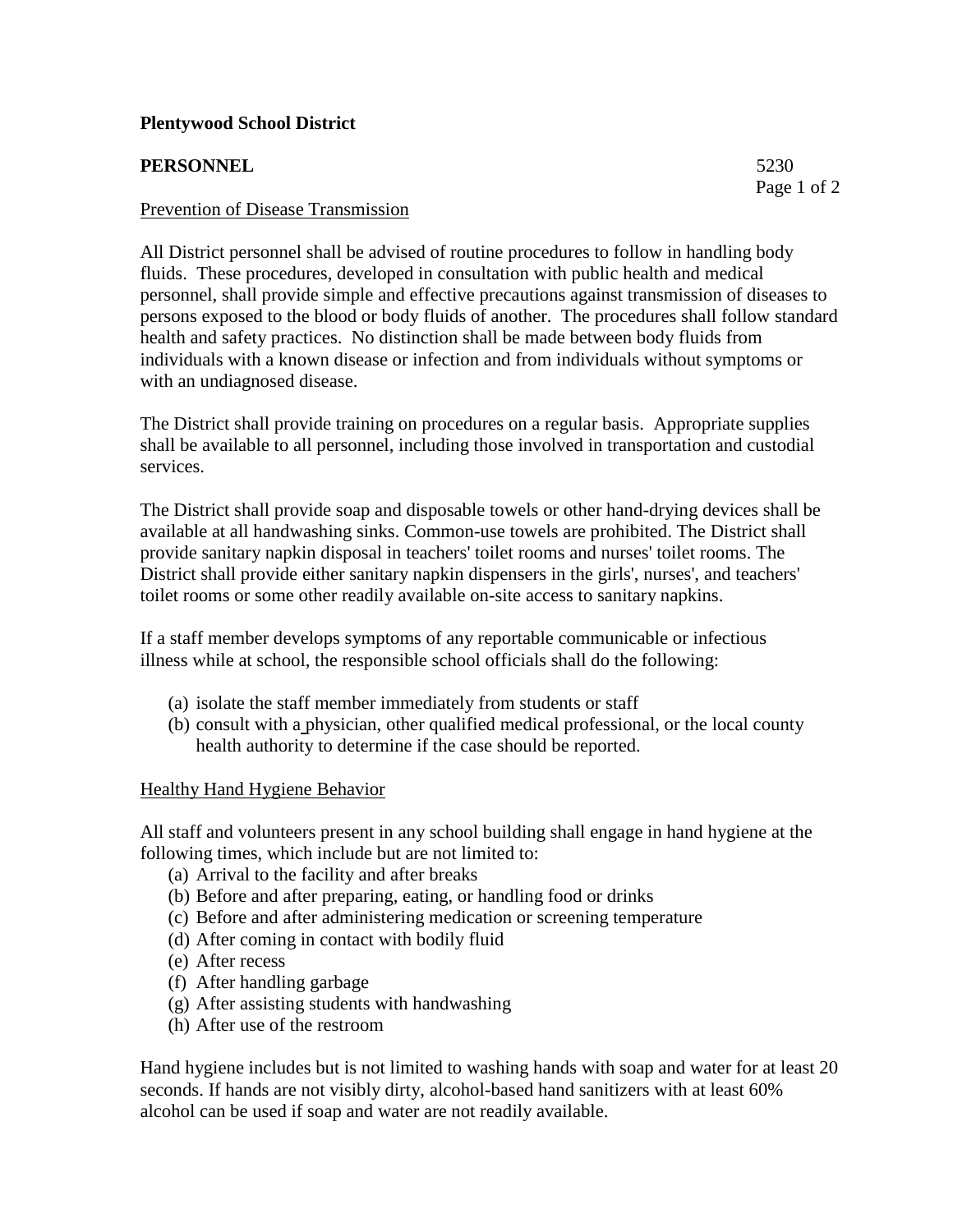**Plentywood School District**

**PERSONNEL** 5230

Prevention of Disease Transmission

All District personnel shall be advised of routine procedures to follow in handling body fluids. These procedures, developed in consultation with public health and medical personnel, shall provide simple and effective precautions against transmission of diseases to persons exposed to the blood or body fluids of another. The procedures shall follow standard health and safety practices. No distinction shall be made between body fluids from individuals with a known disease or infection and from individuals without symptoms or with an undiagnosed disease.

The District shall provide training on procedures on a regular basis. Appropriate supplies shall be available to all personnel, including those involved in transportation and custodial services.

The District shall provide soap and disposable towels or other hand-drying devices shall be available at all handwashing sinks. Common-use towels are prohibited. The District shall provide sanitary napkin disposal in teachers' toilet rooms and nurses' toilet rooms. The District shall provide either sanitary napkin dispensers in the girls', nurses', and teachers' toilet rooms or some other readily available on-site access to sanitary napkins.

If a staff member develops symptoms of any reportable communicable or infectious illness while at school, the responsible school officials shall do the following:

(a) isolate the staff member immediately from students or staff
(b) consult with a physician, other qualified medical professional, or the local county health authority to determine if the case should be reported.

Healthy Hand Hygiene Behavior

All staff and volunteers present in any school building shall engage in hand hygiene at the following times, which include but are not limited to:

(a) Arrival to the facility and after breaks
(b) Before and after preparing, eating, or handling food or drinks
(c) Before and after administering medication or screening temperature
(d) After coming in contact with bodily fluid
(e) After recess
(f) After handling garbage
(g) After assisting students with handwashing
(h) After use of the restroom

Hand hygiene includes but is not limited to washing hands with soap and water for at least 20 seconds. If hands are not visibly dirty, alcohol-based hand sanitizers with at least 60% alcohol can be used if soap and water are not readily available.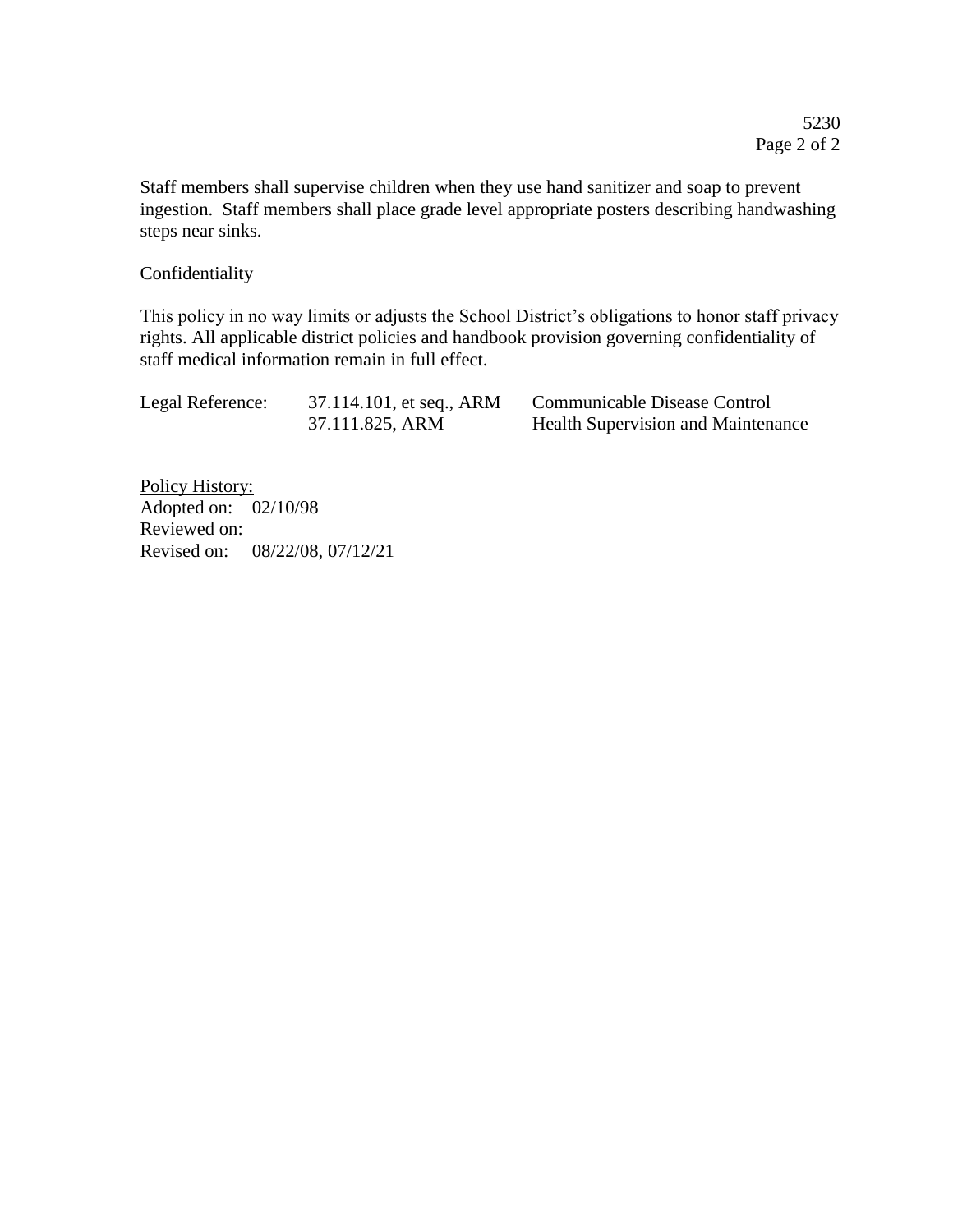Staff members shall supervise children when they use hand sanitizer and soap to prevent ingestion. Staff members shall place grade level appropriate posters describing handwashing steps near sinks.

Confidentiality

This policy in no way limits or adjusts the School District's obligations to honor staff privacy rights. All applicable district policies and handbook provision governing confidentiality of staff medical information remain in full effect.

| Legal Reference: | 37.114.101, et seq., ARM | Communicable Disease Control |
|---|---|---|
| | 37.111.825, ARM | Health Supervision and Maintenance |

Policy History:
Adopted on: 02/10/98
Reviewed on:
Revised on: 08/22/08, 07/12/21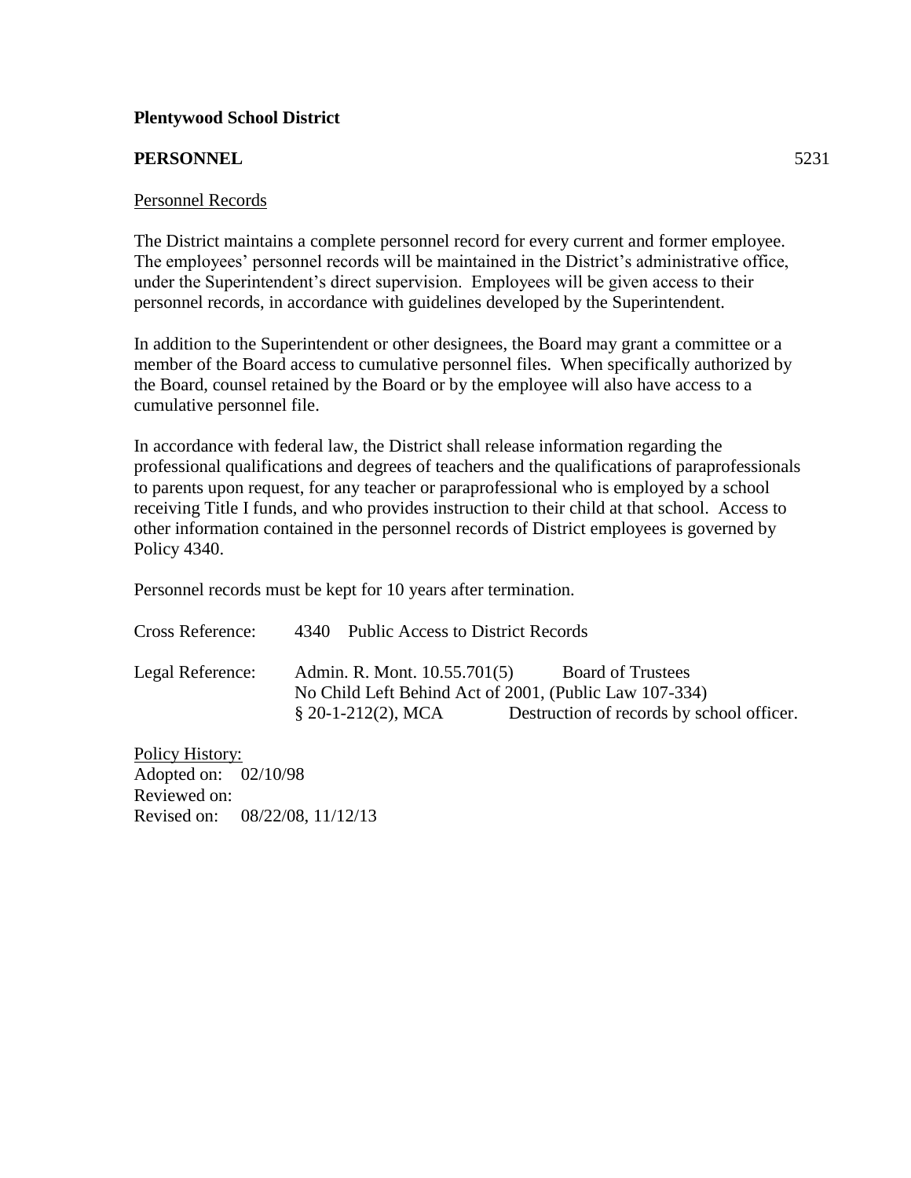**Plentywood School District**

**PERSONNEL** 5231

Personnel Records

The District maintains a complete personnel record for every current and former employee. The employees' personnel records will be maintained in the District's administrative office, under the Superintendent's direct supervision. Employees will be given access to their personnel records, in accordance with guidelines developed by the Superintendent.

In addition to the Superintendent or other designees, the Board may grant a committee or a member of the Board access to cumulative personnel files. When specifically authorized by the Board, counsel retained by the Board or by the employee will also have access to a cumulative personnel file.

In accordance with federal law, the District shall release information regarding the professional qualifications and degrees of teachers and the qualifications of paraprofessionals to parents upon request, for any teacher or paraprofessional who is employed by a school receiving Title I funds, and who provides instruction to their child at that school. Access to other information contained in the personnel records of District employees is governed by Policy 4340.

Personnel records must be kept for 10 years after termination.

Cross Reference: 4340 Public Access to District Records

Legal Reference: Admin. R. Mont. 10.55.701(5) Board of Trustees
No Child Left Behind Act of 2001, (Public Law 107-334)
§ 20-1-212(2), MCA Destruction of records by school officer.

Policy History:
Adopted on: 02/10/98
Reviewed on:
Revised on: 08/22/08, 11/12/13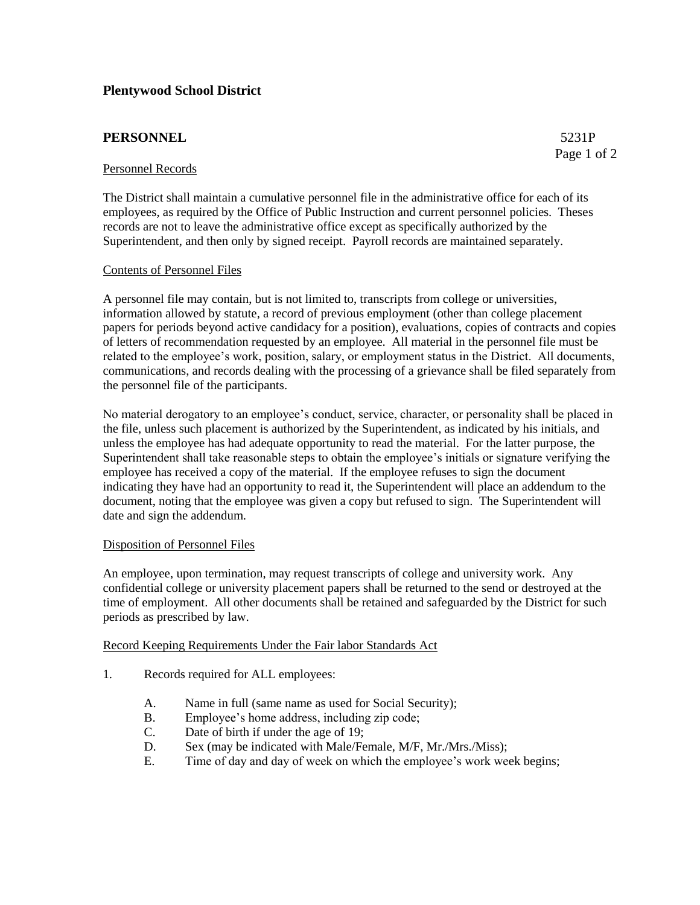**Plentywood School District**

**PERSONNEL** 5231P

Personnel Records

The District shall maintain a cumulative personnel file in the administrative office for each of its employees, as required by the Office of Public Instruction and current personnel policies. Theses records are not to leave the administrative office except as specifically authorized by the Superintendent, and then only by signed receipt. Payroll records are maintained separately.

Contents of Personnel Files

A personnel file may contain, but is not limited to, transcripts from college or universities, information allowed by statute, a record of previous employment (other than college placement papers for periods beyond active candidacy for a position), evaluations, copies of contracts and copies of letters of recommendation requested by an employee. All material in the personnel file must be related to the employee's work, position, salary, or employment status in the District. All documents, communications, and records dealing with the processing of a grievance shall be filed separately from the personnel file of the participants.

No material derogatory to an employee's conduct, service, character, or personality shall be placed in the file, unless such placement is authorized by the Superintendent, as indicated by his initials, and unless the employee has had adequate opportunity to read the material. For the latter purpose, the Superintendent shall take reasonable steps to obtain the employee's initials or signature verifying the employee has received a copy of the material. If the employee refuses to sign the document indicating they have had an opportunity to read it, the Superintendent will place an addendum to the document, noting that the employee was given a copy but refused to sign. The Superintendent will date and sign the addendum.

Disposition of Personnel Files

An employee, upon termination, may request transcripts of college and university work. Any confidential college or university placement papers shall be returned to the send or destroyed at the time of employment. All other documents shall be retained and safeguarded by the District for such periods as prescribed by law.

Record Keeping Requirements Under the Fair labor Standards Act

1. Records required for ALL employees:

   A. Name in full (same name as used for Social Security);
   B. Employee's home address, including zip code;
   C. Date of birth if under the age of 19;
   D. Sex (may be indicated with Male/Female, M/F, Mr./Mrs./Miss);
   E. Time of day and day of week on which the employee's work week begins;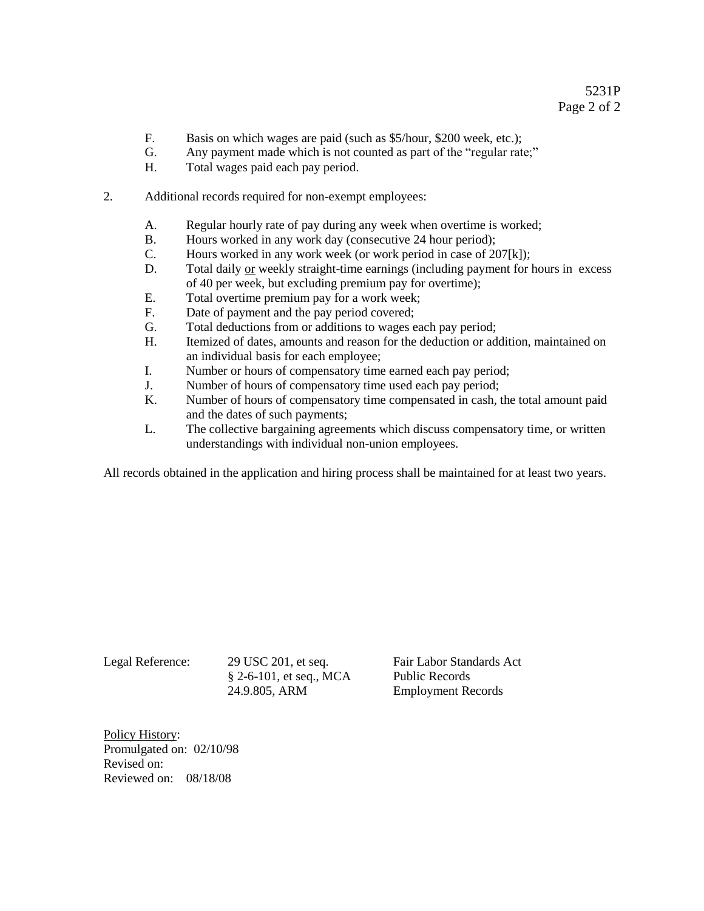F. Basis on which wages are paid (such as $5/hour, $200 week, etc.);
G. Any payment made which is not counted as part of the "regular rate;"
H. Total wages paid each pay period.

2. Additional records required for non-exempt employees:

   A. Regular hourly rate of pay during any week when overtime is worked;
   B. Hours worked in any work day (consecutive 24 hour period);
   C. Hours worked in any work week (or work period in case of 207[k]);
   D. Total daily <u>or</u> weekly straight-time earnings (including payment for hours in excess of 40 per week, but excluding premium pay for overtime);
   E. Total overtime premium pay for a work week;
   F. Date of payment and the pay period covered;
   G. Total deductions from or additions to wages each pay period;
   H. Itemized of dates, amounts and reason for the deduction or addition, maintained on an individual basis for each employee;
   I. Number or hours of compensatory time earned each pay period;
   J. Number of hours of compensatory time used each pay period;
   K. Number of hours of compensatory time compensated in cash, the total amount paid and the dates of such payments;
   L. The collective bargaining agreements which discuss compensatory time, or written understandings with individual non-union employees.

All records obtained in the application and hiring process shall be maintained for at least two years.

| Legal Reference: | 29 USC 201, et seq. | Fair Labor Standards Act |
|---|---|---|
| | § 2-6-101, et seq., MCA | Public Records |
| | 24.9.805, ARM | Employment Records |

<u>Policy History</u>:
Promulgated on: 02/10/98
Revised on:
Reviewed on: 08/18/08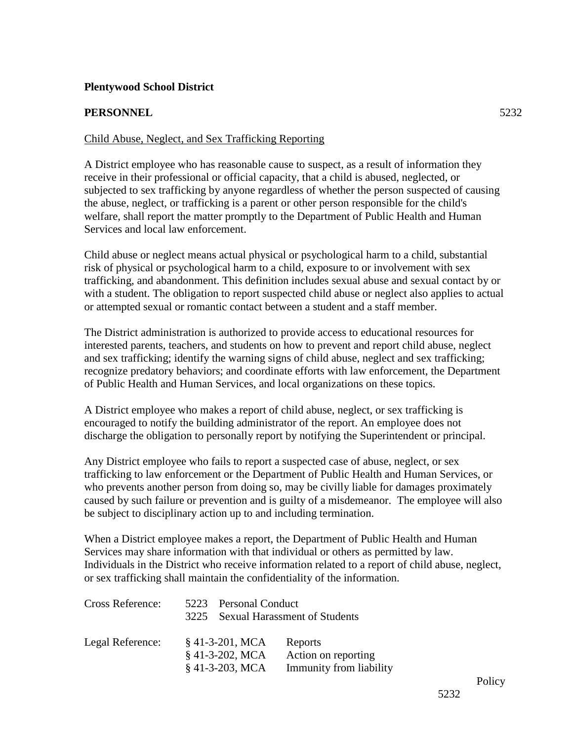**Plentywood School District**

**PERSONNEL** 5232

Child Abuse, Neglect, and Sex Trafficking Reporting

A District employee who has reasonable cause to suspect, as a result of information they receive in their professional or official capacity, that a child is abused, neglected, or subjected to sex trafficking by anyone regardless of whether the person suspected of causing the abuse, neglect, or trafficking is a parent or other person responsible for the child's welfare, shall report the matter promptly to the Department of Public Health and Human Services and local law enforcement.

Child abuse or neglect means actual physical or psychological harm to a child, substantial risk of physical or psychological harm to a child, exposure to or involvement with sex trafficking, and abandonment. This definition includes sexual abuse and sexual contact by or with a student. The obligation to report suspected child abuse or neglect also applies to actual or attempted sexual or romantic contact between a student and a staff member.

The District administration is authorized to provide access to educational resources for interested parents, teachers, and students on how to prevent and report child abuse, neglect and sex trafficking; identify the warning signs of child abuse, neglect and sex trafficking; recognize predatory behaviors; and coordinate efforts with law enforcement, the Department of Public Health and Human Services, and local organizations on these topics.

A District employee who makes a report of child abuse, neglect, or sex trafficking is encouraged to notify the building administrator of the report. An employee does not discharge the obligation to personally report by notifying the Superintendent or principal.

Any District employee who fails to report a suspected case of abuse, neglect, or sex trafficking to law enforcement or the Department of Public Health and Human Services, or who prevents another person from doing so, may be civilly liable for damages proximately caused by such failure or prevention and is guilty of a misdemeanor. The employee will also be subject to disciplinary action up to and including termination.

When a District employee makes a report, the Department of Public Health and Human Services may share information with that individual or others as permitted by law. Individuals in the District who receive information related to a report of child abuse, neglect, or sex trafficking shall maintain the confidentiality of the information.

| | | |
|---|---|---|
| Cross Reference: | 5223 Personal Conduct | |
| | 3225 Sexual Harassment of Students | |
| Legal Reference: | § 41-3-201, MCA | Reports |
| | § 41-3-202, MCA | Action on reporting |
| | § 41-3-203, MCA | Immunity from liability |

Policy 5232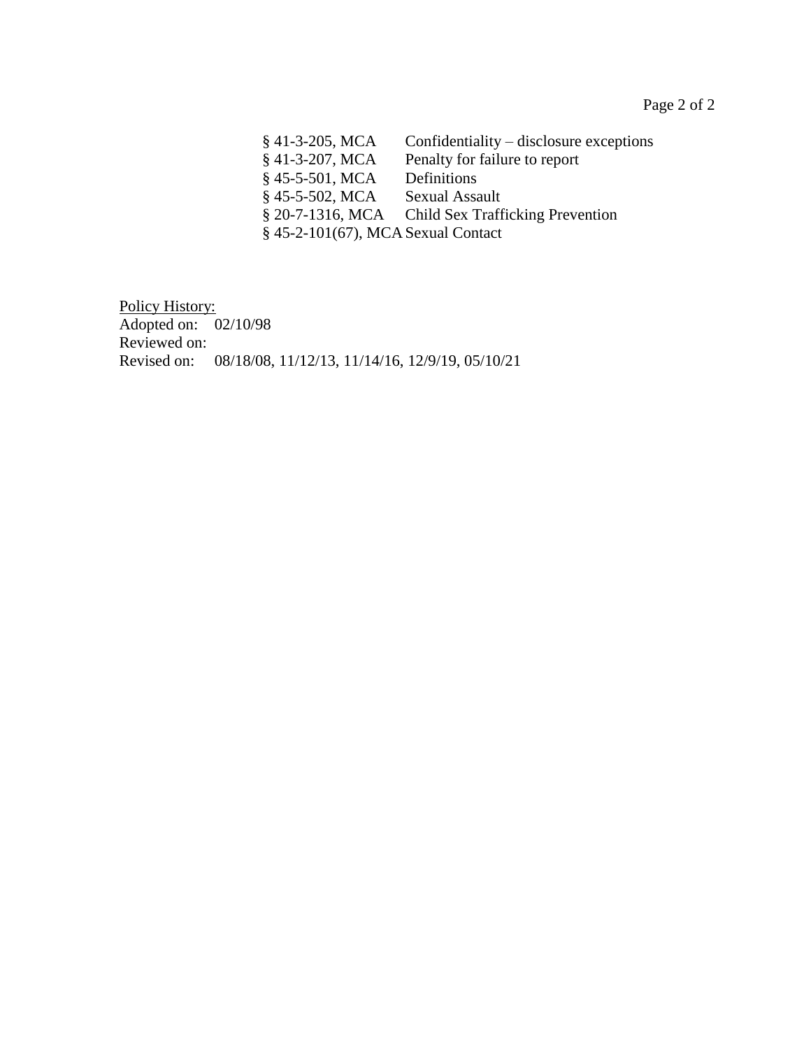| | |
|---|---|
| § 41-3-205, MCA | Confidentiality – disclosure exceptions |
| § 41-3-207, MCA | Penalty for failure to report |
| § 45-5-501, MCA | Definitions |
| § 45-5-502, MCA | Sexual Assault |
| § 20-7-1316, MCA | Child Sex Trafficking Prevention |
| § 45-2-101(67), MCA | Sexual Contact |

<u>Policy History:</u>
Adopted on: 02/10/98
Reviewed on:
Revised on: 08/18/08, 11/12/13, 11/14/16, 12/9/19, 05/10/21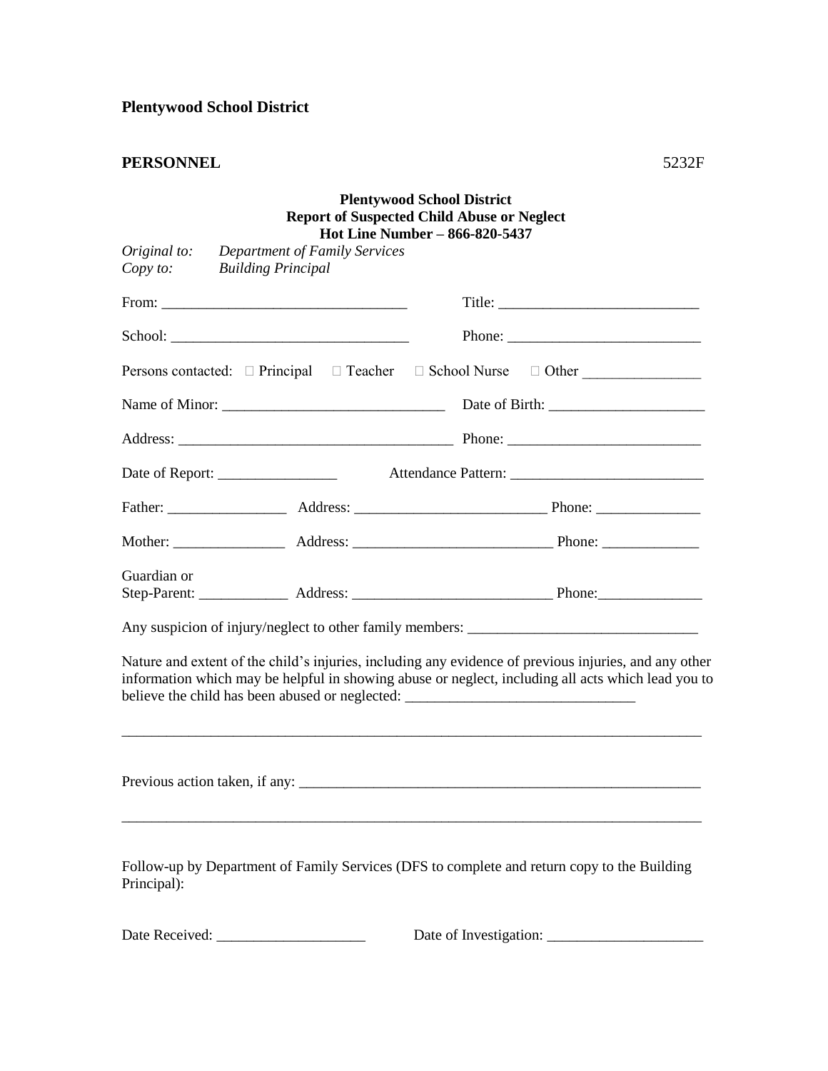**Plentywood School District**

**PERSONNEL** 5232F

**Plentywood School District**
**Report of Suspected Child Abuse or Neglect**
**Hot Line Number – 866-820-5437**

*Original to:* *Department of Family Services*
*Copy to:* *Building Principal*

From: ________________________________ Title: __________________________

School: ________________________________ Phone: __________________________

Persons contacted: □ Principal □ Teacher □ School Nurse □ Other _______________

Name of Minor: _____________________________ Date of Birth: ____________________

Address: ____________________________________ Phone: _________________________

Date of Report: ________________ Attendance Pattern: __________________________

Father: ________________ Address: _________________________ Phone: ______________

Mother: _______________ Address: __________________________ Phone: _____________

Guardian or
Step-Parent: ____________ Address: __________________________ Phone:______________

Any suspicion of injury/neglect to other family members: ______________________________

Nature and extent of the child's injuries, including any evidence of previous injuries, and any other information which may be helpful in showing abuse or neglect, including all acts which lead you to believe the child has been abused or neglected: ______________________________

_______________________________________________________________________________

Previous action taken, if any: _______________________________________________________

_______________________________________________________________________________

Follow-up by Department of Family Services (DFS to complete and return copy to the Building Principal):

Date Received: ____________________ Date of Investigation: _____________________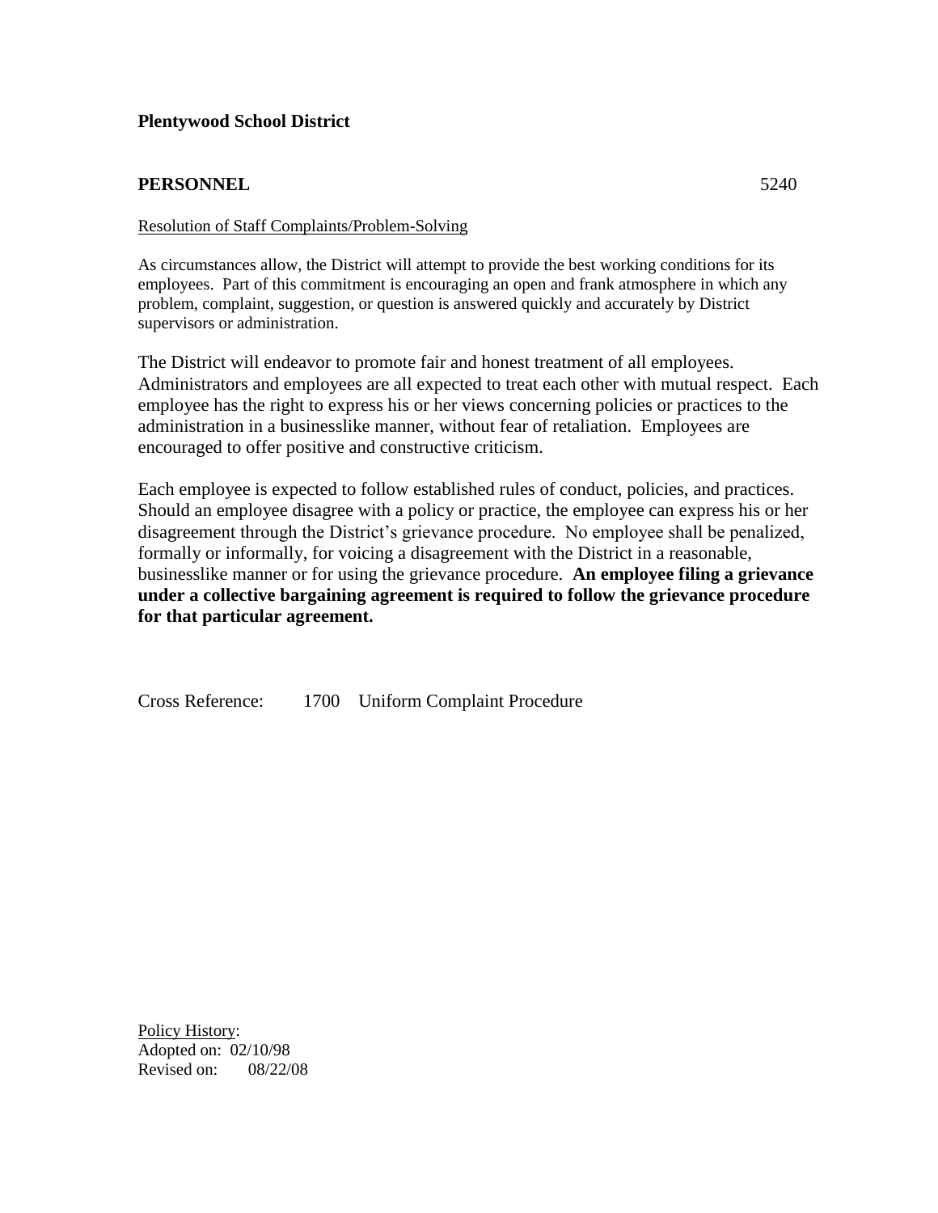**Plentywood School District**

**PERSONNEL** 5240

Resolution of Staff Complaints/Problem-Solving

As circumstances allow, the District will attempt to provide the best working conditions for its employees. Part of this commitment is encouraging an open and frank atmosphere in which any problem, complaint, suggestion, or question is answered quickly and accurately by District supervisors or administration.

The District will endeavor to promote fair and honest treatment of all employees. Administrators and employees are all expected to treat each other with mutual respect. Each employee has the right to express his or her views concerning policies or practices to the administration in a businesslike manner, without fear of retaliation. Employees are encouraged to offer positive and constructive criticism.

Each employee is expected to follow established rules of conduct, policies, and practices. Should an employee disagree with a policy or practice, the employee can express his or her disagreement through the District's grievance procedure. No employee shall be penalized, formally or informally, for voicing a disagreement with the District in a reasonable, businesslike manner or for using the grievance procedure. **An employee filing a grievance under a collective bargaining agreement is required to follow the grievance procedure for that particular agreement.**

Cross Reference: 1700 Uniform Complaint Procedure

Policy History:
Adopted on: 02/10/98
Revised on: 08/22/08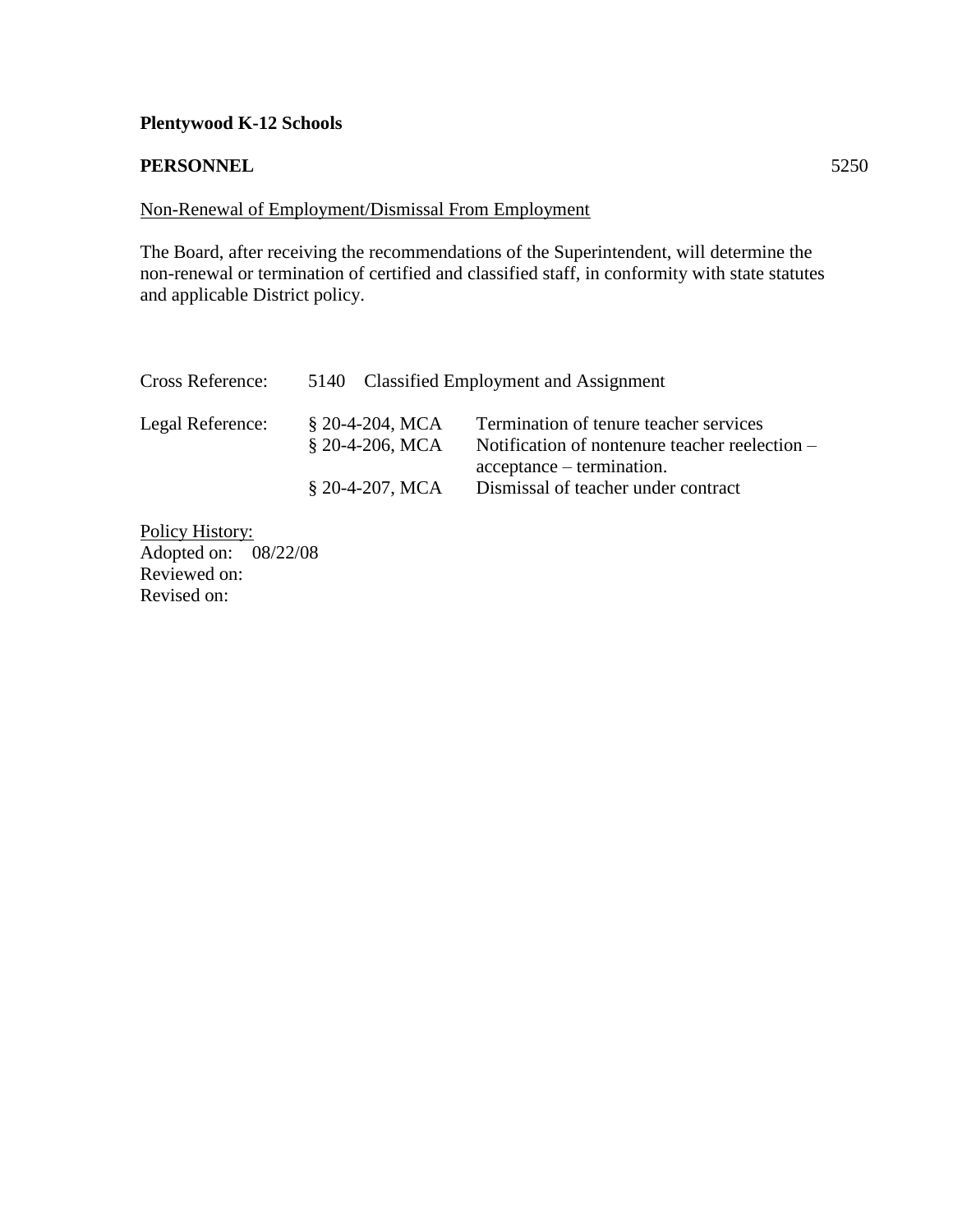**Plentywood K-12 Schools**

**PERSONNEL** 5250

Non-Renewal of Employment/Dismissal From Employment

The Board, after receiving the recommendations of the Superintendent, will determine the non-renewal or termination of certified and classified staff, in conformity with state statutes and applicable District policy.

| | | |
|---|---|---|
| Cross Reference: | 5140 Classified Employment and Assignment | |
| Legal Reference: | § 20-4-204, MCA | Termination of tenure teacher services |
| | § 20-4-206, MCA | Notification of nontenure teacher reelection – acceptance – termination. |
| | § 20-4-207, MCA | Dismissal of teacher under contract |

Policy History:
Adopted on: 08/22/08
Reviewed on:
Revised on: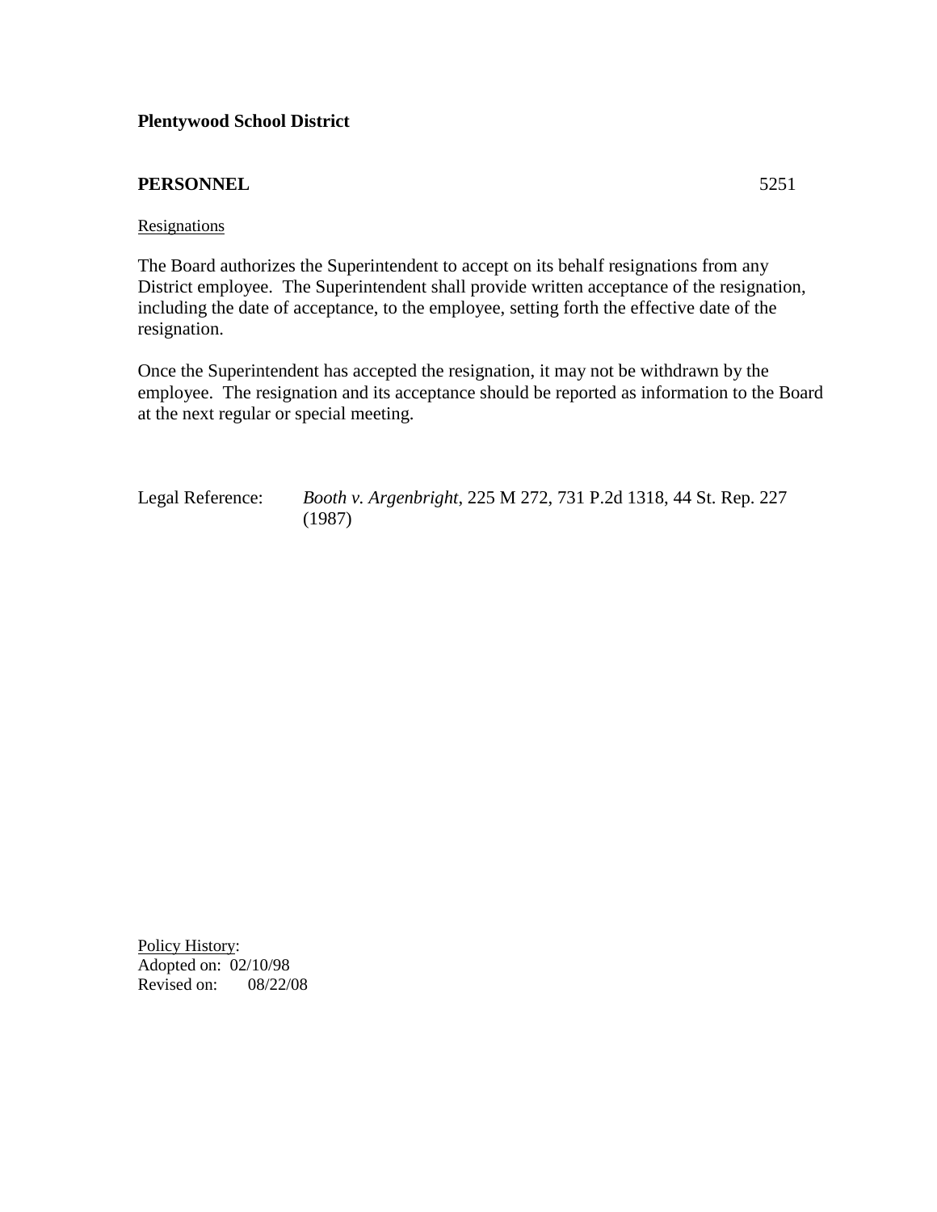**Plentywood School District**

**PERSONNEL** 5251

Resignations

The Board authorizes the Superintendent to accept on its behalf resignations from any District employee. The Superintendent shall provide written acceptance of the resignation, including the date of acceptance, to the employee, setting forth the effective date of the resignation.

Once the Superintendent has accepted the resignation, it may not be withdrawn by the employee. The resignation and its acceptance should be reported as information to the Board at the next regular or special meeting.

Legal Reference: *Booth v. Argenbright*, 225 M 272, 731 P.2d 1318, 44 St. Rep. 227 (1987)

Policy History:
Adopted on: 02/10/98
Revised on: 08/22/08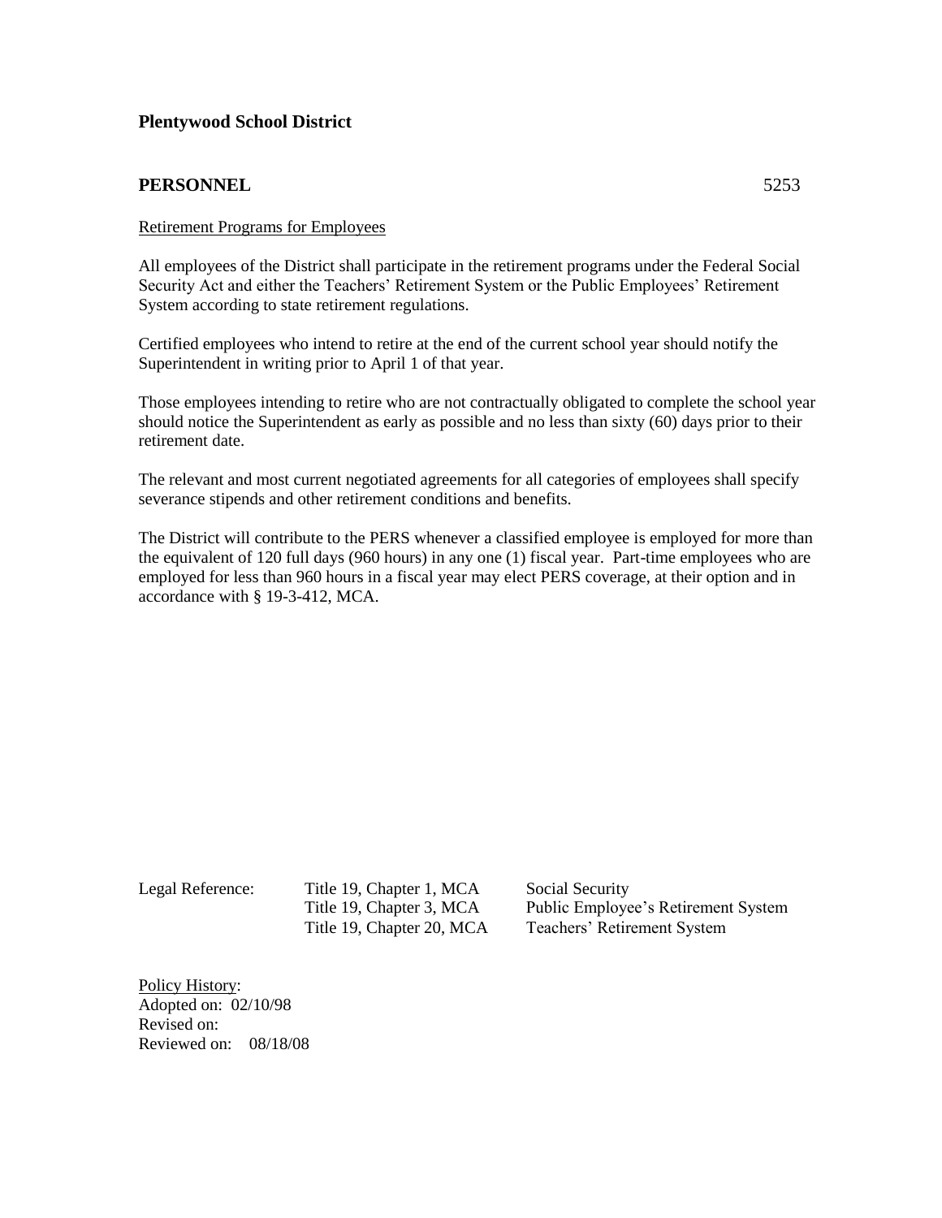**Plentywood School District**

**PERSONNEL** 5253

Retirement Programs for Employees

All employees of the District shall participate in the retirement programs under the Federal Social Security Act and either the Teachers' Retirement System or the Public Employees' Retirement System according to state retirement regulations.

Certified employees who intend to retire at the end of the current school year should notify the Superintendent in writing prior to April 1 of that year.

Those employees intending to retire who are not contractually obligated to complete the school year should notice the Superintendent as early as possible and no less than sixty (60) days prior to their retirement date.

The relevant and most current negotiated agreements for all categories of employees shall specify severance stipends and other retirement conditions and benefits.

The District will contribute to the PERS whenever a classified employee is employed for more than the equivalent of 120 full days (960 hours) in any one (1) fiscal year. Part-time employees who are employed for less than 960 hours in a fiscal year may elect PERS coverage, at their option and in accordance with § 19-3-412, MCA.

| Legal Reference: | Title 19, Chapter 1, MCA | Social Security |
|---|---|---|
| | Title 19, Chapter 3, MCA | Public Employee's Retirement System |
| | Title 19, Chapter 20, MCA | Teachers' Retirement System |

Policy History:
Adopted on: 02/10/98
Revised on:
Reviewed on: 08/18/08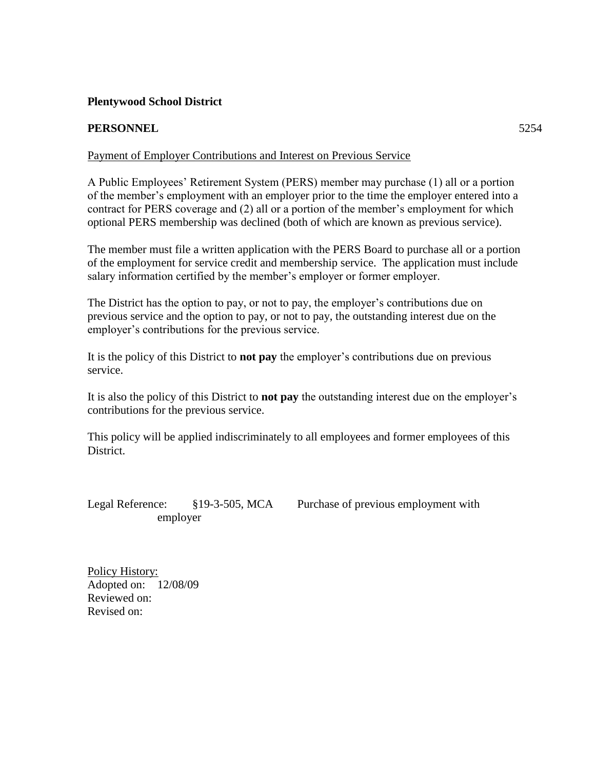**Plentywood School District**

**PERSONNEL** 5254

<u>Payment of Employer Contributions and Interest on Previous Service</u>

A Public Employees' Retirement System (PERS) member may purchase (1) all or a portion of the member's employment with an employer prior to the time the employer entered into a contract for PERS coverage and (2) all or a portion of the member's employment for which optional PERS membership was declined (both of which are known as previous service).

The member must file a written application with the PERS Board to purchase all or a portion of the employment for service credit and membership service. The application must include salary information certified by the member's employer or former employer.

The District has the option to pay, or not to pay, the employer's contributions due on previous service and the option to pay, or not to pay, the outstanding interest due on the employer's contributions for the previous service.

It is the policy of this District to **not pay** the employer's contributions due on previous service.

It is also the policy of this District to **not pay** the outstanding interest due on the employer's contributions for the previous service.

This policy will be applied indiscriminately to all employees and former employees of this District.

Legal Reference: §19-3-505, MCA Purchase of previous employment with employer

<u>Policy History:</u>
Adopted on: 12/08/09
Reviewed on:
Revised on: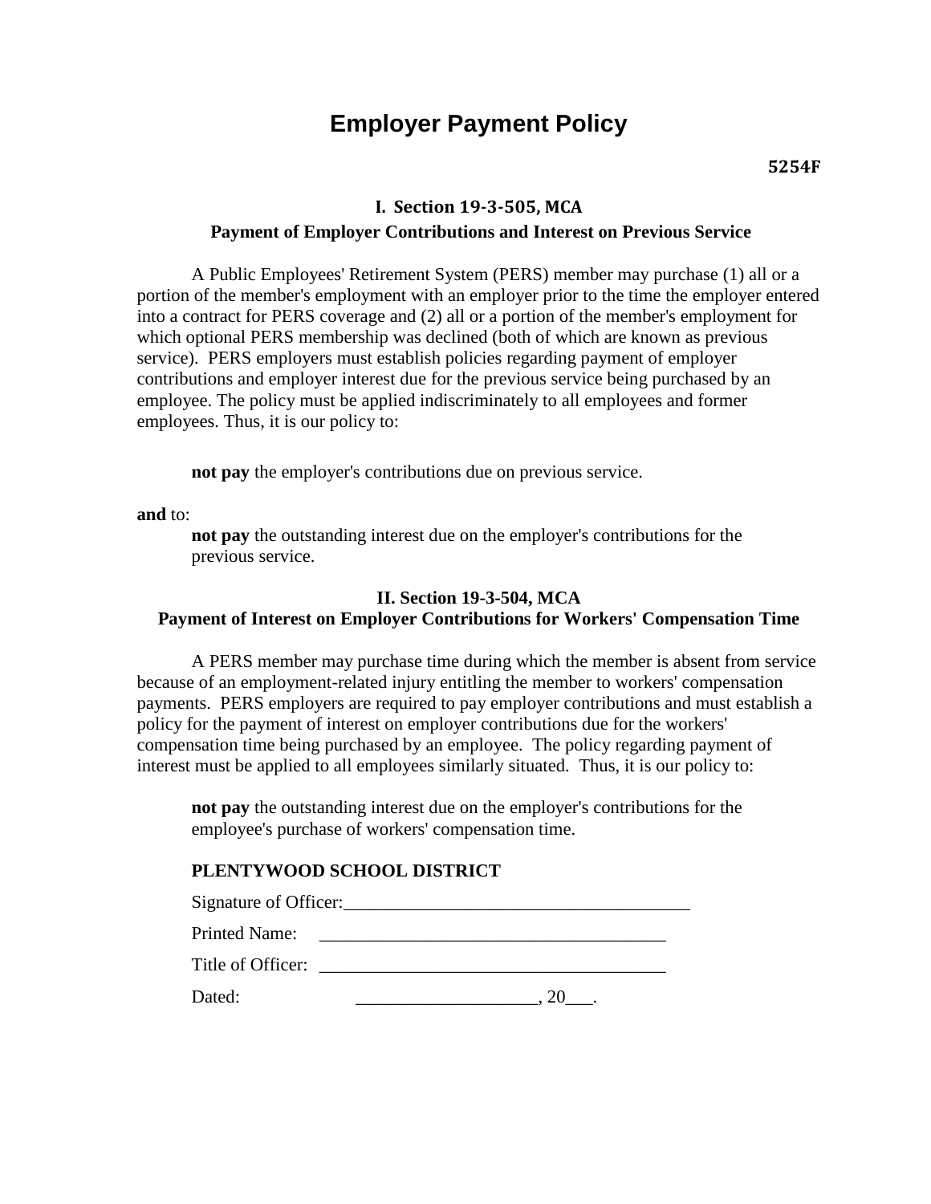# Employer Payment Policy

**5254F**

### I. Section 19-3-505, MCA

### Payment of Employer Contributions and Interest on Previous Service

A Public Employees' Retirement System (PERS) member may purchase (1) all or a portion of the member's employment with an employer prior to the time the employer entered into a contract for PERS coverage and (2) all or a portion of the member's employment for which optional PERS membership was declined (both of which are known as previous service). PERS employers must establish policies regarding payment of employer contributions and employer interest due for the previous service being purchased by an employee. The policy must be applied indiscriminately to all employees and former employees. Thus, it is our policy to:

**not pay** the employer's contributions due on previous service.

**and** to:

**not pay** the outstanding interest due on the employer's contributions for the previous service.

### II. Section 19-3-504, MCA

### Payment of Interest on Employer Contributions for Workers' Compensation Time

A PERS member may purchase time during which the member is absent from service because of an employment-related injury entitling the member to workers' compensation payments. PERS employers are required to pay employer contributions and must establish a policy for the payment of interest on employer contributions due for the workers' compensation time being purchased by an employee. The policy regarding payment of interest must be applied to all employees similarly situated. Thus, it is our policy to:

**not pay** the outstanding interest due on the employer's contributions for the employee's purchase of workers' compensation time.

**PLENTYWOOD SCHOOL DISTRICT**

Signature of Officer:______________________________________

Printed Name: ______________________________________

Title of Officer: ______________________________________

Dated: ____________________, 20___.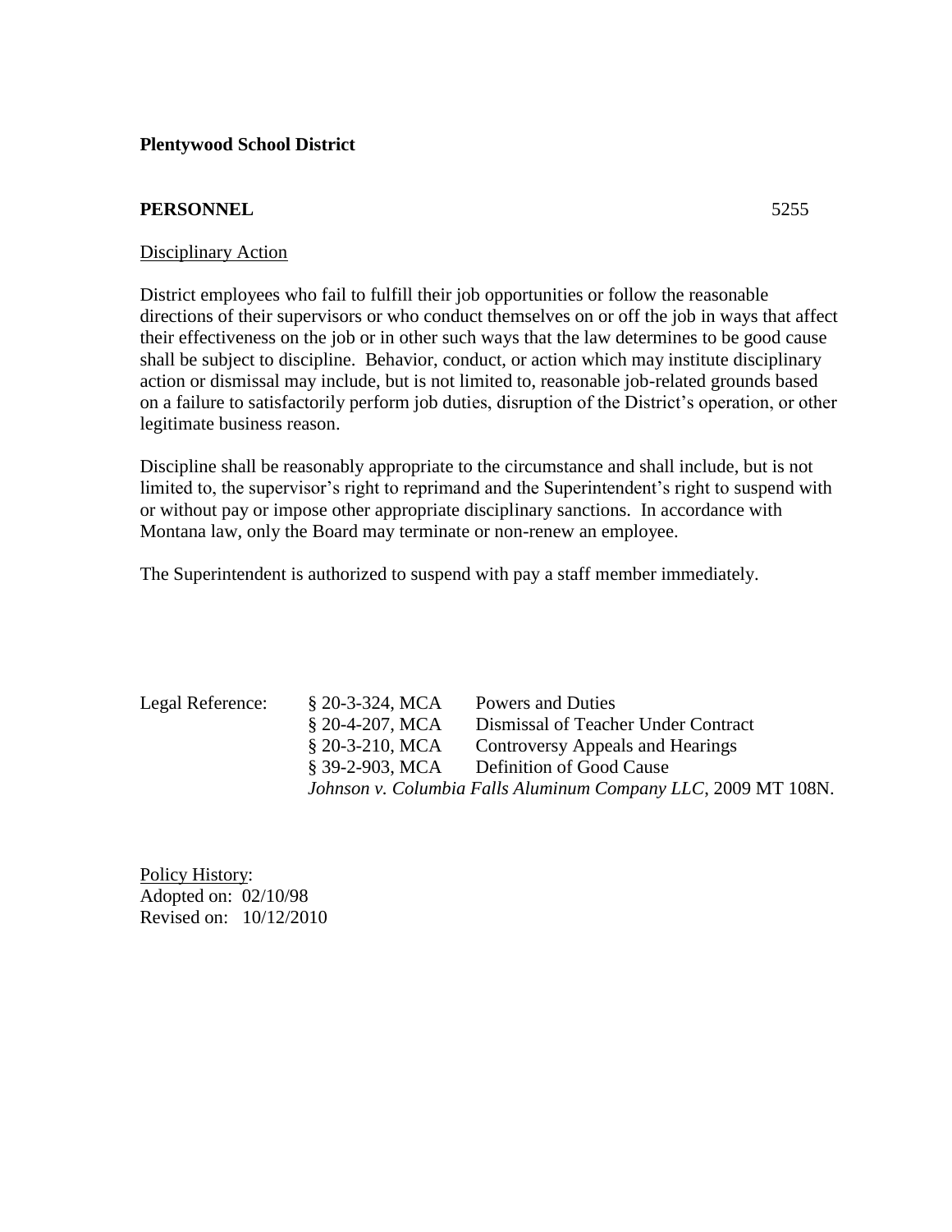**Plentywood School District**

**PERSONNEL** 5255

Disciplinary Action

District employees who fail to fulfill their job opportunities or follow the reasonable directions of their supervisors or who conduct themselves on or off the job in ways that affect their effectiveness on the job or in other such ways that the law determines to be good cause shall be subject to discipline. Behavior, conduct, or action which may institute disciplinary action or dismissal may include, but is not limited to, reasonable job-related grounds based on a failure to satisfactorily perform job duties, disruption of the District's operation, or other legitimate business reason.

Discipline shall be reasonably appropriate to the circumstance and shall include, but is not limited to, the supervisor's right to reprimand and the Superintendent's right to suspend with or without pay or impose other appropriate disciplinary sanctions. In accordance with Montana law, only the Board may terminate or non-renew an employee.

The Superintendent is authorized to suspend with pay a staff member immediately.

| Legal Reference: | § 20-3-324, MCA | Powers and Duties |
|---|---|---|
| | § 20-4-207, MCA | Dismissal of Teacher Under Contract |
| | § 20-3-210, MCA | Controversy Appeals and Hearings |
| | § 39-2-903, MCA | Definition of Good Cause |
| | *Johnson v. Columbia Falls Aluminum Company LLC*, 2009 MT 108N. | |

Policy History:
Adopted on: 02/10/98
Revised on: 10/12/2010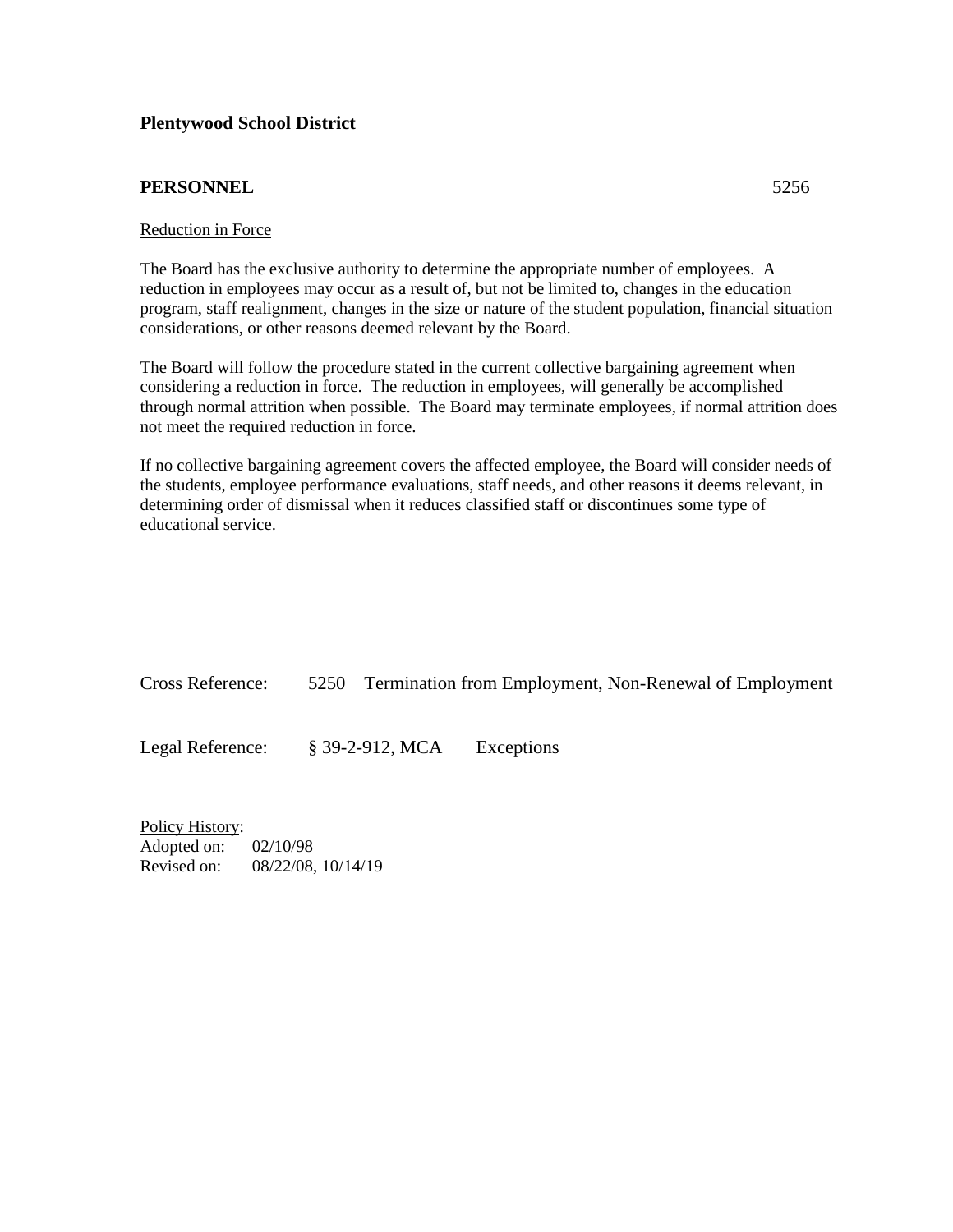**Plentywood School District**

**PERSONNEL** 5256

Reduction in Force

The Board has the exclusive authority to determine the appropriate number of employees. A reduction in employees may occur as a result of, but not be limited to, changes in the education program, staff realignment, changes in the size or nature of the student population, financial situation considerations, or other reasons deemed relevant by the Board.

The Board will follow the procedure stated in the current collective bargaining agreement when considering a reduction in force. The reduction in employees, will generally be accomplished through normal attrition when possible. The Board may terminate employees, if normal attrition does not meet the required reduction in force.

If no collective bargaining agreement covers the affected employee, the Board will consider needs of the students, employee performance evaluations, staff needs, and other reasons it deems relevant, in determining order of dismissal when it reduces classified staff or discontinues some type of educational service.

Cross Reference: 5250 Termination from Employment, Non-Renewal of Employment

Legal Reference: § 39-2-912, MCA Exceptions

Policy History:
Adopted on: 02/10/98
Revised on: 08/22/08, 10/14/19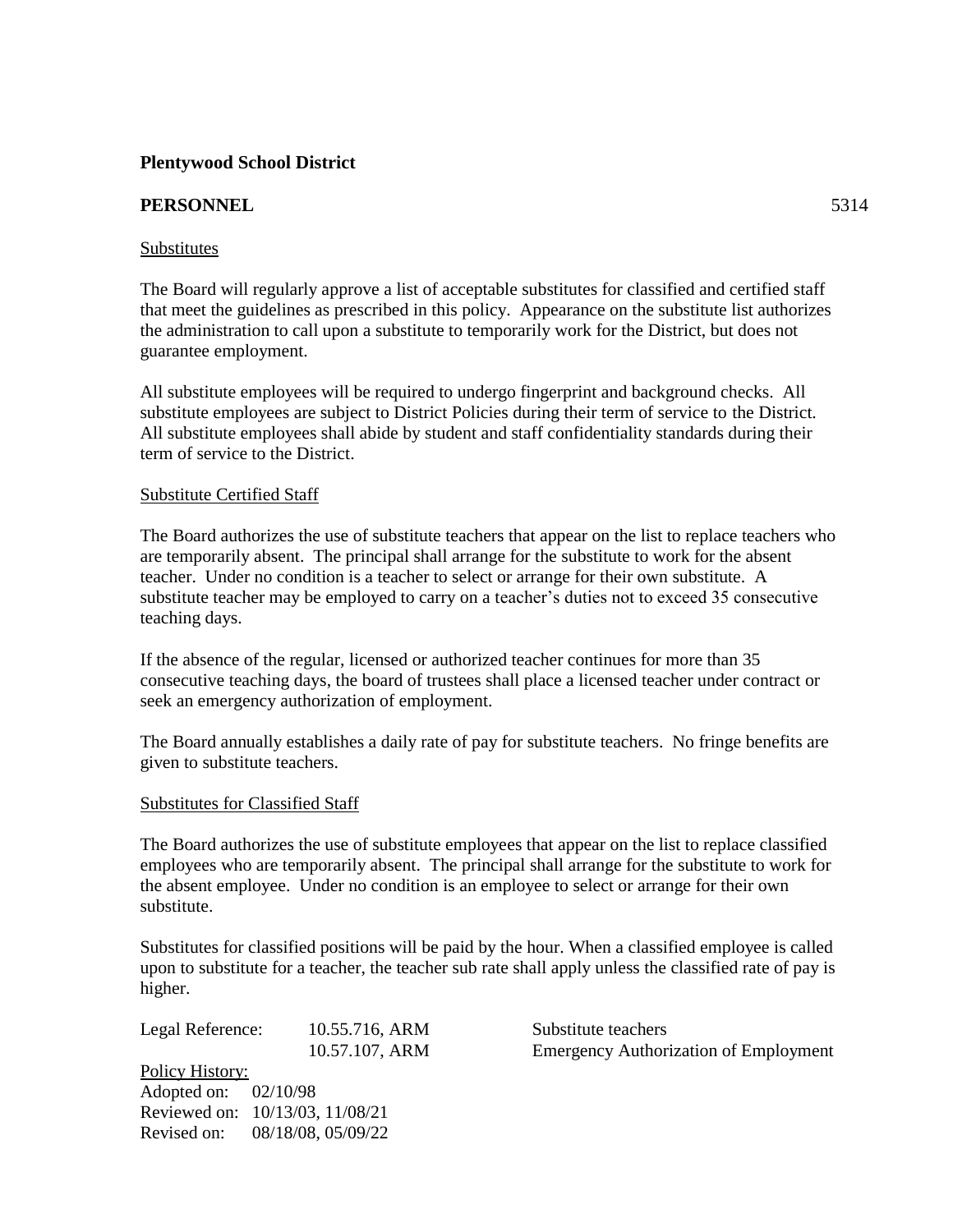**Plentywood School District**

**PERSONNEL** 5314

Substitutes

The Board will regularly approve a list of acceptable substitutes for classified and certified staff that meet the guidelines as prescribed in this policy. Appearance on the substitute list authorizes the administration to call upon a substitute to temporarily work for the District, but does not guarantee employment.

All substitute employees will be required to undergo fingerprint and background checks. All substitute employees are subject to District Policies during their term of service to the District. All substitute employees shall abide by student and staff confidentiality standards during their term of service to the District.

Substitute Certified Staff

The Board authorizes the use of substitute teachers that appear on the list to replace teachers who are temporarily absent. The principal shall arrange for the substitute to work for the absent teacher. Under no condition is a teacher to select or arrange for their own substitute. A substitute teacher may be employed to carry on a teacher's duties not to exceed 35 consecutive teaching days.

If the absence of the regular, licensed or authorized teacher continues for more than 35 consecutive teaching days, the board of trustees shall place a licensed teacher under contract or seek an emergency authorization of employment.

The Board annually establishes a daily rate of pay for substitute teachers. No fringe benefits are given to substitute teachers.

Substitutes for Classified Staff

The Board authorizes the use of substitute employees that appear on the list to replace classified employees who are temporarily absent. The principal shall arrange for the substitute to work for the absent employee. Under no condition is an employee to select or arrange for their own substitute.

Substitutes for classified positions will be paid by the hour. When a classified employee is called upon to substitute for a teacher, the teacher sub rate shall apply unless the classified rate of pay is higher.

| Legal Reference: | 10.55.716, ARM | Substitute teachers |
|---|---|---|
| | 10.57.107, ARM | Emergency Authorization of Employment |

Policy History:
Adopted on: 02/10/98
Reviewed on: 10/13/03, 11/08/21
Revised on: 08/18/08, 05/09/22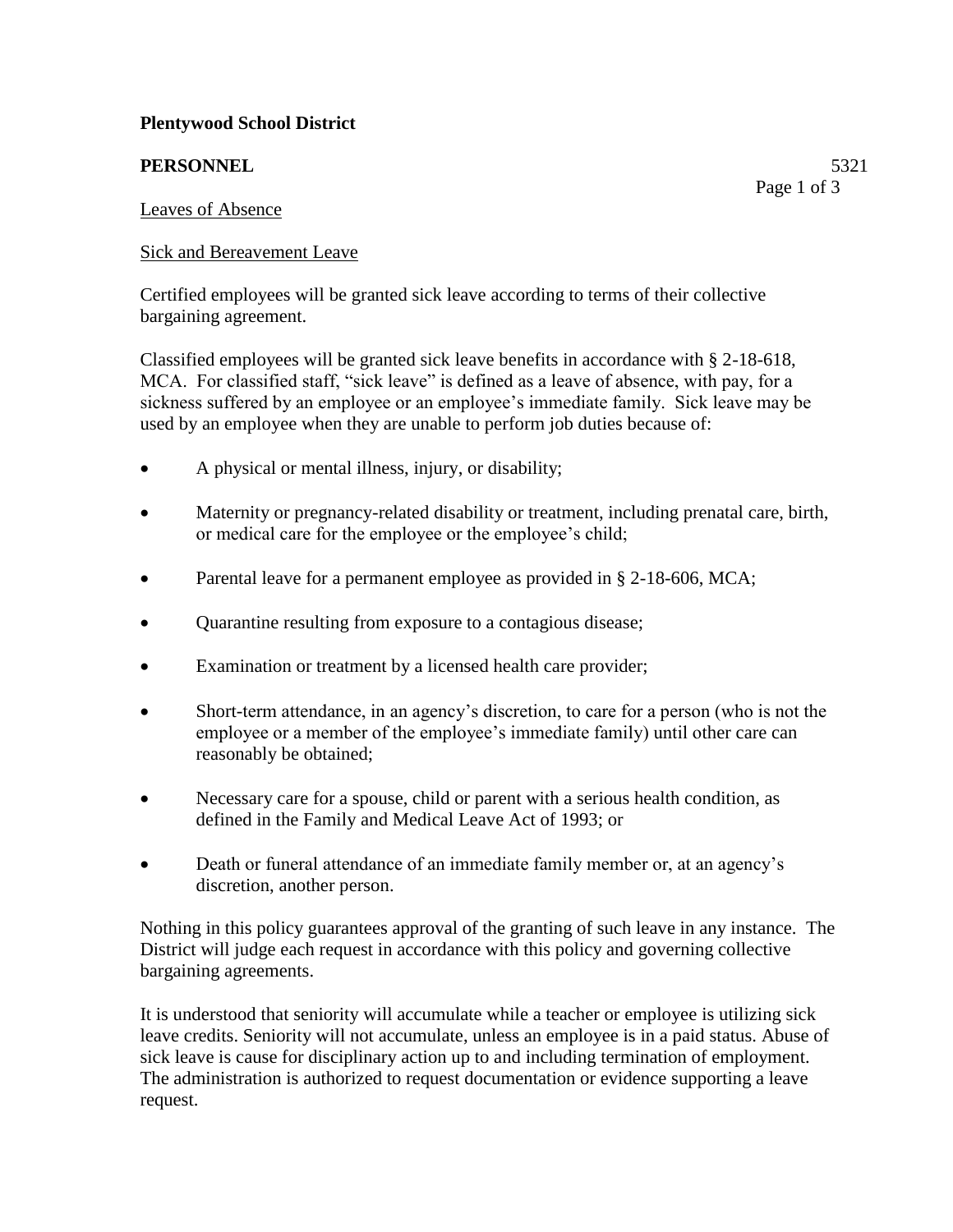**Plentywood School District**

**PERSONNEL** 5321

Leaves of Absence

Sick and Bereavement Leave

Certified employees will be granted sick leave according to terms of their collective bargaining agreement.

Classified employees will be granted sick leave benefits in accordance with § 2-18-618, MCA. For classified staff, "sick leave" is defined as a leave of absence, with pay, for a sickness suffered by an employee or an employee's immediate family. Sick leave may be used by an employee when they are unable to perform job duties because of:

- A physical or mental illness, injury, or disability;
- Maternity or pregnancy-related disability or treatment, including prenatal care, birth, or medical care for the employee or the employee's child;
- Parental leave for a permanent employee as provided in § 2-18-606, MCA;
- Quarantine resulting from exposure to a contagious disease;
- Examination or treatment by a licensed health care provider;
- Short-term attendance, in an agency's discretion, to care for a person (who is not the employee or a member of the employee's immediate family) until other care can reasonably be obtained;
- Necessary care for a spouse, child or parent with a serious health condition, as defined in the Family and Medical Leave Act of 1993; or
- Death or funeral attendance of an immediate family member or, at an agency's discretion, another person.

Nothing in this policy guarantees approval of the granting of such leave in any instance. The District will judge each request in accordance with this policy and governing collective bargaining agreements.

It is understood that seniority will accumulate while a teacher or employee is utilizing sick leave credits. Seniority will not accumulate, unless an employee is in a paid status. Abuse of sick leave is cause for disciplinary action up to and including termination of employment. The administration is authorized to request documentation or evidence supporting a leave request.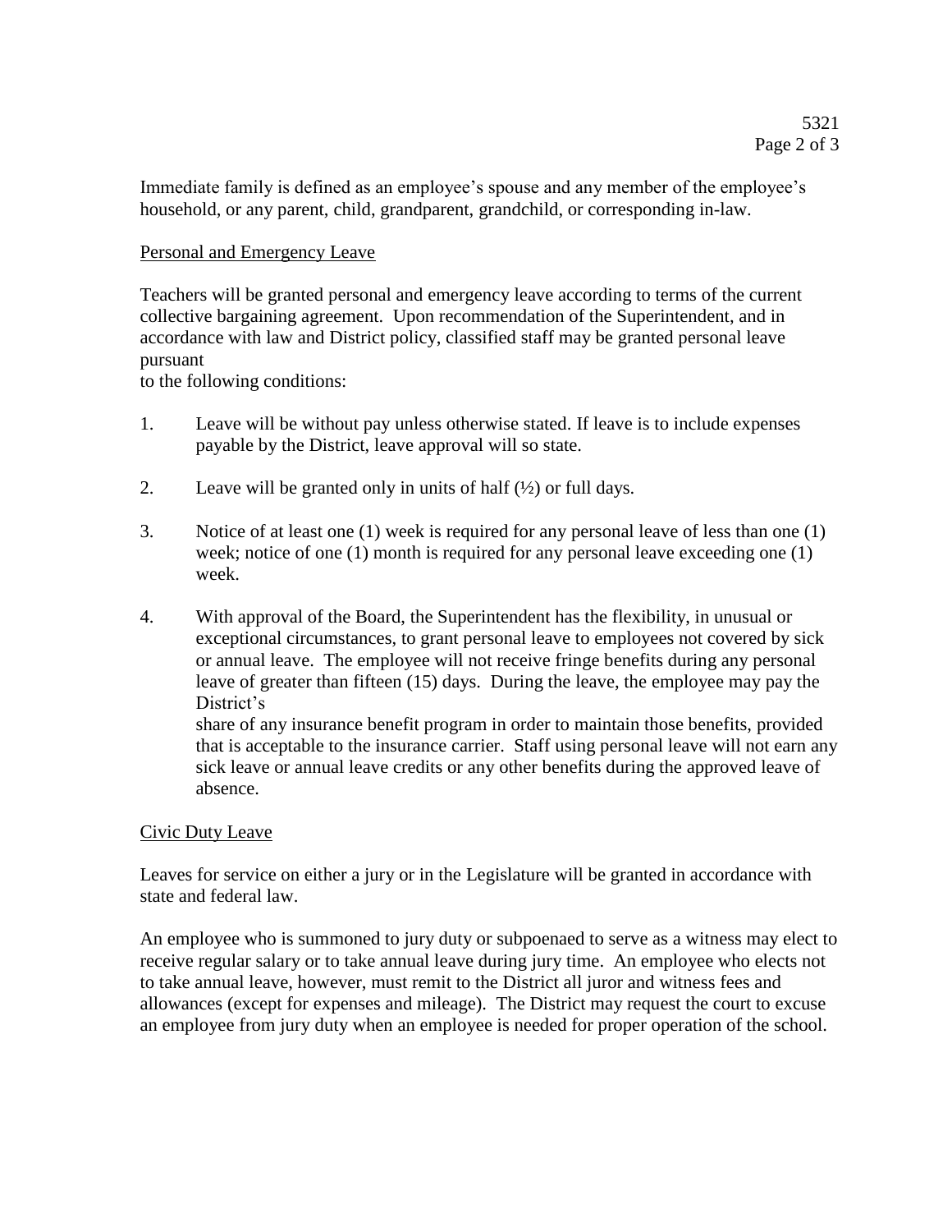Immediate family is defined as an employee's spouse and any member of the employee's household, or any parent, child, grandparent, grandchild, or corresponding in-law.

Personal and Emergency Leave

Teachers will be granted personal and emergency leave according to terms of the current collective bargaining agreement. Upon recommendation of the Superintendent, and in accordance with law and District policy, classified staff may be granted personal leave pursuant to the following conditions:

1. Leave will be without pay unless otherwise stated. If leave is to include expenses payable by the District, leave approval will so state.

2. Leave will be granted only in units of half (½) or full days.

3. Notice of at least one (1) week is required for any personal leave of less than one (1) week; notice of one (1) month is required for any personal leave exceeding one (1) week.

4. With approval of the Board, the Superintendent has the flexibility, in unusual or exceptional circumstances, to grant personal leave to employees not covered by sick or annual leave. The employee will not receive fringe benefits during any personal leave of greater than fifteen (15) days. During the leave, the employee may pay the District's share of any insurance benefit program in order to maintain those benefits, provided that is acceptable to the insurance carrier. Staff using personal leave will not earn any sick leave or annual leave credits or any other benefits during the approved leave of absence.

Civic Duty Leave

Leaves for service on either a jury or in the Legislature will be granted in accordance with state and federal law.

An employee who is summoned to jury duty or subpoenaed to serve as a witness may elect to receive regular salary or to take annual leave during jury time. An employee who elects not to take annual leave, however, must remit to the District all juror and witness fees and allowances (except for expenses and mileage). The District may request the court to excuse an employee from jury duty when an employee is needed for proper operation of the school.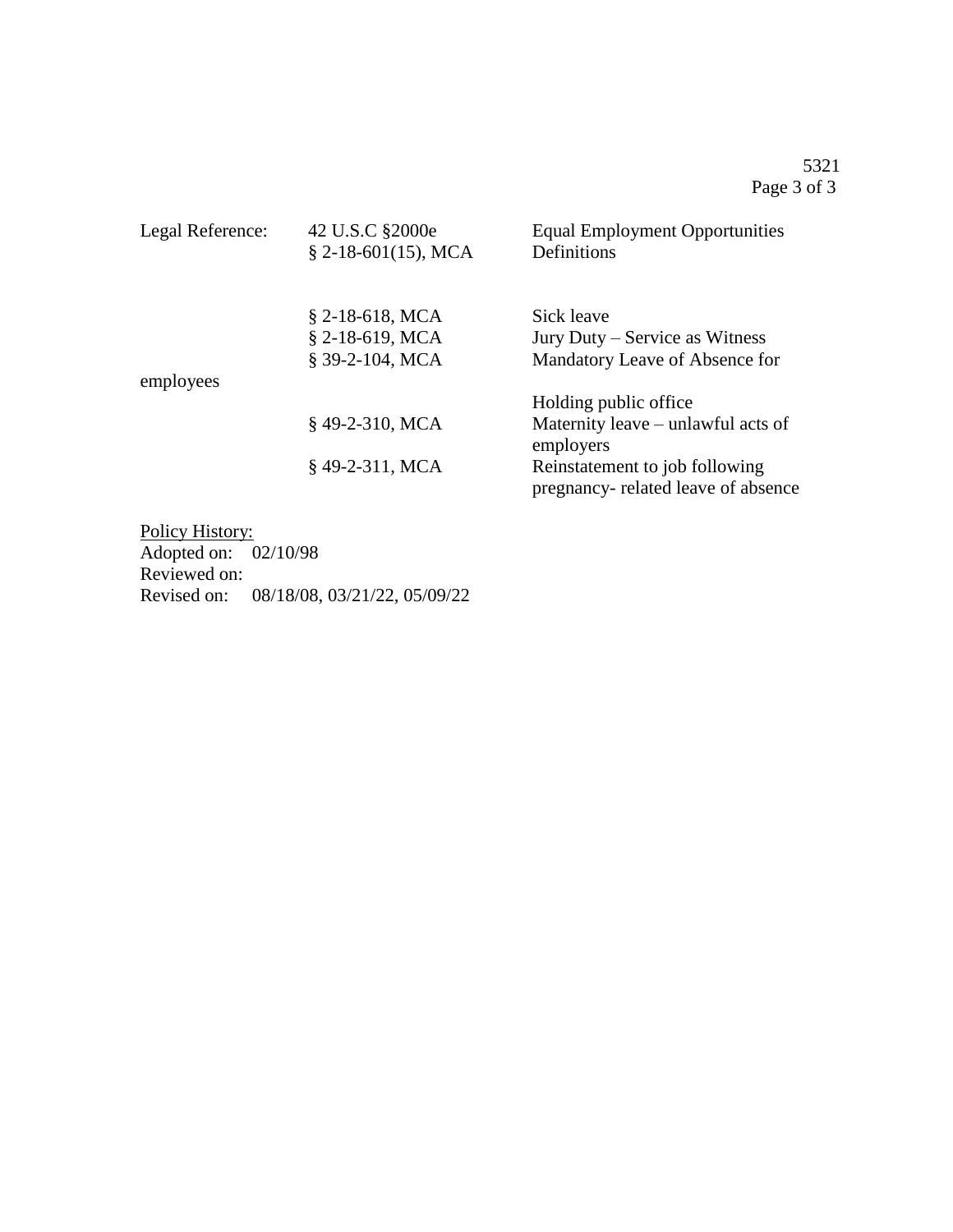| Legal Reference: | 42 U.S.C §2000e | Equal Employment Opportunities |
|---|---|---|
| | § 2-18-601(15), MCA | Definitions |
| | § 2-18-618, MCA | Sick leave |
| | § 2-18-619, MCA | Jury Duty – Service as Witness |
| | § 39-2-104, MCA | Mandatory Leave of Absence for employees Holding public office |
| | § 49-2-310, MCA | Maternity leave – unlawful acts of employers |
| | § 49-2-311, MCA | Reinstatement to job following pregnancy- related leave of absence |

<u>Policy History:</u>
Adopted on: 02/10/98
Reviewed on:
Revised on: 08/18/08, 03/21/22, 05/09/22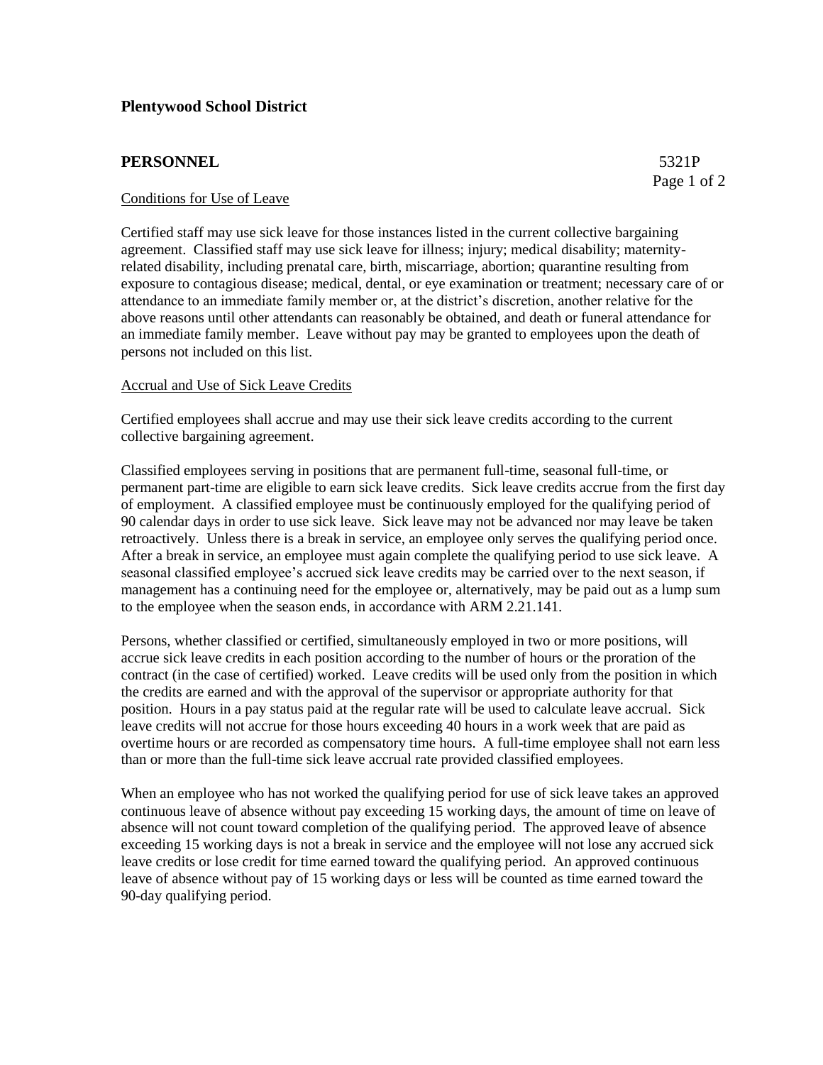**Plentywood School District**

**PERSONNEL** 5321P

Conditions for Use of Leave

Certified staff may use sick leave for those instances listed in the current collective bargaining agreement. Classified staff may use sick leave for illness; injury; medical disability; maternity-related disability, including prenatal care, birth, miscarriage, abortion; quarantine resulting from exposure to contagious disease; medical, dental, or eye examination or treatment; necessary care of or attendance to an immediate family member or, at the district's discretion, another relative for the above reasons until other attendants can reasonably be obtained, and death or funeral attendance for an immediate family member. Leave without pay may be granted to employees upon the death of persons not included on this list.

Accrual and Use of Sick Leave Credits

Certified employees shall accrue and may use their sick leave credits according to the current collective bargaining agreement.

Classified employees serving in positions that are permanent full-time, seasonal full-time, or permanent part-time are eligible to earn sick leave credits. Sick leave credits accrue from the first day of employment. A classified employee must be continuously employed for the qualifying period of 90 calendar days in order to use sick leave. Sick leave may not be advanced nor may leave be taken retroactively. Unless there is a break in service, an employee only serves the qualifying period once. After a break in service, an employee must again complete the qualifying period to use sick leave. A seasonal classified employee's accrued sick leave credits may be carried over to the next season, if management has a continuing need for the employee or, alternatively, may be paid out as a lump sum to the employee when the season ends, in accordance with ARM 2.21.141.

Persons, whether classified or certified, simultaneously employed in two or more positions, will accrue sick leave credits in each position according to the number of hours or the proration of the contract (in the case of certified) worked. Leave credits will be used only from the position in which the credits are earned and with the approval of the supervisor or appropriate authority for that position. Hours in a pay status paid at the regular rate will be used to calculate leave accrual. Sick leave credits will not accrue for those hours exceeding 40 hours in a work week that are paid as overtime hours or are recorded as compensatory time hours. A full-time employee shall not earn less than or more than the full-time sick leave accrual rate provided classified employees.

When an employee who has not worked the qualifying period for use of sick leave takes an approved continuous leave of absence without pay exceeding 15 working days, the amount of time on leave of absence will not count toward completion of the qualifying period. The approved leave of absence exceeding 15 working days is not a break in service and the employee will not lose any accrued sick leave credits or lose credit for time earned toward the qualifying period. An approved continuous leave of absence without pay of 15 working days or less will be counted as time earned toward the 90-day qualifying period.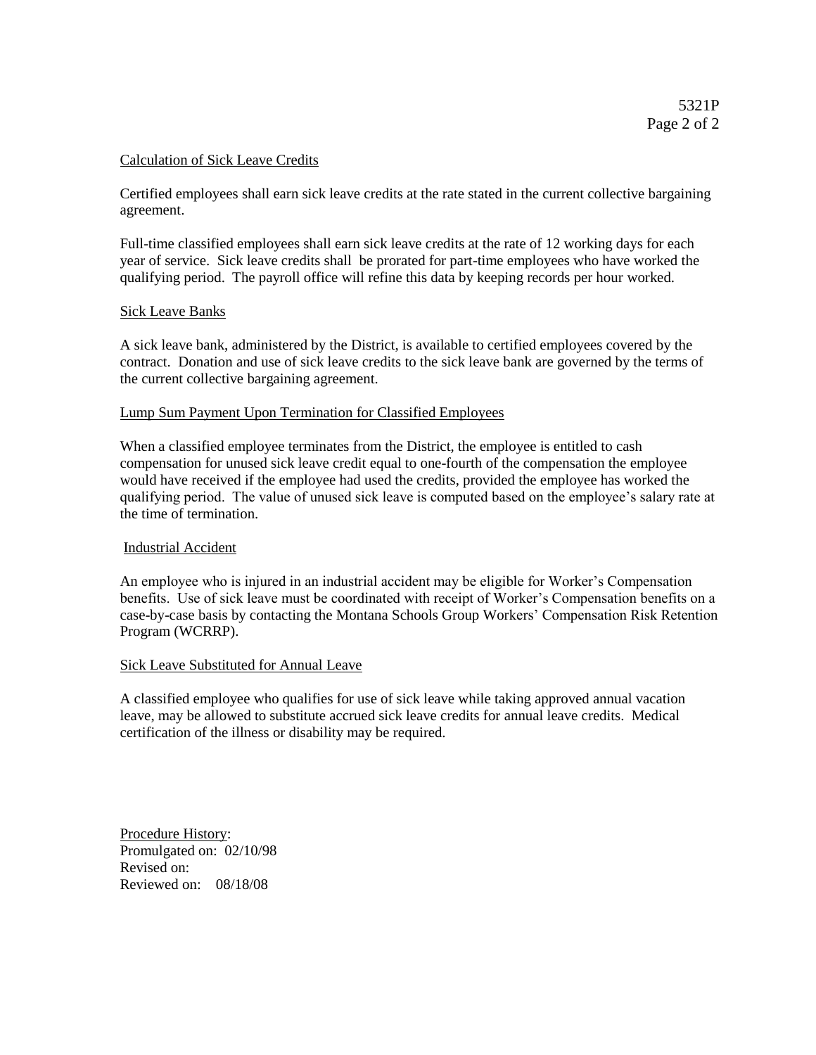Calculation of Sick Leave Credits

Certified employees shall earn sick leave credits at the rate stated in the current collective bargaining agreement.

Full-time classified employees shall earn sick leave credits at the rate of 12 working days for each year of service. Sick leave credits shall be prorated for part-time employees who have worked the qualifying period. The payroll office will refine this data by keeping records per hour worked.

Sick Leave Banks

A sick leave bank, administered by the District, is available to certified employees covered by the contract. Donation and use of sick leave credits to the sick leave bank are governed by the terms of the current collective bargaining agreement.

Lump Sum Payment Upon Termination for Classified Employees

When a classified employee terminates from the District, the employee is entitled to cash compensation for unused sick leave credit equal to one-fourth of the compensation the employee would have received if the employee had used the credits, provided the employee has worked the qualifying period. The value of unused sick leave is computed based on the employee's salary rate at the time of termination.

Industrial Accident

An employee who is injured in an industrial accident may be eligible for Worker's Compensation benefits. Use of sick leave must be coordinated with receipt of Worker's Compensation benefits on a case-by-case basis by contacting the Montana Schools Group Workers' Compensation Risk Retention Program (WCRRP).

Sick Leave Substituted for Annual Leave

A classified employee who qualifies for use of sick leave while taking approved annual vacation leave, may be allowed to substitute accrued sick leave credits for annual leave credits. Medical certification of the illness or disability may be required.

Procedure History:
Promulgated on: 02/10/98
Revised on:
Reviewed on: 08/18/08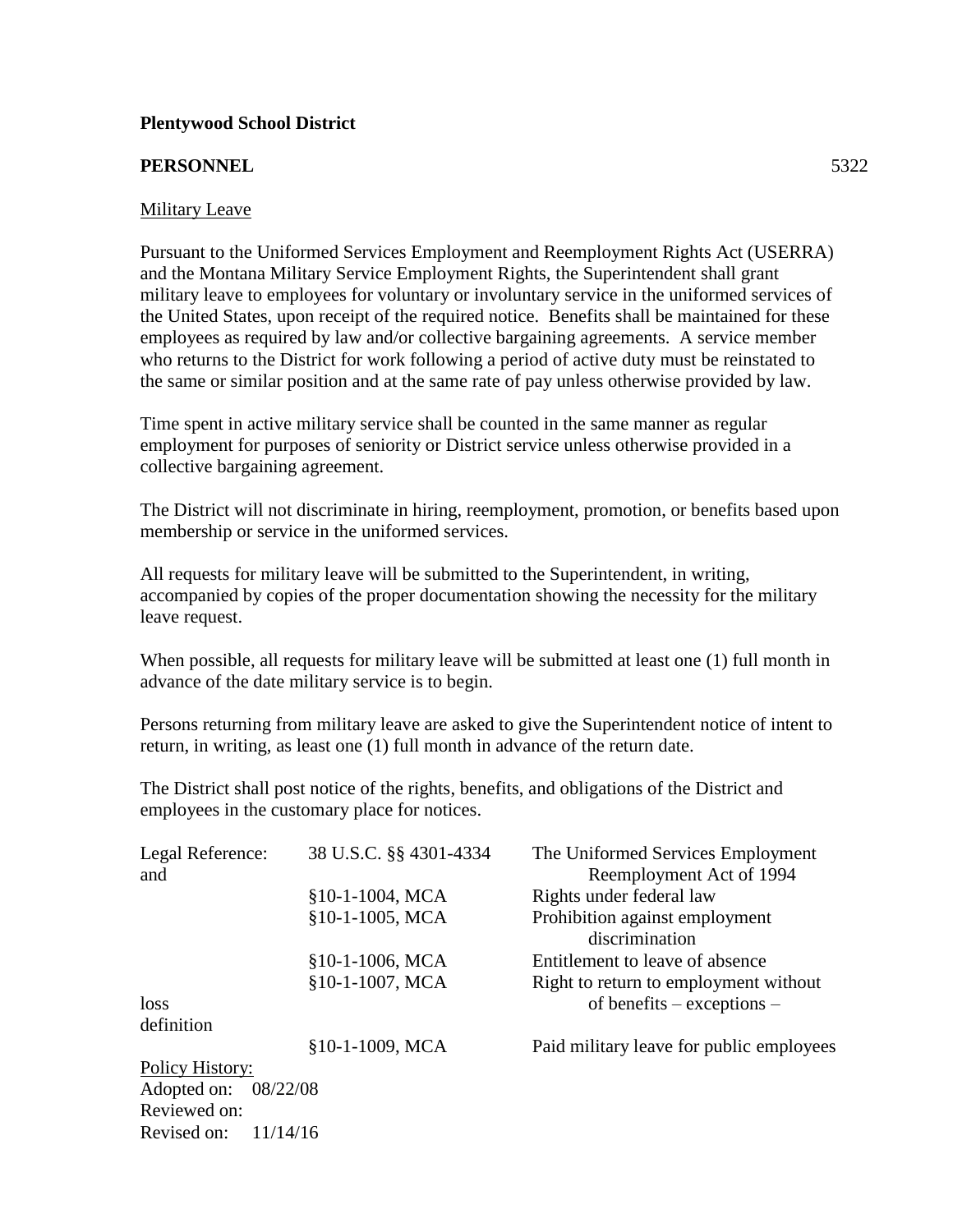**Plentywood School District**

**PERSONNEL** 5322

Military Leave

Pursuant to the Uniformed Services Employment and Reemployment Rights Act (USERRA) and the Montana Military Service Employment Rights, the Superintendent shall grant military leave to employees for voluntary or involuntary service in the uniformed services of the United States, upon receipt of the required notice. Benefits shall be maintained for these employees as required by law and/or collective bargaining agreements. A service member who returns to the District for work following a period of active duty must be reinstated to the same or similar position and at the same rate of pay unless otherwise provided by law.

Time spent in active military service shall be counted in the same manner as regular employment for purposes of seniority or District service unless otherwise provided in a collective bargaining agreement.

The District will not discriminate in hiring, reemployment, promotion, or benefits based upon membership or service in the uniformed services.

All requests for military leave will be submitted to the Superintendent, in writing, accompanied by copies of the proper documentation showing the necessity for the military leave request.

When possible, all requests for military leave will be submitted at least one (1) full month in advance of the date military service is to begin.

Persons returning from military leave are asked to give the Superintendent notice of intent to return, in writing, as least one (1) full month in advance of the return date.

The District shall post notice of the rights, benefits, and obligations of the District and employees in the customary place for notices.

| Legal Reference: and | 38 U.S.C. §§ 4301-4334 | The Uniformed Services Employment Reemployment Act of 1994 |
|---|---|---|
| | §10-1-1004, MCA | Rights under federal law |
| | §10-1-1005, MCA | Prohibition against employment discrimination |
| | §10-1-1006, MCA | Entitlement to leave of absence |
| | §10-1-1007, MCA | Right to return to employment without loss of benefits – exceptions – definition |
| | §10-1-1009, MCA | Paid military leave for public employees |

Policy History:
Adopted on: 08/22/08
Reviewed on:
Revised on: 11/14/16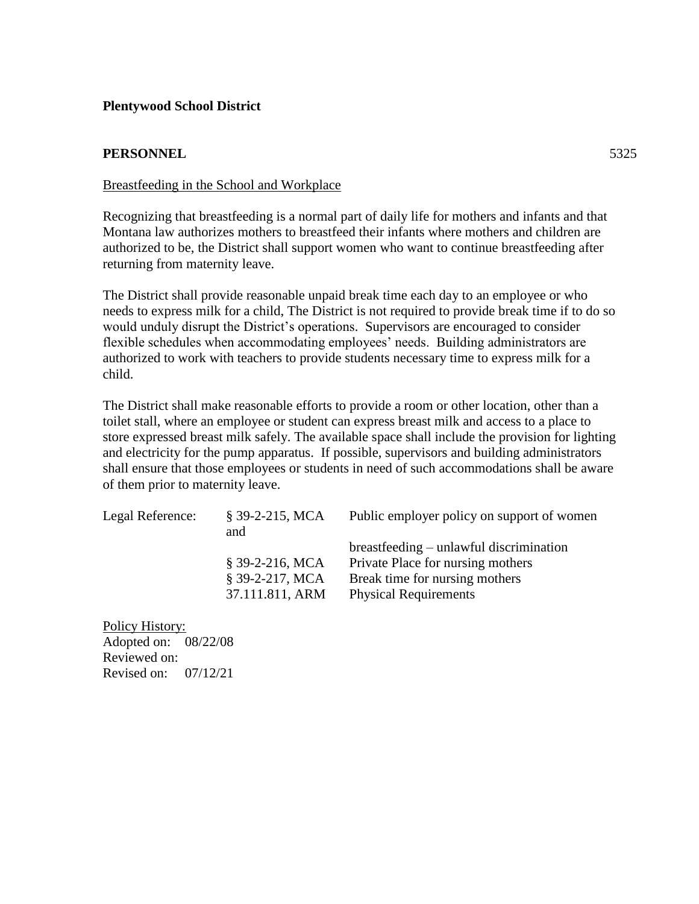**Plentywood School District**

**PERSONNEL** 5325

<u>Breastfeeding in the School and Workplace</u>

Recognizing that breastfeeding is a normal part of daily life for mothers and infants and that Montana law authorizes mothers to breastfeed their infants where mothers and children are authorized to be, the District shall support women who want to continue breastfeeding after returning from maternity leave.

The District shall provide reasonable unpaid break time each day to an employee or who needs to express milk for a child, The District is not required to provide break time if to do so would unduly disrupt the District's operations. Supervisors are encouraged to consider flexible schedules when accommodating employees' needs. Building administrators are authorized to work with teachers to provide students necessary time to express milk for a child.

The District shall make reasonable efforts to provide a room or other location, other than a toilet stall, where an employee or student can express breast milk and access to a place to store expressed breast milk safely. The available space shall include the provision for lighting and electricity for the pump apparatus. If possible, supervisors and building administrators shall ensure that those employees or students in need of such accommodations shall be aware of them prior to maternity leave.

| Legal Reference: | § 39-2-215, MCA and | Public employer policy on support of women breastfeeding – unlawful discrimination |
|---|---|---|
| | § 39-2-216, MCA | Private Place for nursing mothers |
| | § 39-2-217, MCA | Break time for nursing mothers |
| | 37.111.811, ARM | Physical Requirements |

<u>Policy History:</u>
Adopted on: 08/22/08
Reviewed on:
Revised on: 07/12/21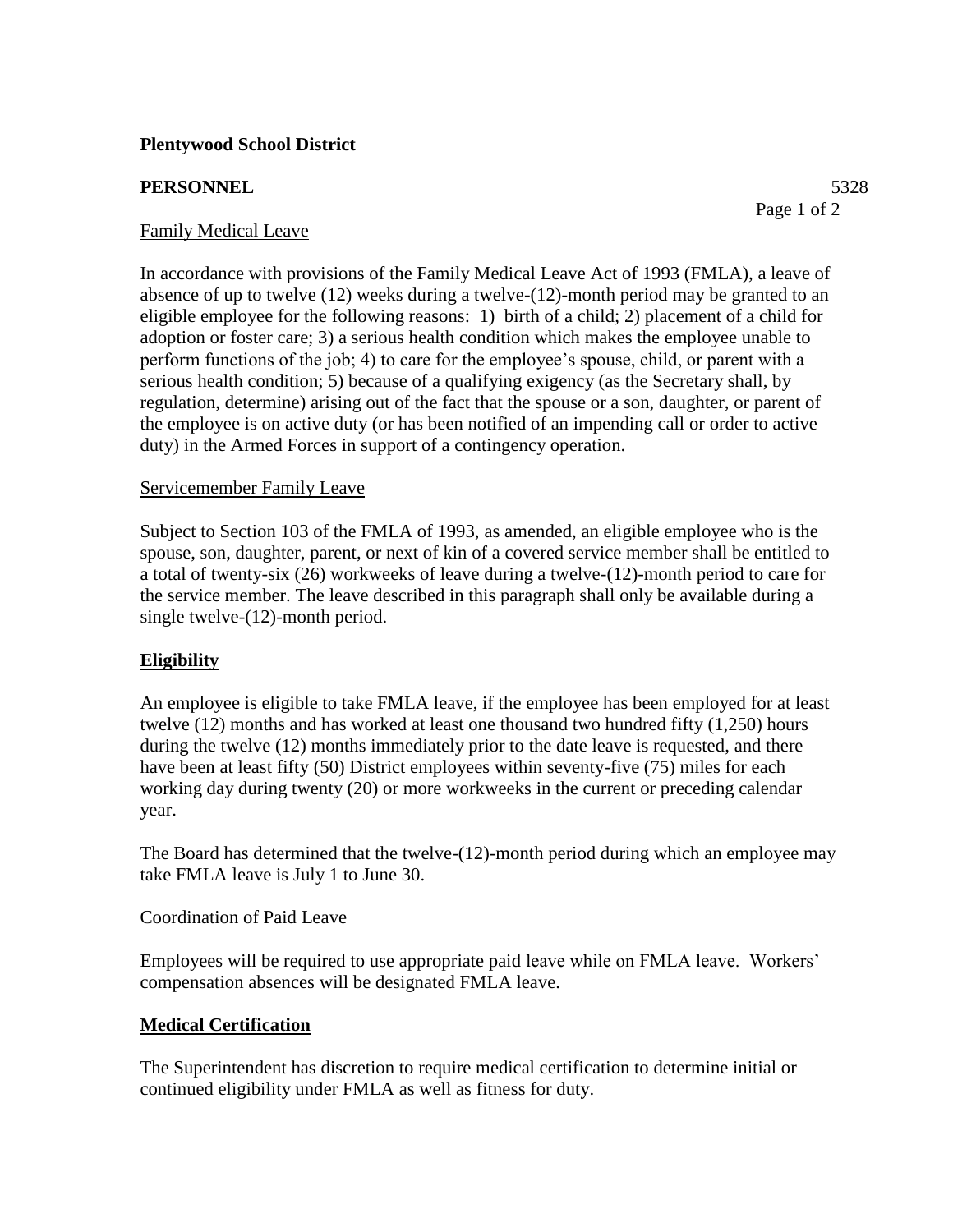**Plentywood School District**

**PERSONNEL** 5328

Family Medical Leave

In accordance with provisions of the Family Medical Leave Act of 1993 (FMLA), a leave of absence of up to twelve (12) weeks during a twelve-(12)-month period may be granted to an eligible employee for the following reasons: 1) birth of a child; 2) placement of a child for adoption or foster care; 3) a serious health condition which makes the employee unable to perform functions of the job; 4) to care for the employee's spouse, child, or parent with a serious health condition; 5) because of a qualifying exigency (as the Secretary shall, by regulation, determine) arising out of the fact that the spouse or a son, daughter, or parent of the employee is on active duty (or has been notified of an impending call or order to active duty) in the Armed Forces in support of a contingency operation.

Servicemember Family Leave

Subject to Section 103 of the FMLA of 1993, as amended, an eligible employee who is the spouse, son, daughter, parent, or next of kin of a covered service member shall be entitled to a total of twenty-six (26) workweeks of leave during a twelve-(12)-month period to care for the service member. The leave described in this paragraph shall only be available during a single twelve-(12)-month period.

**Eligibility**

An employee is eligible to take FMLA leave, if the employee has been employed for at least twelve (12) months and has worked at least one thousand two hundred fifty (1,250) hours during the twelve (12) months immediately prior to the date leave is requested, and there have been at least fifty (50) District employees within seventy-five (75) miles for each working day during twenty (20) or more workweeks in the current or preceding calendar year.

The Board has determined that the twelve-(12)-month period during which an employee may take FMLA leave is July 1 to June 30.

Coordination of Paid Leave

Employees will be required to use appropriate paid leave while on FMLA leave. Workers' compensation absences will be designated FMLA leave.

**Medical Certification**

The Superintendent has discretion to require medical certification to determine initial or continued eligibility under FMLA as well as fitness for duty.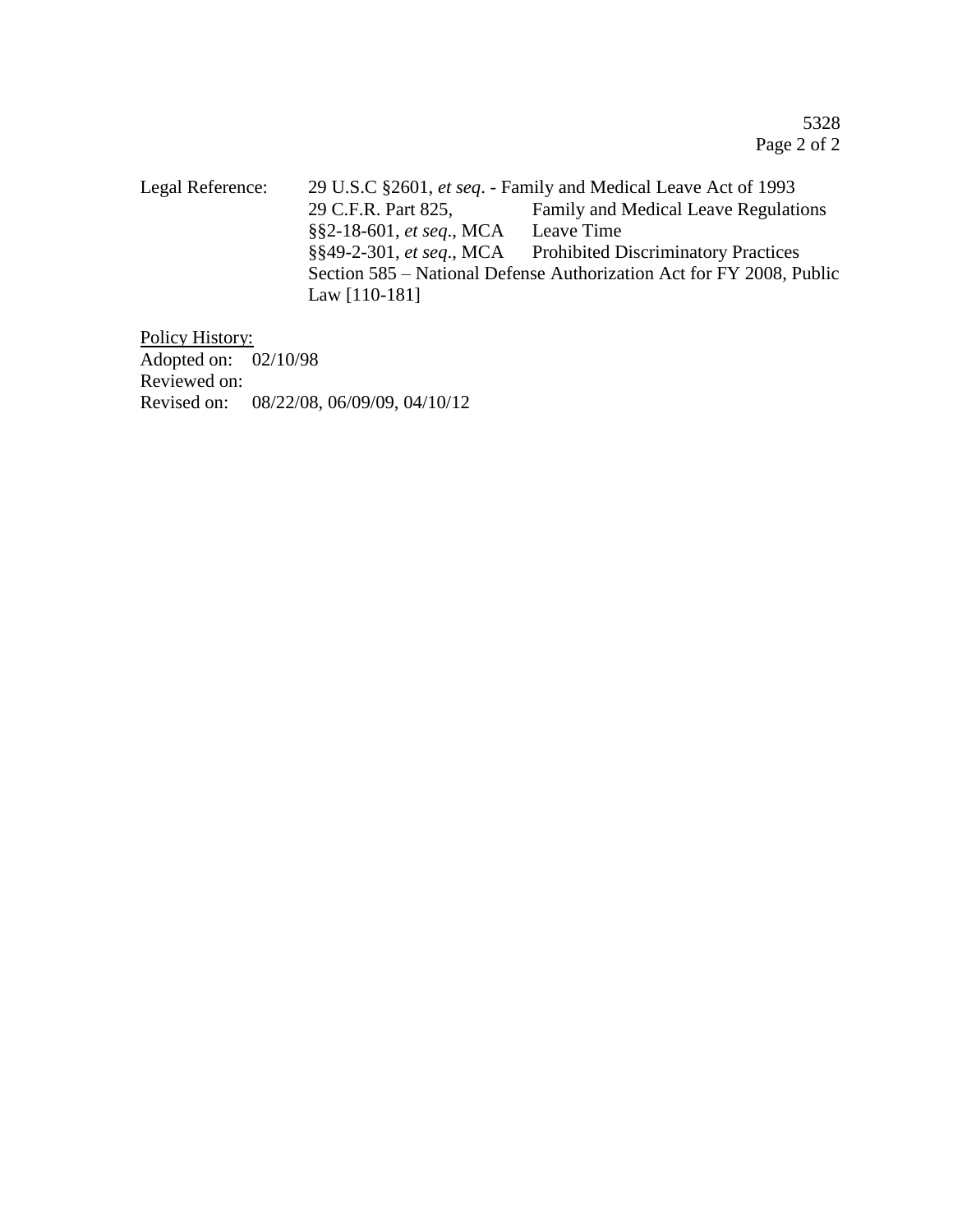Legal Reference: 29 U.S.C §2601, *et seq*. - Family and Medical Leave Act of 1993
29 C.F.R. Part 825, Family and Medical Leave Regulations
§§2-18-601, *et seq*., MCA Leave Time
§§49-2-301, *et seq*., MCA Prohibited Discriminatory Practices
Section 585 – National Defense Authorization Act for FY 2008, Public Law [110-181]

<u>Policy History:</u>
Adopted on: 02/10/98
Reviewed on:
Revised on: 08/22/08, 06/09/09, 04/10/12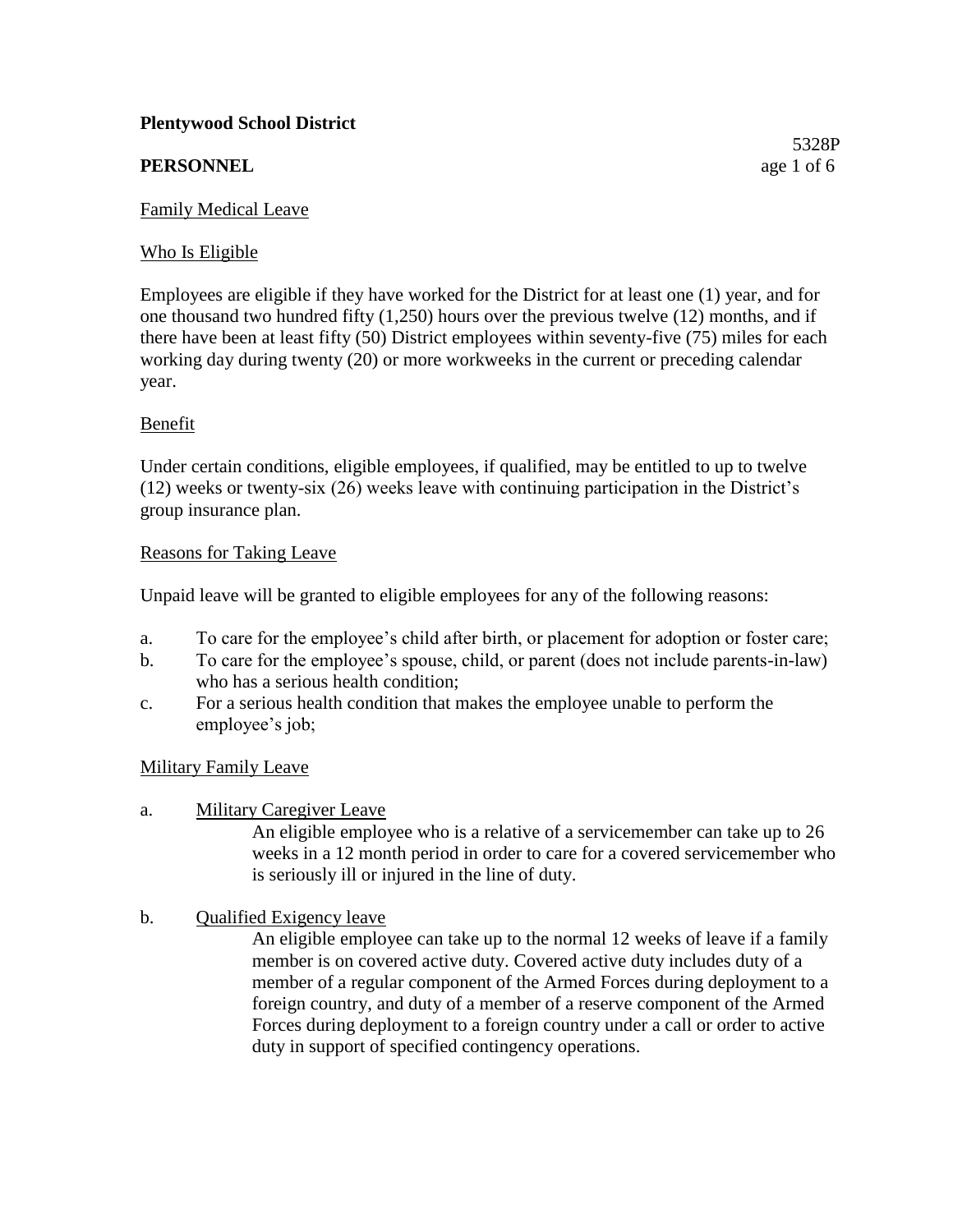**Plentywood School District**

**PERSONNEL**

5328P

Family Medical Leave

Who Is Eligible

Employees are eligible if they have worked for the District for at least one (1) year, and for one thousand two hundred fifty (1,250) hours over the previous twelve (12) months, and if there have been at least fifty (50) District employees within seventy-five (75) miles for each working day during twenty (20) or more workweeks in the current or preceding calendar year.

Benefit

Under certain conditions, eligible employees, if qualified, may be entitled to up to twelve (12) weeks or twenty-six (26) weeks leave with continuing participation in the District's group insurance plan.

Reasons for Taking Leave

Unpaid leave will be granted to eligible employees for any of the following reasons:

a. To care for the employee's child after birth, or placement for adoption or foster care;
b. To care for the employee's spouse, child, or parent (does not include parents-in-law) who has a serious health condition;
c. For a serious health condition that makes the employee unable to perform the employee's job;

Military Family Leave

a. Military Caregiver Leave

   An eligible employee who is a relative of a servicemember can take up to 26 weeks in a 12 month period in order to care for a covered servicemember who is seriously ill or injured in the line of duty.

b. Qualified Exigency leave

   An eligible employee can take up to the normal 12 weeks of leave if a family member is on covered active duty. Covered active duty includes duty of a member of a regular component of the Armed Forces during deployment to a foreign country, and duty of a member of a reserve component of the Armed Forces during deployment to a foreign country under a call or order to active duty in support of specified contingency operations.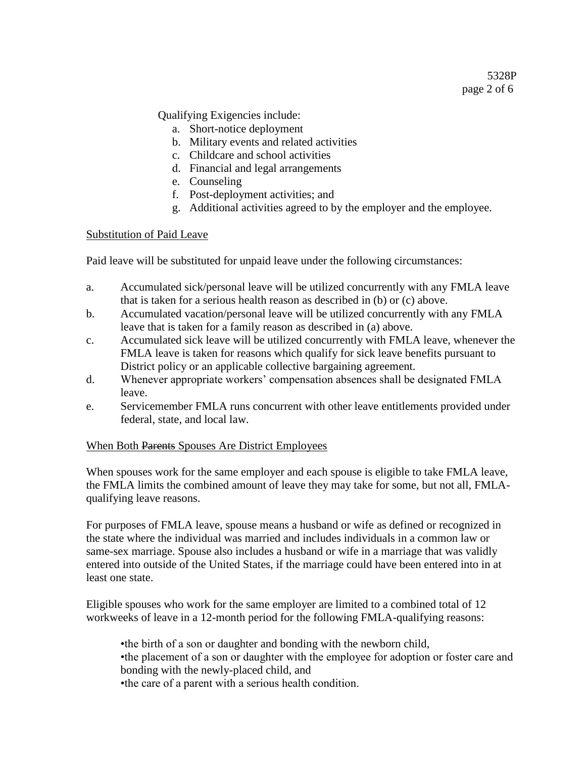Qualifying Exigencies include:

a. Short-notice deployment
b. Military events and related activities
c. Childcare and school activities
d. Financial and legal arrangements
e. Counseling
f. Post-deployment activities; and
g. Additional activities agreed to by the employer and the employee.

Substitution of Paid Leave

Paid leave will be substituted for unpaid leave under the following circumstances:

a. Accumulated sick/personal leave will be utilized concurrently with any FMLA leave that is taken for a serious health reason as described in (b) or (c) above.
b. Accumulated vacation/personal leave will be utilized concurrently with any FMLA leave that is taken for a family reason as described in (a) above.
c. Accumulated sick leave will be utilized concurrently with FMLA leave, whenever the FMLA leave is taken for reasons which qualify for sick leave benefits pursuant to District policy or an applicable collective bargaining agreement.
d. Whenever appropriate workers' compensation absences shall be designated FMLA leave.
e. Servicemember FMLA runs concurrent with other leave entitlements provided under federal, state, and local law.

When Both ~~Parents~~ Spouses Are District Employees

When spouses work for the same employer and each spouse is eligible to take FMLA leave, the FMLA limits the combined amount of leave they may take for some, but not all, FMLA-qualifying leave reasons.

For purposes of FMLA leave, spouse means a husband or wife as defined or recognized in the state where the individual was married and includes individuals in a common law or same-sex marriage. Spouse also includes a husband or wife in a marriage that was validly entered into outside of the United States, if the marriage could have been entered into in at least one state.

Eligible spouses who work for the same employer are limited to a combined total of 12 workweeks of leave in a 12-month period for the following FMLA-qualifying reasons:

- the birth of a son or daughter and bonding with the newborn child,
- the placement of a son or daughter with the employee for adoption or foster care and bonding with the newly-placed child, and
- the care of a parent with a serious health condition.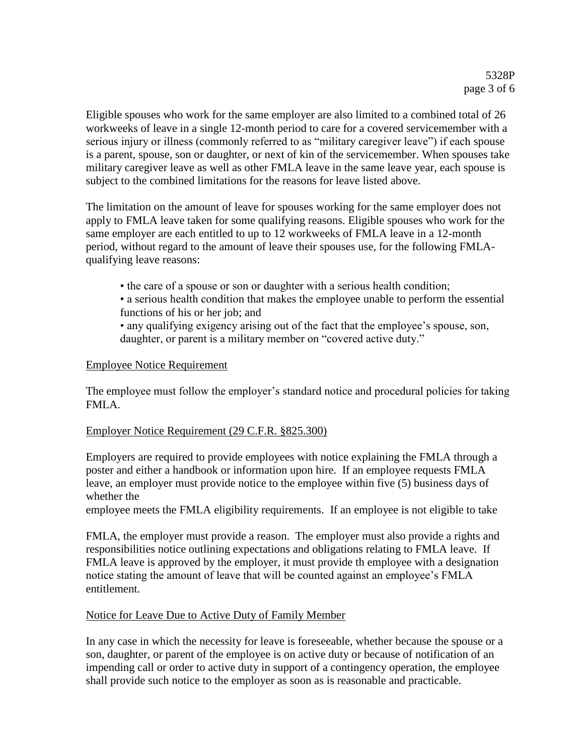Eligible spouses who work for the same employer are also limited to a combined total of 26 workweeks of leave in a single 12-month period to care for a covered servicemember with a serious injury or illness (commonly referred to as "military caregiver leave") if each spouse is a parent, spouse, son or daughter, or next of kin of the servicemember. When spouses take military caregiver leave as well as other FMLA leave in the same leave year, each spouse is subject to the combined limitations for the reasons for leave listed above.

The limitation on the amount of leave for spouses working for the same employer does not apply to FMLA leave taken for some qualifying reasons. Eligible spouses who work for the same employer are each entitled to up to 12 workweeks of FMLA leave in a 12-month period, without regard to the amount of leave their spouses use, for the following FMLA-qualifying leave reasons:

- the care of a spouse or son or daughter with a serious health condition;
- a serious health condition that makes the employee unable to perform the essential functions of his or her job; and
- any qualifying exigency arising out of the fact that the employee's spouse, son, daughter, or parent is a military member on "covered active duty."

Employee Notice Requirement

The employee must follow the employer's standard notice and procedural policies for taking FMLA.

Employer Notice Requirement (29 C.F.R. §825.300)

Employers are required to provide employees with notice explaining the FMLA through a poster and either a handbook or information upon hire. If an employee requests FMLA leave, an employer must provide notice to the employee within five (5) business days of whether the employee meets the FMLA eligibility requirements. If an employee is not eligible to take FMLA, the employer must provide a reason. The employer must also provide a rights and responsibilities notice outlining expectations and obligations relating to FMLA leave. If FMLA leave is approved by the employer, it must provide th employee with a designation notice stating the amount of leave that will be counted against an employee's FMLA entitlement.

Notice for Leave Due to Active Duty of Family Member

In any case in which the necessity for leave is foreseeable, whether because the spouse or a son, daughter, or parent of the employee is on active duty or because of notification of an impending call or order to active duty in support of a contingency operation, the employee shall provide such notice to the employer as soon as is reasonable and practicable.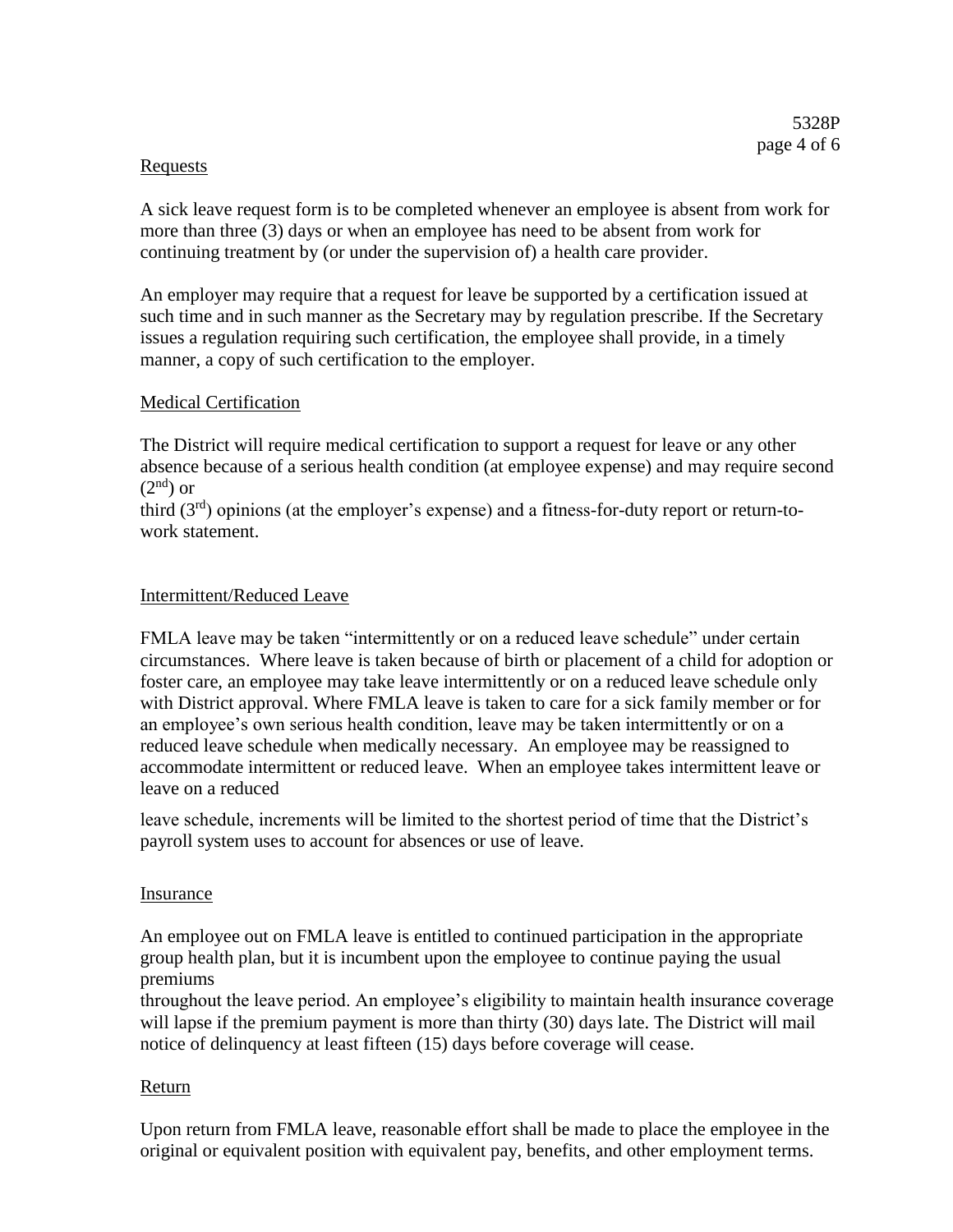## Requests

A sick leave request form is to be completed whenever an employee is absent from work for more than three (3) days or when an employee has need to be absent from work for continuing treatment by (or under the supervision of) a health care provider.

An employer may require that a request for leave be supported by a certification issued at such time and in such manner as the Secretary may by regulation prescribe. If the Secretary issues a regulation requiring such certification, the employee shall provide, in a timely manner, a copy of such certification to the employer.

## Medical Certification

The District will require medical certification to support a request for leave or any other absence because of a serious health condition (at employee expense) and may require second ($2^{nd}$) or third ($3^{rd}$) opinions (at the employer's expense) and a fitness-for-duty report or return-to-work statement.

## Intermittent/Reduced Leave

FMLA leave may be taken "intermittently or on a reduced leave schedule" under certain circumstances. Where leave is taken because of birth or placement of a child for adoption or foster care, an employee may take leave intermittently or on a reduced leave schedule only with District approval. Where FMLA leave is taken to care for a sick family member or for an employee's own serious health condition, leave may be taken intermittently or on a reduced leave schedule when medically necessary. An employee may be reassigned to accommodate intermittent or reduced leave. When an employee takes intermittent leave or leave on a reduced leave schedule, increments will be limited to the shortest period of time that the District's payroll system uses to account for absences or use of leave.

## Insurance

An employee out on FMLA leave is entitled to continued participation in the appropriate group health plan, but it is incumbent upon the employee to continue paying the usual premiums throughout the leave period. An employee's eligibility to maintain health insurance coverage will lapse if the premium payment is more than thirty (30) days late. The District will mail notice of delinquency at least fifteen (15) days before coverage will cease.

## Return

Upon return from FMLA leave, reasonable effort shall be made to place the employee in the original or equivalent position with equivalent pay, benefits, and other employment terms.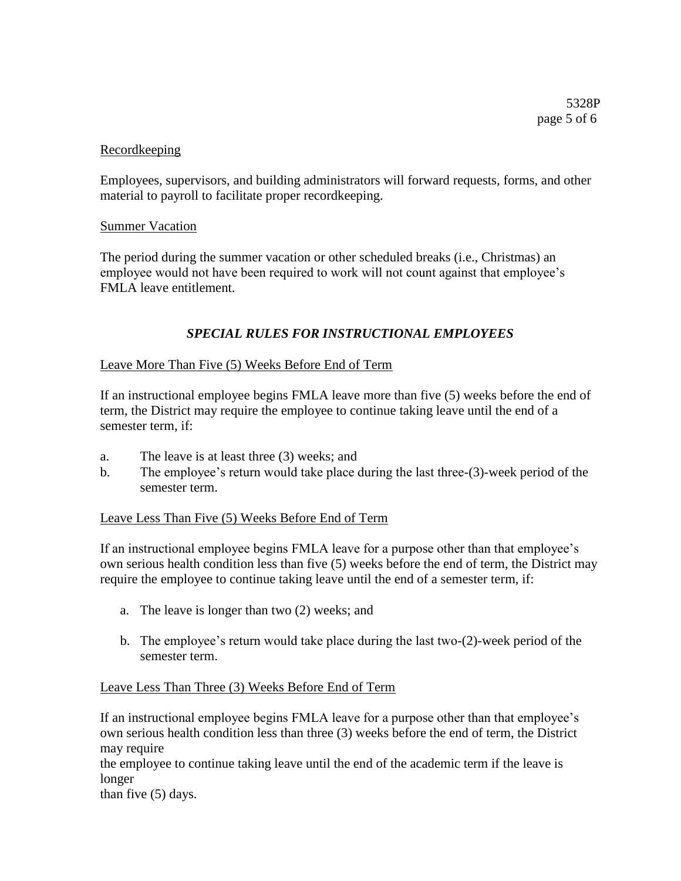Recordkeeping

Employees, supervisors, and building administrators will forward requests, forms, and other material to payroll to facilitate proper recordkeeping.

Summer Vacation

The period during the summer vacation or other scheduled breaks (i.e., Christmas) an employee would not have been required to work will not count against that employee's FMLA leave entitlement.

### *SPECIAL RULES FOR INSTRUCTIONAL EMPLOYEES*

Leave More Than Five (5) Weeks Before End of Term

If an instructional employee begins FMLA leave more than five (5) weeks before the end of term, the District may require the employee to continue taking leave until the end of a semester term, if:

a. The leave is at least three (3) weeks; and
b. The employee's return would take place during the last three-(3)-week period of the semester term.

Leave Less Than Five (5) Weeks Before End of Term

If an instructional employee begins FMLA leave for a purpose other than that employee's own serious health condition less than five (5) weeks before the end of term, the District may require the employee to continue taking leave until the end of a semester term, if:

a. The leave is longer than two (2) weeks; and
b. The employee's return would take place during the last two-(2)-week period of the semester term.

Leave Less Than Three (3) Weeks Before End of Term

If an instructional employee begins FMLA leave for a purpose other than that employee's own serious health condition less than three (3) weeks before the end of term, the District may require the employee to continue taking leave until the end of the academic term if the leave is longer than five (5) days.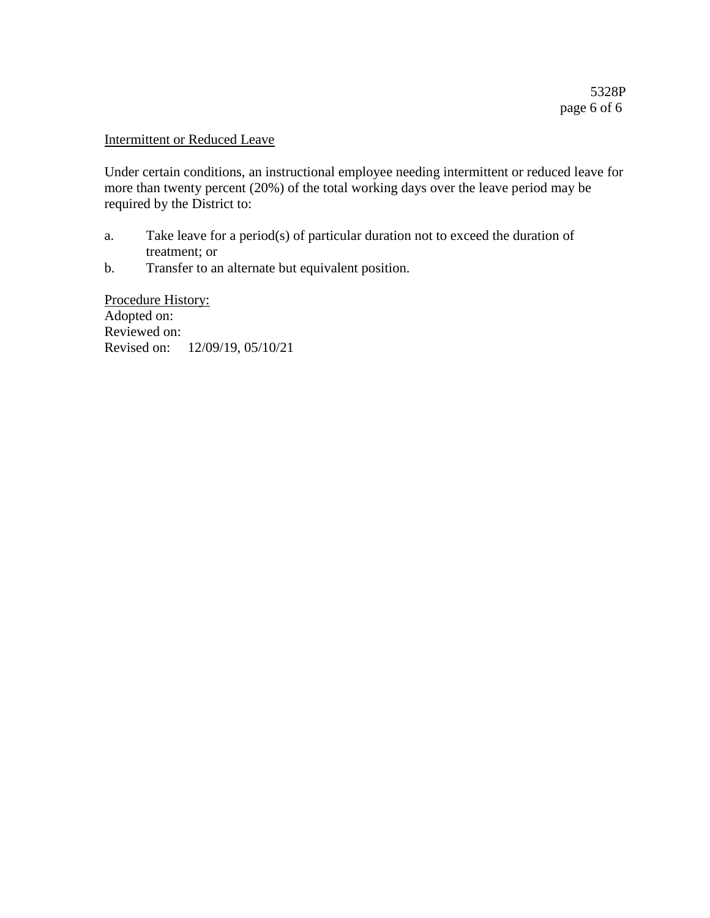Intermittent or Reduced Leave

Under certain conditions, an instructional employee needing intermittent or reduced leave for more than twenty percent (20%) of the total working days over the leave period may be required by the District to:

a. Take leave for a period(s) of particular duration not to exceed the duration of treatment; or
b. Transfer to an alternate but equivalent position.

Procedure History:
Adopted on:
Reviewed on:
Revised on: 12/09/19, 05/10/21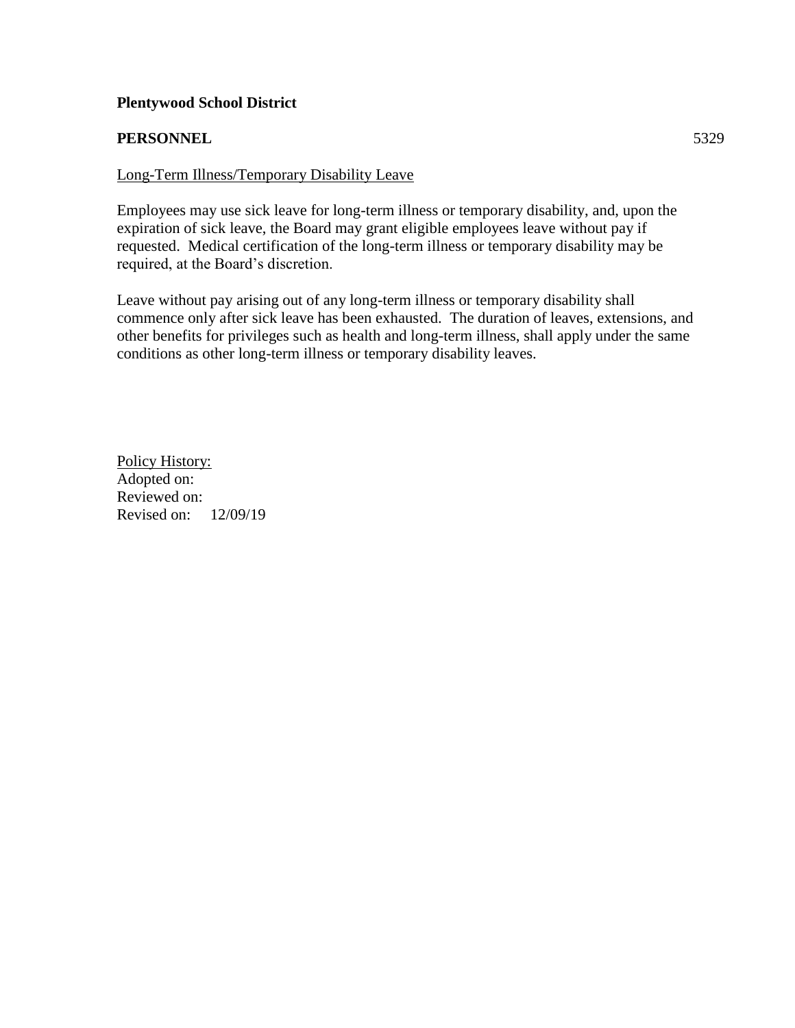**Plentywood School District**

**PERSONNEL** 5329

Long-Term Illness/Temporary Disability Leave

Employees may use sick leave for long-term illness or temporary disability, and, upon the expiration of sick leave, the Board may grant eligible employees leave without pay if requested. Medical certification of the long-term illness or temporary disability may be required, at the Board's discretion.

Leave without pay arising out of any long-term illness or temporary disability shall commence only after sick leave has been exhausted. The duration of leaves, extensions, and other benefits for privileges such as health and long-term illness, shall apply under the same conditions as other long-term illness or temporary disability leaves.

Policy History:
Adopted on:
Reviewed on:
Revised on: 12/09/19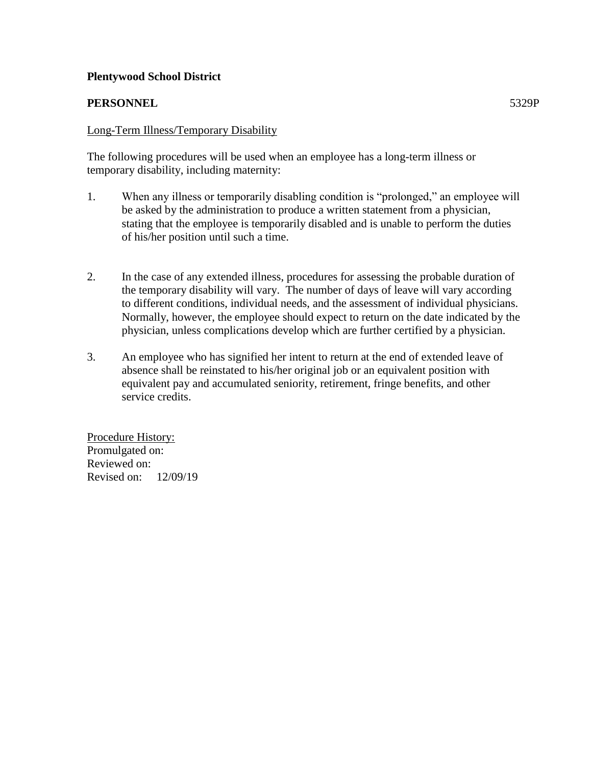**Plentywood School District**

**PERSONNEL** 5329P

Long-Term Illness/Temporary Disability

The following procedures will be used when an employee has a long-term illness or temporary disability, including maternity:

1. When any illness or temporarily disabling condition is "prolonged," an employee will be asked by the administration to produce a written statement from a physician, stating that the employee is temporarily disabled and is unable to perform the duties of his/her position until such a time.

2. In the case of any extended illness, procedures for assessing the probable duration of the temporary disability will vary. The number of days of leave will vary according to different conditions, individual needs, and the assessment of individual physicians. Normally, however, the employee should expect to return on the date indicated by the physician, unless complications develop which are further certified by a physician.

3. An employee who has signified her intent to return at the end of extended leave of absence shall be reinstated to his/her original job or an equivalent position with equivalent pay and accumulated seniority, retirement, fringe benefits, and other service credits.

Procedure History:
Promulgated on:
Reviewed on:
Revised on: 12/09/19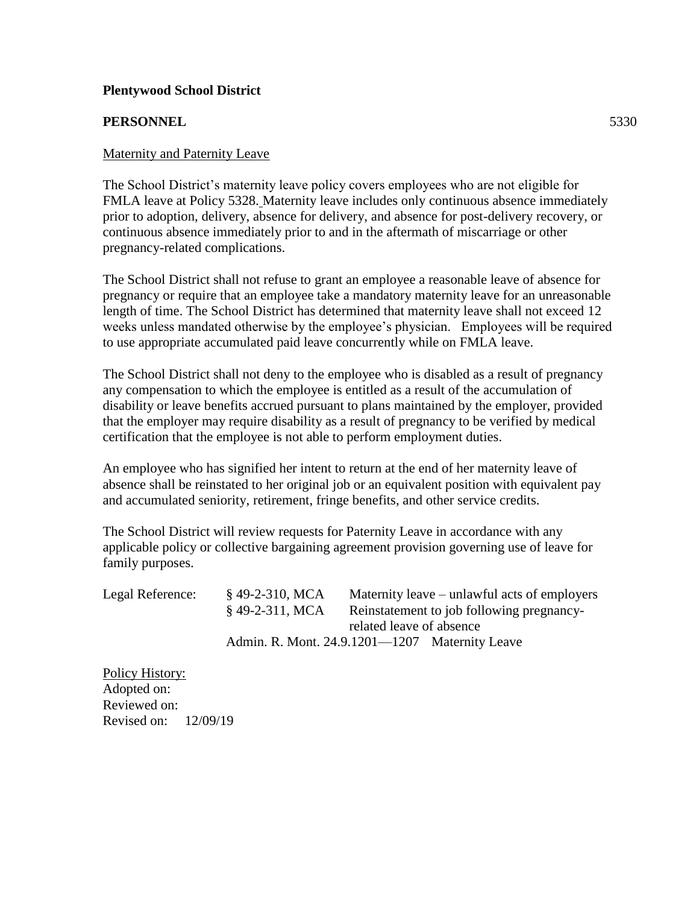**Plentywood School District**

**PERSONNEL** 5330

Maternity and Paternity Leave

The School District's maternity leave policy covers employees who are not eligible for FMLA leave at Policy 5328. Maternity leave includes only continuous absence immediately prior to adoption, delivery, absence for delivery, and absence for post-delivery recovery, or continuous absence immediately prior to and in the aftermath of miscarriage or other pregnancy-related complications.

The School District shall not refuse to grant an employee a reasonable leave of absence for pregnancy or require that an employee take a mandatory maternity leave for an unreasonable length of time. The School District has determined that maternity leave shall not exceed 12 weeks unless mandated otherwise by the employee's physician. Employees will be required to use appropriate accumulated paid leave concurrently while on FMLA leave.

The School District shall not deny to the employee who is disabled as a result of pregnancy any compensation to which the employee is entitled as a result of the accumulation of disability or leave benefits accrued pursuant to plans maintained by the employer, provided that the employer may require disability as a result of pregnancy to be verified by medical certification that the employee is not able to perform employment duties.

An employee who has signified her intent to return at the end of her maternity leave of absence shall be reinstated to her original job or an equivalent position with equivalent pay and accumulated seniority, retirement, fringe benefits, and other service credits.

The School District will review requests for Paternity Leave in accordance with any applicable policy or collective bargaining agreement provision governing use of leave for family purposes.

| Legal Reference: | § 49-2-310, MCA | Maternity leave – unlawful acts of employers |
|---|---|---|
| | § 49-2-311, MCA | Reinstatement to job following pregnancy-related leave of absence |
| | Admin. R. Mont. 24.9.1201—1207 | Maternity Leave |

Policy History:
Adopted on:
Reviewed on:
Revised on: 12/09/19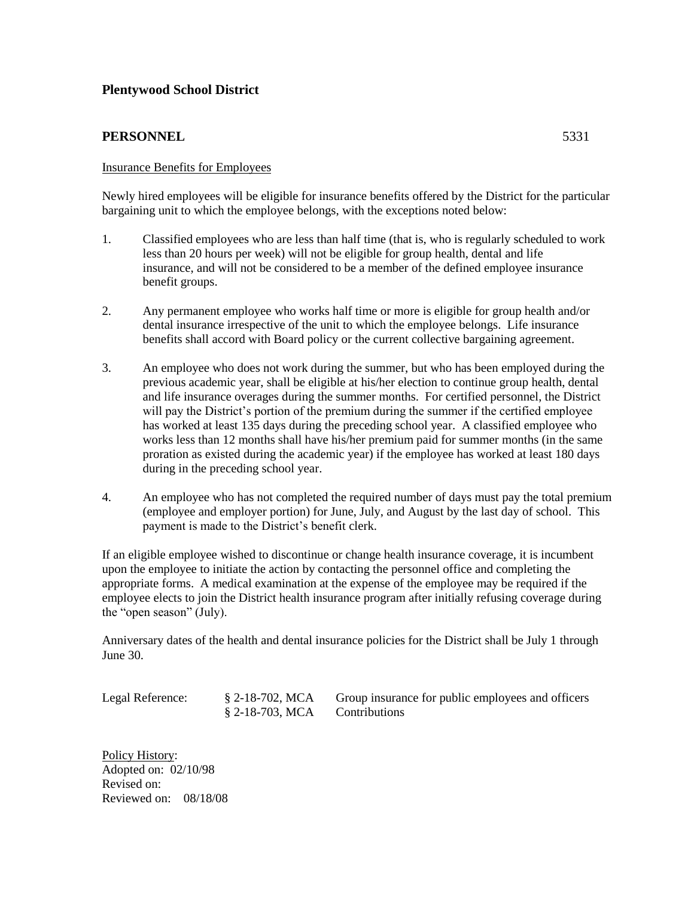**Plentywood School District**

**PERSONNEL** 5331

Insurance Benefits for Employees

Newly hired employees will be eligible for insurance benefits offered by the District for the particular bargaining unit to which the employee belongs, with the exceptions noted below:

1. Classified employees who are less than half time (that is, who is regularly scheduled to work less than 20 hours per week) will not be eligible for group health, dental and life insurance, and will not be considered to be a member of the defined employee insurance benefit groups.

2. Any permanent employee who works half time or more is eligible for group health and/or dental insurance irrespective of the unit to which the employee belongs. Life insurance benefits shall accord with Board policy or the current collective bargaining agreement.

3. An employee who does not work during the summer, but who has been employed during the previous academic year, shall be eligible at his/her election to continue group health, dental and life insurance overages during the summer months. For certified personnel, the District will pay the District's portion of the premium during the summer if the certified employee has worked at least 135 days during the preceding school year. A classified employee who works less than 12 months shall have his/her premium paid for summer months (in the same proration as existed during the academic year) if the employee has worked at least 180 days during in the preceding school year.

4. An employee who has not completed the required number of days must pay the total premium (employee and employer portion) for June, July, and August by the last day of school. This payment is made to the District's benefit clerk.

If an eligible employee wished to discontinue or change health insurance coverage, it is incumbent upon the employee to initiate the action by contacting the personnel office and completing the appropriate forms. A medical examination at the expense of the employee may be required if the employee elects to join the District health insurance program after initially refusing coverage during the "open season" (July).

Anniversary dates of the health and dental insurance policies for the District shall be July 1 through June 30.

| Legal Reference: | § 2-18-702, MCA | Group insurance for public employees and officers |
|---|---|---|
| | § 2-18-703, MCA | Contributions |

Policy History:
Adopted on: 02/10/98
Revised on:
Reviewed on: 08/18/08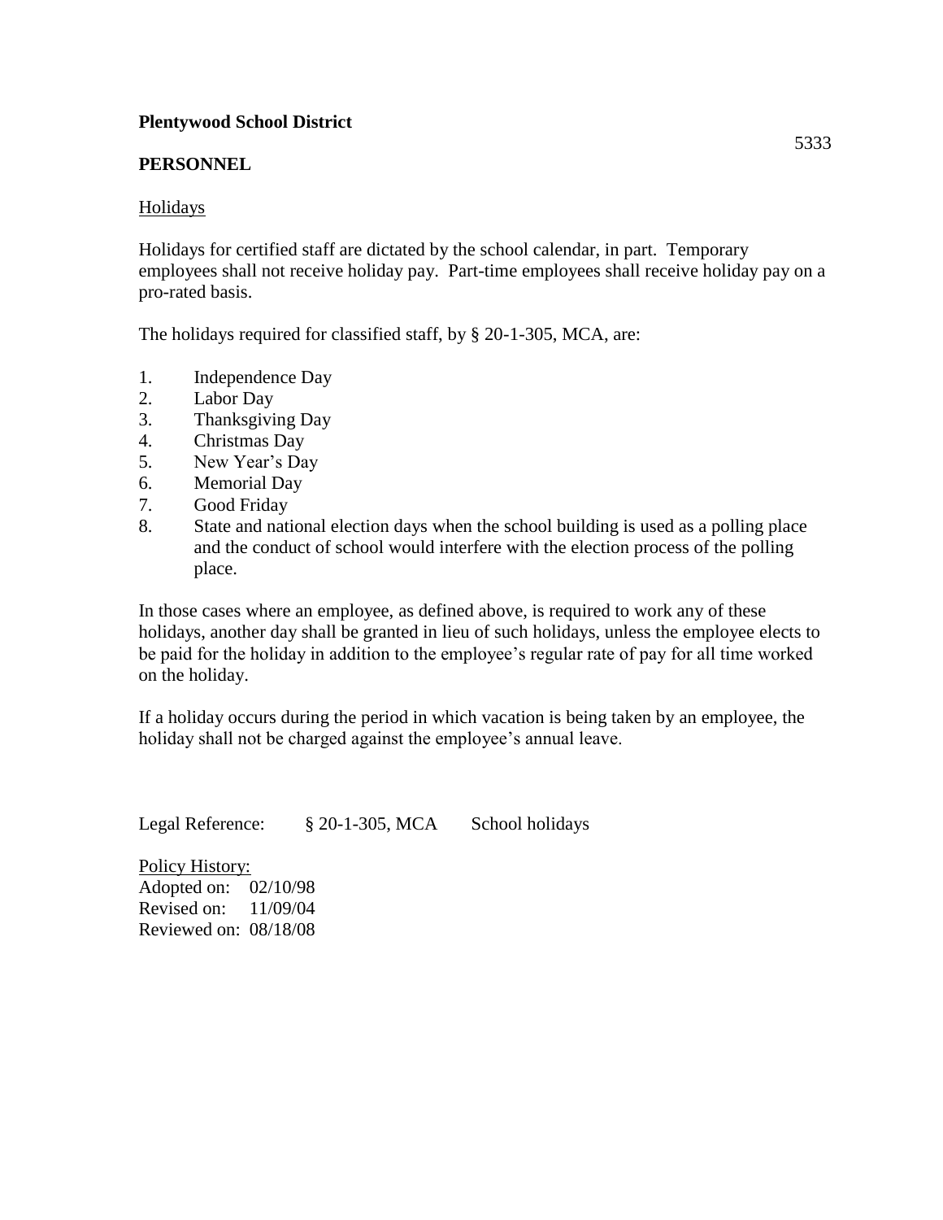**Plentywood School District**

5333

**PERSONNEL**

Holidays

Holidays for certified staff are dictated by the school calendar, in part. Temporary employees shall not receive holiday pay. Part-time employees shall receive holiday pay on a pro-rated basis.

The holidays required for classified staff, by § 20-1-305, MCA, are:

1. Independence Day
2. Labor Day
3. Thanksgiving Day
4. Christmas Day
5. New Year's Day
6. Memorial Day
7. Good Friday
8. State and national election days when the school building is used as a polling place and the conduct of school would interfere with the election process of the polling place.

In those cases where an employee, as defined above, is required to work any of these holidays, another day shall be granted in lieu of such holidays, unless the employee elects to be paid for the holiday in addition to the employee's regular rate of pay for all time worked on the holiday.

If a holiday occurs during the period in which vacation is being taken by an employee, the holiday shall not be charged against the employee's annual leave.

Legal Reference: § 20-1-305, MCA School holidays

Policy History:
Adopted on: 02/10/98
Revised on: 11/09/04
Reviewed on: 08/18/08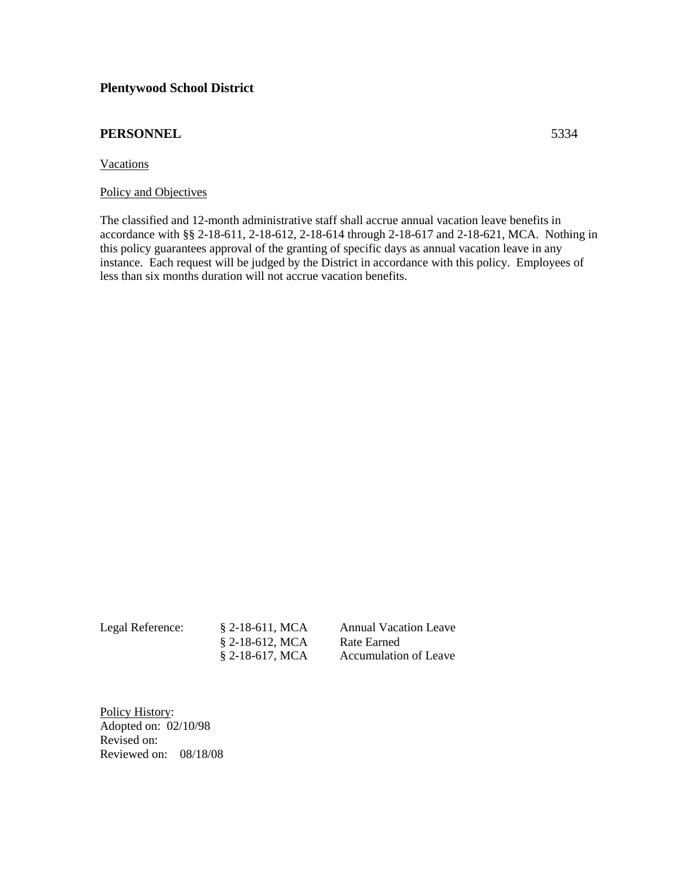**Plentywood School District**

**PERSONNEL** 5334

Vacations

Policy and Objectives

The classified and 12-month administrative staff shall accrue annual vacation leave benefits in accordance with §§ 2-18-611, 2-18-612, 2-18-614 through 2-18-617 and 2-18-621, MCA. Nothing in this policy guarantees approval of the granting of specific days as annual vacation leave in any instance. Each request will be judged by the District in accordance with this policy. Employees of less than six months duration will not accrue vacation benefits.

| Legal Reference: | § 2-18-611, MCA | Annual Vacation Leave |
|---|---|---|
| | § 2-18-612, MCA | Rate Earned |
| | § 2-18-617, MCA | Accumulation of Leave |

Policy History:
Adopted on: 02/10/98
Revised on:
Reviewed on: 08/18/08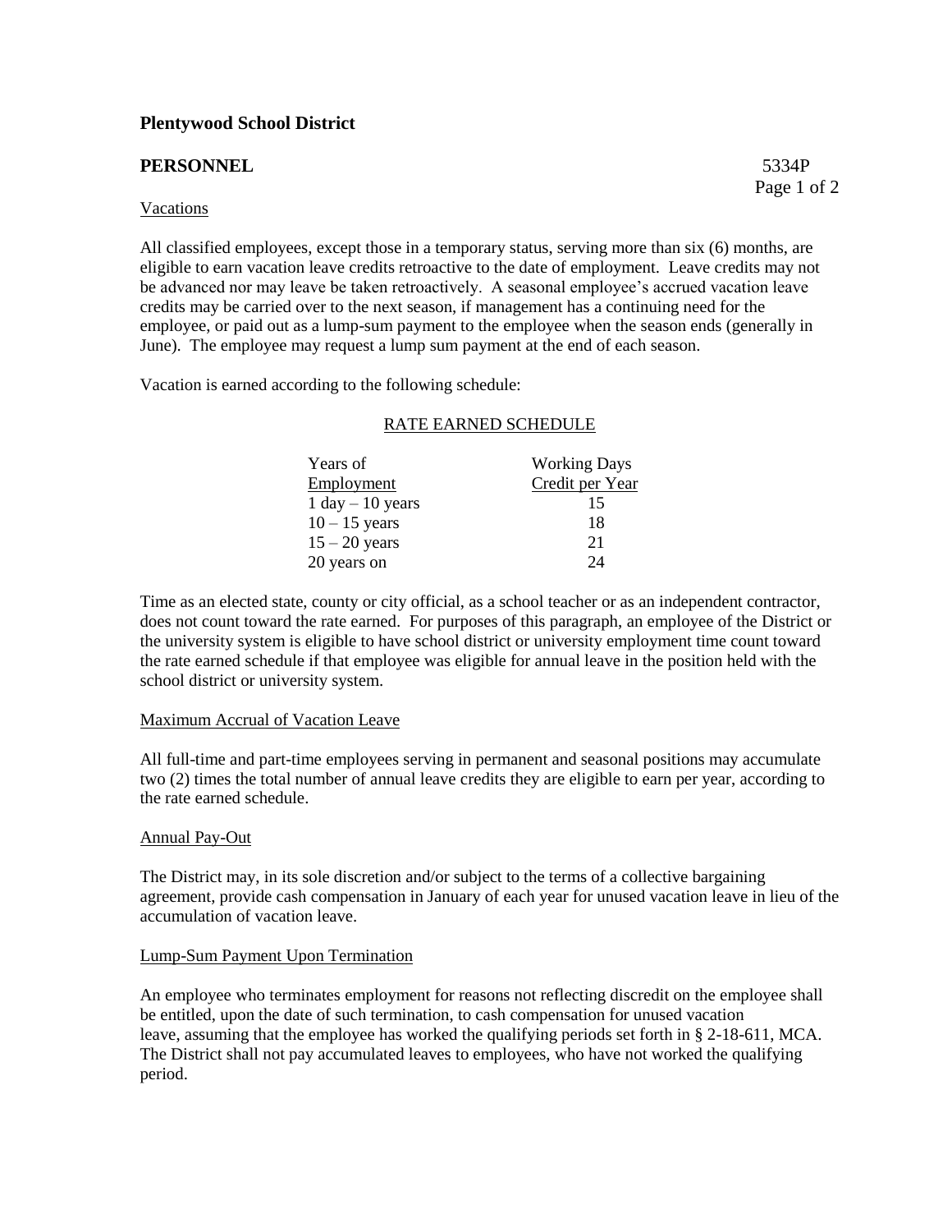## Plentywood School District

**PERSONNEL** 5334P

Vacations

All classified employees, except those in a temporary status, serving more than six (6) months, are eligible to earn vacation leave credits retroactive to the date of employment. Leave credits may not be advanced nor may leave be taken retroactively. A seasonal employee's accrued vacation leave credits may be carried over to the next season, if management has a continuing need for the employee, or paid out as a lump-sum payment to the employee when the season ends (generally in June). The employee may request a lump sum payment at the end of each season.

Vacation is earned according to the following schedule:

RATE EARNED SCHEDULE

| Years of Employment | Working Days Credit per Year |
|---|---|
| 1 day – 10 years | 15 |
| 10 – 15 years | 18 |
| 15 – 20 years | 21 |
| 20 years on | 24 |

Time as an elected state, county or city official, as a school teacher or as an independent contractor, does not count toward the rate earned. For purposes of this paragraph, an employee of the District or the university system is eligible to have school district or university employment time count toward the rate earned schedule if that employee was eligible for annual leave in the position held with the school district or university system.

Maximum Accrual of Vacation Leave

All full-time and part-time employees serving in permanent and seasonal positions may accumulate two (2) times the total number of annual leave credits they are eligible to earn per year, according to the rate earned schedule.

Annual Pay-Out

The District may, in its sole discretion and/or subject to the terms of a collective bargaining agreement, provide cash compensation in January of each year for unused vacation leave in lieu of the accumulation of vacation leave.

Lump-Sum Payment Upon Termination

An employee who terminates employment for reasons not reflecting discredit on the employee shall be entitled, upon the date of such termination, to cash compensation for unused vacation leave, assuming that the employee has worked the qualifying periods set forth in § 2-18-611, MCA. The District shall not pay accumulated leaves to employees, who have not worked the qualifying period.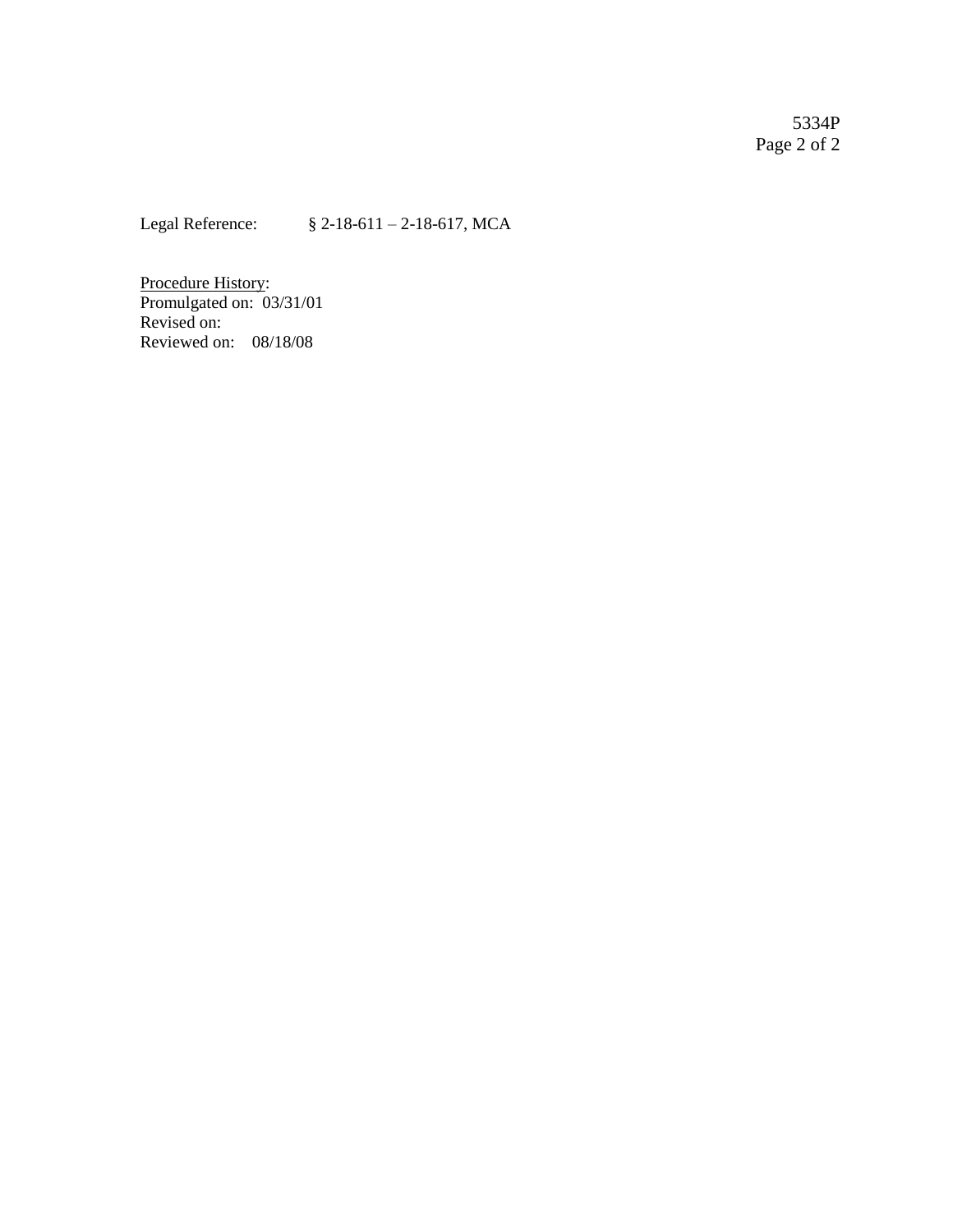Legal Reference: § 2-18-611 – 2-18-617, MCA

Procedure History:
Promulgated on: 03/31/01
Revised on:
Reviewed on: 08/18/08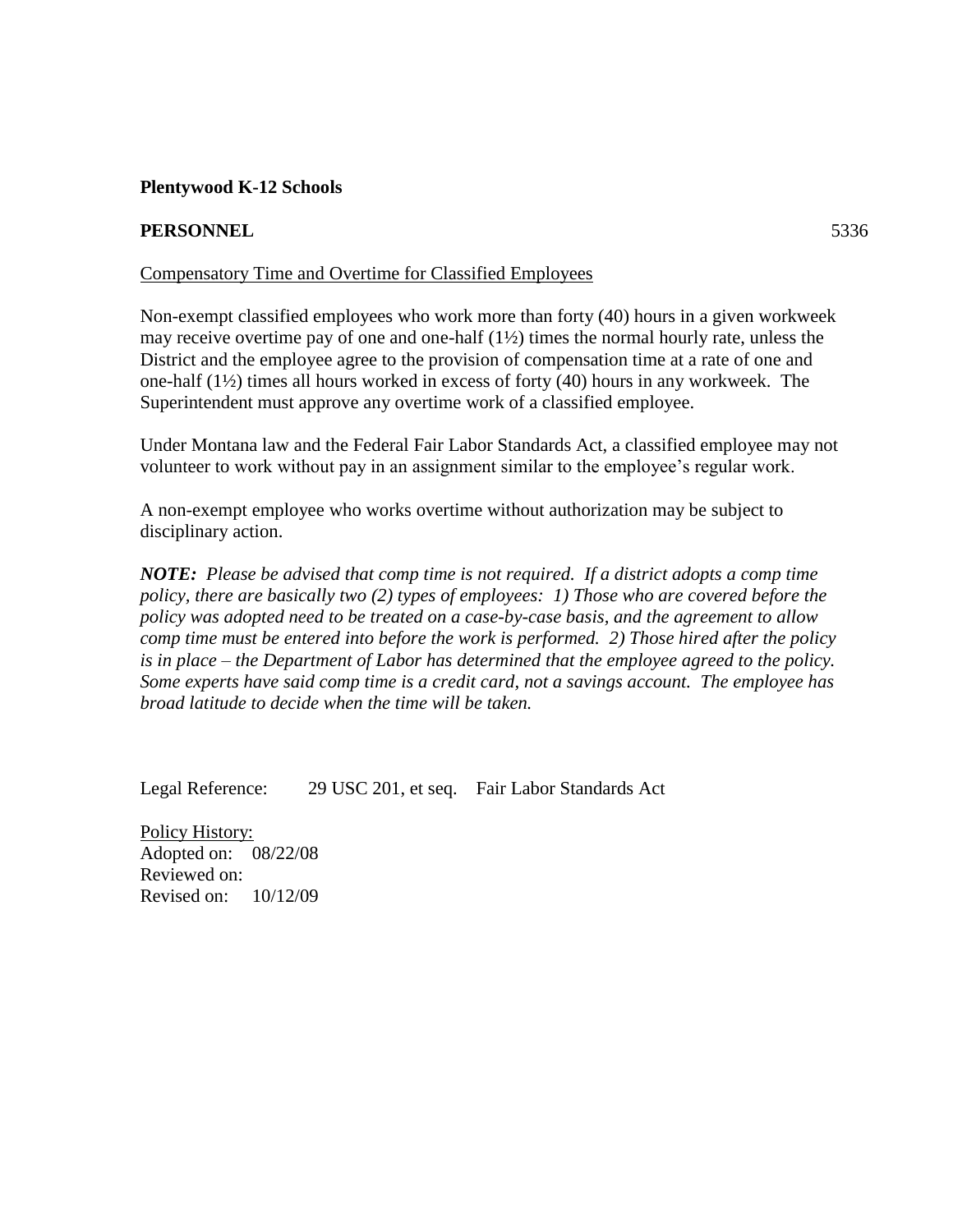**Plentywood K-12 Schools**

**PERSONNEL** 5336

Compensatory Time and Overtime for Classified Employees

Non-exempt classified employees who work more than forty (40) hours in a given workweek may receive overtime pay of one and one-half (1½) times the normal hourly rate, unless the District and the employee agree to the provision of compensation time at a rate of one and one-half (1½) times all hours worked in excess of forty (40) hours in any workweek. The Superintendent must approve any overtime work of a classified employee.

Under Montana law and the Federal Fair Labor Standards Act, a classified employee may not volunteer to work without pay in an assignment similar to the employee's regular work.

A non-exempt employee who works overtime without authorization may be subject to disciplinary action.

***NOTE:*** *Please be advised that comp time is not required. If a district adopts a comp time policy, there are basically two (2) types of employees: 1) Those who are covered before the policy was adopted need to be treated on a case-by-case basis, and the agreement to allow comp time must be entered into before the work is performed. 2) Those hired after the policy is in place – the Department of Labor has determined that the employee agreed to the policy. Some experts have said comp time is a credit card, not a savings account. The employee has broad latitude to decide when the time will be taken.*

Legal Reference: 29 USC 201, et seq. Fair Labor Standards Act

Policy History:
Adopted on: 08/22/08
Reviewed on:
Revised on: 10/12/09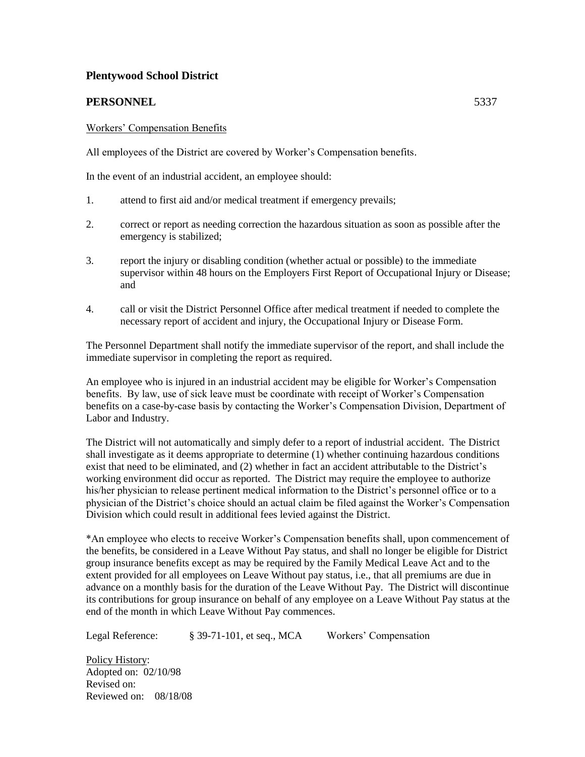**Plentywood School District**

**PERSONNEL** 5337

Workers' Compensation Benefits

All employees of the District are covered by Worker's Compensation benefits.

In the event of an industrial accident, an employee should:

1. attend to first aid and/or medical treatment if emergency prevails;

2. correct or report as needing correction the hazardous situation as soon as possible after the emergency is stabilized;

3. report the injury or disabling condition (whether actual or possible) to the immediate supervisor within 48 hours on the Employers First Report of Occupational Injury or Disease; and

4. call or visit the District Personnel Office after medical treatment if needed to complete the necessary report of accident and injury, the Occupational Injury or Disease Form.

The Personnel Department shall notify the immediate supervisor of the report, and shall include the immediate supervisor in completing the report as required.

An employee who is injured in an industrial accident may be eligible for Worker's Compensation benefits. By law, use of sick leave must be coordinate with receipt of Worker's Compensation benefits on a case-by-case basis by contacting the Worker's Compensation Division, Department of Labor and Industry.

The District will not automatically and simply defer to a report of industrial accident. The District shall investigate as it deems appropriate to determine (1) whether continuing hazardous conditions exist that need to be eliminated, and (2) whether in fact an accident attributable to the District's working environment did occur as reported. The District may require the employee to authorize his/her physician to release pertinent medical information to the District's personnel office or to a physician of the District's choice should an actual claim be filed against the Worker's Compensation Division which could result in additional fees levied against the District.

*An employee who elects to receive Worker's Compensation benefits shall, upon commencement of the benefits, be considered in a Leave Without Pay status, and shall no longer be eligible for District group insurance benefits except as may be required by the Family Medical Leave Act and to the extent provided for all employees on Leave Without pay status, i.e., that all premiums are due in advance on a monthly basis for the duration of the Leave Without Pay. The District will discontinue its contributions for group insurance on behalf of any employee on a Leave Without Pay status at the end of the month in which Leave Without Pay commences.

Legal Reference: § 39-71-101, et seq., MCA Workers' Compensation

Policy History:
Adopted on: 02/10/98
Revised on:
Reviewed on: 08/18/08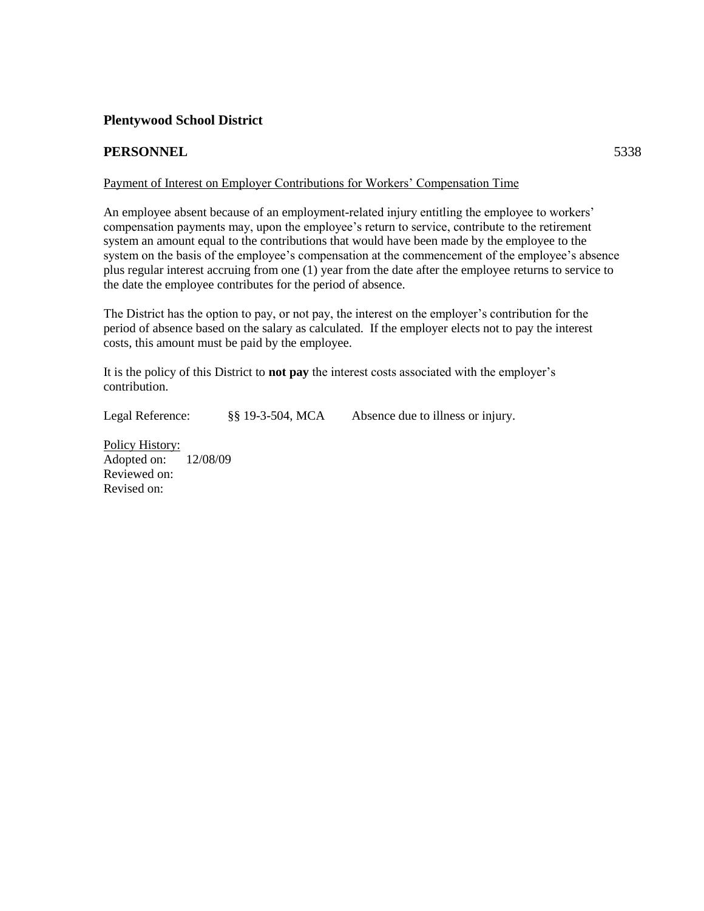**Plentywood School District**

**PERSONNEL** 5338

Payment of Interest on Employer Contributions for Workers' Compensation Time

An employee absent because of an employment-related injury entitling the employee to workers' compensation payments may, upon the employee's return to service, contribute to the retirement system an amount equal to the contributions that would have been made by the employee to the system on the basis of the employee's compensation at the commencement of the employee's absence plus regular interest accruing from one (1) year from the date after the employee returns to service to the date the employee contributes for the period of absence.

The District has the option to pay, or not pay, the interest on the employer's contribution for the period of absence based on the salary as calculated. If the employer elects not to pay the interest costs, this amount must be paid by the employee.

It is the policy of this District to **not pay** the interest costs associated with the employer's contribution.

Legal Reference: §§ 19-3-504, MCA Absence due to illness or injury.

Policy History:
Adopted on: 12/08/09
Reviewed on:
Revised on: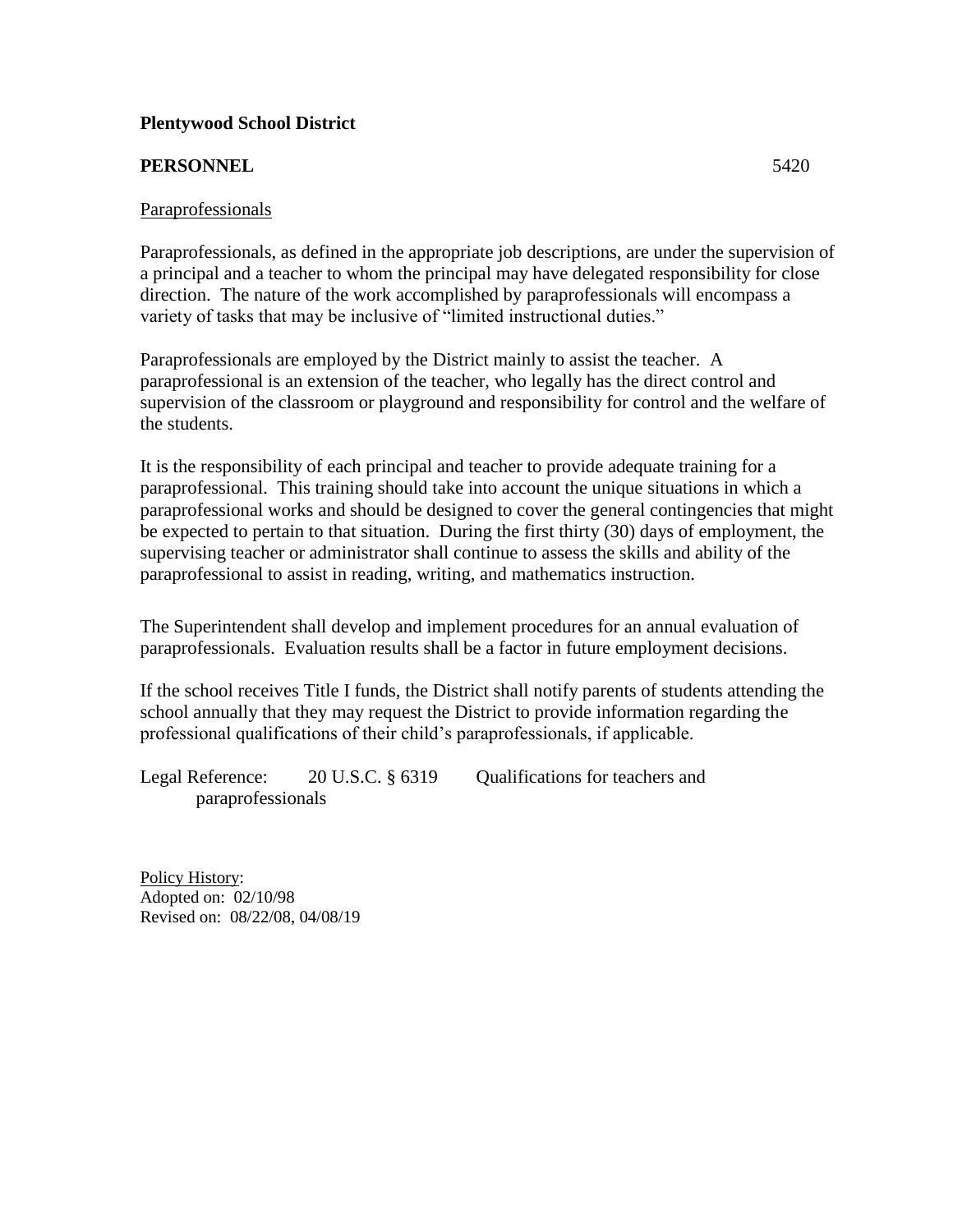**Plentywood School District**

**PERSONNEL** 5420

Paraprofessionals

Paraprofessionals, as defined in the appropriate job descriptions, are under the supervision of a principal and a teacher to whom the principal may have delegated responsibility for close direction. The nature of the work accomplished by paraprofessionals will encompass a variety of tasks that may be inclusive of "limited instructional duties."

Paraprofessionals are employed by the District mainly to assist the teacher. A paraprofessional is an extension of the teacher, who legally has the direct control and supervision of the classroom or playground and responsibility for control and the welfare of the students.

It is the responsibility of each principal and teacher to provide adequate training for a paraprofessional. This training should take into account the unique situations in which a paraprofessional works and should be designed to cover the general contingencies that might be expected to pertain to that situation. During the first thirty (30) days of employment, the supervising teacher or administrator shall continue to assess the skills and ability of the paraprofessional to assist in reading, writing, and mathematics instruction.

The Superintendent shall develop and implement procedures for an annual evaluation of paraprofessionals. Evaluation results shall be a factor in future employment decisions.

If the school receives Title I funds, the District shall notify parents of students attending the school annually that they may request the District to provide information regarding the professional qualifications of their child's paraprofessionals, if applicable.

Legal Reference: 20 U.S.C. § 6319 Qualifications for teachers and paraprofessionals

Policy History:
Adopted on: 02/10/98
Revised on: 08/22/08, 04/08/19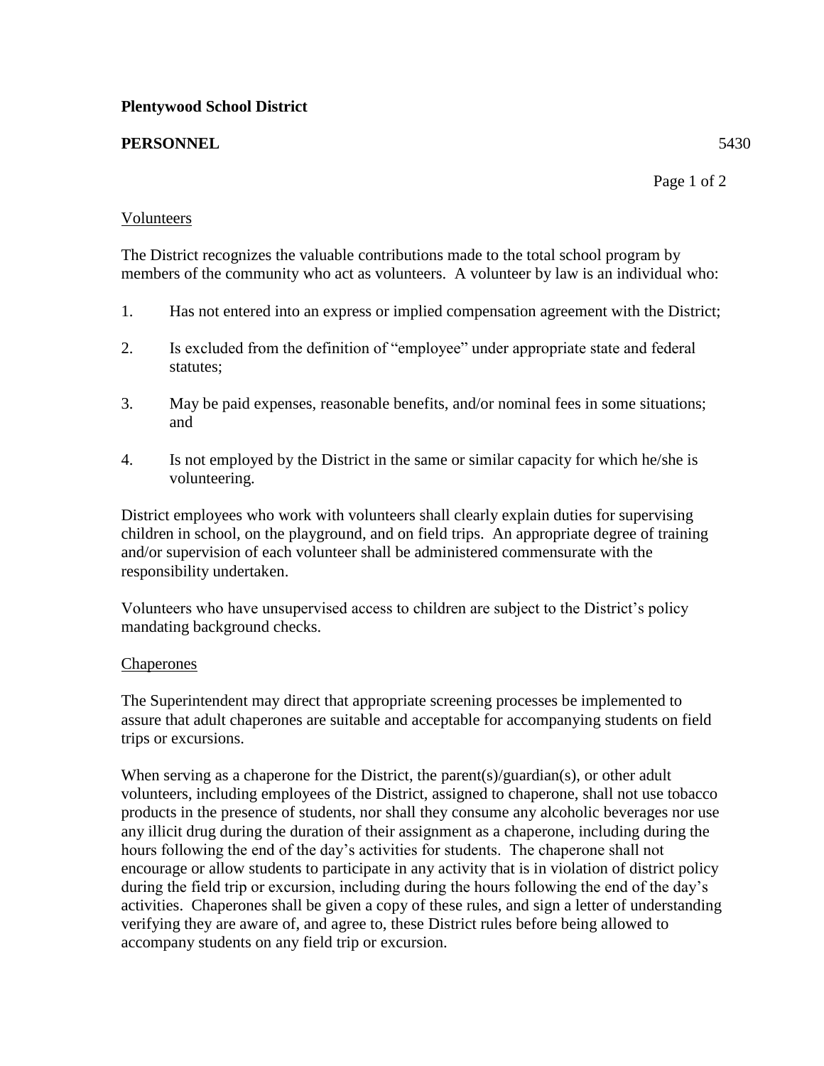**Plentywood School District**

**PERSONNEL** 5430

Volunteers

The District recognizes the valuable contributions made to the total school program by members of the community who act as volunteers. A volunteer by law is an individual who:

1. Has not entered into an express or implied compensation agreement with the District;

2. Is excluded from the definition of "employee" under appropriate state and federal statutes;

3. May be paid expenses, reasonable benefits, and/or nominal fees in some situations; and

4. Is not employed by the District in the same or similar capacity for which he/she is volunteering.

District employees who work with volunteers shall clearly explain duties for supervising children in school, on the playground, and on field trips. An appropriate degree of training and/or supervision of each volunteer shall be administered commensurate with the responsibility undertaken.

Volunteers who have unsupervised access to children are subject to the District's policy mandating background checks.

Chaperones

The Superintendent may direct that appropriate screening processes be implemented to assure that adult chaperones are suitable and acceptable for accompanying students on field trips or excursions.

When serving as a chaperone for the District, the parent(s)/guardian(s), or other adult volunteers, including employees of the District, assigned to chaperone, shall not use tobacco products in the presence of students, nor shall they consume any alcoholic beverages nor use any illicit drug during the duration of their assignment as a chaperone, including during the hours following the end of the day's activities for students. The chaperone shall not encourage or allow students to participate in any activity that is in violation of district policy during the field trip or excursion, including during the hours following the end of the day's activities. Chaperones shall be given a copy of these rules, and sign a letter of understanding verifying they are aware of, and agree to, these District rules before being allowed to accompany students on any field trip or excursion.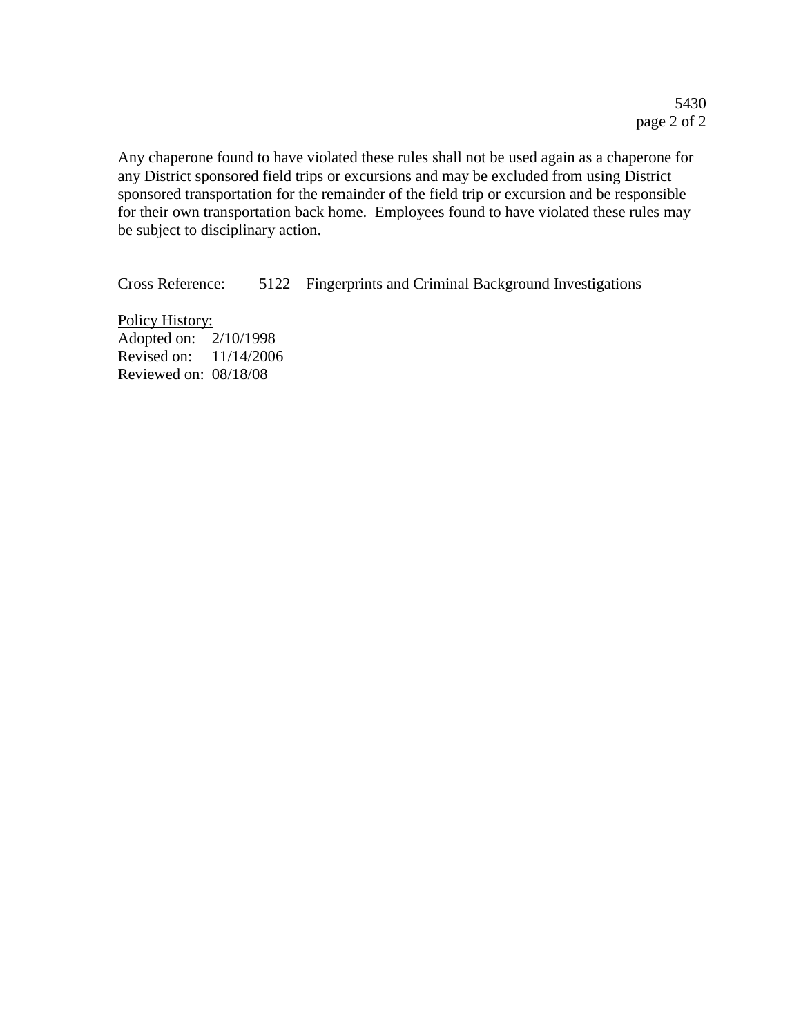Any chaperone found to have violated these rules shall not be used again as a chaperone for any District sponsored field trips or excursions and may be excluded from using District sponsored transportation for the remainder of the field trip or excursion and be responsible for their own transportation back home. Employees found to have violated these rules may be subject to disciplinary action.

Cross Reference: 5122 Fingerprints and Criminal Background Investigations

Policy History:
Adopted on: 2/10/1998
Revised on: 11/14/2006
Reviewed on: 08/18/08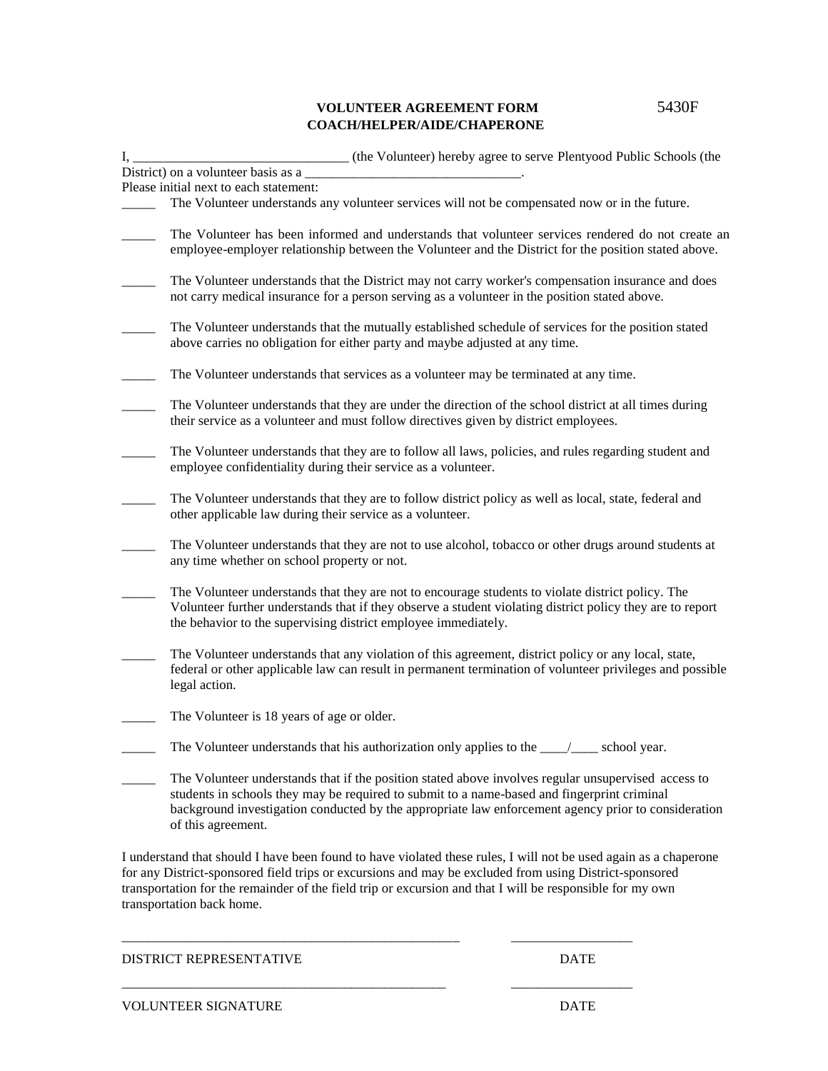**VOLUNTEER AGREEMENT FORM**
**COACH/HELPER/AIDE/CHAPERONE**

5430F

I, _______________________________ (the Volunteer) hereby agree to serve Plentywood Public Schools (the District) on a volunteer basis as a ________________________________.

Please initial next to each statement:

_____ The Volunteer understands any volunteer services will not be compensated now or in the future.

_____ The Volunteer has been informed and understands that volunteer services rendered do not create an employee-employer relationship between the Volunteer and the District for the position stated above.

_____ The Volunteer understands that the District may not carry worker's compensation insurance and does not carry medical insurance for a person serving as a volunteer in the position stated above.

_____ The Volunteer understands that the mutually established schedule of services for the position stated above carries no obligation for either party and maybe adjusted at any time.

_____ The Volunteer understands that services as a volunteer may be terminated at any time.

_____ The Volunteer understands that they are under the direction of the school district at all times during their service as a volunteer and must follow directives given by district employees.

_____ The Volunteer understands that they are to follow all laws, policies, and rules regarding student and employee confidentiality during their service as a volunteer.

_____ The Volunteer understands that they are to follow district policy as well as local, state, federal and other applicable law during their service as a volunteer.

_____ The Volunteer understands that they are not to use alcohol, tobacco or other drugs around students at any time whether on school property or not.

_____ The Volunteer understands that they are not to encourage students to violate district policy. The Volunteer further understands that if they observe a student violating district policy they are to report the behavior to the supervising district employee immediately.

_____ The Volunteer understands that any violation of this agreement, district policy or any local, state, federal or other applicable law can result in permanent termination of volunteer privileges and possible legal action.

_____ The Volunteer is 18 years of age or older.

_____ The Volunteer understands that his authorization only applies to the ____/____ school year.

_____ The Volunteer understands that if the position stated above involves regular unsupervised access to students in schools they may be required to submit to a name-based and fingerprint criminal background investigation conducted by the appropriate law enforcement agency prior to consideration of this agreement.

I understand that should I have been found to have violated these rules, I will not be used again as a chaperone for any District-sponsored field trips or excursions and may be excluded from using District-sponsored transportation for the remainder of the field trip or excursion and that I will be responsible for my own transportation back home.

_________________________________________________ __________________

DISTRICT REPRESENTATIVE DATE

_________________________________________________ __________________

VOLUNTEER SIGNATURE DATE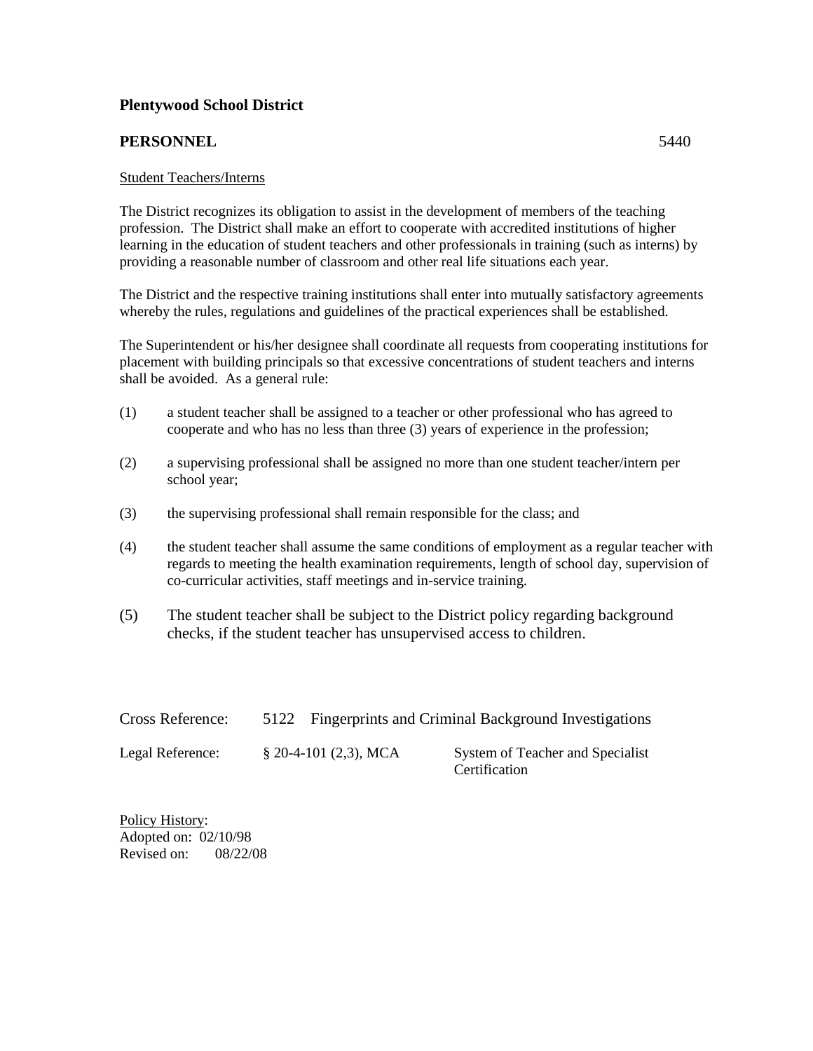**Plentywood School District**

**PERSONNEL** 5440

Student Teachers/Interns

The District recognizes its obligation to assist in the development of members of the teaching profession. The District shall make an effort to cooperate with accredited institutions of higher learning in the education of student teachers and other professionals in training (such as interns) by providing a reasonable number of classroom and other real life situations each year.

The District and the respective training institutions shall enter into mutually satisfactory agreements whereby the rules, regulations and guidelines of the practical experiences shall be established.

The Superintendent or his/her designee shall coordinate all requests from cooperating institutions for placement with building principals so that excessive concentrations of student teachers and interns shall be avoided. As a general rule:

(1) a student teacher shall be assigned to a teacher or other professional who has agreed to cooperate and who has no less than three (3) years of experience in the profession;

(2) a supervising professional shall be assigned no more than one student teacher/intern per school year;

(3) the supervising professional shall remain responsible for the class; and

(4) the student teacher shall assume the same conditions of employment as a regular teacher with regards to meeting the health examination requirements, length of school day, supervision of co-curricular activities, staff meetings and in-service training.

(5) The student teacher shall be subject to the District policy regarding background checks, if the student teacher has unsupervised access to children.

| | | |
|---|---|---|
| Cross Reference: | 5122 Fingerprints and Criminal Background Investigations | |
| Legal Reference: | § 20-4-101 (2,3), MCA | System of Teacher and Specialist Certification |

Policy History:
Adopted on: 02/10/98
Revised on: 08/22/08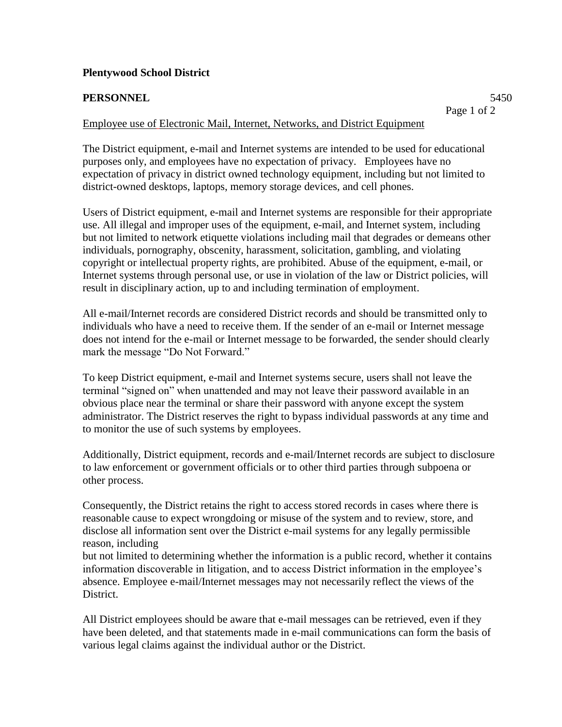**Plentywood School District**

**PERSONNEL** 5450

Employee use of Electronic Mail, Internet, Networks, and District Equipment

The District equipment, e-mail and Internet systems are intended to be used for educational purposes only, and employees have no expectation of privacy. Employees have no expectation of privacy in district owned technology equipment, including but not limited to district-owned desktops, laptops, memory storage devices, and cell phones.

Users of District equipment, e-mail and Internet systems are responsible for their appropriate use. All illegal and improper uses of the equipment, e-mail, and Internet system, including but not limited to network etiquette violations including mail that degrades or demeans other individuals, pornography, obscenity, harassment, solicitation, gambling, and violating copyright or intellectual property rights, are prohibited. Abuse of the equipment, e-mail, or Internet systems through personal use, or use in violation of the law or District policies, will result in disciplinary action, up to and including termination of employment.

All e-mail/Internet records are considered District records and should be transmitted only to individuals who have a need to receive them. If the sender of an e-mail or Internet message does not intend for the e-mail or Internet message to be forwarded, the sender should clearly mark the message "Do Not Forward."

To keep District equipment, e-mail and Internet systems secure, users shall not leave the terminal "signed on" when unattended and may not leave their password available in an obvious place near the terminal or share their password with anyone except the system administrator. The District reserves the right to bypass individual passwords at any time and to monitor the use of such systems by employees.

Additionally, District equipment, records and e-mail/Internet records are subject to disclosure to law enforcement or government officials or to other third parties through subpoena or other process.

Consequently, the District retains the right to access stored records in cases where there is reasonable cause to expect wrongdoing or misuse of the system and to review, store, and disclose all information sent over the District e-mail systems for any legally permissible reason, including but not limited to determining whether the information is a public record, whether it contains information discoverable in litigation, and to access District information in the employee's absence. Employee e-mail/Internet messages may not necessarily reflect the views of the District.

All District employees should be aware that e-mail messages can be retrieved, even if they have been deleted, and that statements made in e-mail communications can form the basis of various legal claims against the individual author or the District.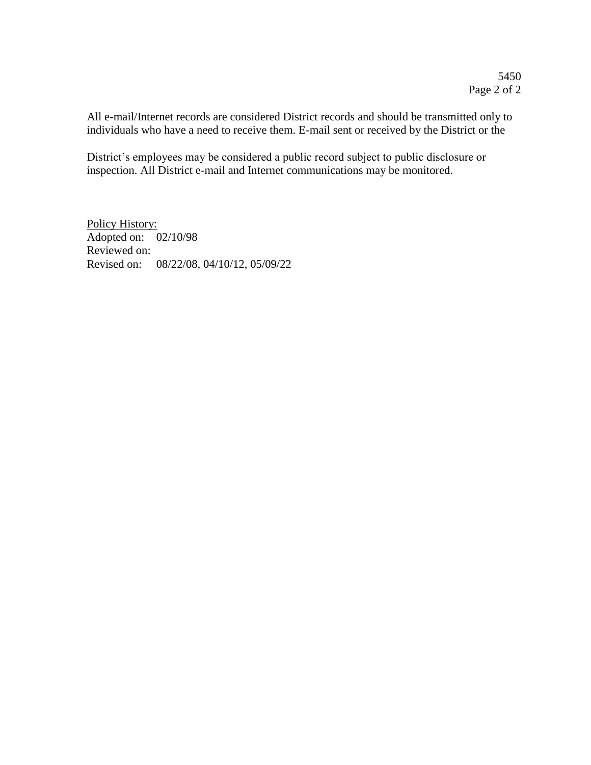All e-mail/Internet records are considered District records and should be transmitted only to individuals who have a need to receive them. E-mail sent or received by the District or the District's employees may be considered a public record subject to public disclosure or inspection. All District e-mail and Internet communications may be monitored.

<u>Policy History:</u>
Adopted on: 02/10/98
Reviewed on:
Revised on: 08/22/08, 04/10/12, 05/09/22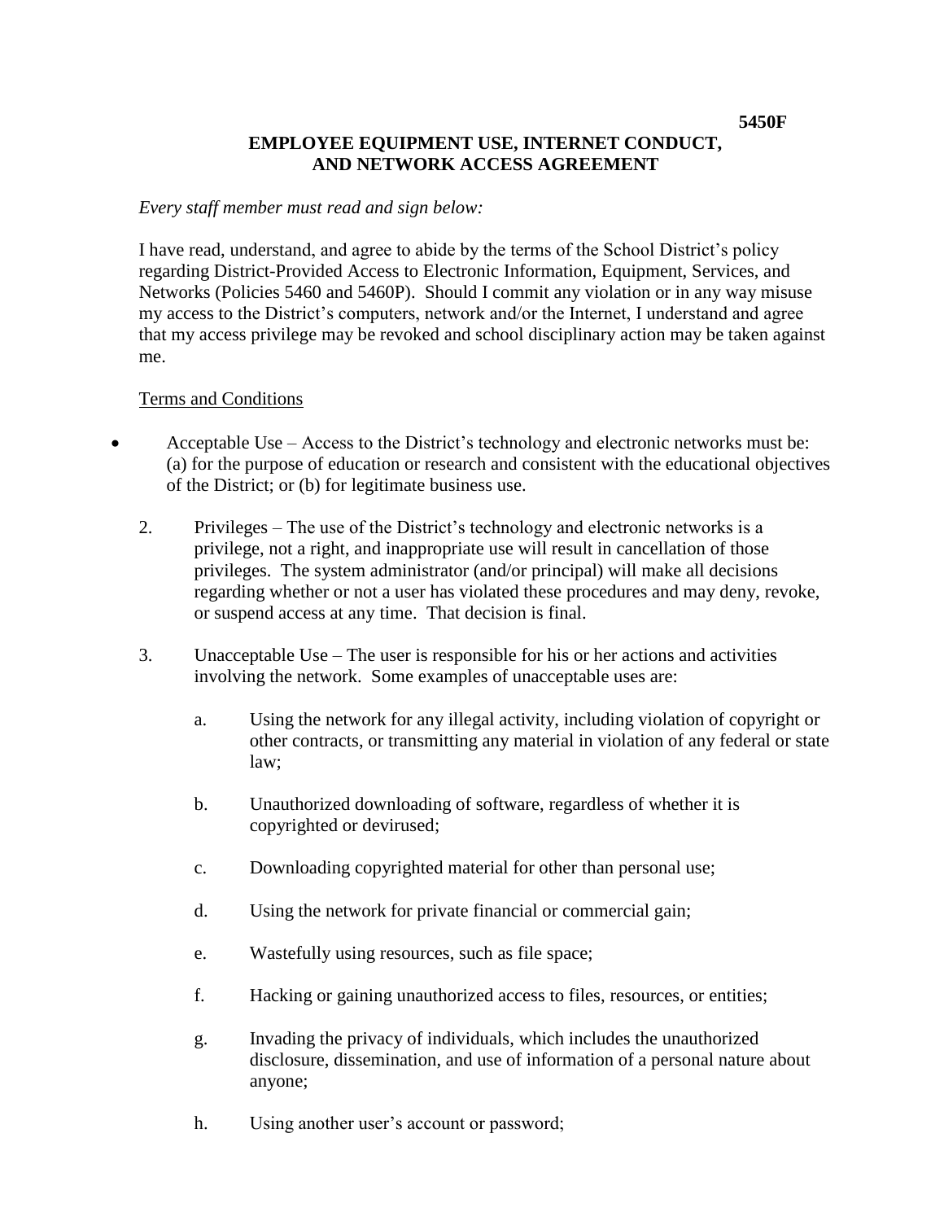**5450F**

## EMPLOYEE EQUIPMENT USE, INTERNET CONDUCT, AND NETWORK ACCESS AGREEMENT

*Every staff member must read and sign below:*

I have read, understand, and agree to abide by the terms of the School District's policy regarding District-Provided Access to Electronic Information, Equipment, Services, and Networks (Policies 5460 and 5460P). Should I commit any violation or in any way misuse my access to the District's computers, network and/or the Internet, I understand and agree that my access privilege may be revoked and school disciplinary action may be taken against me.

<u>Terms and Conditions</u>

- Acceptable Use – Access to the District's technology and electronic networks must be: (a) for the purpose of education or research and consistent with the educational objectives of the District; or (b) for legitimate business use.

2. Privileges – The use of the District's technology and electronic networks is a privilege, not a right, and inappropriate use will result in cancellation of those privileges. The system administrator (and/or principal) will make all decisions regarding whether or not a user has violated these procedures and may deny, revoke, or suspend access at any time. That decision is final.

3. Unacceptable Use – The user is responsible for his or her actions and activities involving the network. Some examples of unacceptable uses are:

   a. Using the network for any illegal activity, including violation of copyright or other contracts, or transmitting any material in violation of any federal or state law;

   b. Unauthorized downloading of software, regardless of whether it is copyrighted or devirused;

   c. Downloading copyrighted material for other than personal use;

   d. Using the network for private financial or commercial gain;

   e. Wastefully using resources, such as file space;

   f. Hacking or gaining unauthorized access to files, resources, or entities;

   g. Invading the privacy of individuals, which includes the unauthorized disclosure, dissemination, and use of information of a personal nature about anyone;

   h. Using another user's account or password;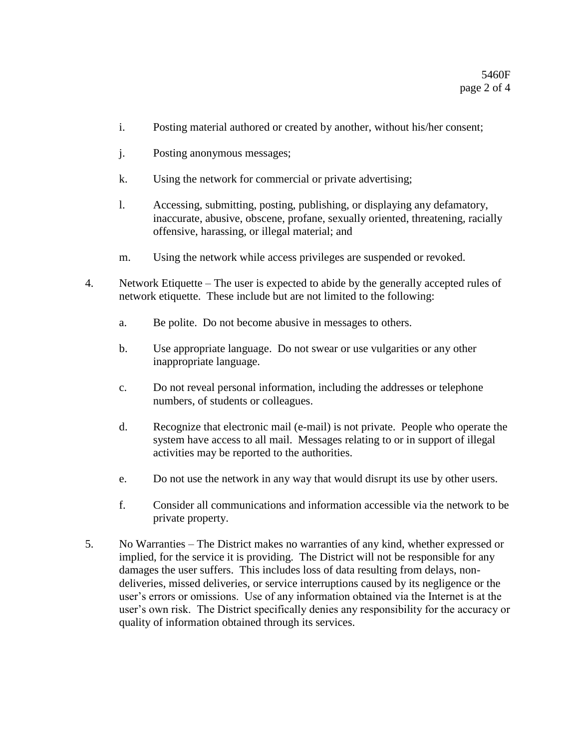i. Posting material authored or created by another, without his/her consent;

j. Posting anonymous messages;

k. Using the network for commercial or private advertising;

l. Accessing, submitting, posting, publishing, or displaying any defamatory, inaccurate, abusive, obscene, profane, sexually oriented, threatening, racially offensive, harassing, or illegal material; and

m. Using the network while access privileges are suspended or revoked.

4. Network Etiquette – The user is expected to abide by the generally accepted rules of network etiquette. These include but are not limited to the following:

   a. Be polite. Do not become abusive in messages to others.

   b. Use appropriate language. Do not swear or use vulgarities or any other inappropriate language.

   c. Do not reveal personal information, including the addresses or telephone numbers, of students or colleagues.

   d. Recognize that electronic mail (e-mail) is not private. People who operate the system have access to all mail. Messages relating to or in support of illegal activities may be reported to the authorities.

   e. Do not use the network in any way that would disrupt its use by other users.

   f. Consider all communications and information accessible via the network to be private property.

5. No Warranties – The District makes no warranties of any kind, whether expressed or implied, for the service it is providing. The District will not be responsible for any damages the user suffers. This includes loss of data resulting from delays, non-deliveries, missed deliveries, or service interruptions caused by its negligence or the user's errors or omissions. Use of any information obtained via the Internet is at the user's own risk. The District specifically denies any responsibility for the accuracy or quality of information obtained through its services.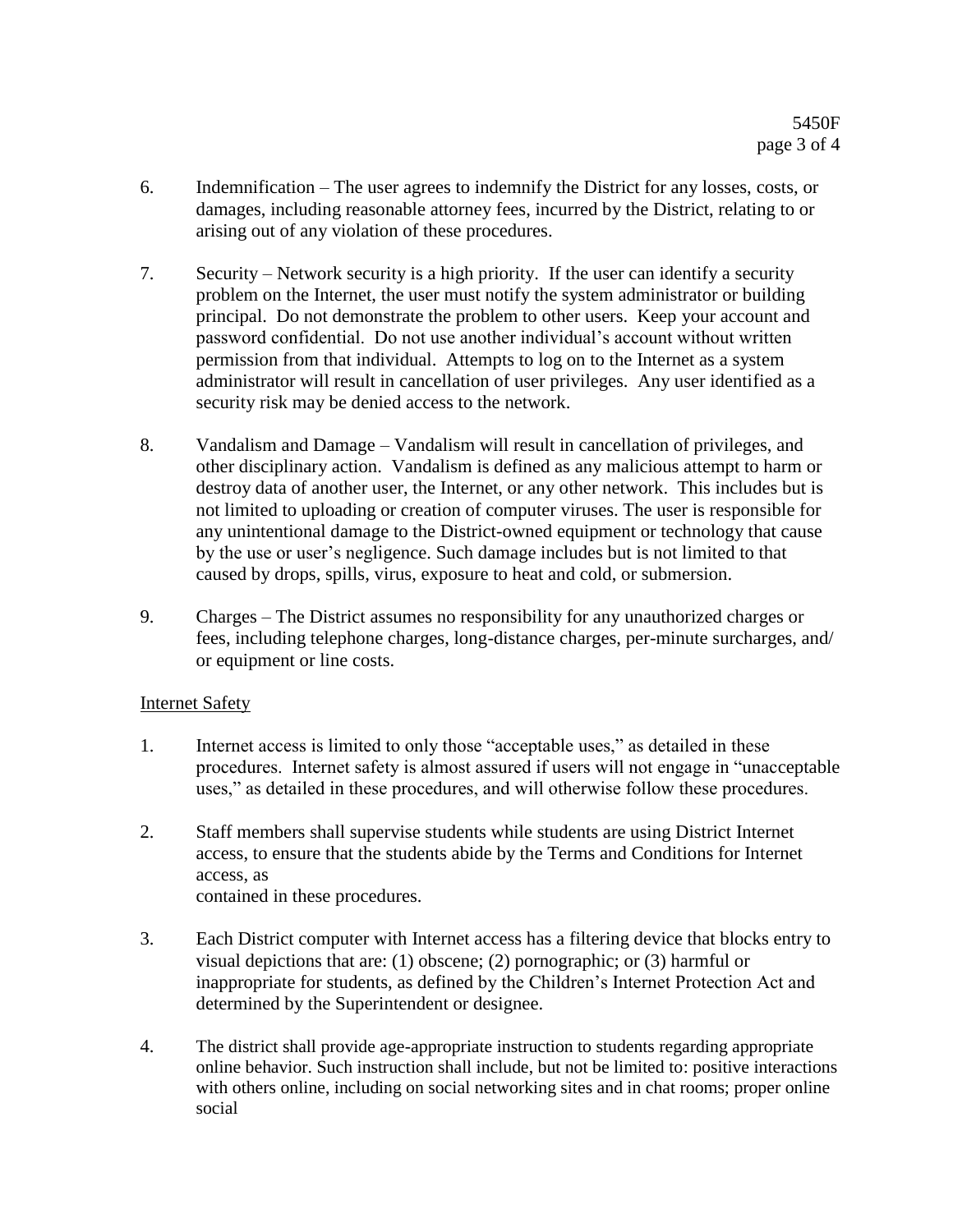6. Indemnification – The user agrees to indemnify the District for any losses, costs, or damages, including reasonable attorney fees, incurred by the District, relating to or arising out of any violation of these procedures.

7. Security – Network security is a high priority. If the user can identify a security problem on the Internet, the user must notify the system administrator or building principal. Do not demonstrate the problem to other users. Keep your account and password confidential. Do not use another individual's account without written permission from that individual. Attempts to log on to the Internet as a system administrator will result in cancellation of user privileges. Any user identified as a security risk may be denied access to the network.

8. Vandalism and Damage – Vandalism will result in cancellation of privileges, and other disciplinary action. Vandalism is defined as any malicious attempt to harm or destroy data of another user, the Internet, or any other network. This includes but is not limited to uploading or creation of computer viruses. The user is responsible for any unintentional damage to the District-owned equipment or technology that cause by the use or user's negligence. Such damage includes but is not limited to that caused by drops, spills, virus, exposure to heat and cold, or submersion.

9. Charges – The District assumes no responsibility for any unauthorized charges or fees, including telephone charges, long-distance charges, per-minute surcharges, and/ or equipment or line costs.

Internet Safety

1. Internet access is limited to only those "acceptable uses," as detailed in these procedures. Internet safety is almost assured if users will not engage in "unacceptable uses," as detailed in these procedures, and will otherwise follow these procedures.

2. Staff members shall supervise students while students are using District Internet access, to ensure that the students abide by the Terms and Conditions for Internet access, as contained in these procedures.

3. Each District computer with Internet access has a filtering device that blocks entry to visual depictions that are: (1) obscene; (2) pornographic; or (3) harmful or inappropriate for students, as defined by the Children's Internet Protection Act and determined by the Superintendent or designee.

4. The district shall provide age-appropriate instruction to students regarding appropriate online behavior. Such instruction shall include, but not be limited to: positive interactions with others online, including on social networking sites and in chat rooms; proper online social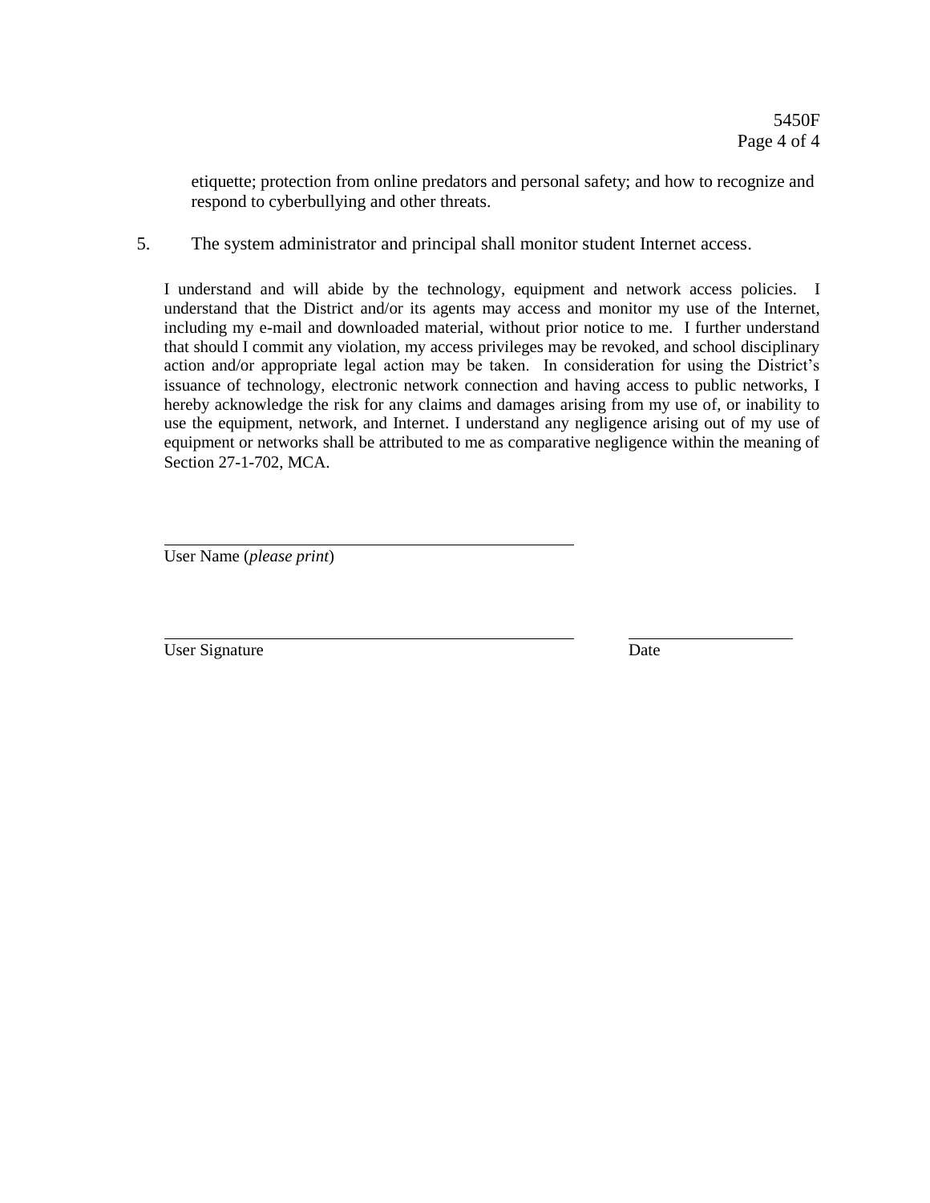etiquette; protection from online predators and personal safety; and how to recognize and respond to cyberbullying and other threats.

5. The system administrator and principal shall monitor student Internet access.

I understand and will abide by the technology, equipment and network access policies. I understand that the District and/or its agents may access and monitor my use of the Internet, including my e-mail and downloaded material, without prior notice to me. I further understand that should I commit any violation, my access privileges may be revoked, and school disciplinary action and/or appropriate legal action may be taken. In consideration for using the District's issuance of technology, electronic network connection and having access to public networks, I hereby acknowledge the risk for any claims and damages arising from my use of, or inability to use the equipment, network, and Internet. I understand any negligence arising out of my use of equipment or networks shall be attributed to me as comparative negligence within the meaning of Section 27-1-702, MCA.

\_\_\_\_\_\_\_\_\_\_\_\_\_\_\_\_\_\_\_\_\_\_\_\_\_\_\_\_\_\_\_\_\_\_\_\_\_\_\_\_
User Name (*please print*)

\_\_\_\_\_\_\_\_\_\_\_\_\_\_\_\_\_\_\_\_\_\_\_\_\_\_\_\_\_\_\_\_\_\_\_\_\_\_\_\_ \_\_\_\_\_\_\_\_\_\_\_\_\_\_\_\_
User Signature Date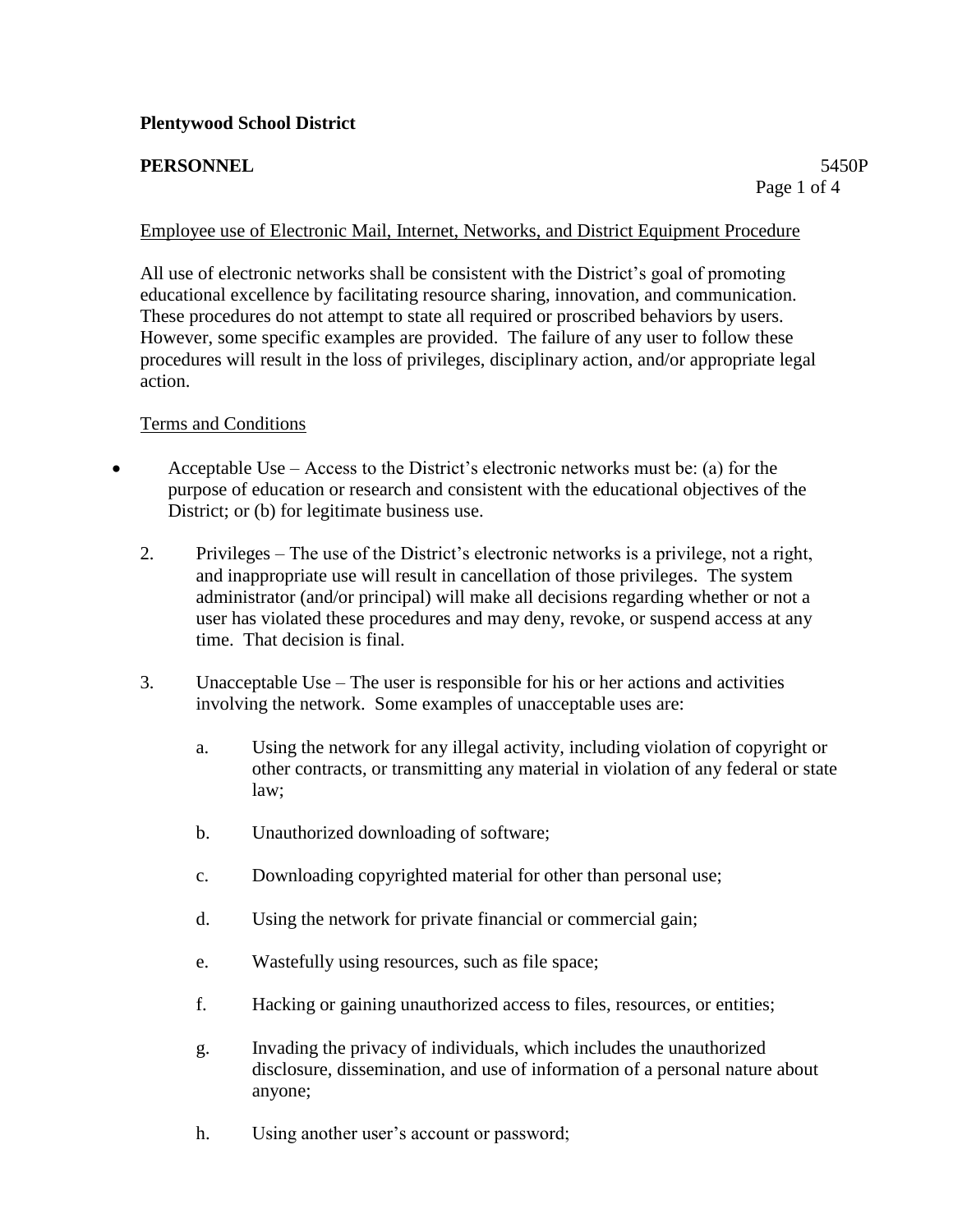**Plentywood School District**

**PERSONNEL** 5450P

Employee use of Electronic Mail, Internet, Networks, and District Equipment Procedure

All use of electronic networks shall be consistent with the District's goal of promoting educational excellence by facilitating resource sharing, innovation, and communication. These procedures do not attempt to state all required or proscribed behaviors by users. However, some specific examples are provided. The failure of any user to follow these procedures will result in the loss of privileges, disciplinary action, and/or appropriate legal action.

Terms and Conditions

- Acceptable Use – Access to the District's electronic networks must be: (a) for the purpose of education or research and consistent with the educational objectives of the District; or (b) for legitimate business use.

2. Privileges – The use of the District's electronic networks is a privilege, not a right, and inappropriate use will result in cancellation of those privileges. The system administrator (and/or principal) will make all decisions regarding whether or not a user has violated these procedures and may deny, revoke, or suspend access at any time. That decision is final.

3. Unacceptable Use – The user is responsible for his or her actions and activities involving the network. Some examples of unacceptable uses are:

   a. Using the network for any illegal activity, including violation of copyright or other contracts, or transmitting any material in violation of any federal or state law;

   b. Unauthorized downloading of software;

   c. Downloading copyrighted material for other than personal use;

   d. Using the network for private financial or commercial gain;

   e. Wastefully using resources, such as file space;

   f. Hacking or gaining unauthorized access to files, resources, or entities;

   g. Invading the privacy of individuals, which includes the unauthorized disclosure, dissemination, and use of information of a personal nature about anyone;

   h. Using another user's account or password;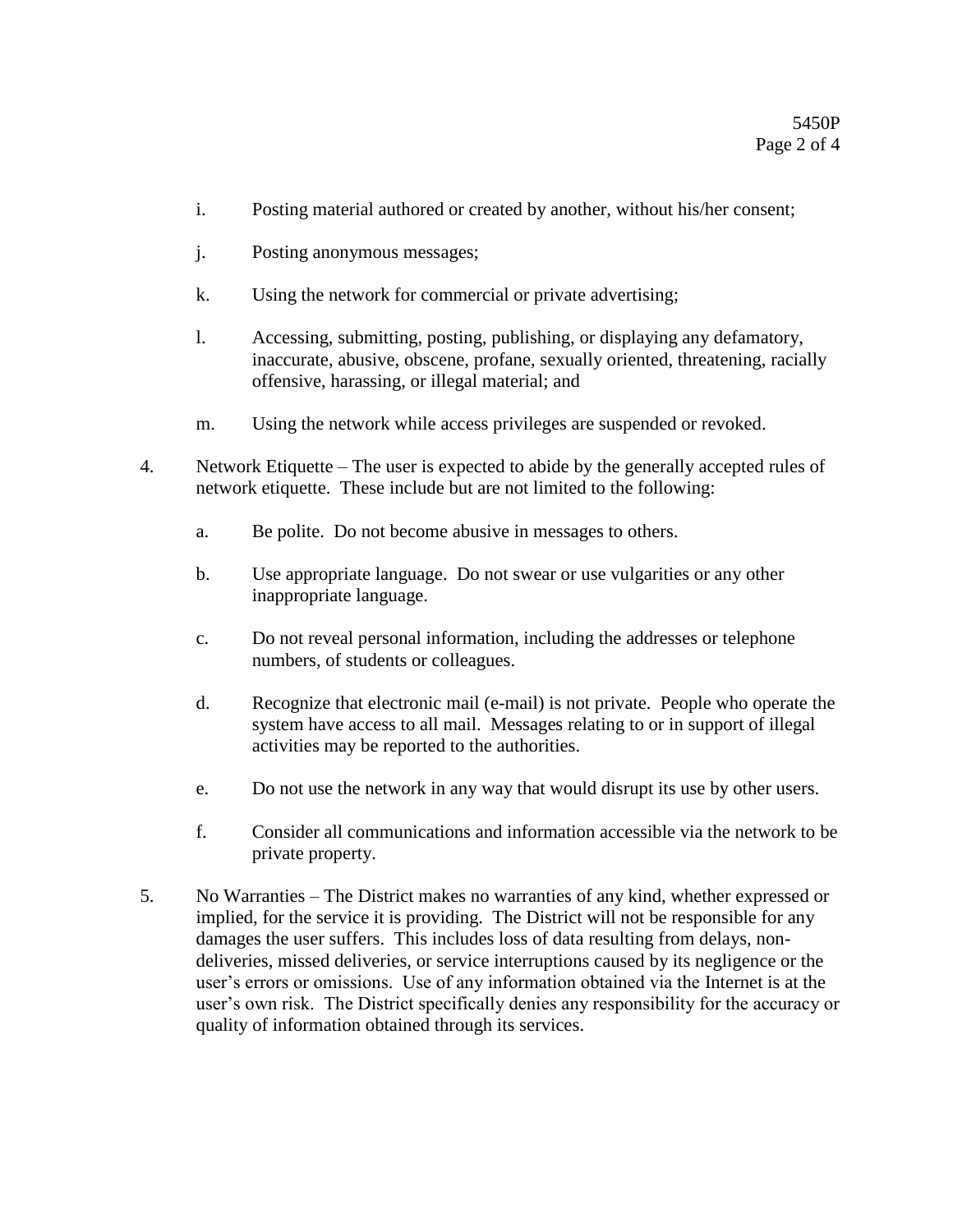i. Posting material authored or created by another, without his/her consent;

j. Posting anonymous messages;

k. Using the network for commercial or private advertising;

l. Accessing, submitting, posting, publishing, or displaying any defamatory, inaccurate, abusive, obscene, profane, sexually oriented, threatening, racially offensive, harassing, or illegal material; and

m. Using the network while access privileges are suspended or revoked.

4. Network Etiquette – The user is expected to abide by the generally accepted rules of network etiquette. These include but are not limited to the following:

   a. Be polite. Do not become abusive in messages to others.

   b. Use appropriate language. Do not swear or use vulgarities or any other inappropriate language.

   c. Do not reveal personal information, including the addresses or telephone numbers, of students or colleagues.

   d. Recognize that electronic mail (e-mail) is not private. People who operate the system have access to all mail. Messages relating to or in support of illegal activities may be reported to the authorities.

   e. Do not use the network in any way that would disrupt its use by other users.

   f. Consider all communications and information accessible via the network to be private property.

5. No Warranties – The District makes no warranties of any kind, whether expressed or implied, for the service it is providing. The District will not be responsible for any damages the user suffers. This includes loss of data resulting from delays, non-deliveries, missed deliveries, or service interruptions caused by its negligence or the user's errors or omissions. Use of any information obtained via the Internet is at the user's own risk. The District specifically denies any responsibility for the accuracy or quality of information obtained through its services.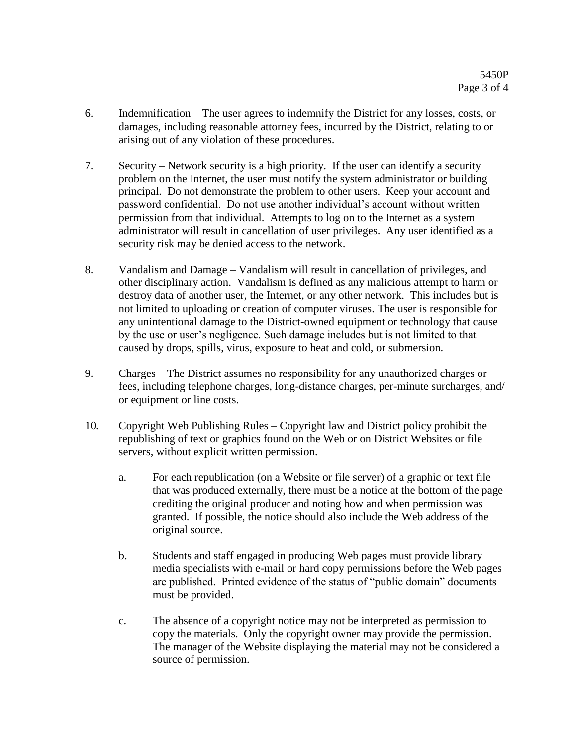6. Indemnification – The user agrees to indemnify the District for any losses, costs, or damages, including reasonable attorney fees, incurred by the District, relating to or arising out of any violation of these procedures.

7. Security – Network security is a high priority. If the user can identify a security problem on the Internet, the user must notify the system administrator or building principal. Do not demonstrate the problem to other users. Keep your account and password confidential. Do not use another individual's account without written permission from that individual. Attempts to log on to the Internet as a system administrator will result in cancellation of user privileges. Any user identified as a security risk may be denied access to the network.

8. Vandalism and Damage – Vandalism will result in cancellation of privileges, and other disciplinary action. Vandalism is defined as any malicious attempt to harm or destroy data of another user, the Internet, or any other network. This includes but is not limited to uploading or creation of computer viruses. The user is responsible for any unintentional damage to the District-owned equipment or technology that cause by the use or user's negligence. Such damage includes but is not limited to that caused by drops, spills, virus, exposure to heat and cold, or submersion.

9. Charges – The District assumes no responsibility for any unauthorized charges or fees, including telephone charges, long-distance charges, per-minute surcharges, and/ or equipment or line costs.

10. Copyright Web Publishing Rules – Copyright law and District policy prohibit the republishing of text or graphics found on the Web or on District Websites or file servers, without explicit written permission.

    a. For each republication (on a Website or file server) of a graphic or text file that was produced externally, there must be a notice at the bottom of the page crediting the original producer and noting how and when permission was granted. If possible, the notice should also include the Web address of the original source.

    b. Students and staff engaged in producing Web pages must provide library media specialists with e-mail or hard copy permissions before the Web pages are published. Printed evidence of the status of "public domain" documents must be provided.

    c. The absence of a copyright notice may not be interpreted as permission to copy the materials. Only the copyright owner may provide the permission. The manager of the Website displaying the material may not be considered a source of permission.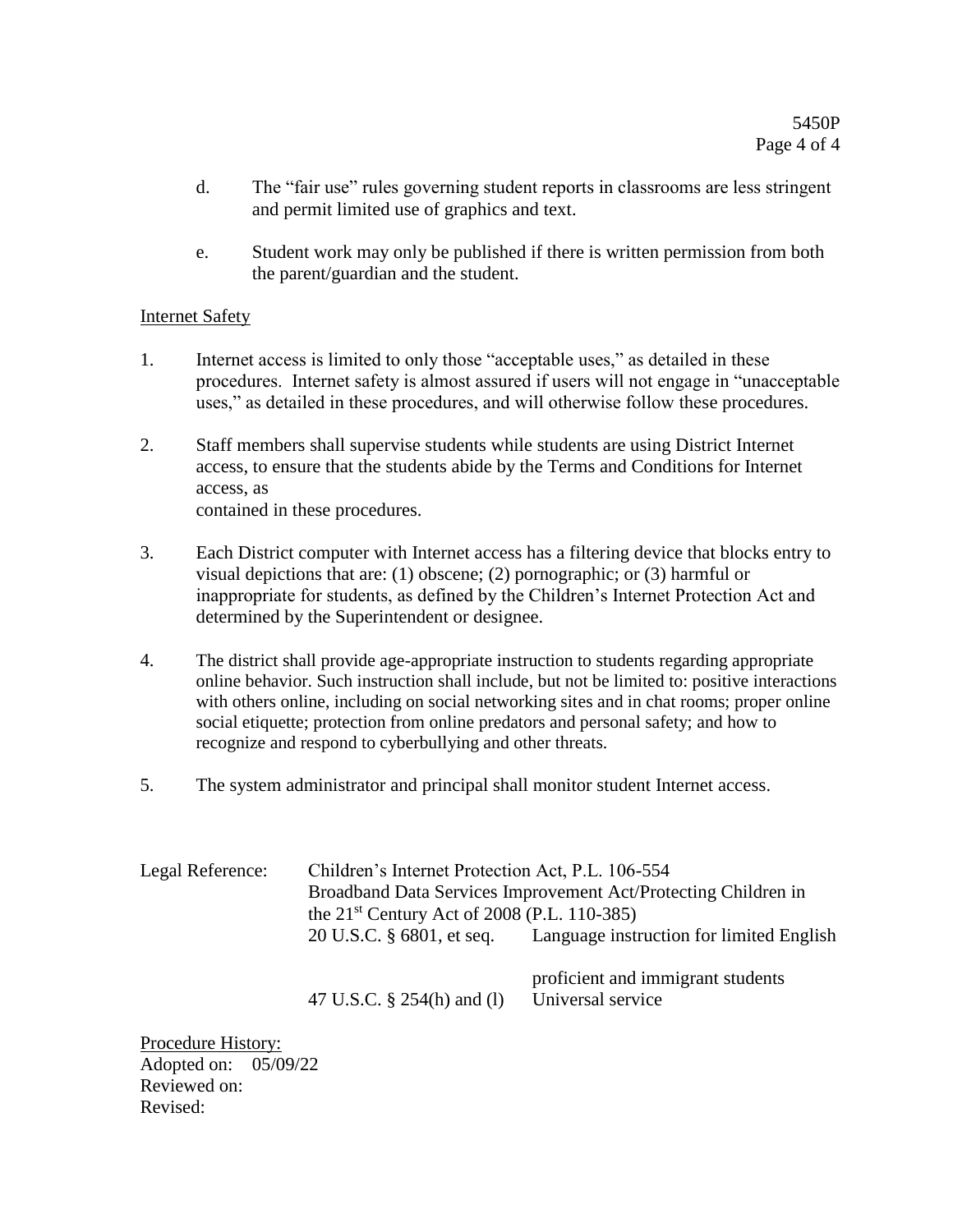d. The "fair use" rules governing student reports in classrooms are less stringent and permit limited use of graphics and text.

e. Student work may only be published if there is written permission from both the parent/guardian and the student.

## Internet Safety

1. Internet access is limited to only those "acceptable uses," as detailed in these procedures. Internet safety is almost assured if users will not engage in "unacceptable uses," as detailed in these procedures, and will otherwise follow these procedures.

2. Staff members shall supervise students while students are using District Internet access, to ensure that the students abide by the Terms and Conditions for Internet access, as contained in these procedures.

3. Each District computer with Internet access has a filtering device that blocks entry to visual depictions that are: (1) obscene; (2) pornographic; or (3) harmful or inappropriate for students, as defined by the Children's Internet Protection Act and determined by the Superintendent or designee.

4. The district shall provide age-appropriate instruction to students regarding appropriate online behavior. Such instruction shall include, but not be limited to: positive interactions with others online, including on social networking sites and in chat rooms; proper online social etiquette; protection from online predators and personal safety; and how to recognize and respond to cyberbullying and other threats.

5. The system administrator and principal shall monitor student Internet access.

Legal Reference: Children's Internet Protection Act, P.L. 106-554
Broadband Data Services Improvement Act/Protecting Children in the 21st Century Act of 2008 (P.L. 110-385)
20 U.S.C. § 6801, et seq. Language instruction for limited English proficient and immigrant students
47 U.S.C. § 254(h) and (l) Universal service

Procedure History:
Adopted on: 05/09/22
Reviewed on:
Revised: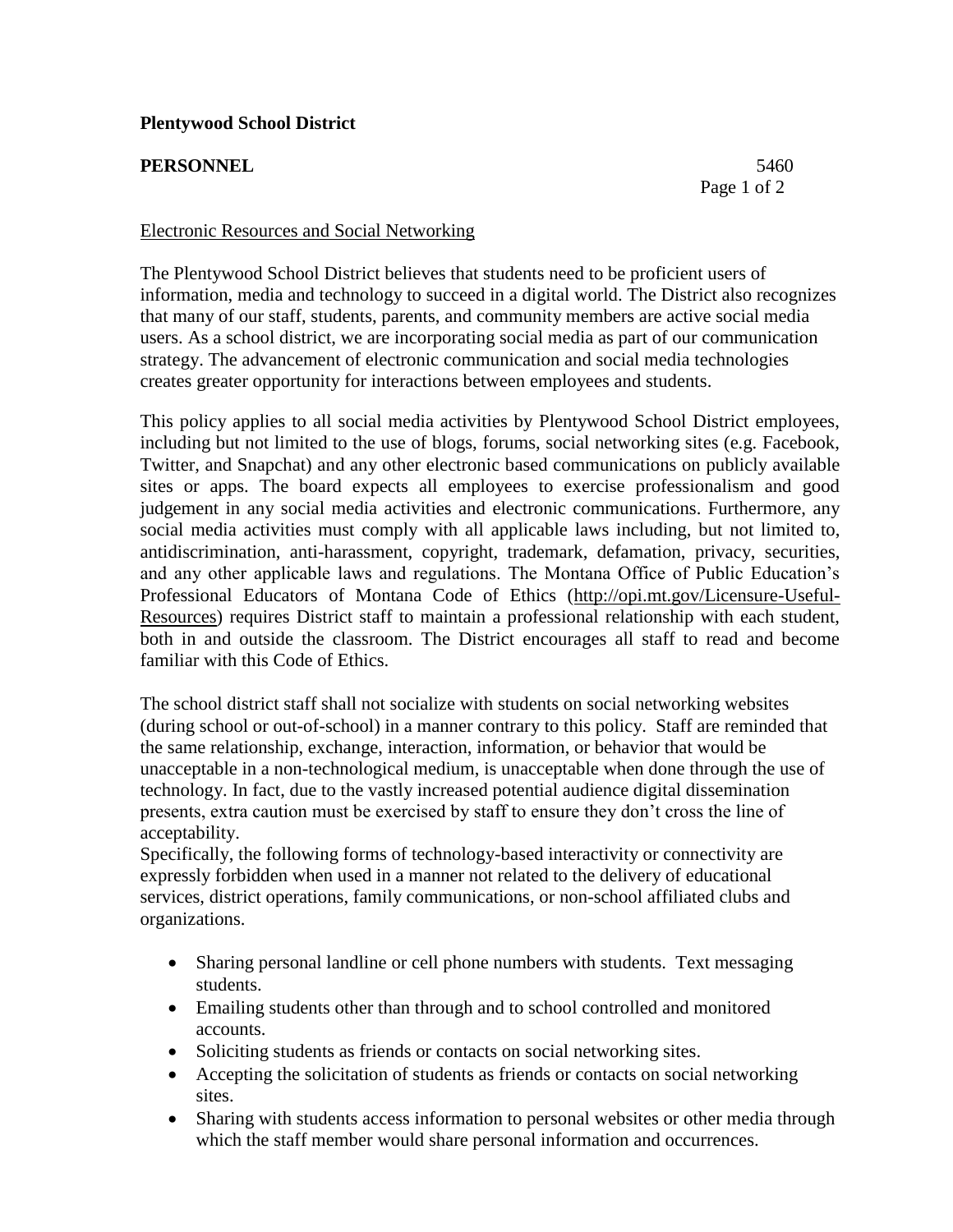**Plentywood School District**

**PERSONNEL** 5460

Electronic Resources and Social Networking

The Plentywood School District believes that students need to be proficient users of information, media and technology to succeed in a digital world. The District also recognizes that many of our staff, students, parents, and community members are active social media users. As a school district, we are incorporating social media as part of our communication strategy. The advancement of electronic communication and social media technologies creates greater opportunity for interactions between employees and students.

This policy applies to all social media activities by Plentywood School District employees, including but not limited to the use of blogs, forums, social networking sites (e.g. Facebook, Twitter, and Snapchat) and any other electronic based communications on publicly available sites or apps. The board expects all employees to exercise professionalism and good judgement in any social media activities and electronic communications. Furthermore, any social media activities must comply with all applicable laws including, but not limited to, antidiscrimination, anti-harassment, copyright, trademark, defamation, privacy, securities, and any other applicable laws and regulations. The Montana Office of Public Education's Professional Educators of Montana Code of Ethics (http://opi.mt.gov/Licensure-Useful-Resources) requires District staff to maintain a professional relationship with each student, both in and outside the classroom. The District encourages all staff to read and become familiar with this Code of Ethics.

The school district staff shall not socialize with students on social networking websites (during school or out-of-school) in a manner contrary to this policy. Staff are reminded that the same relationship, exchange, interaction, information, or behavior that would be unacceptable in a non-technological medium, is unacceptable when done through the use of technology. In fact, due to the vastly increased potential audience digital dissemination presents, extra caution must be exercised by staff to ensure they don't cross the line of acceptability.
Specifically, the following forms of technology-based interactivity or connectivity are expressly forbidden when used in a manner not related to the delivery of educational services, district operations, family communications, or non-school affiliated clubs and organizations.

- Sharing personal landline or cell phone numbers with students. Text messaging students.
- Emailing students other than through and to school controlled and monitored accounts.
- Soliciting students as friends or contacts on social networking sites.
- Accepting the solicitation of students as friends or contacts on social networking sites.
- Sharing with students access information to personal websites or other media through which the staff member would share personal information and occurrences.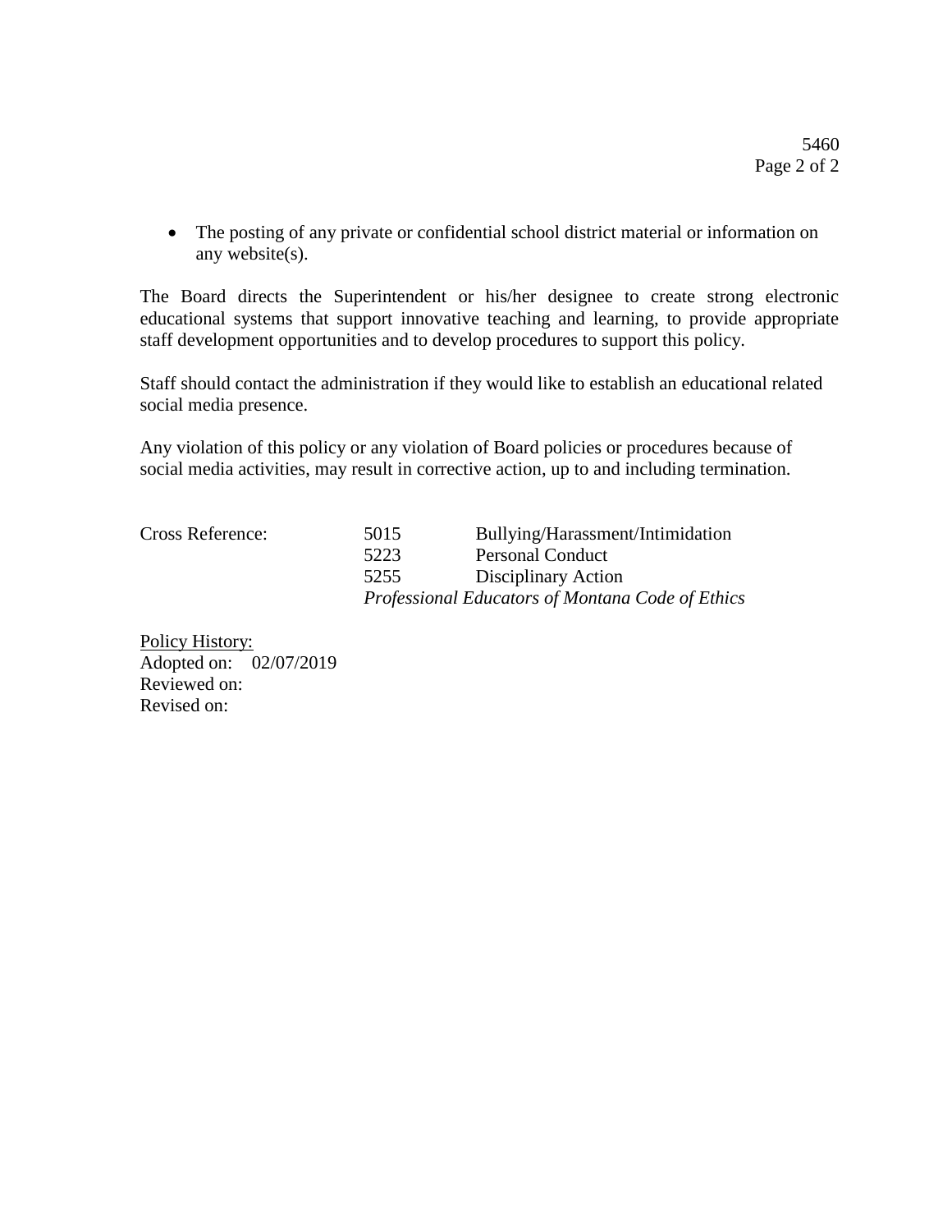- The posting of any private or confidential school district material or information on any website(s).

The Board directs the Superintendent or his/her designee to create strong electronic educational systems that support innovative teaching and learning, to provide appropriate staff development opportunities and to develop procedures to support this policy.

Staff should contact the administration if they would like to establish an educational related social media presence.

Any violation of this policy or any violation of Board policies or procedures because of social media activities, may result in corrective action, up to and including termination.

| Cross Reference: | 5015 | Bullying/Harassment/Intimidation |
| --- | --- | --- |
| | 5223 | Personal Conduct |
| | 5255 | Disciplinary Action |
| | *Professional Educators of Montana Code of Ethics* | |

Policy History:
Adopted on: 02/07/2019
Reviewed on:
Revised on: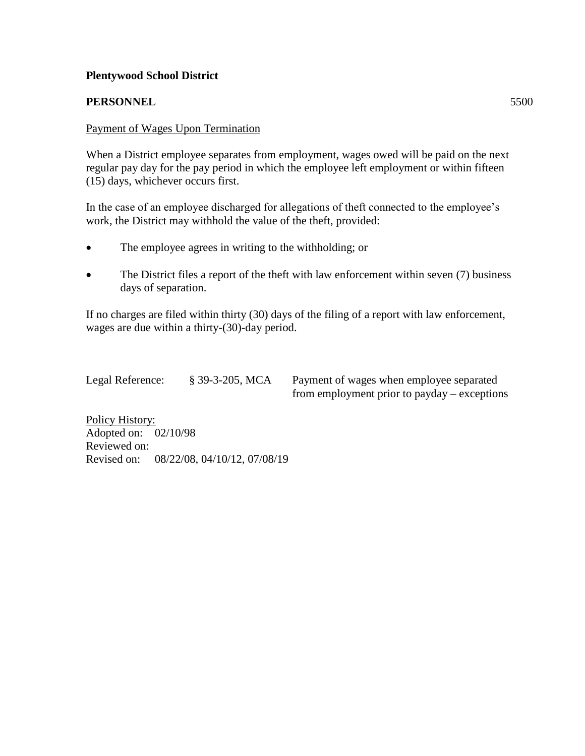**Plentywood School District**

**PERSONNEL** 5500

Payment of Wages Upon Termination

When a District employee separates from employment, wages owed will be paid on the next regular pay day for the pay period in which the employee left employment or within fifteen (15) days, whichever occurs first.

In the case of an employee discharged for allegations of theft connected to the employee's work, the District may withhold the value of the theft, provided:

- The employee agrees in writing to the withholding; or
- The District files a report of the theft with law enforcement within seven (7) business days of separation.

If no charges are filed within thirty (30) days of the filing of a report with law enforcement, wages are due within a thirty-(30)-day period.

| Legal Reference: | § 39-3-205, MCA | Payment of wages when employee separated from employment prior to payday – exceptions |
|---|---|---|

Policy History:
Adopted on: 02/10/98
Reviewed on:
Revised on: 08/22/08, 04/10/12, 07/08/19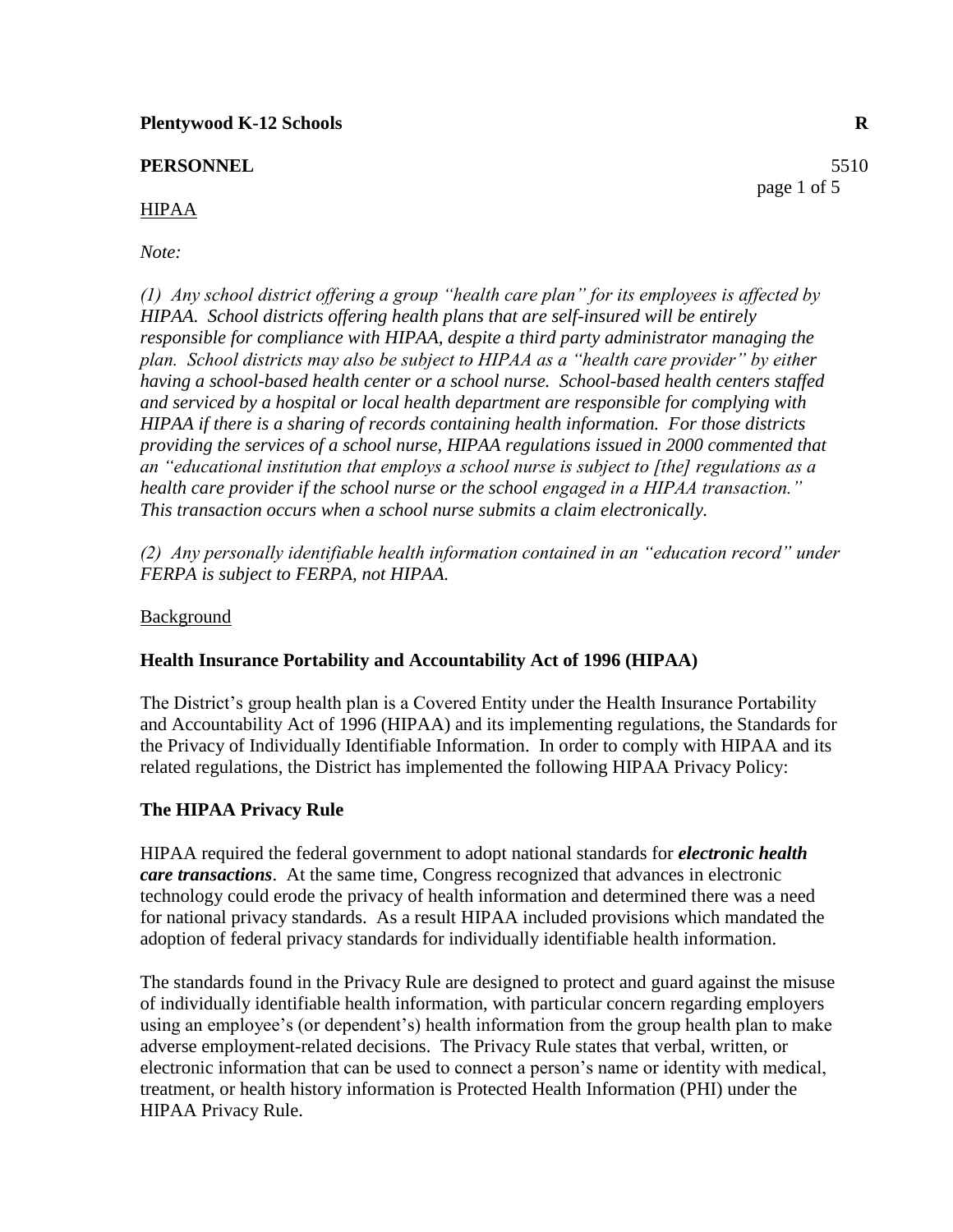**Plentywood K-12 Schools** **R**

**PERSONNEL** 5510

HIPAA

*Note:*

*(1) Any school district offering a group "health care plan" for its employees is affected by HIPAA. School districts offering health plans that are self-insured will be entirely responsible for compliance with HIPAA, despite a third party administrator managing the plan. School districts may also be subject to HIPAA as a "health care provider" by either having a school-based health center or a school nurse. School-based health centers staffed and serviced by a hospital or local health department are responsible for complying with HIPAA if there is a sharing of records containing health information. For those districts providing the services of a school nurse, HIPAA regulations issued in 2000 commented that an "educational institution that employs a school nurse is subject to [the] regulations as a health care provider if the school nurse or the school engaged in a HIPAA transaction." This transaction occurs when a school nurse submits a claim electronically.*

*(2) Any personally identifiable health information contained in an "education record" under FERPA is subject to FERPA, not HIPAA.*

Background

**Health Insurance Portability and Accountability Act of 1996 (HIPAA)**

The District's group health plan is a Covered Entity under the Health Insurance Portability and Accountability Act of 1996 (HIPAA) and its implementing regulations, the Standards for the Privacy of Individually Identifiable Information. In order to comply with HIPAA and its related regulations, the District has implemented the following HIPAA Privacy Policy:

**The HIPAA Privacy Rule**

HIPAA required the federal government to adopt national standards for ***electronic health care transactions***. At the same time, Congress recognized that advances in electronic technology could erode the privacy of health information and determined there was a need for national privacy standards. As a result HIPAA included provisions which mandated the adoption of federal privacy standards for individually identifiable health information.

The standards found in the Privacy Rule are designed to protect and guard against the misuse of individually identifiable health information, with particular concern regarding employers using an employee's (or dependent's) health information from the group health plan to make adverse employment-related decisions. The Privacy Rule states that verbal, written, or electronic information that can be used to connect a person's name or identity with medical, treatment, or health history information is Protected Health Information (PHI) under the HIPAA Privacy Rule.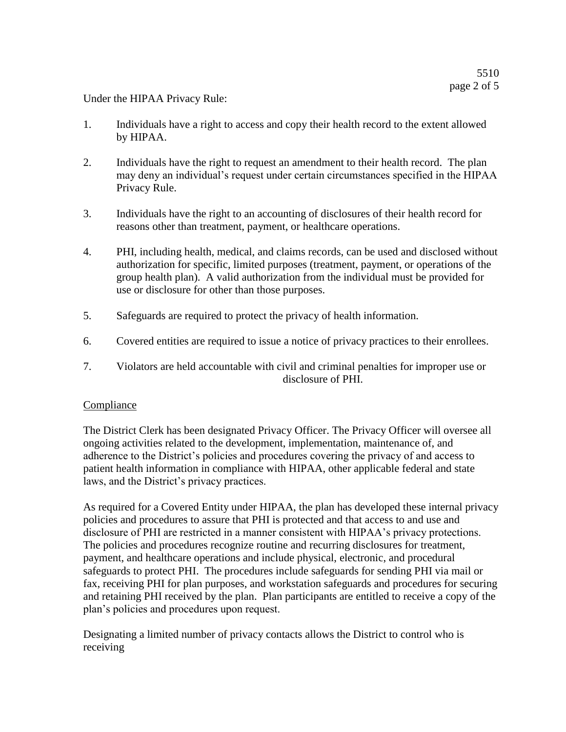Under the HIPAA Privacy Rule:

1. Individuals have a right to access and copy their health record to the extent allowed by HIPAA.

2. Individuals have the right to request an amendment to their health record. The plan may deny an individual's request under certain circumstances specified in the HIPAA Privacy Rule.

3. Individuals have the right to an accounting of disclosures of their health record for reasons other than treatment, payment, or healthcare operations.

4. PHI, including health, medical, and claims records, can be used and disclosed without authorization for specific, limited purposes (treatment, payment, or operations of the group health plan). A valid authorization from the individual must be provided for use or disclosure for other than those purposes.

5. Safeguards are required to protect the privacy of health information.

6. Covered entities are required to issue a notice of privacy practices to their enrollees.

7. Violators are held accountable with civil and criminal penalties for improper use or disclosure of PHI.

<u>Compliance</u>

The District Clerk has been designated Privacy Officer. The Privacy Officer will oversee all ongoing activities related to the development, implementation, maintenance of, and adherence to the District's policies and procedures covering the privacy of and access to patient health information in compliance with HIPAA, other applicable federal and state laws, and the District's privacy practices.

As required for a Covered Entity under HIPAA, the plan has developed these internal privacy policies and procedures to assure that PHI is protected and that access to and use and disclosure of PHI are restricted in a manner consistent with HIPAA's privacy protections. The policies and procedures recognize routine and recurring disclosures for treatment, payment, and healthcare operations and include physical, electronic, and procedural safeguards to protect PHI. The procedures include safeguards for sending PHI via mail or fax, receiving PHI for plan purposes, and workstation safeguards and procedures for securing and retaining PHI received by the plan. Plan participants are entitled to receive a copy of the plan's policies and procedures upon request.

Designating a limited number of privacy contacts allows the District to control who is receiving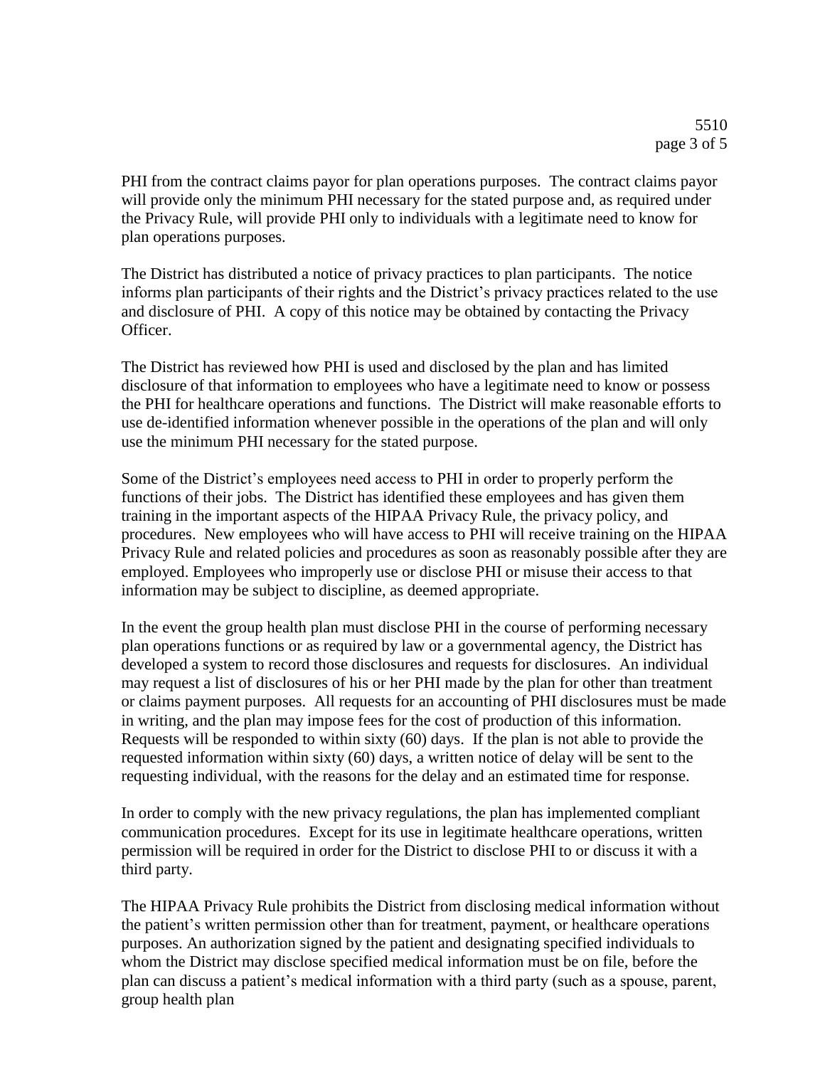PHI from the contract claims payor for plan operations purposes. The contract claims payor will provide only the minimum PHI necessary for the stated purpose and, as required under the Privacy Rule, will provide PHI only to individuals with a legitimate need to know for plan operations purposes.

The District has distributed a notice of privacy practices to plan participants. The notice informs plan participants of their rights and the District's privacy practices related to the use and disclosure of PHI. A copy of this notice may be obtained by contacting the Privacy Officer.

The District has reviewed how PHI is used and disclosed by the plan and has limited disclosure of that information to employees who have a legitimate need to know or possess the PHI for healthcare operations and functions. The District will make reasonable efforts to use de-identified information whenever possible in the operations of the plan and will only use the minimum PHI necessary for the stated purpose.

Some of the District's employees need access to PHI in order to properly perform the functions of their jobs. The District has identified these employees and has given them training in the important aspects of the HIPAA Privacy Rule, the privacy policy, and procedures. New employees who will have access to PHI will receive training on the HIPAA Privacy Rule and related policies and procedures as soon as reasonably possible after they are employed. Employees who improperly use or disclose PHI or misuse their access to that information may be subject to discipline, as deemed appropriate.

In the event the group health plan must disclose PHI in the course of performing necessary plan operations functions or as required by law or a governmental agency, the District has developed a system to record those disclosures and requests for disclosures. An individual may request a list of disclosures of his or her PHI made by the plan for other than treatment or claims payment purposes. All requests for an accounting of PHI disclosures must be made in writing, and the plan may impose fees for the cost of production of this information. Requests will be responded to within sixty (60) days. If the plan is not able to provide the requested information within sixty (60) days, a written notice of delay will be sent to the requesting individual, with the reasons for the delay and an estimated time for response.

In order to comply with the new privacy regulations, the plan has implemented compliant communication procedures. Except for its use in legitimate healthcare operations, written permission will be required in order for the District to disclose PHI to or discuss it with a third party.

The HIPAA Privacy Rule prohibits the District from disclosing medical information without the patient's written permission other than for treatment, payment, or healthcare operations purposes. An authorization signed by the patient and designating specified individuals to whom the District may disclose specified medical information must be on file, before the plan can discuss a patient's medical information with a third party (such as a spouse, parent, group health plan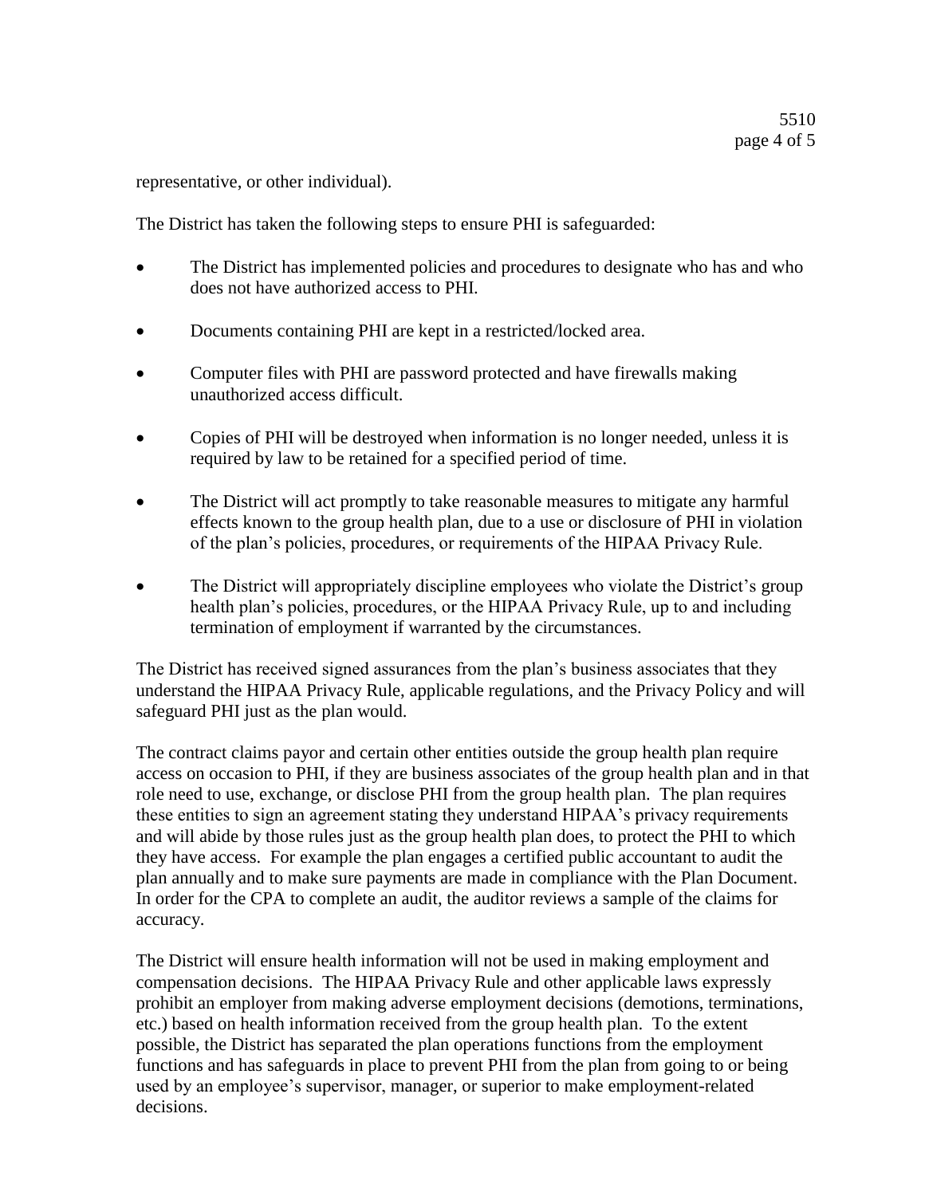representative, or other individual).

The District has taken the following steps to ensure PHI is safeguarded:

- The District has implemented policies and procedures to designate who has and who does not have authorized access to PHI.
- Documents containing PHI are kept in a restricted/locked area.
- Computer files with PHI are password protected and have firewalls making unauthorized access difficult.
- Copies of PHI will be destroyed when information is no longer needed, unless it is required by law to be retained for a specified period of time.
- The District will act promptly to take reasonable measures to mitigate any harmful effects known to the group health plan, due to a use or disclosure of PHI in violation of the plan's policies, procedures, or requirements of the HIPAA Privacy Rule.
- The District will appropriately discipline employees who violate the District's group health plan's policies, procedures, or the HIPAA Privacy Rule, up to and including termination of employment if warranted by the circumstances.

The District has received signed assurances from the plan's business associates that they understand the HIPAA Privacy Rule, applicable regulations, and the Privacy Policy and will safeguard PHI just as the plan would.

The contract claims payor and certain other entities outside the group health plan require access on occasion to PHI, if they are business associates of the group health plan and in that role need to use, exchange, or disclose PHI from the group health plan. The plan requires these entities to sign an agreement stating they understand HIPAA's privacy requirements and will abide by those rules just as the group health plan does, to protect the PHI to which they have access. For example the plan engages a certified public accountant to audit the plan annually and to make sure payments are made in compliance with the Plan Document. In order for the CPA to complete an audit, the auditor reviews a sample of the claims for accuracy.

The District will ensure health information will not be used in making employment and compensation decisions. The HIPAA Privacy Rule and other applicable laws expressly prohibit an employer from making adverse employment decisions (demotions, terminations, etc.) based on health information received from the group health plan. To the extent possible, the District has separated the plan operations functions from the employment functions and has safeguards in place to prevent PHI from the plan from going to or being used by an employee's supervisor, manager, or superior to make employment-related decisions.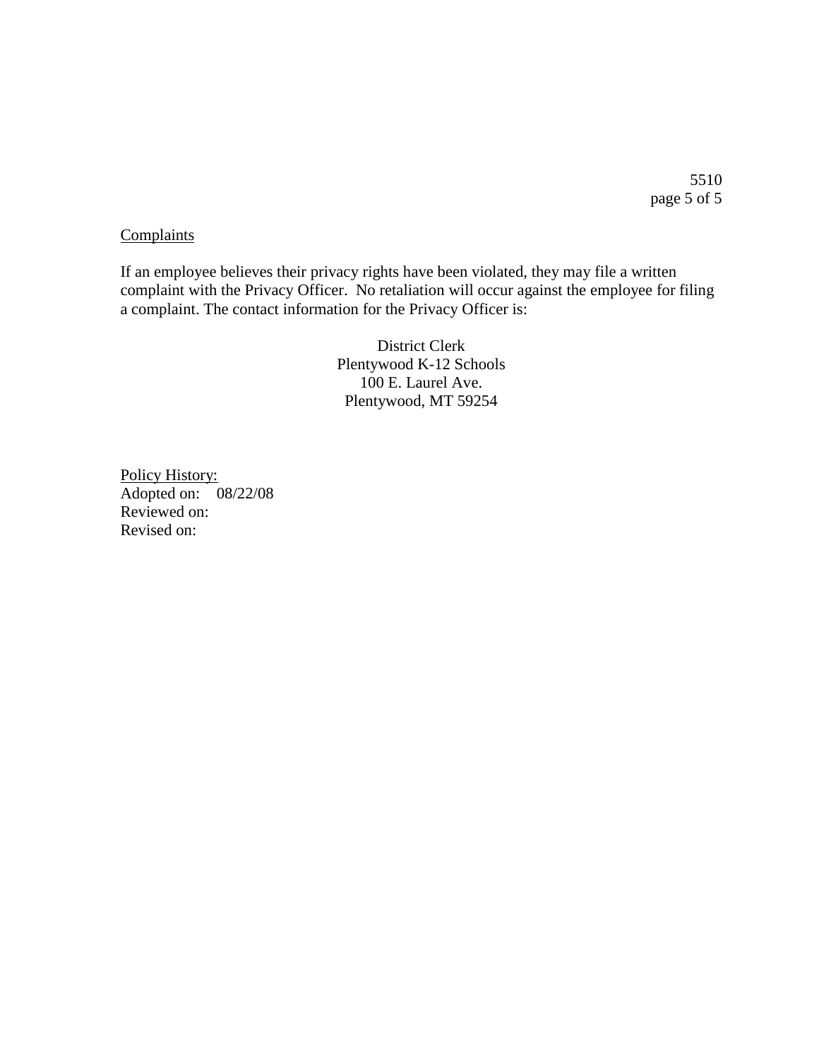Complaints

If an employee believes their privacy rights have been violated, they may file a written complaint with the Privacy Officer. No retaliation will occur against the employee for filing a complaint. The contact information for the Privacy Officer is:

District Clerk
Plentywood K-12 Schools
100 E. Laurel Ave.
Plentywood, MT 59254

Policy History:
Adopted on: 08/22/08
Reviewed on:
Revised on: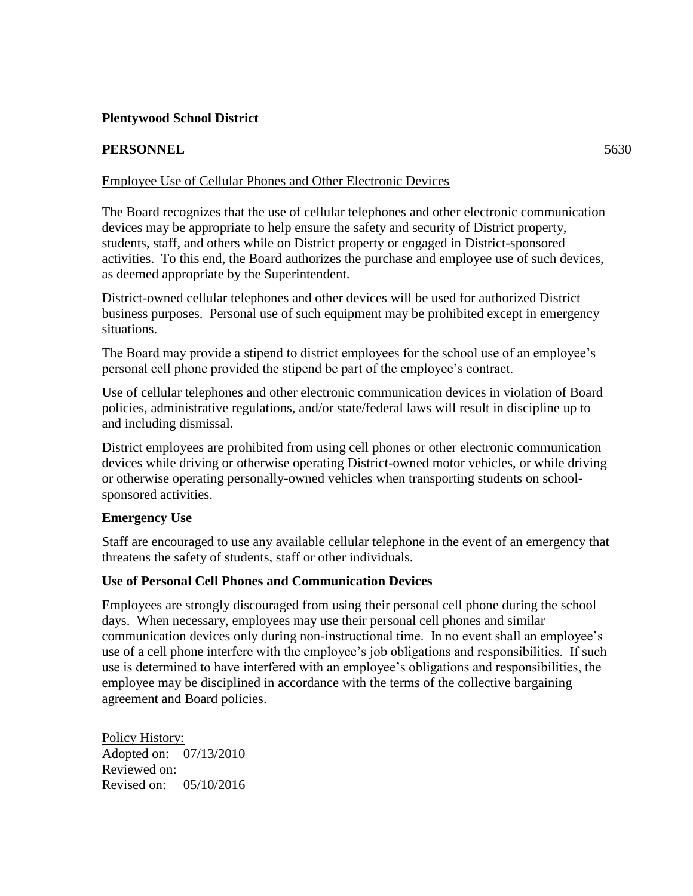**Plentywood School District**

**PERSONNEL** 5630

Employee Use of Cellular Phones and Other Electronic Devices

The Board recognizes that the use of cellular telephones and other electronic communication devices may be appropriate to help ensure the safety and security of District property, students, staff, and others while on District property or engaged in District-sponsored activities. To this end, the Board authorizes the purchase and employee use of such devices, as deemed appropriate by the Superintendent.

District-owned cellular telephones and other devices will be used for authorized District business purposes. Personal use of such equipment may be prohibited except in emergency situations.

The Board may provide a stipend to district employees for the school use of an employee's personal cell phone provided the stipend be part of the employee's contract.

Use of cellular telephones and other electronic communication devices in violation of Board policies, administrative regulations, and/or state/federal laws will result in discipline up to and including dismissal.

District employees are prohibited from using cell phones or other electronic communication devices while driving or otherwise operating District-owned motor vehicles, or while driving or otherwise operating personally-owned vehicles when transporting students on school-sponsored activities.

**Emergency Use**

Staff are encouraged to use any available cellular telephone in the event of an emergency that threatens the safety of students, staff or other individuals.

**Use of Personal Cell Phones and Communication Devices**

Employees are strongly discouraged from using their personal cell phone during the school days. When necessary, employees may use their personal cell phones and similar communication devices only during non-instructional time. In no event shall an employee's use of a cell phone interfere with the employee's job obligations and responsibilities. If such use is determined to have interfered with an employee's obligations and responsibilities, the employee may be disciplined in accordance with the terms of the collective bargaining agreement and Board policies.

Policy History:
Adopted on: 07/13/2010
Reviewed on:
Revised on: 05/10/2016